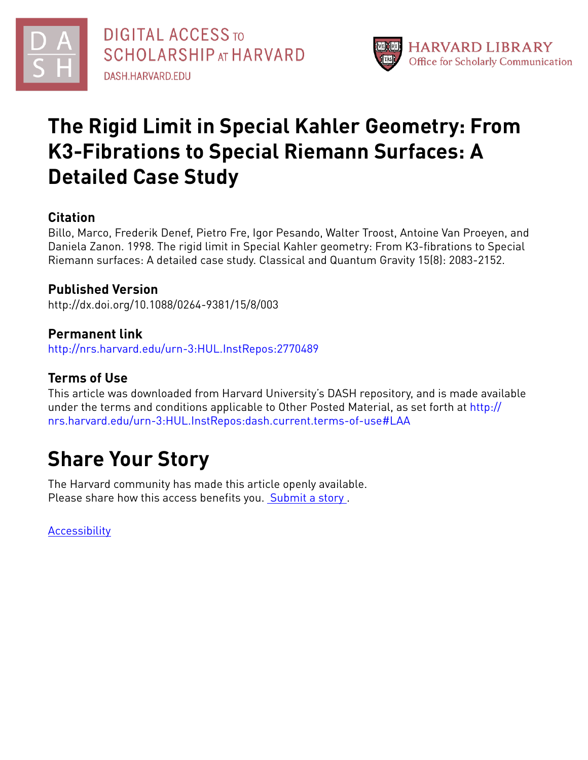DIGITAL ACCESS TO SCHOLARSHIP AT HARVARD
DASH.HARVARD.EDU

HARVARD LIBRARY
Office for Scholarly Communication

# The Rigid Limit in Special Kahler Geometry: From K3-Fibrations to Special Riemann Surfaces: A Detailed Case Study

## Citation

Billo, Marco, Frederik Denef, Pietro Fre, Igor Pesando, Walter Troost, Antoine Van Proeyen, and Daniela Zanon. 1998. The rigid limit in Special Kahler geometry: From K3-fibrations to Special Riemann surfaces: A detailed case study. Classical and Quantum Gravity 15(8): 2083-2152.

## Published Version

http://dx.doi.org/10.1088/0264-9381/15/8/003

## Permanent link

http://nrs.harvard.edu/urn-3:HUL.InstRepos:2770489

## Terms of Use

This article was downloaded from Harvard University's DASH repository, and is made available under the terms and conditions applicable to Other Posted Material, as set forth at http://nrs.harvard.edu/urn-3:HUL.InstRepos:dash.current.terms-of-use#LAA

# Share Your Story

The Harvard community has made this article openly available.
Please share how this access benefits you. Submit a story .

Accessibility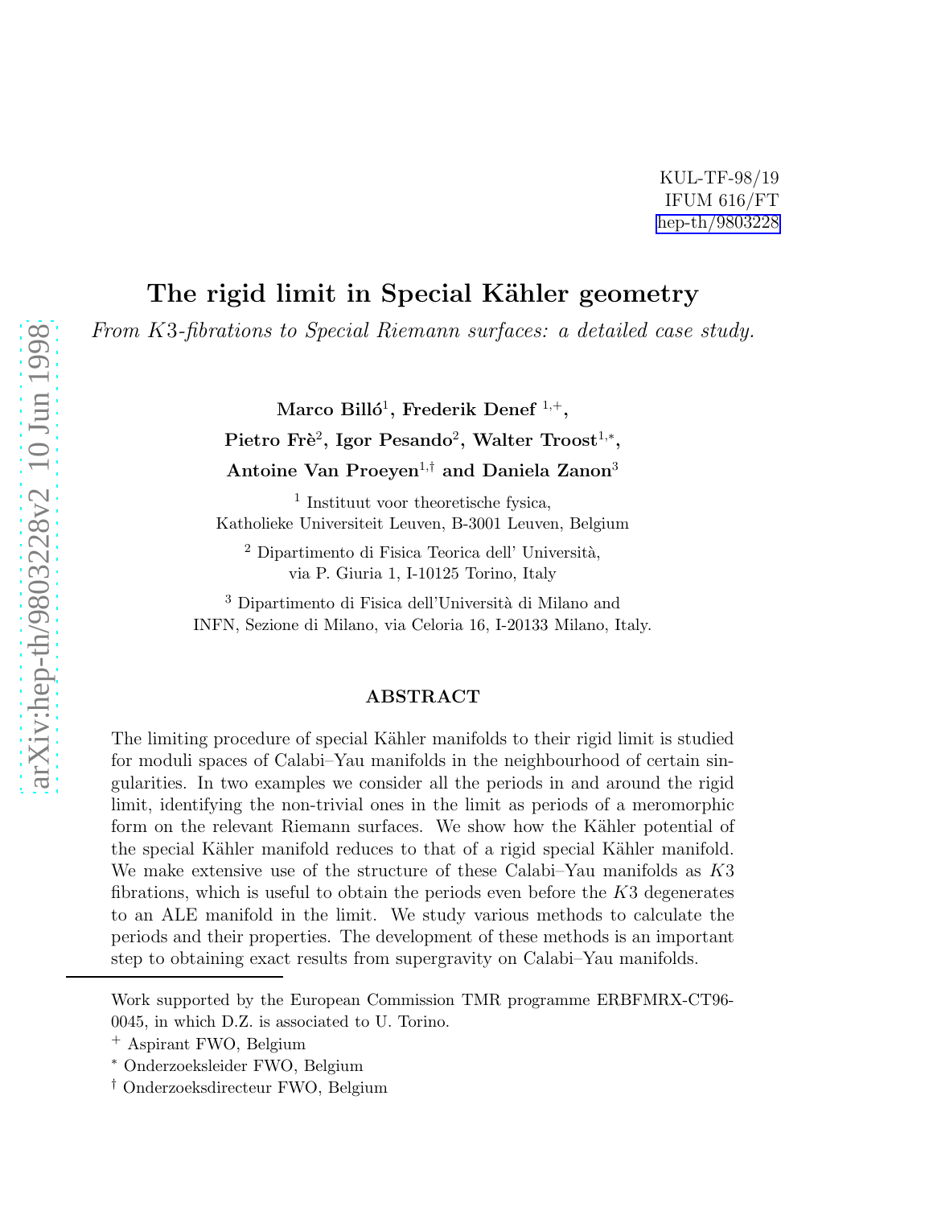KUL-TF-98/19
IFUM 616/FT
hep-th/9803228

# The rigid limit in Special Kähler geometry

*From K3-fibrations to Special Riemann surfaces: a detailed case study.*

**Marco Billó[1], Frederik Denef [1,+],**
**Pietro Frè[2], Igor Pesando[2], Walter Troost[1,*],**
**Antoine Van Proeyen[1,†] and Daniela Zanon[3]**

[1] Instituut voor theoretische fysica,
Katholieke Universiteit Leuven, B-3001 Leuven, Belgium

[2] Dipartimento di Fisica Teorica dell' Università,
via P. Giuria 1, I-10125 Torino, Italy

[3] Dipartimento di Fisica dell'Università di Milano and
INFN, Sezione di Milano, via Celoria 16, I-20133 Milano, Italy.

## ABSTRACT

The limiting procedure of special Kähler manifolds to their rigid limit is studied for moduli spaces of Calabi–Yau manifolds in the neighbourhood of certain singularities. In two examples we consider all the periods in and around the rigid limit, identifying the non-trivial ones in the limit as periods of a meromorphic form on the relevant Riemann surfaces. We show how the Kähler potential of the special Kähler manifold reduces to that of a rigid special Kähler manifold. We make extensive use of the structure of these Calabi–Yau manifolds as $K3$ fibrations, which is useful to obtain the periods even before the $K3$ degenerates to an ALE manifold in the limit. We study various methods to calculate the periods and their properties. The development of these methods is an important step to obtaining exact results from supergravity on Calabi–Yau manifolds.

---

Work supported by the European Commission TMR programme ERBFMRX-CT96-0045, in which D.Z. is associated to U. Torino.

[+] Aspirant FWO, Belgium

[*] Onderzoeksleider FWO, Belgium

[†] Onderzoeksdirecteur FWO, Belgium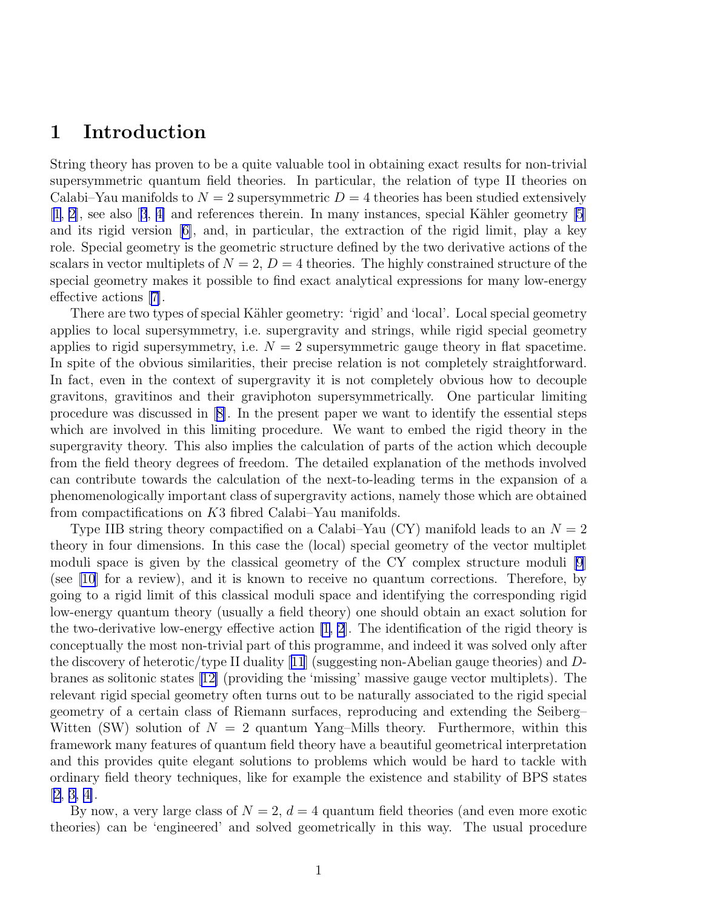# 1 Introduction

String theory has proven to be a quite valuable tool in obtaining exact results for non-trivial supersymmetric quantum field theories. In particular, the relation of type II theories on Calabi–Yau manifolds to $N = 2$ supersymmetric $D = 4$ theories has been studied extensively [1, 2], see also [3, 4] and references therein. In many instances, special Kähler geometry [5] and its rigid version [6], and, in particular, the extraction of the rigid limit, play a key role. Special geometry is the geometric structure defined by the two derivative actions of the scalars in vector multiplets of $N = 2$, $D = 4$ theories. The highly constrained structure of the special geometry makes it possible to find exact analytical expressions for many low-energy effective actions [7].

There are two types of special Kähler geometry: 'rigid' and 'local'. Local special geometry applies to local supersymmetry, i.e. supergravity and strings, while rigid special geometry applies to rigid supersymmetry, i.e. $N = 2$ supersymmetric gauge theory in flat spacetime. In spite of the obvious similarities, their precise relation is not completely straightforward. In fact, even in the context of supergravity it is not completely obvious how to decouple gravitons, gravitinos and their graviphoton supersymmetrically. One particular limiting procedure was discussed in [8]. In the present paper we want to identify the essential steps which are involved in this limiting procedure. We want to embed the rigid theory in the supergravity theory. This also implies the calculation of parts of the action which decouple from the field theory degrees of freedom. The detailed explanation of the methods involved can contribute towards the calculation of the next-to-leading terms in the expansion of a phenomenologically important class of supergravity actions, namely those which are obtained from compactifications on $K3$ fibred Calabi–Yau manifolds.

Type IIB string theory compactified on a Calabi–Yau (CY) manifold leads to an $N = 2$ theory in four dimensions. In this case the (local) special geometry of the vector multiplet moduli space is given by the classical geometry of the CY complex structure moduli [9] (see [10] for a review), and it is known to receive no quantum corrections. Therefore, by going to a rigid limit of this classical moduli space and identifying the corresponding rigid low-energy quantum theory (usually a field theory) one should obtain an exact solution for the two-derivative low-energy effective action [1, 2]. The identification of the rigid theory is conceptually the most non-trivial part of this programme, and indeed it was solved only after the discovery of heterotic/type II duality [11] (suggesting non-Abelian gauge theories) and $D$-branes as solitonic states [12] (providing the 'missing' massive gauge vector multiplets). The relevant rigid special geometry often turns out to be naturally associated to the rigid special geometry of a certain class of Riemann surfaces, reproducing and extending the Seiberg–Witten (SW) solution of $N = 2$ quantum Yang–Mills theory. Furthermore, within this framework many features of quantum field theory have a beautiful geometrical interpretation and this provides quite elegant solutions to problems which would be hard to tackle with ordinary field theory techniques, like for example the existence and stability of BPS states [2, 3, 4].

By now, a very large class of $N = 2$, $d = 4$ quantum field theories (and even more exotic theories) can be 'engineered' and solved geometrically in this way. The usual procedure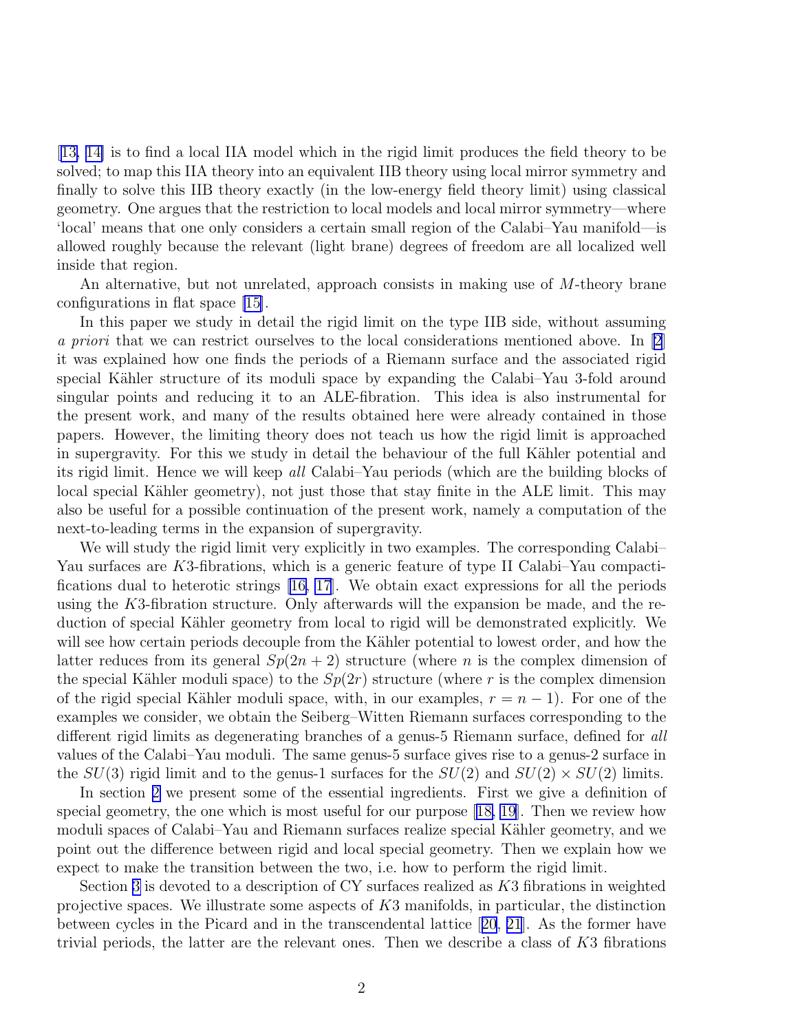[13, 14] is to find a local IIA model which in the rigid limit produces the field theory to be solved; to map this IIA theory into an equivalent IIB theory using local mirror symmetry and finally to solve this IIB theory exactly (in the low-energy field theory limit) using classical geometry. One argues that the restriction to local models and local mirror symmetry—where 'local' means that one only considers a certain small region of the Calabi–Yau manifold—is allowed roughly because the relevant (light brane) degrees of freedom are all localized well inside that region.

An alternative, but not unrelated, approach consists in making use of $M$-theory brane configurations in flat space [15].

In this paper we study in detail the rigid limit on the type IIB side, without assuming *a priori* that we can restrict ourselves to the local considerations mentioned above. In [2] it was explained how one finds the periods of a Riemann surface and the associated rigid special Kähler structure of its moduli space by expanding the Calabi–Yau 3-fold around singular points and reducing it to an ALE-fibration. This idea is also instrumental for the present work, and many of the results obtained here were already contained in those papers. However, the limiting theory does not teach us how the rigid limit is approached in supergravity. For this we study in detail the behaviour of the full Kähler potential and its rigid limit. Hence we will keep *all* Calabi–Yau periods (which are the building blocks of local special Kähler geometry), not just those that stay finite in the ALE limit. This may also be useful for a possible continuation of the present work, namely a computation of the next-to-leading terms in the expansion of supergravity.

We will study the rigid limit very explicitly in two examples. The corresponding Calabi–Yau surfaces are $K3$-fibrations, which is a generic feature of type II Calabi–Yau compactifications dual to heterotic strings [16, 17]. We obtain exact expressions for all the periods using the $K3$-fibration structure. Only afterwards will the expansion be made, and the reduction of special Kähler geometry from local to rigid will be demonstrated explicitly. We will see how certain periods decouple from the Kähler potential to lowest order, and how the latter reduces from its general $Sp(2n+2)$ structure (where $n$ is the complex dimension of the special Kähler moduli space) to the $Sp(2r)$ structure (where $r$ is the complex dimension of the rigid special Kähler moduli space, with, in our examples, $r = n-1$). For one of the examples we consider, we obtain the Seiberg–Witten Riemann surfaces corresponding to the different rigid limits as degenerating branches of a genus-5 Riemann surface, defined for *all* values of the Calabi–Yau moduli. The same genus-5 surface gives rise to a genus-2 surface in the $SU(3)$ rigid limit and to the genus-1 surfaces for the $SU(2)$ and $SU(2) \times SU(2)$ limits.

In section 2 we present some of the essential ingredients. First we give a definition of special geometry, the one which is most useful for our purpose [18, 19]. Then we review how moduli spaces of Calabi–Yau and Riemann surfaces realize special Kähler geometry, and we point out the difference between rigid and local special geometry. Then we explain how we expect to make the transition between the two, i.e. how to perform the rigid limit.

Section 3 is devoted to a description of CY surfaces realized as $K3$ fibrations in weighted projective spaces. We illustrate some aspects of $K3$ manifolds, in particular, the distinction between cycles in the Picard and in the transcendental lattice [20, 21]. As the former have trivial periods, the latter are the relevant ones. Then we describe a class of $K3$ fibrations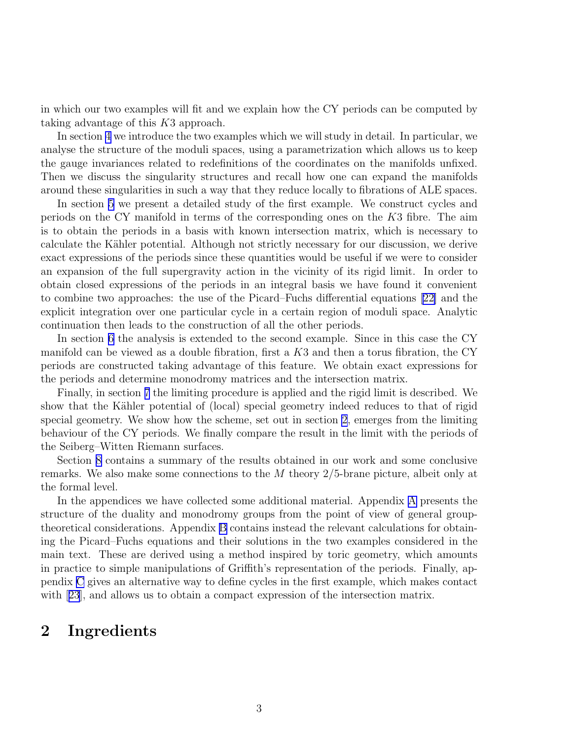in which our two examples will fit and we explain how the CY periods can be computed by taking advantage of this $K3$ approach.

In section 4 we introduce the two examples which we will study in detail. In particular, we analyse the structure of the moduli spaces, using a parametrization which allows us to keep the gauge invariances related to redefinitions of the coordinates on the manifolds unfixed. Then we discuss the singularity structures and recall how one can expand the manifolds around these singularities in such a way that they reduce locally to fibrations of ALE spaces.

In section 5 we present a detailed study of the first example. We construct cycles and periods on the CY manifold in terms of the corresponding ones on the $K3$ fibre. The aim is to obtain the periods in a basis with known intersection matrix, which is necessary to calculate the Kähler potential. Although not strictly necessary for our discussion, we derive exact expressions of the periods since these quantities would be useful if we were to consider an expansion of the full supergravity action in the vicinity of its rigid limit. In order to obtain closed expressions of the periods in an integral basis we have found it convenient to combine two approaches: the use of the Picard–Fuchs differential equations [22] and the explicit integration over one particular cycle in a certain region of moduli space. Analytic continuation then leads to the construction of all the other periods.

In section 6 the analysis is extended to the second example. Since in this case the CY manifold can be viewed as a double fibration, first a $K3$ and then a torus fibration, the CY periods are constructed taking advantage of this feature. We obtain exact expressions for the periods and determine monodromy matrices and the intersection matrix.

Finally, in section 7 the limiting procedure is applied and the rigid limit is described. We show that the Kähler potential of (local) special geometry indeed reduces to that of rigid special geometry. We show how the scheme, set out in section 2, emerges from the limiting behaviour of the CY periods. We finally compare the result in the limit with the periods of the Seiberg–Witten Riemann surfaces.

Section 8 contains a summary of the results obtained in our work and some conclusive remarks. We also make some connections to the $M$ theory 2/5-brane picture, albeit only at the formal level.

In the appendices we have collected some additional material. Appendix A presents the structure of the duality and monodromy groups from the point of view of general group-theoretical considerations. Appendix B contains instead the relevant calculations for obtaining the Picard–Fuchs equations and their solutions in the two examples considered in the main text. These are derived using a method inspired by toric geometry, which amounts in practice to simple manipulations of Griffith's representation of the periods. Finally, appendix C gives an alternative way to define cycles in the first example, which makes contact with [23], and allows us to obtain a compact expression of the intersection matrix.

# 2 Ingredients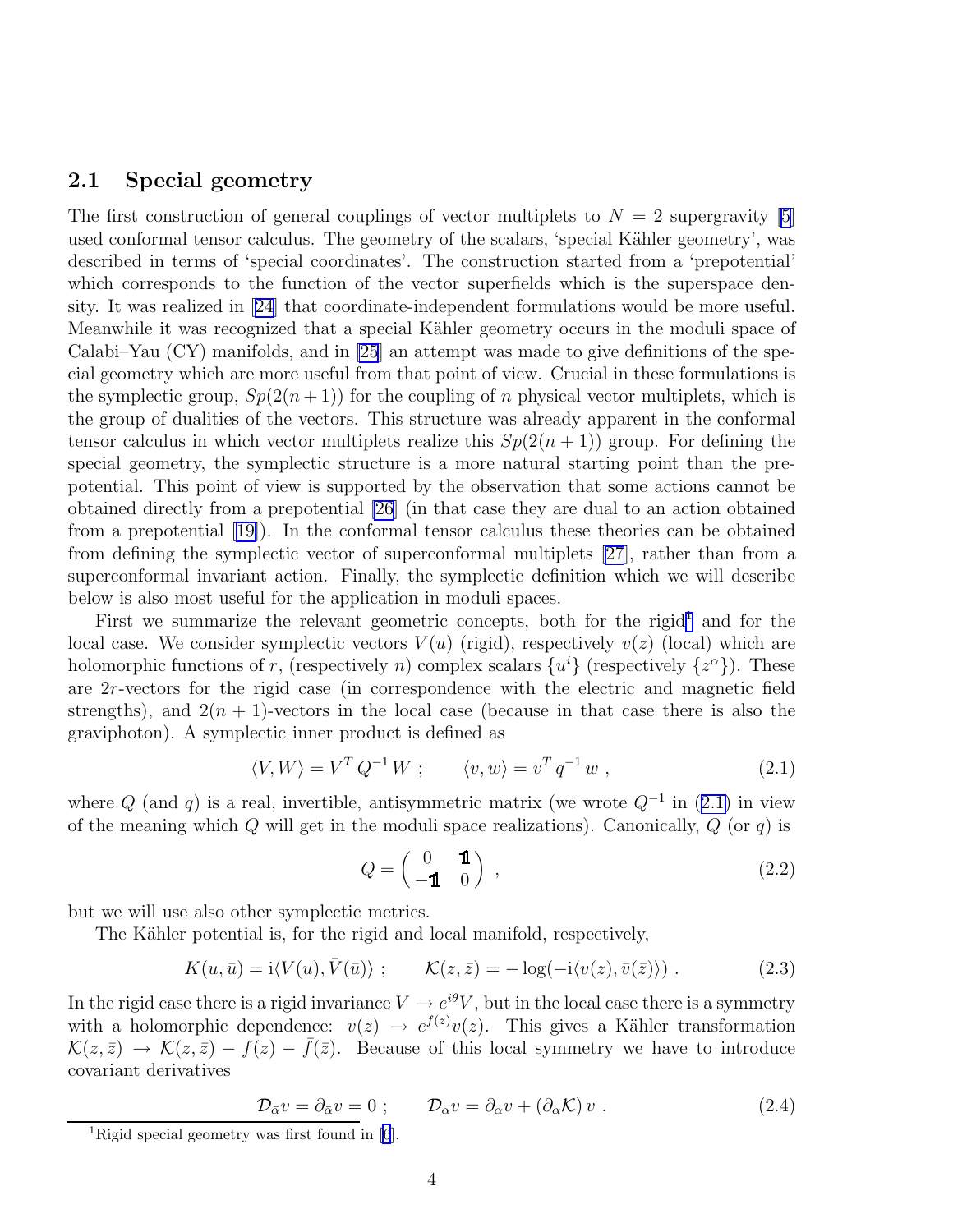### 2.1 Special geometry

The first construction of general couplings of vector multiplets to $N = 2$ supergravity [5] used conformal tensor calculus. The geometry of the scalars, 'special Kähler geometry', was described in terms of 'special coordinates'. The construction started from a 'prepotential' which corresponds to the function of the vector superfields which is the superspace density. It was realized in [24] that coordinate-independent formulations would be more useful. Meanwhile it was recognized that a special Kähler geometry occurs in the moduli space of Calabi–Yau (CY) manifolds, and in [25] an attempt was made to give definitions of the special geometry which are more useful from that point of view. Crucial in these formulations is the symplectic group, $Sp(2(n+1))$ for the coupling of $n$ physical vector multiplets, which is the group of dualities of the vectors. This structure was already apparent in the conformal tensor calculus in which vector multiplets realize this $Sp(2(n+1))$ group. For defining the special geometry, the symplectic structure is a more natural starting point than the prepotential. This point of view is supported by the observation that some actions cannot be obtained directly from a prepotential [26] (in that case they are dual to an action obtained from a prepotential [19]). In the conformal tensor calculus these theories can be obtained from defining the symplectic vector of superconformal multiplets [27], rather than from a superconformal invariant action. Finally, the symplectic definition which we will describe below is also most useful for the application in moduli spaces.

First we summarize the relevant geometric concepts, both for the rigid[1] and for the local case. We consider symplectic vectors $V(u)$ (rigid), respectively $v(z)$ (local) which are holomorphic functions of $r$, (respectively $n$) complex scalars $\{u^i\}$ (respectively $\{z^\alpha\}$). These are $2r$-vectors for the rigid case (in correspondence with the electric and magnetic field strengths), and $2(n+1)$-vectors in the local case (because in that case there is also the graviphoton). A symplectic inner product is defined as

$$\langle V, W\rangle = V^T\, Q^{-1}\, W \ ; \qquad \langle v, w\rangle = v^T\, q^{-1}\, w \ , \tag{2.1}$$

where $Q$ (and $q$) is a real, invertible, antisymmetric matrix (we wrote $Q^{-1}$ in (2.1) in view of the meaning which $Q$ will get in the moduli space realizations). Canonically, $Q$ (or $q$) is

$$Q = \begin{pmatrix} 0 & \mathbb{1} \\ -\mathbb{1} & 0 \end{pmatrix} \ , \tag{2.2}$$

but we will use also other symplectic metrics.

The Kähler potential is, for the rigid and local manifold, respectively,

$$K(u,\bar u) = \mathrm{i}\langle V(u), \bar V(\bar u)\rangle \ ; \qquad \mathcal{K}(z,\bar z) = -\log(-\mathrm{i}\langle v(z), \bar v(\bar z)\rangle) \ . \tag{2.3}$$

In the rigid case there is a rigid invariance $V \to e^{i\theta} V$, but in the local case there is a symmetry with a holomorphic dependence: $v(z) \to e^{f(z)} v(z)$. This gives a Kähler transformation $\mathcal{K}(z,\bar z) \to \mathcal{K}(z,\bar z) - f(z) - \bar f(\bar z)$. Because of this local symmetry we have to introduce covariant derivatives

$$\mathcal{D}_{\bar\alpha} v = \partial_{\bar\alpha} v = 0 \ ; \qquad \mathcal{D}_\alpha v = \partial_\alpha v + (\partial_\alpha \mathcal{K})\, v \ . \tag{2.4}$$

[1] Rigid special geometry was first found in [6].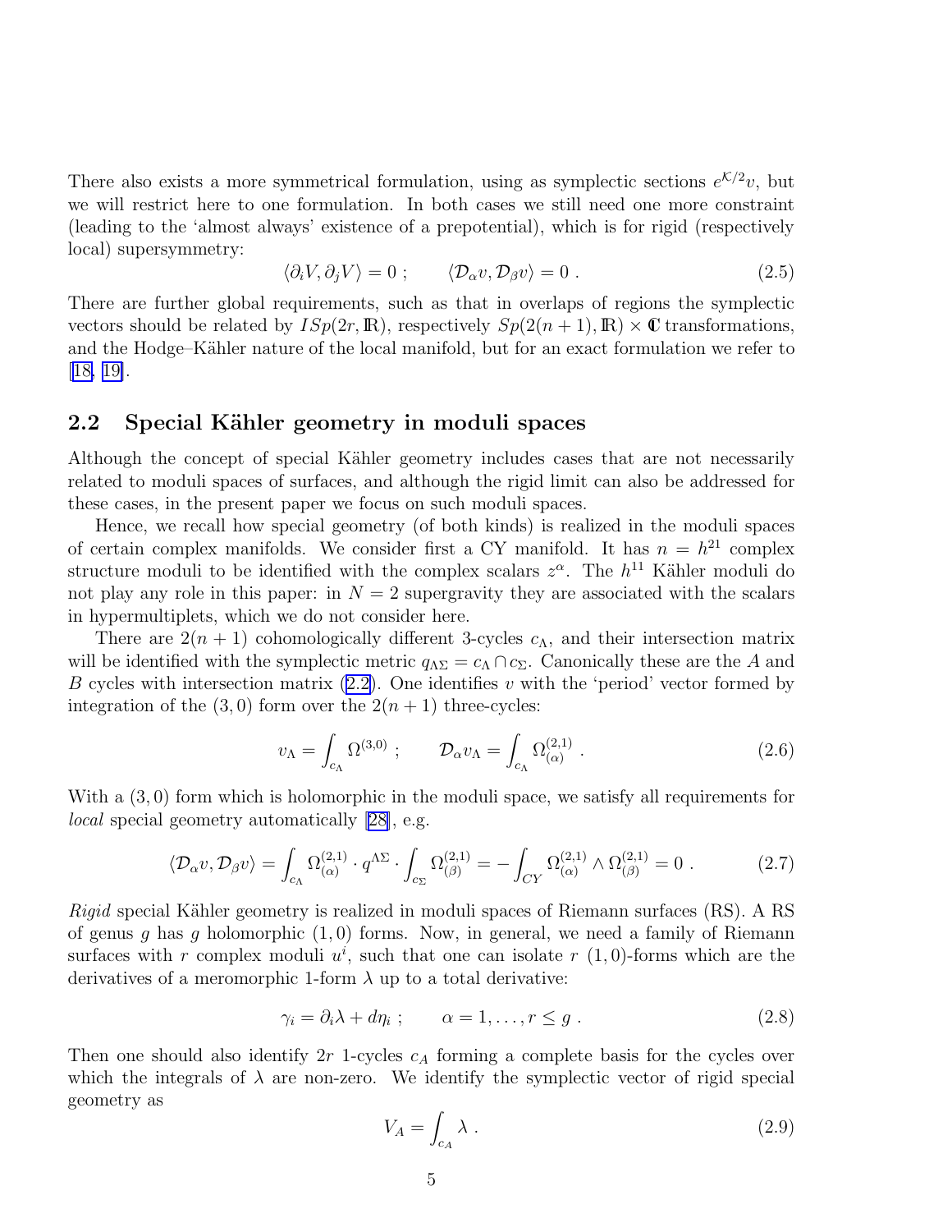There also exists a more symmetrical formulation, using as symplectic sections $e^{\mathcal{K}/2}v$, but we will restrict here to one formulation. In both cases we still need one more constraint (leading to the 'almost always' existence of a prepotential), which is for rigid (respectively local) supersymmetry:

$$\langle \partial_i V, \partial_j V\rangle = 0 \ ; \qquad \langle \mathcal{D}_\alpha v, \mathcal{D}_\beta v\rangle = 0 \ . \tag{2.5}$$

There are further global requirements, such as that in overlaps of regions the symplectic vectors should be related by $ISp(2r, \mathbb{R})$, respectively $Sp(2(n+1), \mathbb{R}) \times \mathbb{C}$ transformations, and the Hodge–Kähler nature of the local manifold, but for an exact formulation we refer to [18, 19].

## 2.2 Special Kähler geometry in moduli spaces

Although the concept of special Kähler geometry includes cases that are not necessarily related to moduli spaces of surfaces, and although the rigid limit can also be addressed for these cases, in the present paper we focus on such moduli spaces.

Hence, we recall how special geometry (of both kinds) is realized in the moduli spaces of certain complex manifolds. We consider first a CY manifold. It has $n = h^{21}$ complex structure moduli to be identified with the complex scalars $z^\alpha$. The $h^{11}$ Kähler moduli do not play any role in this paper: in $N = 2$ supergravity they are associated with the scalars in hypermultiplets, which we do not consider here.

There are $2(n+1)$ cohomologically different 3-cycles $c_\Lambda$, and their intersection matrix will be identified with the symplectic metric $q_{\Lambda\Sigma} = c_\Lambda \cap c_\Sigma$. Canonically these are the $A$ and $B$ cycles with intersection matrix (2.2). One identifies $v$ with the 'period' vector formed by integration of the $(3,0)$ form over the $2(n+1)$ three-cycles:

$$v_\Lambda = \int_{c_\Lambda} \Omega^{(3,0)} \ ; \qquad \mathcal{D}_\alpha v_\Lambda = \int_{c_\Lambda} \Omega^{(2,1)}_{(\alpha)} \ . \tag{2.6}$$

With a $(3,0)$ form which is holomorphic in the moduli space, we satisfy all requirements for *local* special geometry automatically [28], e.g.

$$\langle \mathcal{D}_\alpha v, \mathcal{D}_\beta v\rangle = \int_{c_\Lambda} \Omega^{(2,1)}_{(\alpha)} \cdot q^{\Lambda\Sigma} \cdot \int_{c_\Sigma} \Omega^{(2,1)}_{(\beta)} = -\int_{CY} \Omega^{(2,1)}_{(\alpha)} \wedge \Omega^{(2,1)}_{(\beta)} = 0 \ . \tag{2.7}$$

*Rigid* special Kähler geometry is realized in moduli spaces of Riemann surfaces (RS). A RS of genus $g$ has $g$ holomorphic $(1,0)$ forms. Now, in general, we need a family of Riemann surfaces with $r$ complex moduli $u^i$, such that one can isolate $r$ $(1,0)$-forms which are the derivatives of a meromorphic 1-form $\lambda$ up to a total derivative:

$$\gamma_i = \partial_i \lambda + d\eta_i \ ; \qquad \alpha = 1, \ldots, r \leq g \ . \tag{2.8}$$

Then one should also identify $2r$ 1-cycles $c_A$ forming a complete basis for the cycles over which the integrals of $\lambda$ are non-zero. We identify the symplectic vector of rigid special geometry as

$$V_A = \int_{c_A} \lambda \ . \tag{2.9}$$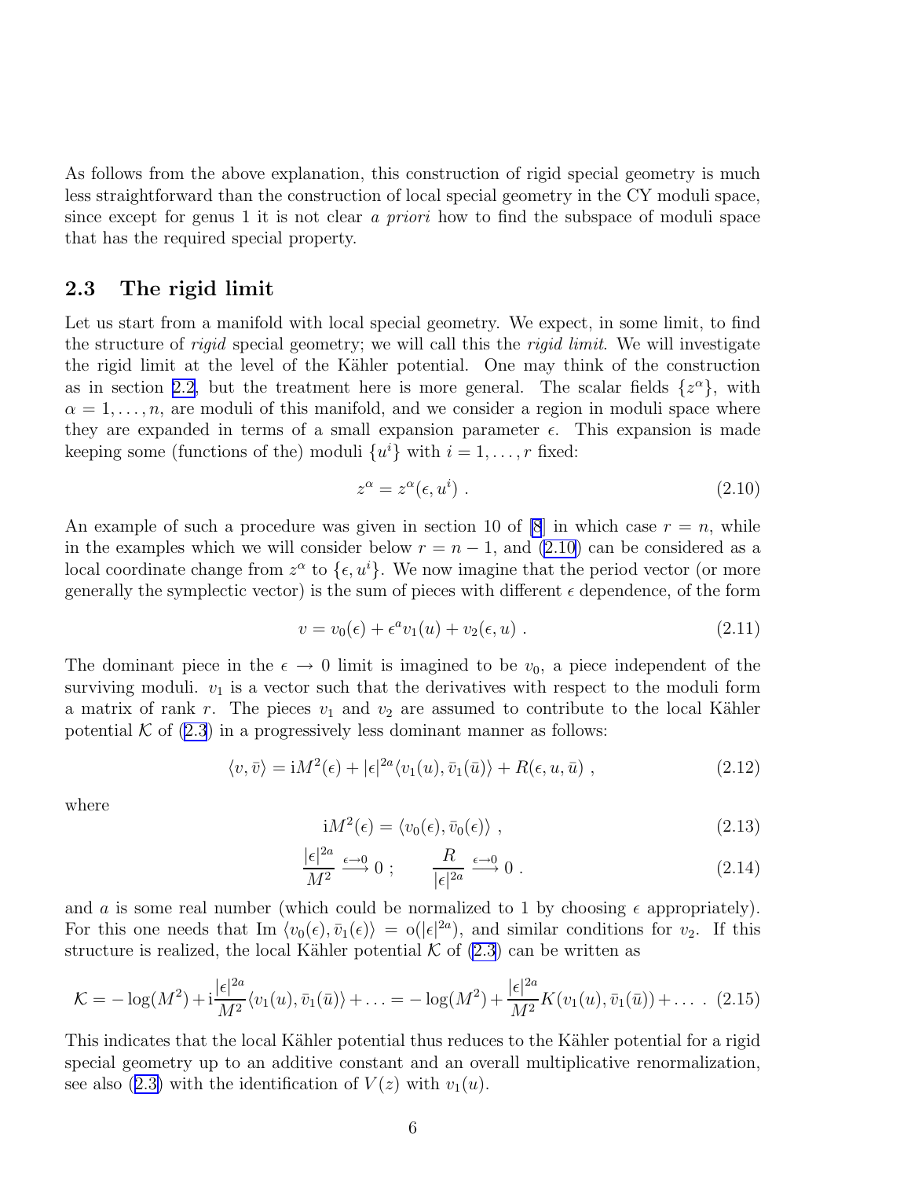As follows from the above explanation, this construction of rigid special geometry is much less straightforward than the construction of local special geometry in the CY moduli space, since except for genus 1 it is not clear *a priori* how to find the subspace of moduli space that has the required special property.

### 2.3 The rigid limit

Let us start from a manifold with local special geometry. We expect, in some limit, to find the structure of *rigid* special geometry; we will call this the *rigid limit*. We will investigate the rigid limit at the level of the Kähler potential. One may think of the construction as in section 2.2, but the treatment here is more general. The scalar fields $\{z^\alpha\}$, with $\alpha = 1, \ldots, n$, are moduli of this manifold, and we consider a region in moduli space where they are expanded in terms of a small expansion parameter $\epsilon$. This expansion is made keeping some (functions of the) moduli $\{u^i\}$ with $i = 1, \ldots, r$ fixed:

$$
z^\alpha = z^\alpha(\epsilon, u^i) \ . \tag{2.10}
$$

An example of such a procedure was given in section 10 of [8] in which case $r = n$, while in the examples which we will consider below $r = n - 1$, and (2.10) can be considered as a local coordinate change from $z^\alpha$ to $\{\epsilon, u^i\}$. We now imagine that the period vector (or more generally the symplectic vector) is the sum of pieces with different $\epsilon$ dependence, of the form

$$
v = v_0(\epsilon) + \epsilon^a v_1(u) + v_2(\epsilon, u) \ . \tag{2.11}
$$

The dominant piece in the $\epsilon \to 0$ limit is imagined to be $v_0$, a piece independent of the surviving moduli. $v_1$ is a vector such that the derivatives with respect to the moduli form a matrix of rank $r$. The pieces $v_1$ and $v_2$ are assumed to contribute to the local Kähler potential $\mathcal{K}$ of (2.3) in a progressively less dominant manner as follows:

$$
\langle v, \bar{v} \rangle = \mathrm{i} M^2(\epsilon) + |\epsilon|^{2a} \langle v_1(u), \bar{v}_1(\bar{u}) \rangle + R(\epsilon, u, \bar{u}) \ , \tag{2.12}
$$

where

$$
\mathrm{i} M^2(\epsilon) = \langle v_0(\epsilon), \bar{v}_0(\epsilon) \rangle \ , \tag{2.13}
$$

$$
\frac{|\epsilon|^{2a}}{M^2} \xrightarrow{\epsilon \to 0} 0 \ ; \qquad \frac{R}{|\epsilon|^{2a}} \xrightarrow{\epsilon \to 0} 0 \ . \tag{2.14}
$$

and $a$ is some real number (which could be normalized to 1 by choosing $\epsilon$ appropriately). For this one needs that $\mathrm{Im}\ \langle v_0(\epsilon), \bar{v}_1(\epsilon) \rangle = \mathrm{o}(|\epsilon|^{2a})$, and similar conditions for $v_2$. If this structure is realized, the local Kähler potential $\mathcal{K}$ of (2.3) can be written as

$$
\mathcal{K} = -\log(M^2) + \mathrm{i} \frac{|\epsilon|^{2a}}{M^2} \langle v_1(u), \bar{v}_1(\bar{u}) \rangle + \ldots = -\log(M^2) + \frac{|\epsilon|^{2a}}{M^2} K(v_1(u), \bar{v}_1(\bar{u})) + \ldots \ . \tag{2.15}
$$

This indicates that the local Kähler potential thus reduces to the Kähler potential for a rigid special geometry up to an additive constant and an overall multiplicative renormalization, see also (2.3) with the identification of $V(z)$ with $v_1(u)$.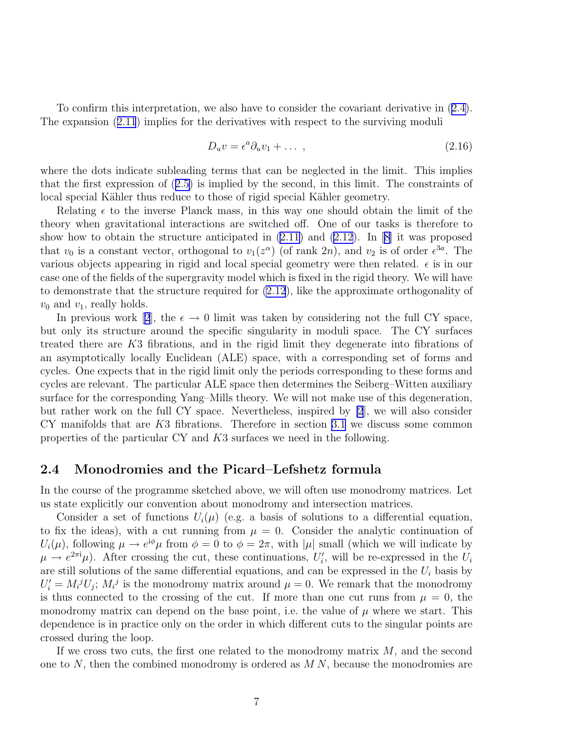To confirm this interpretation, we also have to consider the covariant derivative in (2.4). The expansion (2.11) implies for the derivatives with respect to the surviving moduli

$$D_u v = \epsilon^a \partial_u v_1 + \dots \ , \tag{2.16}$$

where the dots indicate subleading terms that can be neglected in the limit. This implies that the first expression of (2.5) is implied by the second, in this limit. The constraints of local special Kähler thus reduce to those of rigid special Kähler geometry.

Relating $\epsilon$ to the inverse Planck mass, in this way one should obtain the limit of the theory when gravitational interactions are switched off. One of our tasks is therefore to show how to obtain the structure anticipated in (2.11) and (2.12). In [8] it was proposed that $v_0$ is a constant vector, orthogonal to $v_1(z^\alpha)$ (of rank $2n$), and $v_2$ is of order $\epsilon^{3a}$. The various objects appearing in rigid and local special geometry were then related. $\epsilon$ is in our case one of the fields of the supergravity model which is fixed in the rigid theory. We will have to demonstrate that the structure required for (2.12), like the approximate orthogonality of $v_0$ and $v_1$, really holds.

In previous work [2], the $\epsilon \to 0$ limit was taken by considering not the full CY space, but only its structure around the specific singularity in moduli space. The CY surfaces treated there are $K3$ fibrations, and in the rigid limit they degenerate into fibrations of an asymptotically locally Euclidean (ALE) space, with a corresponding set of forms and cycles. One expects that in the rigid limit only the periods corresponding to these forms and cycles are relevant. The particular ALE space then determines the Seiberg–Witten auxiliary surface for the corresponding Yang–Mills theory. We will not make use of this degeneration, but rather work on the full CY space. Nevertheless, inspired by [2], we will also consider CY manifolds that are $K3$ fibrations. Therefore in section 3.1 we discuss some common properties of the particular CY and $K3$ surfaces we need in the following.

## 2.4 Monodromies and the Picard–Lefshetz formula

In the course of the programme sketched above, we will often use monodromy matrices. Let us state explicitly our convention about monodromy and intersection matrices.

Consider a set of functions $U_i(\mu)$ (e.g. a basis of solutions to a differential equation, to fix the ideas), with a cut running from $\mu = 0$. Consider the analytic continuation of $U_i(\mu)$, following $\mu \to e^{\mathrm{i}\phi}\mu$ from $\phi = 0$ to $\phi = 2\pi$, with $|\mu|$ small (which we will indicate by $\mu \to e^{2\pi \mathrm{i}}\mu$). After crossing the cut, these continuations, $U_i'$, will be re-expressed in the $U_i$ are still solutions of the same differential equations, and can be expressed in the $U_i$ basis by $U_i' = M_i{}^j U_j$; $M_i{}^j$ is the monodromy matrix around $\mu = 0$. We remark that the monodromy is thus connected to the crossing of the cut. If more than one cut runs from $\mu = 0$, the monodromy matrix can depend on the base point, i.e. the value of $\mu$ where we start. This dependence is in practice only on the order in which different cuts to the singular points are crossed during the loop.

If we cross two cuts, the first one related to the monodromy matrix $M$, and the second one to $N$, then the combined monodromy is ordered as $M\,N$, because the monodromies are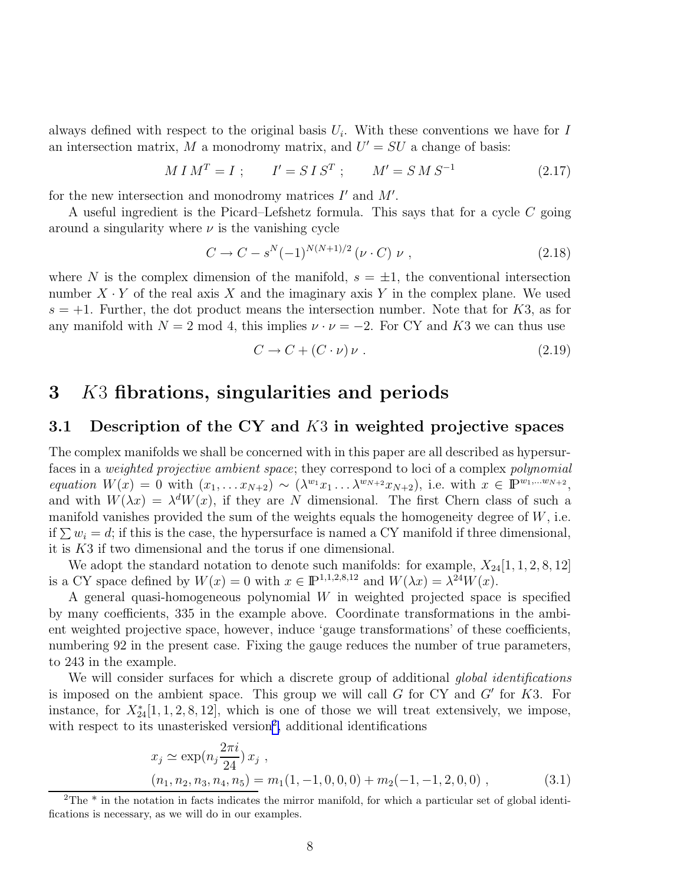always defined with respect to the original basis $U_i$. With these conventions we have for $I$ an intersection matrix, $M$ a monodromy matrix, and $U' = SU$ a change of basis:

$$M\,I\,M^T = I\ ; \qquad I' = S\,I\,S^T\ ; \qquad M' = S\,M\,S^{-1} \tag{2.17}$$

for the new intersection and monodromy matrices $I'$ and $M'$.

A useful ingredient is the Picard–Lefshetz formula. This says that for a cycle $C$ going around a singularity where $\nu$ is the vanishing cycle

$$C \to C - s^N (-1)^{N(N+1)/2}\,(\nu \cdot C)\ \nu\ , \tag{2.18}$$

where $N$ is the complex dimension of the manifold, $s = \pm 1$, the conventional intersection number $X \cdot Y$ of the real axis $X$ and the imaginary axis $Y$ in the complex plane. We used $s = +1$. Further, the dot product means the intersection number. Note that for $K3$, as for any manifold with $N = 2$ mod 4, this implies $\nu \cdot \nu = -2$. For CY and $K3$ we can thus use

$$C \to C + (C \cdot \nu)\,\nu\ . \tag{2.19}$$

# 3 $K3$ fibrations, singularities and periods

## 3.1 Description of the CY and $K3$ in weighted projective spaces

The complex manifolds we shall be concerned with in this paper are all described as hypersurfaces in a *weighted projective ambient space*; they correspond to loci of a complex *polynomial equation* $W(x) = 0$ with $(x_1, \ldots x_{N+2}) \sim (\lambda^{w_1} x_1 \ldots \lambda^{w_{N+2}} x_{N+2})$, i.e. with $x \in \mathbb{P}^{w_1,\ldots w_{N+2}}$, and with $W(\lambda x) = \lambda^d W(x)$, if they are $N$ dimensional. The first Chern class of such a manifold vanishes provided the sum of the weights equals the homogeneity degree of $W$, i.e. if $\sum w_i = d$; if this is the case, the hypersurface is named a CY manifold if three dimensional, it is $K3$ if two dimensional and the torus if one dimensional.

We adopt the standard notation to denote such manifolds: for example, $X_{24}[1,1,2,8,12]$ is a CY space defined by $W(x) = 0$ with $x \in \mathbb{P}^{1,1,2,8,12}$ and $W(\lambda x) = \lambda^{24} W(x)$.

A general quasi-homogeneous polynomial $W$ in weighted projected space is specified by many coefficients, 335 in the example above. Coordinate transformations in the ambient weighted projective space, however, induce 'gauge transformations' of these coefficients, numbering 92 in the present case. Fixing the gauge reduces the number of true parameters, to 243 in the example.

We will consider surfaces for which a discrete group of additional *global identifications* is imposed on the ambient space. This group we will call $G$ for CY and $G'$ for $K3$. For instance, for $X^*_{24}[1,1,2,8,12]$, which is one of those we will treat extensively, we impose, with respect to its unasterisked version[2], additional identifications

$$\begin{aligned} x_j &\simeq \exp(n_j \frac{2\pi i}{24})\, x_j\ , \\ (n_1, n_2, n_3, n_4, n_5) &= m_1(1,-1,0,0,0) + m_2(-1,-1,2,0,0)\ , \end{aligned} \tag{3.1}$$

[2]The * in the notation in facts indicates the mirror manifold, for which a particular set of global identifications is necessary, as we will do in our examples.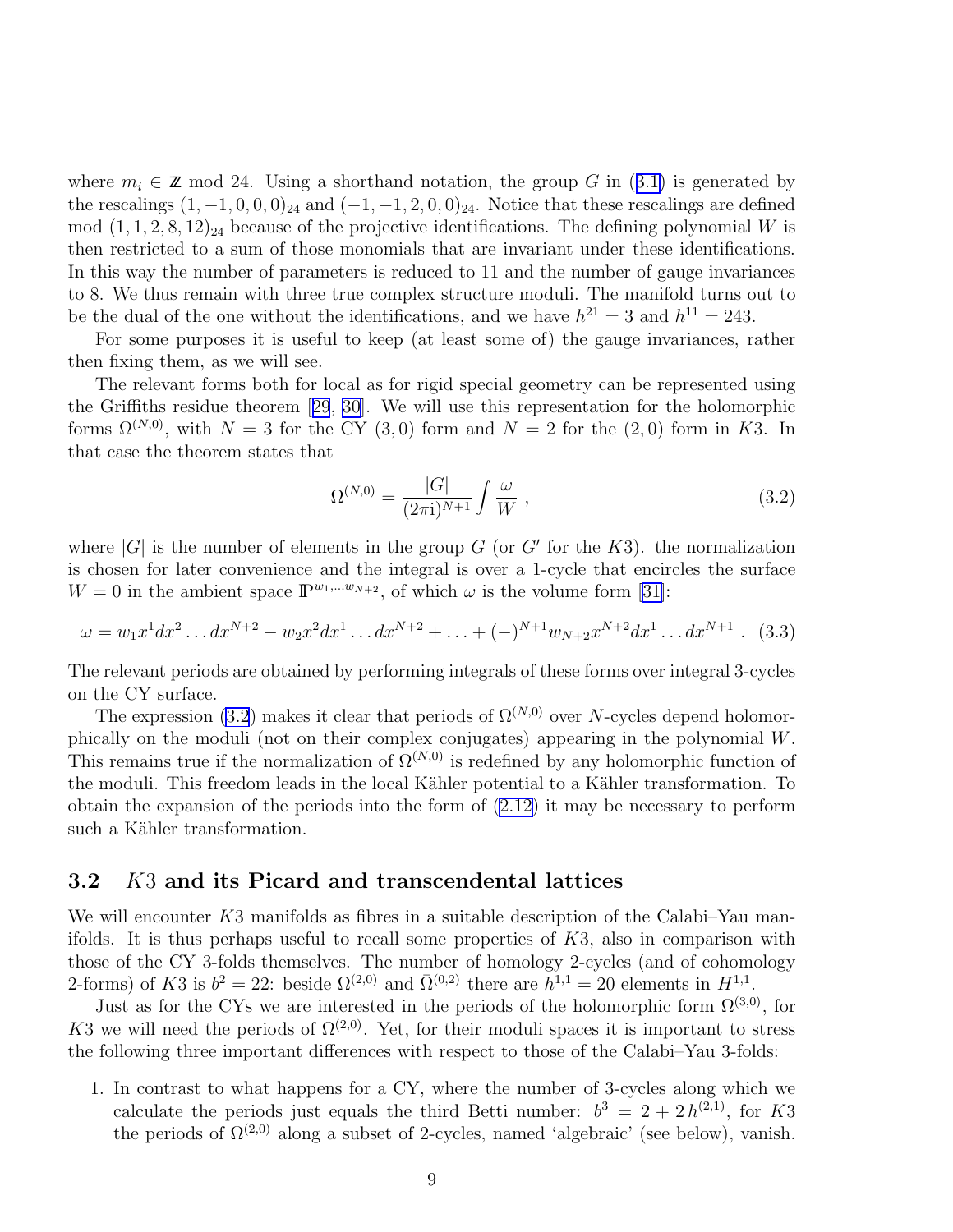where $m_i \in \mathbb{Z}$ mod 24. Using a shorthand notation, the group $G$ in (3.1) is generated by the rescalings $(1,-1,0,0,0)_{24}$ and $(-1,-1,2,0,0)_{24}$. Notice that these rescalings are defined mod $(1,1,2,8,12)_{24}$ because of the projective identifications. The defining polynomial $W$ is then restricted to a sum of those monomials that are invariant under these identifications. In this way the number of parameters is reduced to 11 and the number of gauge invariances to 8. We thus remain with three true complex structure moduli. The manifold turns out to be the dual of the one without the identifications, and we have $h^{21} = 3$ and $h^{11} = 243$.

For some purposes it is useful to keep (at least some of) the gauge invariances, rather then fixing them, as we will see.

The relevant forms both for local as for rigid special geometry can be represented using the Griffiths residue theorem [29, 30]. We will use this representation for the holomorphic forms $\Omega^{(N,0)}$, with $N = 3$ for the CY $(3,0)$ form and $N = 2$ for the $(2,0)$ form in $K3$. In that case the theorem states that

$$\Omega^{(N,0)} = \frac{|G|}{(2\pi\mathrm{i})^{N+1}} \int \frac{\omega}{W} \, , \tag{3.2}$$

where $|G|$ is the number of elements in the group $G$ (or $G'$ for the $K3$). the normalization is chosen for later convenience and the integral is over a 1-cycle that encircles the surface $W = 0$ in the ambient space $\mathbb{P}^{w_1,\dots w_{N+2}}$, of which $\omega$ is the volume form [31]:

$$\omega = w_1 x^1 dx^2 \dots dx^{N+2} - w_2 x^2 dx^1 \dots dx^{N+2} + \dots + (-)^{N+1} w_{N+2} x^{N+2} dx^1 \dots dx^{N+1} \, . \tag{3.3}$$

The relevant periods are obtained by performing integrals of these forms over integral 3-cycles on the CY surface.

The expression (3.2) makes it clear that periods of $\Omega^{(N,0)}$ over $N$-cycles depend holomorphically on the moduli (not on their complex conjugates) appearing in the polynomial $W$. This remains true if the normalization of $\Omega^{(N,0)}$ is redefined by any holomorphic function of the moduli. This freedom leads in the local Kähler potential to a Kähler transformation. To obtain the expansion of the periods into the form of (2.12) it may be necessary to perform such a Kähler transformation.

## 3.2 $K3$ and its Picard and transcendental lattices

We will encounter $K3$ manifolds as fibres in a suitable description of the Calabi–Yau manifolds. It is thus perhaps useful to recall some properties of $K3$, also in comparison with those of the CY 3-folds themselves. The number of homology 2-cycles (and of cohomology 2-forms) of $K3$ is $b^2 = 22$: beside $\Omega^{(2,0)}$ and $\bar{\Omega}^{(0,2)}$ there are $h^{1,1} = 20$ elements in $H^{1,1}$.

Just as for the CYs we are interested in the periods of the holomorphic form $\Omega^{(3,0)}$, for $K3$ we will need the periods of $\Omega^{(2,0)}$. Yet, for their moduli spaces it is important to stress the following three important differences with respect to those of the Calabi–Yau 3-folds:

1. In contrast to what happens for a CY, where the number of 3-cycles along which we calculate the periods just equals the third Betti number: $b^3 = 2 + 2\,h^{(2,1)}$, for $K3$ the periods of $\Omega^{(2,0)}$ along a subset of 2-cycles, named 'algebraic' (see below), vanish.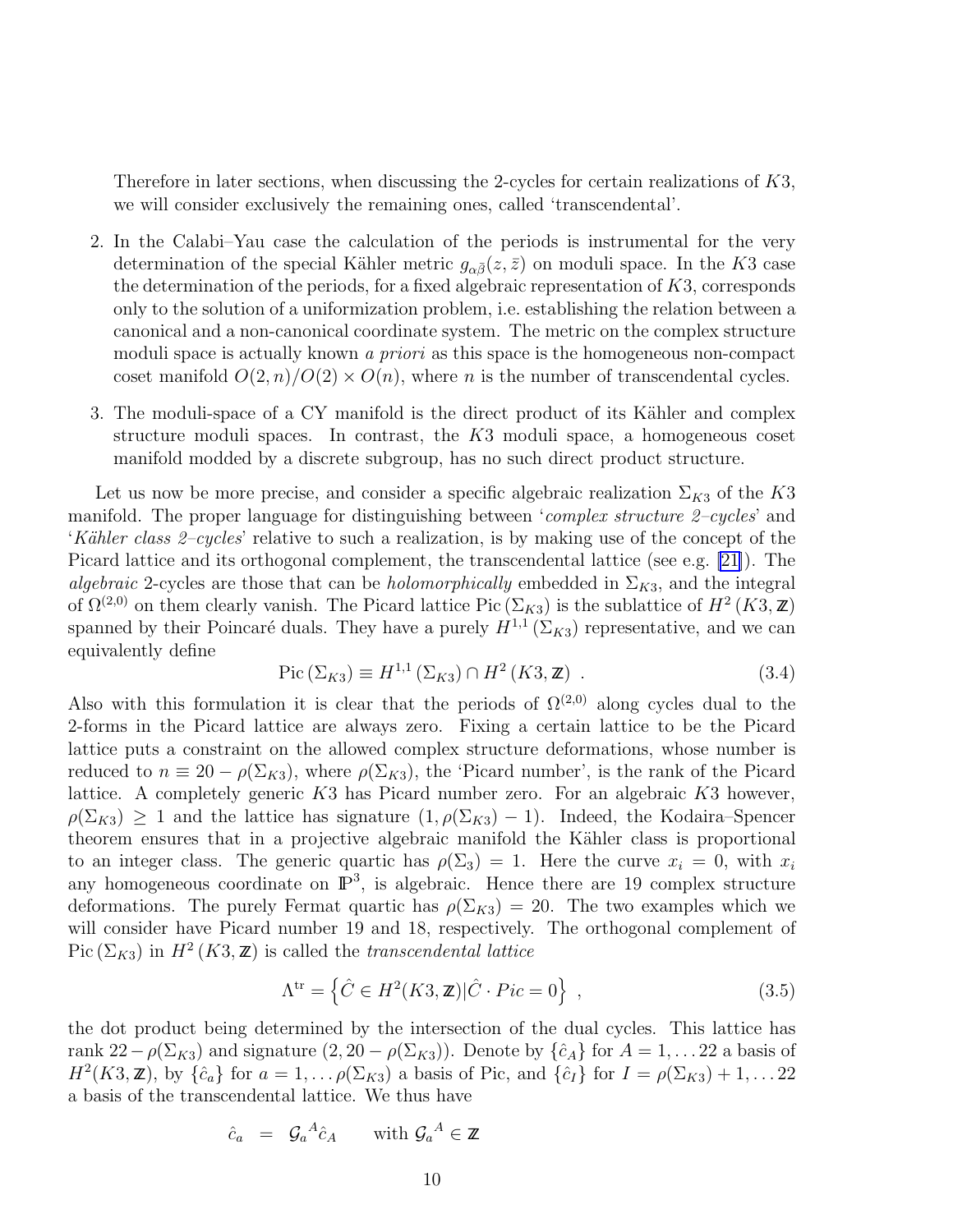Therefore in later sections, when discussing the 2-cycles for certain realizations of $K3$, we will consider exclusively the remaining ones, called 'transcendental'.

2. In the Calabi–Yau case the calculation of the periods is instrumental for the very determination of the special Kähler metric $g_{\alpha\bar{\beta}}(z,\bar{z})$ on moduli space. In the $K3$ case the determination of the periods, for a fixed algebraic representation of $K3$, corresponds only to the solution of a uniformization problem, i.e. establishing the relation between a canonical and a non-canonical coordinate system. The metric on the complex structure moduli space is actually known *a priori* as this space is the homogeneous non-compact coset manifold $O(2,n)/O(2)\times O(n)$, where $n$ is the number of transcendental cycles.

3. The moduli-space of a CY manifold is the direct product of its Kähler and complex structure moduli spaces. In contrast, the $K3$ moduli space, a homogeneous coset manifold modded by a discrete subgroup, has no such direct product structure.

Let us now be more precise, and consider a specific algebraic realization $\Sigma_{K3}$ of the $K3$ manifold. The proper language for distinguishing between '*complex structure 2–cycles*' and '*Kähler class 2–cycles*' relative to such a realization, is by making use of the concept of the Picard lattice and its orthogonal complement, the transcendental lattice (see e.g. [21]). The *algebraic* 2-cycles are those that can be *holomorphically* embedded in $\Sigma_{K3}$, and the integral of $\Omega^{(2,0)}$ on them clearly vanish. The Picard lattice $\mathrm{Pic}\,(\Sigma_{K3})$ is the sublattice of $H^2\,(K3,\mathbb{Z})$ spanned by their Poincaré duals. They have a purely $H^{1,1}\,(\Sigma_{K3})$ representative, and we can equivalently define

$$\mathrm{Pic}\,(\Sigma_{K3}) \equiv H^{1,1}\,(\Sigma_{K3}) \cap H^2\,(K3,\mathbb{Z}) \ . \tag{3.4}$$

Also with this formulation it is clear that the periods of $\Omega^{(2,0)}$ along cycles dual to the 2-forms in the Picard lattice are always zero. Fixing a certain lattice to be the Picard lattice puts a constraint on the allowed complex structure deformations, whose number is reduced to $n \equiv 20-\rho(\Sigma_{K3})$, where $\rho(\Sigma_{K3})$, the 'Picard number', is the rank of the Picard lattice. A completely generic $K3$ has Picard number zero. For an algebraic $K3$ however, $\rho(\Sigma_{K3}) \geq 1$ and the lattice has signature $(1,\rho(\Sigma_{K3})-1)$. Indeed, the Kodaira–Spencer theorem ensures that in a projective algebraic manifold the Kähler class is proportional to an integer class. The generic quartic has $\rho(\Sigma_3)=1$. Here the curve $x_i=0$, with $x_i$ any homogeneous coordinate on $\mathbb{P}^3$, is algebraic. Hence there are 19 complex structure deformations. The purely Fermat quartic has $\rho(\Sigma_{K3})=20$. The two examples which we will consider have Picard number 19 and 18, respectively. The orthogonal complement of $\mathrm{Pic}\,(\Sigma_{K3})$ in $H^2\,(K3,\mathbb{Z})$ is called the *transcendental lattice*

$$\Lambda^{\mathrm{tr}} = \left\{ \hat{C} \in H^2(K3,\mathbb{Z}) | \hat{C}\cdot Pic = 0 \right\} \ , \tag{3.5}$$

the dot product being determined by the intersection of the dual cycles. This lattice has rank $22-\rho(\Sigma_{K3})$ and signature $(2,20-\rho(\Sigma_{K3}))$. Denote by $\{\hat{c}_A\}$ for $A=1,\ldots 22$ a basis of $H^2(K3,\mathbb{Z})$, by $\{\hat{c}_a\}$ for $a=1,\ldots\rho(\Sigma_{K3})$ a basis of Pic, and $\{\hat{c}_I\}$ for $I=\rho(\Sigma_{K3})+1,\ldots 22$ a basis of the transcendental lattice. We thus have

$$\hat{c}_a \;\; = \;\; \mathcal{G}_a{}^A \hat{c}_A \qquad \text{with } \mathcal{G}_a{}^A \in \mathbb{Z}$$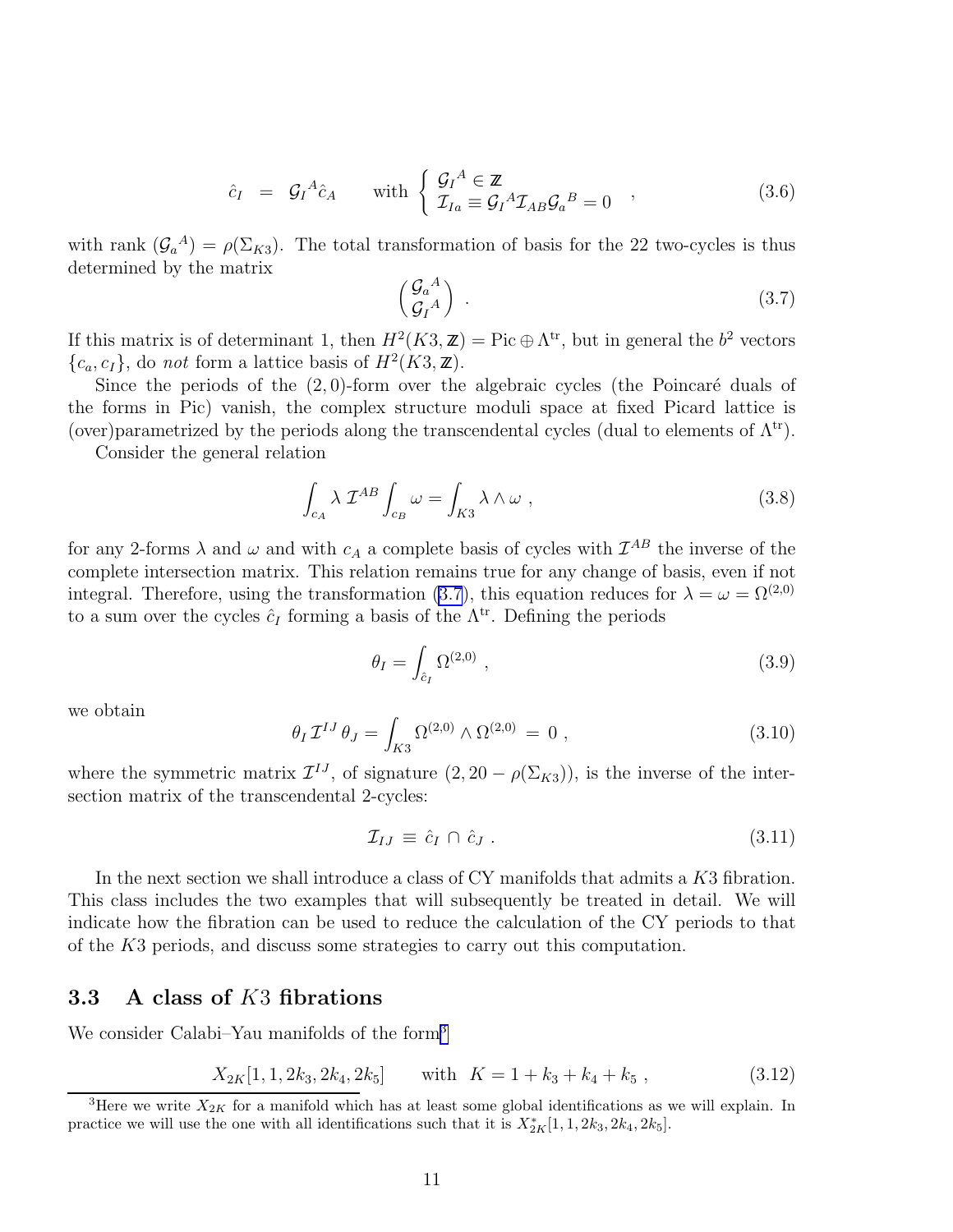$$
\hat{c}_I \;=\; \mathcal{G}_I{}^A \hat{c}_A \qquad \text{with } \left\{ \begin{array}{l} \mathcal{G}_I{}^A \in \mathbb{Z} \\ \mathcal{I}_{Ia} \equiv \mathcal{G}_I{}^A \mathcal{I}_{AB} \mathcal{G}_a{}^B = 0 \end{array} \right. , \tag{3.6}
$$

with rank $(\mathcal{G}_a{}^A) = \rho(\Sigma_{K3})$. The total transformation of basis for the 22 two-cycles is thus determined by the matrix

$$
\begin{pmatrix} \mathcal{G}_a{}^A \\ \mathcal{G}_I{}^A \end{pmatrix} . \tag{3.7}
$$

If this matrix is of determinant 1, then $H^2(K3,\mathbb{Z}) = \text{Pic} \oplus \Lambda^{\text{tr}}$, but in general the $b^2$ vectors $\{c_a, c_I\}$, do *not* form a lattice basis of $H^2(K3,\mathbb{Z})$.

Since the periods of the $(2,0)$-form over the algebraic cycles (the Poincaré duals of the forms in Pic) vanish, the complex structure moduli space at fixed Picard lattice is (over)parametrized by the periods along the transcendental cycles (dual to elements of $\Lambda^{\text{tr}}$).

Consider the general relation

$$
\int_{c_A} \lambda \; \mathcal{I}^{AB} \int_{c_B} \omega = \int_{K3} \lambda \wedge \omega \ , \tag{3.8}
$$

for any 2-forms $\lambda$ and $\omega$ and with $c_A$ a complete basis of cycles with $\mathcal{I}^{AB}$ the inverse of the complete intersection matrix. This relation remains true for any change of basis, even if not integral. Therefore, using the transformation (3.7), this equation reduces for $\lambda = \omega = \Omega^{(2,0)}$ to a sum over the cycles $\hat{c}_I$ forming a basis of the $\Lambda^{\text{tr}}$. Defining the periods

$$
\theta_I = \int_{\hat{c}_I} \Omega^{(2,0)} \ , \tag{3.9}
$$

we obtain

$$
\theta_I \, \mathcal{I}^{IJ} \, \theta_J = \int_{K3} \Omega^{(2,0)} \wedge \Omega^{(2,0)} \; = \; 0 \ , \tag{3.10}
$$

where the symmetric matrix $\mathcal{I}^{IJ}$, of signature $(2, 20 - \rho(\Sigma_{K3}))$, is the inverse of the intersection matrix of the transcendental 2-cycles:

$$
\mathcal{I}_{IJ} \; \equiv \; \hat{c}_I \cap \hat{c}_J \ . \tag{3.11}
$$

In the next section we shall introduce a class of CY manifolds that admits a $K3$ fibration. This class includes the two examples that will subsequently be treated in detail. We will indicate how the fibration can be used to reduce the calculation of the CY periods to that of the $K3$ periods, and discuss some strategies to carry out this computation.

### 3.3 A class of $K3$ fibrations

We consider Calabi–Yau manifolds of the form[3]

$$
X_{2K}[1,1,2k_3,2k_4,2k_5] \qquad \text{with } \; K = 1 + k_3 + k_4 + k_5 \ , \tag{3.12}
$$

[3] Here we write $X_{2K}$ for a manifold which has at least some global identifications as we will explain. In practice we will use the one with all identifications such that it is $X^*_{2K}[1,1,2k_3,2k_4,2k_5]$.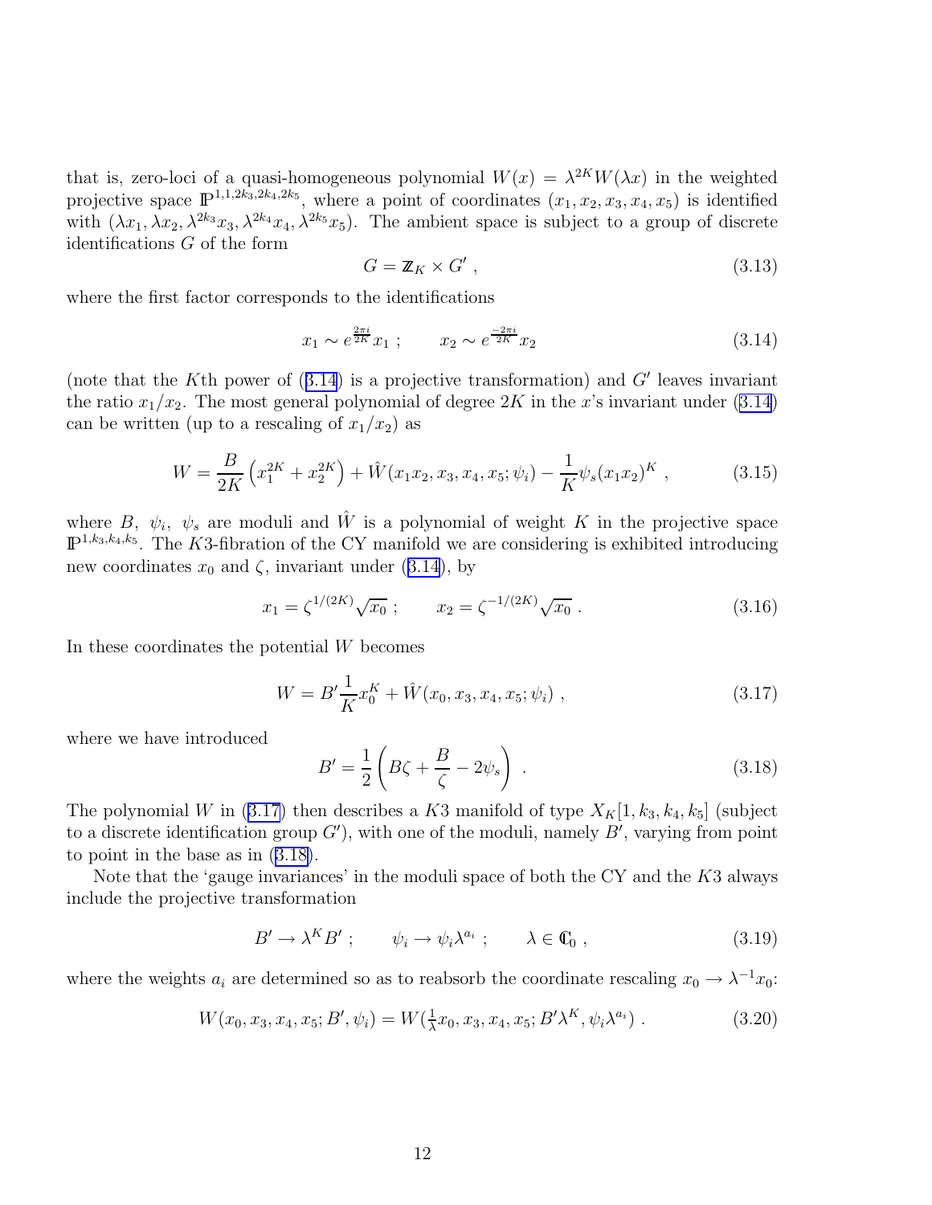that is, zero-loci of a quasi-homogeneous polynomial $W(x) = \lambda^{2K} W(\lambda x)$ in the weighted projective space $\mathbb{P}^{1,1,2k_3,2k_4,2k_5}$, where a point of coordinates $(x_1, x_2, x_3, x_4, x_5)$ is identified with $(\lambda x_1, \lambda x_2, \lambda^{2k_3} x_3, \lambda^{2k_4} x_4, \lambda^{2k_5} x_5)$. The ambient space is subject to a group of discrete identifications $G$ of the form

$$G = \mathbb{Z}_K \times G' \; , \tag{3.13}$$

where the first factor corresponds to the identifications

$$x_1 \sim e^{\frac{2\pi i}{2K}} x_1 \; ; \qquad x_2 \sim e^{\frac{-2\pi i}{2K}} x_2 \tag{3.14}$$

(note that the $K$th power of (3.14) is a projective transformation) and $G'$ leaves invariant the ratio $x_1/x_2$. The most general polynomial of degree $2K$ in the $x$'s invariant under (3.14) can be written (up to a rescaling of $x_1/x_2$) as

$$W = \frac{B}{2K}\left(x_1^{2K} + x_2^{2K}\right) + \hat{W}(x_1 x_2, x_3, x_4, x_5; \psi_i) - \frac{1}{K}\psi_s (x_1 x_2)^K \; , \tag{3.15}$$

where $B$, $\psi_i$, $\psi_s$ are moduli and $\hat{W}$ is a polynomial of weight $K$ in the projective space $\mathbb{P}^{1,k_3,k_4,k_5}$. The $K3$-fibration of the CY manifold we are considering is exhibited introducing new coordinates $x_0$ and $\zeta$, invariant under (3.14), by

$$x_1 = \zeta^{1/(2K)} \sqrt{x_0} \; ; \qquad x_2 = \zeta^{-1/(2K)} \sqrt{x_0} \; . \tag{3.16}$$

In these coordinates the potential $W$ becomes

$$W = B' \frac{1}{K} x_0^K + \hat{W}(x_0, x_3, x_4, x_5; \psi_i) \; , \tag{3.17}$$

where we have introduced

$$B' = \frac{1}{2}\left(B\zeta + \frac{B}{\zeta} - 2\psi_s\right) \; . \tag{3.18}$$

The polynomial $W$ in (3.17) then describes a $K3$ manifold of type $X_K[1, k_3, k_4, k_5]$ (subject to a discrete identification group $G'$), with one of the moduli, namely $B'$, varying from point to point in the base as in (3.18).

Note that the 'gauge invariances' in the moduli space of both the CY and the $K3$ always include the projective transformation

$$B' \to \lambda^K B' \; ; \qquad \psi_i \to \psi_i \lambda^{a_i} \; ; \qquad \lambda \in \mathbb{C}_0 \; , \tag{3.19}$$

where the weights $a_i$ are determined so as to reabsorb the coordinate rescaling $x_0 \to \lambda^{-1} x_0$:

$$W(x_0, x_3, x_4, x_5; B', \psi_i) = W(\tfrac{1}{\lambda} x_0, x_3, x_4, x_5; B'\lambda^K, \psi_i \lambda^{a_i}) \; . \tag{3.20}$$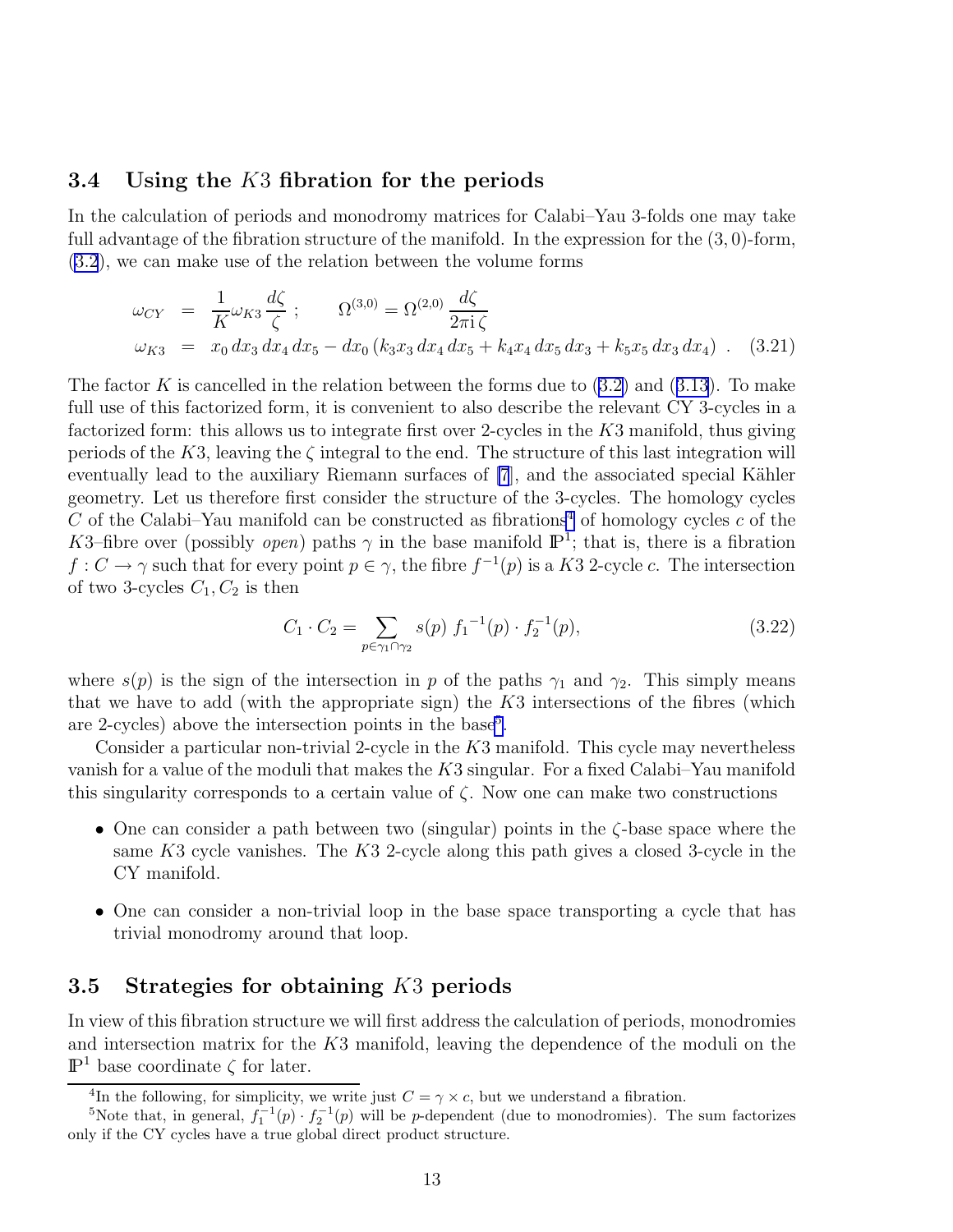### 3.4 Using the $K3$ fibration for the periods

In the calculation of periods and monodromy matrices for Calabi–Yau 3-folds one may take full advantage of the fibration structure of the manifold. In the expression for the $(3,0)$-form, (3.2), we can make use of the relation between the volume forms

$$
\begin{aligned}
\omega_{CY} &= \frac{1}{K}\omega_{K3}\frac{d\zeta}{\zeta}\ ; \qquad \Omega^{(3,0)} = \Omega^{(2,0)}\,\frac{d\zeta}{2\pi\mathrm{i}\,\zeta} \\
\omega_{K3} &= x_0\,dx_3\,dx_4\,dx_5 - dx_0\,(k_3x_3\,dx_4\,dx_5 + k_4x_4\,dx_5\,dx_3 + k_5x_5\,dx_3\,dx_4)\ .
\end{aligned} \tag{3.21}
$$

The factor $K$ is cancelled in the relation between the forms due to (3.2) and (3.13). To make full use of this factorized form, it is convenient to also describe the relevant CY 3-cycles in a factorized form: this allows us to integrate first over 2-cycles in the $K3$ manifold, thus giving periods of the $K3$, leaving the $\zeta$ integral to the end. The structure of this last integration will eventually lead to the auxiliary Riemann surfaces of [7], and the associated special Kähler geometry. Let us therefore first consider the structure of the 3-cycles. The homology cycles $C$ of the Calabi–Yau manifold can be constructed as fibrations[4] of homology cycles $c$ of the $K3$–fibre over (possibly *open*) paths $\gamma$ in the base manifold $\mathbb{P}^1$; that is, there is a fibration $f : C \to \gamma$ such that for every point $p \in \gamma$, the fibre $f^{-1}(p)$ is a $K3$ 2-cycle $c$. The intersection of two 3-cycles $C_1, C_2$ is then

$$
C_1 \cdot C_2 = \sum_{p\in\gamma_1\cap\gamma_2} s(p)\ {f_1}^{-1}(p)\cdot f_2^{-1}(p), \tag{3.22}
$$

where $s(p)$ is the sign of the intersection in $p$ of the paths $\gamma_1$ and $\gamma_2$. This simply means that we have to add (with the appropriate sign) the $K3$ intersections of the fibres (which are 2-cycles) above the intersection points in the base[5].

Consider a particular non-trivial 2-cycle in the $K3$ manifold. This cycle may nevertheless vanish for a value of the moduli that makes the $K3$ singular. For a fixed Calabi–Yau manifold this singularity corresponds to a certain value of $\zeta$. Now one can make two constructions

- One can consider a path between two (singular) points in the $\zeta$-base space where the same $K3$ cycle vanishes. The $K3$ 2-cycle along this path gives a closed 3-cycle in the CY manifold.
- One can consider a non-trivial loop in the base space transporting a cycle that has trivial monodromy around that loop.

### 3.5 Strategies for obtaining $K3$ periods

In view of this fibration structure we will first address the calculation of periods, monodromies and intersection matrix for the $K3$ manifold, leaving the dependence of the moduli on the $\mathbb{P}^1$ base coordinate $\zeta$ for later.

---

[4] In the following, for simplicity, we write just $C = \gamma \times c$, but we understand a fibration.

[5] Note that, in general, $f_1^{-1}(p)\cdot f_2^{-1}(p)$ will be $p$-dependent (due to monodromies). The sum factorizes only if the CY cycles have a true global direct product structure.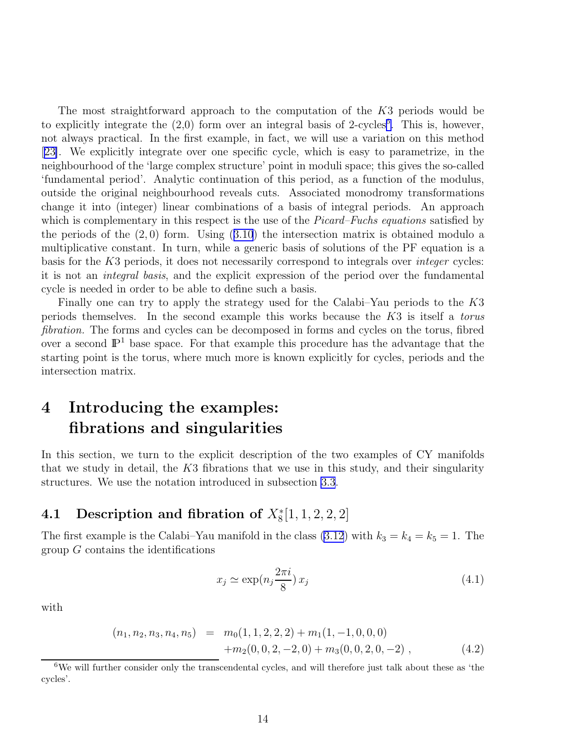The most straightforward approach to the computation of the $K3$ periods would be to explicitly integrate the (2,0) form over an integral basis of 2-cycles[6]. This is, however, not always practical. In the first example, in fact, we will use a variation on this method [23]. We explicitly integrate over one specific cycle, which is easy to parametrize, in the neighbourhood of the 'large complex structure' point in moduli space; this gives the so-called 'fundamental period'. Analytic continuation of this period, as a function of the modulus, outside the original neighbourhood reveals cuts. Associated monodromy transformations change it into (integer) linear combinations of a basis of integral periods. An approach which is complementary in this respect is the use of the *Picard–Fuchs equations* satisfied by the periods of the $(2,0)$ form. Using (3.10) the intersection matrix is obtained modulo a multiplicative constant. In turn, while a generic basis of solutions of the PF equation is a basis for the $K3$ periods, it does not necessarily correspond to integrals over *integer* cycles: it is not an *integral basis*, and the explicit expression of the period over the fundamental cycle is needed in order to be able to define such a basis.

Finally one can try to apply the strategy used for the Calabi–Yau periods to the $K3$ periods themselves. In the second example this works because the $K3$ is itself a *torus fibration.* The forms and cycles can be decomposed in forms and cycles on the torus, fibred over a second $\mathbb{P}^1$ base space. For that example this procedure has the advantage that the starting point is the torus, where much more is known explicitly for cycles, periods and the intersection matrix.

# 4 Introducing the examples: fibrations and singularities

In this section, we turn to the explicit description of the two examples of CY manifolds that we study in detail, the $K3$ fibrations that we use in this study, and their singularity structures. We use the notation introduced in subsection 3.3.

## 4.1 Description and fibration of $X_8^*[1,1,2,2,2]$

The first example is the Calabi–Yau manifold in the class (3.12) with $k_3 = k_4 = k_5 = 1$. The group $G$ contains the identifications

$$x_j \simeq \exp(n_j \frac{2\pi i}{8})\, x_j \tag{4.1}$$

with

$$\begin{aligned}(n_1, n_2, n_3, n_4, n_5) \;&=\; m_0(1,1,2,2,2) + m_1(1,-1,0,0,0) \\ &\quad + m_2(0,0,2,-2,0) + m_3(0,0,2,0,-2)\;, \end{aligned} \tag{4.2}$$

[6] We will further consider only the transcendental cycles, and will therefore just talk about these as 'the cycles'.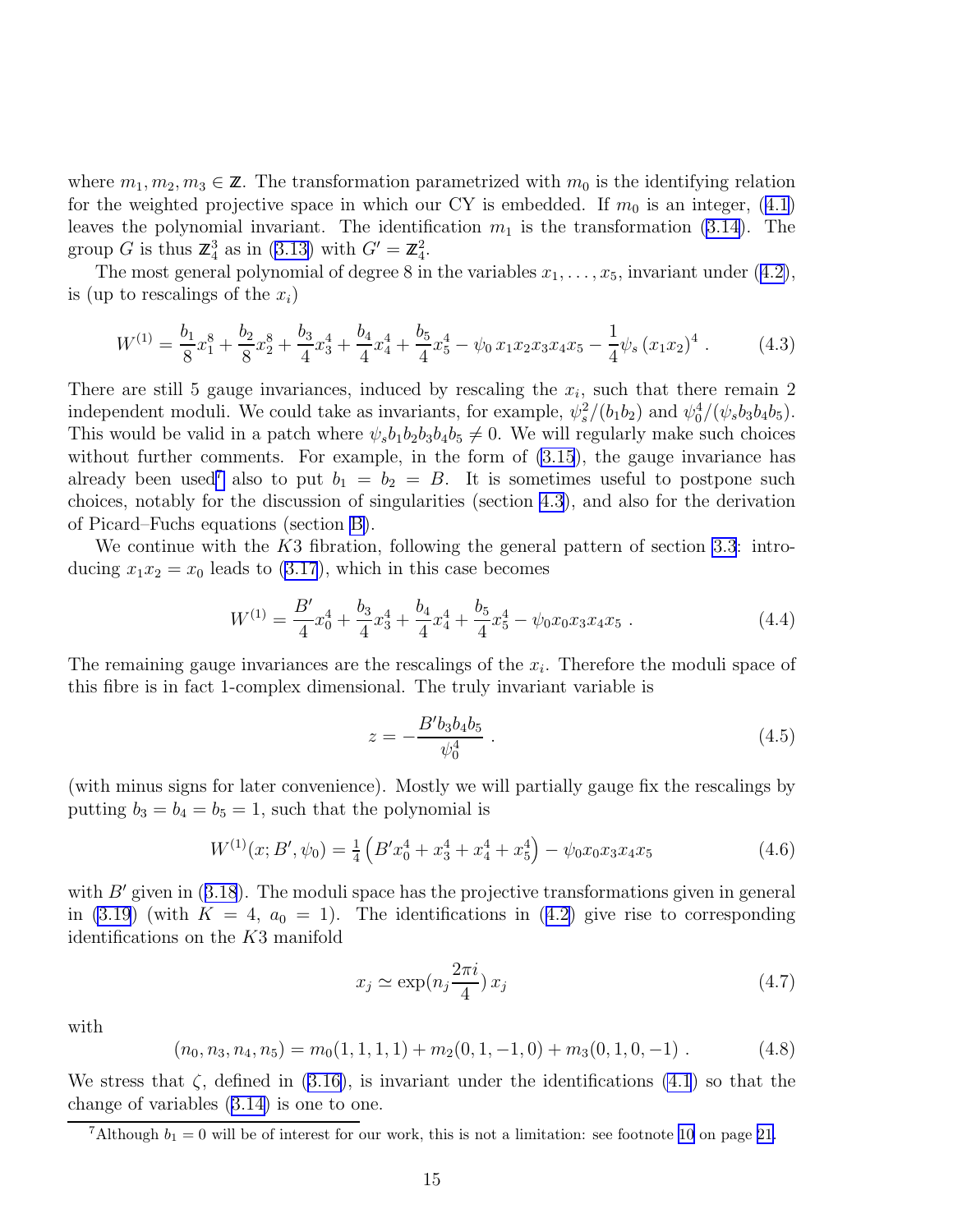where $m_1, m_2, m_3 \in \mathbb{Z}$. The transformation parametrized with $m_0$ is the identifying relation for the weighted projective space in which our CY is embedded. If $m_0$ is an integer, (4.1) leaves the polynomial invariant. The identification $m_1$ is the transformation (3.14). The group $G$ is thus $\mathbb{Z}_4^3$ as in (3.13) with $G' = \mathbb{Z}_4^2$.

The most general polynomial of degree 8 in the variables $x_1, \ldots, x_5$, invariant under (4.2), is (up to rescalings of the $x_i$)

$$
W^{(1)} = \frac{b_1}{8} x_1^8 + \frac{b_2}{8} x_2^8 + \frac{b_3}{4} x_3^4 + \frac{b_4}{4} x_4^4 + \frac{b_5}{4} x_5^4 - \psi_0 \, x_1 x_2 x_3 x_4 x_5 - \frac{1}{4} \psi_s \, (x_1 x_2)^4 \; . \tag{4.3}
$$

There are still 5 gauge invariances, induced by rescaling the $x_i$, such that there remain 2 independent moduli. We could take as invariants, for example, $\psi_s^2/(b_1 b_2)$ and $\psi_0^4/(\psi_s b_3 b_4 b_5)$. This would be valid in a patch where $\psi_s b_1 b_2 b_3 b_4 b_5 \neq 0$. We will regularly make such choices without further comments. For example, in the form of (3.15), the gauge invariance has already been used[7] also to put $b_1 = b_2 = B$. It is sometimes useful to postpone such choices, notably for the discussion of singularities (section 4.3), and also for the derivation of Picard–Fuchs equations (section B).

We continue with the $K3$ fibration, following the general pattern of section 3.3: introducing $x_1 x_2 = x_0$ leads to (3.17), which in this case becomes

$$
W^{(1)} = \frac{B'}{4} x_0^4 + \frac{b_3}{4} x_3^4 + \frac{b_4}{4} x_4^4 + \frac{b_5}{4} x_5^4 - \psi_0 x_0 x_3 x_4 x_5 \; . \tag{4.4}
$$

The remaining gauge invariances are the rescalings of the $x_i$. Therefore the moduli space of this fibre is in fact 1-complex dimensional. The truly invariant variable is

$$
z = -\frac{B' b_3 b_4 b_5}{\psi_0^4} \; . \tag{4.5}
$$

(with minus signs for later convenience). Mostly we will partially gauge fix the rescalings by putting $b_3 = b_4 = b_5 = 1$, such that the polynomial is

$$
W^{(1)}(x; B', \psi_0) = \tfrac{1}{4} \left( B' x_0^4 + x_3^4 + x_4^4 + x_5^4 \right) - \psi_0 x_0 x_3 x_4 x_5 \tag{4.6}
$$

with $B'$ given in (3.18). The moduli space has the projective transformations given in general in (3.19) (with $K = 4$, $a_0 = 1$). The identifications in (4.2) give rise to corresponding identifications on the $K3$ manifold

$$
x_j \simeq \exp(n_j \frac{2\pi i}{4}) \, x_j \tag{4.7}
$$

with

$$
(n_0, n_3, n_4, n_5) = m_0(1,1,1,1) + m_2(0,1,-1,0) + m_3(0,1,0,-1) \; . \tag{4.8}
$$

We stress that $\zeta$, defined in (3.16), is invariant under the identifications (4.1) so that the change of variables (3.14) is one to one.

[7] Although $b_1 = 0$ will be of interest for our work, this is not a limitation: see footnote 10 on page 21.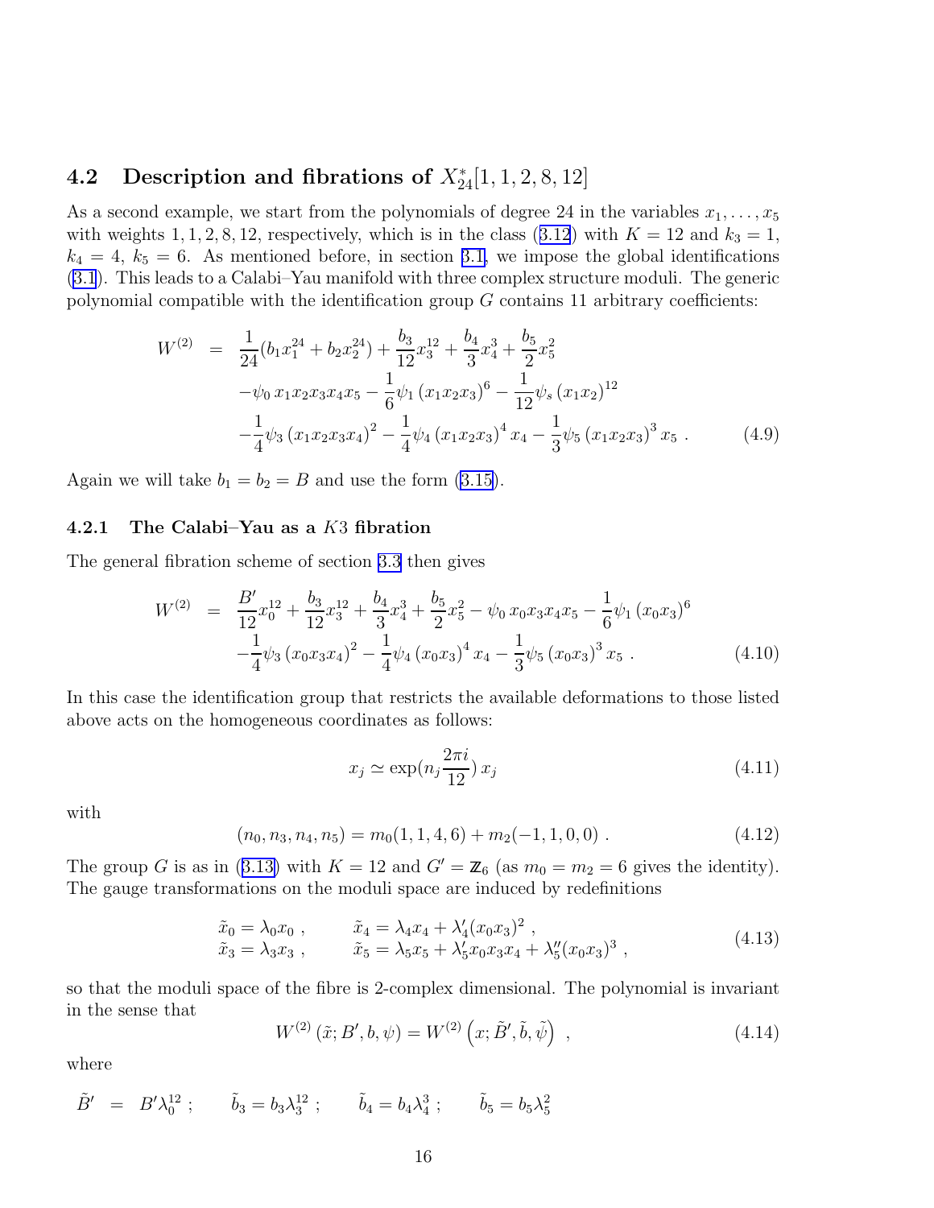### 4.2 Description and fibrations of $X^*_{24}[1,1,2,8,12]$

As a second example, we start from the polynomials of degree 24 in the variables $x_1, \ldots, x_5$ with weights 1, 1, 2, 8, 12, respectively, which is in the class (3.12) with $K = 12$ and $k_3 = 1$, $k_4 = 4$, $k_5 = 6$. As mentioned before, in section 3.1, we impose the global identifications (3.1). This leads to a Calabi–Yau manifold with three complex structure moduli. The generic polynomial compatible with the identification group $G$ contains 11 arbitrary coefficients:

$$
\begin{aligned}
W^{(2)} \;=\; & \frac{1}{24}(b_1 x_1^{24} + b_2 x_2^{24}) + \frac{b_3}{12} x_3^{12} + \frac{b_4}{3} x_4^3 + \frac{b_5}{2} x_5^2 \\
& - \psi_0\, x_1 x_2 x_3 x_4 x_5 - \frac{1}{6}\psi_1 \left(x_1 x_2 x_3\right)^6 - \frac{1}{12}\psi_s \left(x_1 x_2\right)^{12} \\
& - \frac{1}{4}\psi_3 \left(x_1 x_2 x_3 x_4\right)^2 - \frac{1}{4}\psi_4 \left(x_1 x_2 x_3\right)^4 x_4 - \frac{1}{3}\psi_5 \left(x_1 x_2 x_3\right)^3 x_5 \ . 
\end{aligned}
\tag{4.9}
$$

Again we will take $b_1 = b_2 = B$ and use the form (3.15).

#### 4.2.1 The Calabi–Yau as a $K3$ fibration

The general fibration scheme of section 3.3 then gives

$$
\begin{aligned}
W^{(2)} \;=\; & \frac{B'}{12} x_0^{12} + \frac{b_3}{12} x_3^{12} + \frac{b_4}{3} x_4^3 + \frac{b_5}{2} x_5^2 - \psi_0\, x_0 x_3 x_4 x_5 - \frac{1}{6}\psi_1 \left(x_0 x_3\right)^6 \\
& - \frac{1}{4}\psi_3 \left(x_0 x_3 x_4\right)^2 - \frac{1}{4}\psi_4 \left(x_0 x_3\right)^4 x_4 - \frac{1}{3}\psi_5 \left(x_0 x_3\right)^3 x_5 \ .
\end{aligned}
\tag{4.10}
$$

In this case the identification group that restricts the available deformations to those listed above acts on the homogeneous coordinates as follows:

$$
x_j \simeq \exp(n_j \frac{2\pi i}{12})\, x_j \tag{4.11}
$$

with

$$
(n_0, n_3, n_4, n_5) = m_0(1, 1, 4, 6) + m_2(-1, 1, 0, 0) \ . \tag{4.12}
$$

The group $G$ is as in (3.13) with $K = 12$ and $G' = \mathbb{Z}_6$ (as $m_0 = m_2 = 6$ gives the identity). The gauge transformations on the moduli space are induced by redefinitions

$$
\begin{aligned}
\tilde{x}_0 &= \lambda_0 x_0 \ , & \tilde{x}_4 &= \lambda_4 x_4 + \lambda_4' (x_0 x_3)^2 \ , \\
\tilde{x}_3 &= \lambda_3 x_3 \ , & \tilde{x}_5 &= \lambda_5 x_5 + \lambda_5' x_0 x_3 x_4 + \lambda_5'' (x_0 x_3)^3 \ ,
\end{aligned}
\tag{4.13}
$$

so that the moduli space of the fibre is 2-complex dimensional. The polynomial is invariant in the sense that

$$
W^{(2)}\left(\tilde{x}; B', b, \psi\right) = W^{(2)}\left(x; \tilde{B}', \tilde{b}, \tilde{\psi}\right) \ , \tag{4.14}
$$

where

$$
\tilde{B}' \;=\; B' \lambda_0^{12} \ ; \qquad \tilde{b}_3 = b_3 \lambda_3^{12} \ ; \qquad \tilde{b}_4 = b_4 \lambda_4^3 \ ; \qquad \tilde{b}_5 = b_5 \lambda_5^2
$$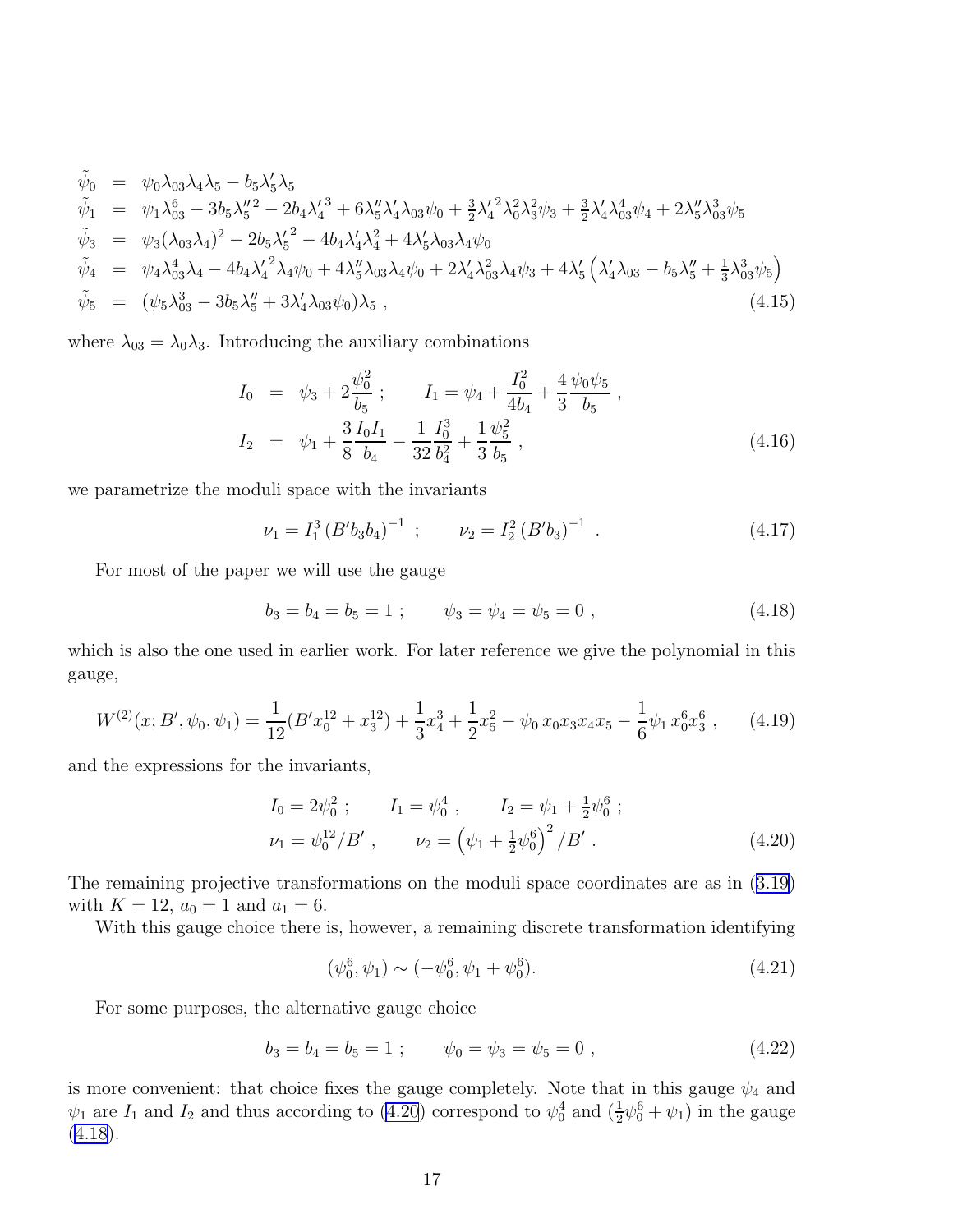$$
\begin{aligned}
\tilde{\psi}_0 &= \psi_0 \lambda_{03}\lambda_4\lambda_5 - b_5 \lambda_5' \lambda_5 \\
\tilde{\psi}_1 &= \psi_1 \lambda_{03}^6 - 3b_5 \lambda_5''^2 - 2b_4 \lambda_4'^3 + 6\lambda_5''\lambda_4'\lambda_{03}\psi_0 + \tfrac{3}{2}\lambda_4'^2\lambda_0^2\lambda_3^2\psi_3 + \tfrac{3}{2}\lambda_4'\lambda_{03}^4\psi_4 + 2\lambda_5''\lambda_{03}^3\psi_5 \\
\tilde{\psi}_3 &= \psi_3(\lambda_{03}\lambda_4)^2 - 2b_5\lambda_5'^2 - 4b_4\lambda_4'\lambda_4^2 + 4\lambda_5'\lambda_{03}\lambda_4\psi_0 \\
\tilde{\psi}_4 &= \psi_4\lambda_{03}^4\lambda_4 - 4b_4\lambda_4'^2\lambda_4\psi_0 + 4\lambda_5''\lambda_{03}\lambda_4\psi_0 + 2\lambda_4'\lambda_{03}^2\lambda_4\psi_3 + 4\lambda_5'\left(\lambda_4'\lambda_{03} - b_5\lambda_5'' + \tfrac{1}{3}\lambda_{03}^3\psi_5\right) \\
\tilde{\psi}_5 &= (\psi_5\lambda_{03}^3 - 3b_5\lambda_5'' + 3\lambda_4'\lambda_{03}\psi_0)\lambda_5 \,,
\end{aligned}
\tag{4.15}
$$

where $\lambda_{03} = \lambda_0\lambda_3$. Introducing the auxiliary combinations

$$
\begin{aligned}
I_0 &= \psi_3 + 2\frac{\psi_0^2}{b_5}\,; \qquad I_1 = \psi_4 + \frac{I_0^2}{4b_4} + \frac{4}{3}\frac{\psi_0\psi_5}{b_5}\,, \\
I_2 &= \psi_1 + \frac{3}{8}\frac{I_0 I_1}{b_4} - \frac{1}{32}\frac{I_0^3}{b_4^2} + \frac{1}{3}\frac{\psi_5^2}{b_5}\,,
\end{aligned}
\tag{4.16}
$$

we parametrize the moduli space with the invariants

$$
\nu_1 = I_1^3\,(B' b_3 b_4)^{-1}\;; \qquad \nu_2 = I_2^2\,(B' b_3)^{-1}\;. \tag{4.17}
$$

For most of the paper we will use the gauge

$$
b_3 = b_4 = b_5 = 1\;; \qquad \psi_3 = \psi_4 = \psi_5 = 0\,, \tag{4.18}
$$

which is also the one used in earlier work. For later reference we give the polynomial in this gauge,

$$
W^{(2)}(x; B', \psi_0, \psi_1) = \frac{1}{12}(B' x_0^{12} + x_3^{12}) + \frac{1}{3}x_4^3 + \frac{1}{2}x_5^2 - \psi_0\, x_0 x_3 x_4 x_5 - \frac{1}{6}\psi_1\, x_0^6 x_3^6\,, \tag{4.19}
$$

and the expressions for the invariants,

$$
\begin{aligned}
I_0 &= 2\psi_0^2\;; \qquad I_1 = \psi_0^4\,, \qquad I_2 = \psi_1 + \tfrac{1}{2}\psi_0^6\;; \\
\nu_1 &= \psi_0^{12}/B'\,, \qquad \nu_2 = \left(\psi_1 + \tfrac{1}{2}\psi_0^6\right)^2/B'\,.
\end{aligned}
\tag{4.20}
$$

The remaining projective transformations on the moduli space coordinates are as in (3.19) with $K = 12$, $a_0 = 1$ and $a_1 = 6$.

With this gauge choice there is, however, a remaining discrete transformation identifying

$$
(\psi_0^6, \psi_1) \sim (-\psi_0^6, \psi_1 + \psi_0^6). \tag{4.21}
$$

For some purposes, the alternative gauge choice

$$
b_3 = b_4 = b_5 = 1\;; \qquad \psi_0 = \psi_3 = \psi_5 = 0\,, \tag{4.22}
$$

is more convenient: that choice fixes the gauge completely. Note that in this gauge $\psi_4$ and $\psi_1$ are $I_1$ and $I_2$ and thus according to (4.20) correspond to $\psi_0^4$ and $(\frac{1}{2}\psi_0^6 + \psi_1)$ in the gauge (4.18).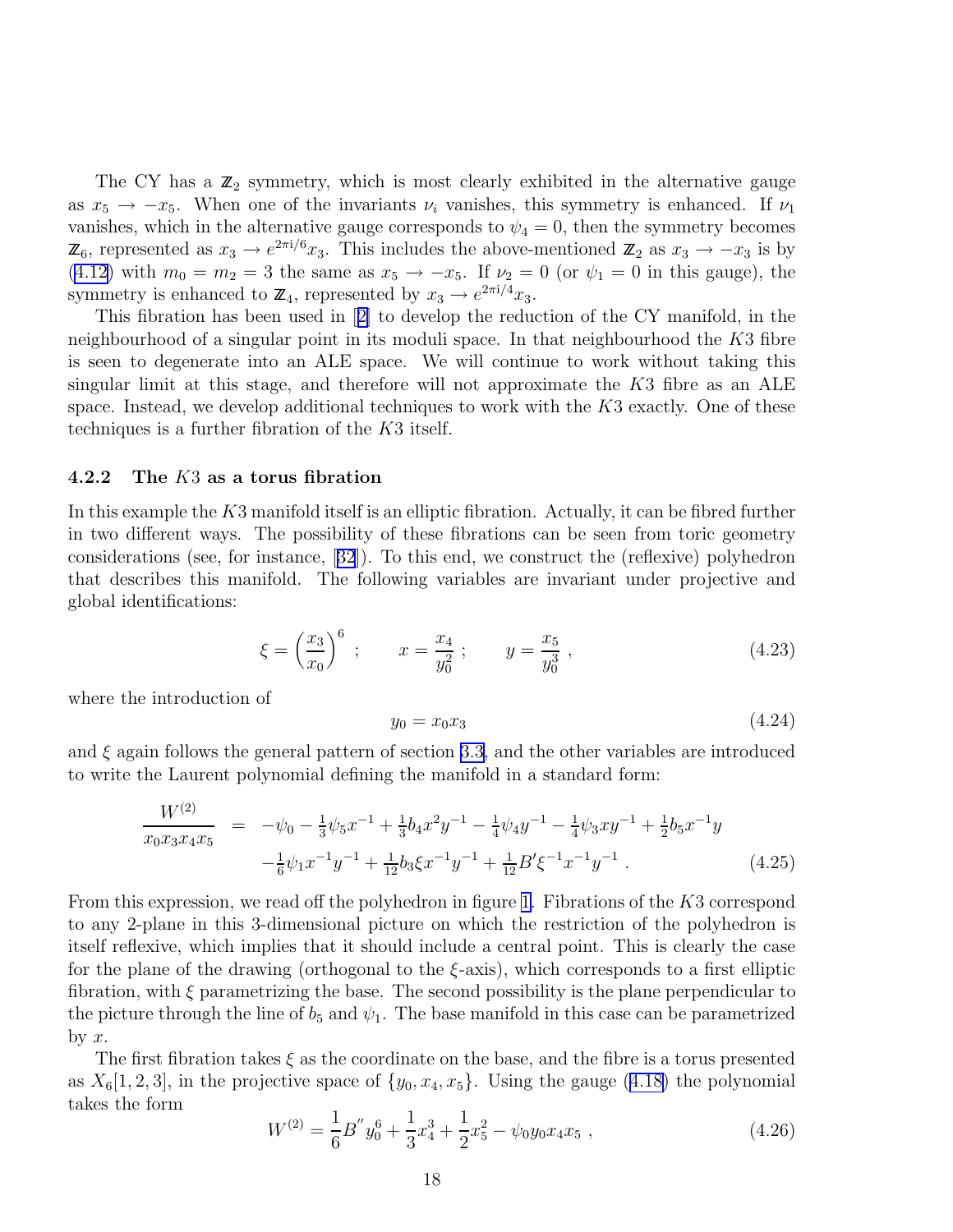The CY has a $\mathbb{Z}_2$ symmetry, which is most clearly exhibited in the alternative gauge as $x_5 \to -x_5$. When one of the invariants $\nu_i$ vanishes, this symmetry is enhanced. If $\nu_1$ vanishes, which in the alternative gauge corresponds to $\psi_4 = 0$, then the symmetry becomes $\mathbb{Z}_6$, represented as $x_3 \to e^{2\pi i/6} x_3$. This includes the above-mentioned $\mathbb{Z}_2$ as $x_3 \to -x_3$ is by (4.12) with $m_0 = m_2 = 3$ the same as $x_5 \to -x_5$. If $\nu_2 = 0$ (or $\psi_1 = 0$ in this gauge), the symmetry is enhanced to $\mathbb{Z}_4$, represented by $x_3 \to e^{2\pi i/4} x_3$.

This fibration has been used in [2] to develop the reduction of the CY manifold, in the neighbourhood of a singular point in its moduli space. In that neighbourhood the $K3$ fibre is seen to degenerate into an ALE space. We will continue to work without taking this singular limit at this stage, and therefore will not approximate the $K3$ fibre as an ALE space. Instead, we develop additional techniques to work with the $K3$ exactly. One of these techniques is a further fibration of the $K3$ itself.

### 4.2.2 The $K3$ as a torus fibration

In this example the $K3$ manifold itself is an elliptic fibration. Actually, it can be fibred further in two different ways. The possibility of these fibrations can be seen from toric geometry considerations (see, for instance, [32]). To this end, we construct the (reflexive) polyhedron that describes this manifold. The following variables are invariant under projective and global identifications:

$$\xi = \left(\frac{x_3}{x_0}\right)^6 \ ; \qquad x = \frac{x_4}{y_0^2} \ ; \qquad y = \frac{x_5}{y_0^3} \ , \tag{4.23}$$

where the introduction of

$$y_0 = x_0 x_3 \tag{4.24}$$

and $\xi$ again follows the general pattern of section 3.3, and the other variables are introduced to write the Laurent polynomial defining the manifold in a standard form:

$$\begin{aligned} \frac{W^{(2)}}{x_0 x_3 x_4 x_5} \ = \ & -\psi_0 - \tfrac{1}{3}\psi_5 x^{-1} + \tfrac{1}{3} b_4 x^2 y^{-1} - \tfrac{1}{4}\psi_4 y^{-1} - \tfrac{1}{4}\psi_3 x y^{-1} + \tfrac{1}{2} b_5 x^{-1} y \\ & - \tfrac{1}{6}\psi_1 x^{-1} y^{-1} + \tfrac{1}{12} b_3 \xi x^{-1} y^{-1} + \tfrac{1}{12} B' \xi^{-1} x^{-1} y^{-1} \ . \end{aligned} \tag{4.25}$$

From this expression, we read off the polyhedron in figure 1. Fibrations of the $K3$ correspond to any 2-plane in this 3-dimensional picture on which the restriction of the polyhedron is itself reflexive, which implies that it should include a central point. This is clearly the case for the plane of the drawing (orthogonal to the $\xi$-axis), which corresponds to a first elliptic fibration, with $\xi$ parametrizing the base. The second possibility is the plane perpendicular to the picture through the line of $b_5$ and $\psi_1$. The base manifold in this case can be parametrized by $x$.

The first fibration takes $\xi$ as the coordinate on the base, and the fibre is a torus presented as $X_6[1, 2, 3]$, in the projective space of $\{y_0, x_4, x_5\}$. Using the gauge (4.18) the polynomial takes the form

$$W^{(2)} = \frac{1}{6} B'' y_0^6 + \frac{1}{3} x_4^3 + \frac{1}{2} x_5^2 - \psi_0 y_0 x_4 x_5 \ , \tag{4.26}$$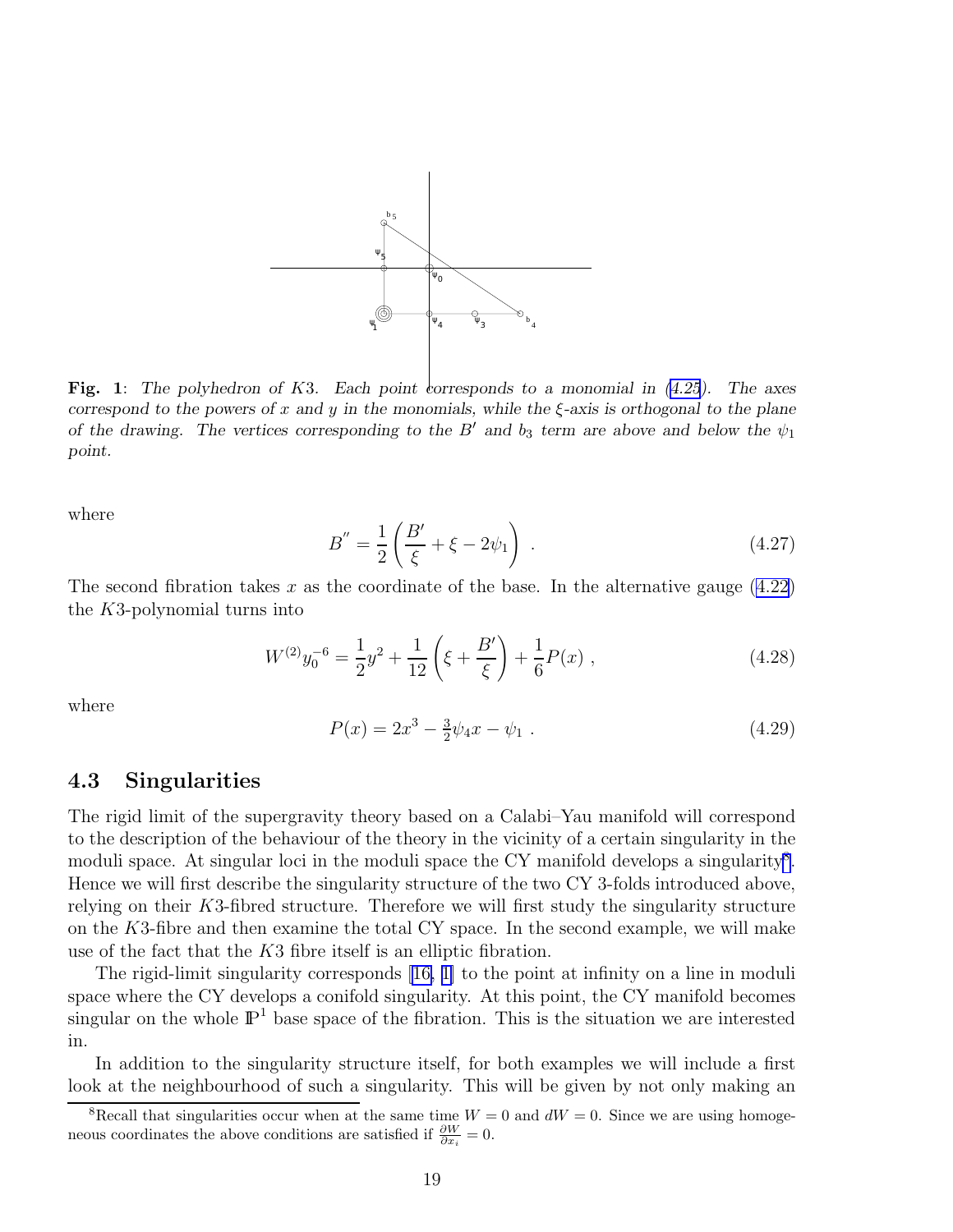**Fig. 1**: *The polyhedron of K3. Each point corresponds to a monomial in (4.25). The axes correspond to the powers of x and y in the monomials, while the ξ-axis is orthogonal to the plane of the drawing. The vertices corresponding to the $B'$ and $b_3$ term are above and below the $\psi_1$ point.*

where

$$B^{''} = \frac{1}{2}\left(\frac{B'}{\xi} + \xi - 2\psi_1\right) \ . \tag{4.27}$$

The second fibration takes $x$ as the coordinate of the base. In the alternative gauge (4.22) the $K3$-polynomial turns into

$$W^{(2)} y_0^{-6} = \frac{1}{2}y^2 + \frac{1}{12}\left(\xi + \frac{B'}{\xi}\right) + \frac{1}{6}P(x) \ , \tag{4.28}$$

where

$$P(x) = 2x^3 - \tfrac{3}{2}\psi_4 x - \psi_1 \ . \tag{4.29}$$

## 4.3 Singularities

The rigid limit of the supergravity theory based on a Calabi–Yau manifold will correspond to the description of the behaviour of the theory in the vicinity of a certain singularity in the moduli space. At singular loci in the moduli space the CY manifold develops a singularity[8]. Hence we will first describe the singularity structure of the two CY 3-folds introduced above, relying on their $K3$-fibred structure. Therefore we will first study the singularity structure on the $K3$-fibre and then examine the total CY space. In the second example, we will make use of the fact that the $K3$ fibre itself is an elliptic fibration.

The rigid-limit singularity corresponds [16, 1] to the point at infinity on a line in moduli space where the CY develops a conifold singularity. At this point, the CY manifold becomes singular on the whole $\mathbb{P}^1$ base space of the fibration. This is the situation we are interested in.

In addition to the singularity structure itself, for both examples we will include a first look at the neighbourhood of such a singularity. This will be given by not only making an

[8] Recall that singularities occur when at the same time $W = 0$ and $dW = 0$. Since we are using homogeneous coordinates the above conditions are satisfied if $\frac{\partial W}{\partial x_i} = 0$.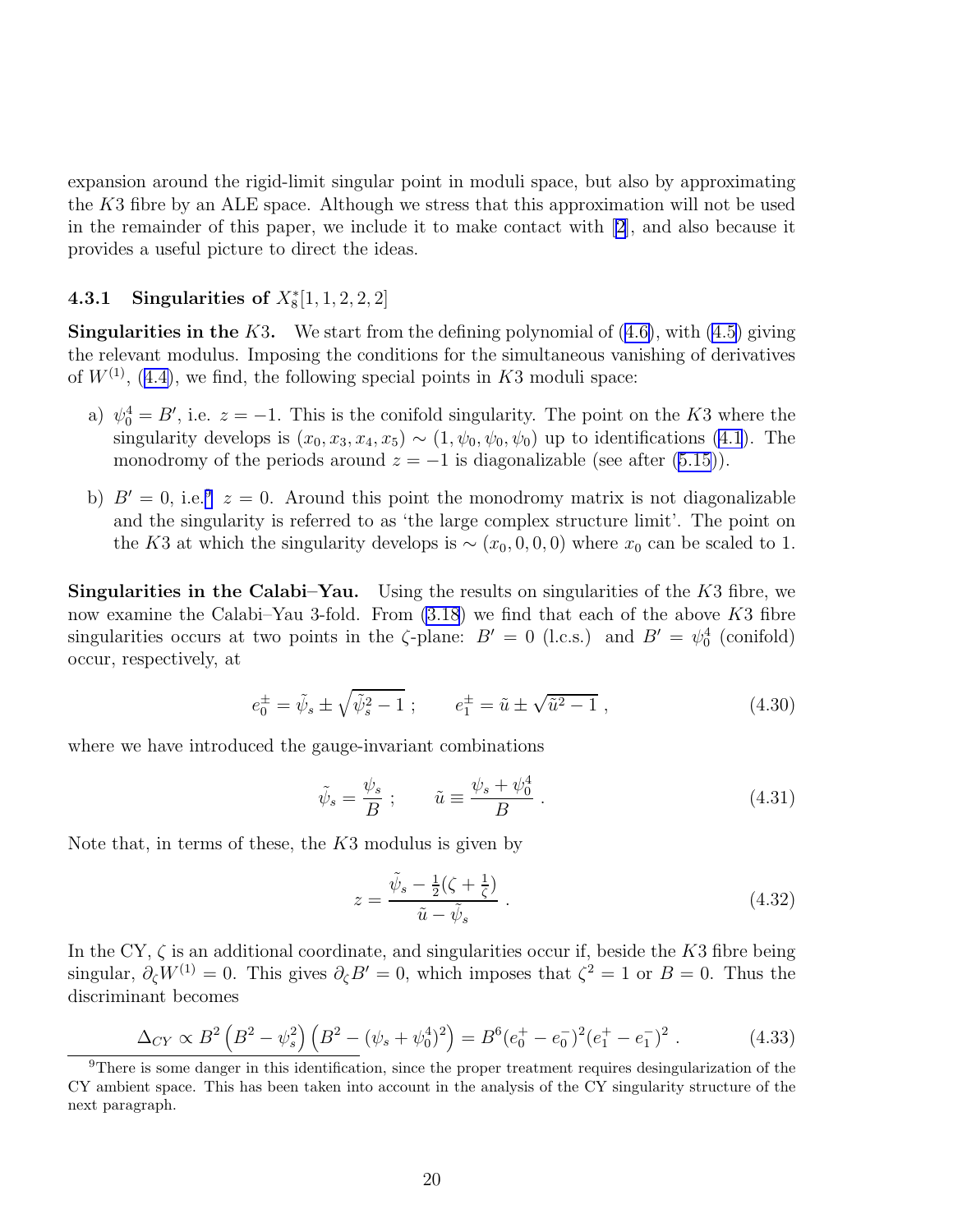expansion around the rigid-limit singular point in moduli space, but also by approximating the $K3$ fibre by an ALE space. Although we stress that this approximation will not be used in the remainder of this paper, we include it to make contact with [2], and also because it provides a useful picture to direct the ideas.

#### 4.3.1 Singularities of $X_8^*[1,1,2,2,2]$

**Singularities in the $K3$.** We start from the defining polynomial of (4.6), with (4.5) giving the relevant modulus. Imposing the conditions for the simultaneous vanishing of derivatives of $W^{(1)}$, (4.4), we find, the following special points in $K3$ moduli space:

a) $\psi_0^4 = B'$, i.e. $z = -1$. This is the conifold singularity. The point on the $K3$ where the singularity develops is $(x_0, x_3, x_4, x_5) \sim (1, \psi_0, \psi_0, \psi_0)$ up to identifications (4.1). The monodromy of the periods around $z = -1$ is diagonalizable (see after (5.15)).

b) $B' = 0$, i.e.[9] $z = 0$. Around this point the monodromy matrix is not diagonalizable and the singularity is referred to as 'the large complex structure limit'. The point on the $K3$ at which the singularity develops is $\sim (x_0, 0, 0, 0)$ where $x_0$ can be scaled to 1.

**Singularities in the Calabi–Yau.** Using the results on singularities of the $K3$ fibre, we now examine the Calabi–Yau 3-fold. From (3.18) we find that each of the above $K3$ fibre singularities occurs at two points in the $\zeta$-plane: $B' = 0$ (l.c.s.) and $B' = \psi_0^4$ (conifold) occur, respectively, at

$$e_0^{\pm} = \tilde{\psi}_s \pm \sqrt{\tilde{\psi}_s^2 - 1}\ ; \qquad e_1^{\pm} = \tilde{u} \pm \sqrt{\tilde{u}^2 - 1}\ , \tag{4.30}$$

where we have introduced the gauge-invariant combinations

$$\tilde{\psi}_s = \frac{\psi_s}{B}\ ; \qquad \tilde{u} \equiv \frac{\psi_s + \psi_0^4}{B}\ . \tag{4.31}$$

Note that, in terms of these, the $K3$ modulus is given by

$$z = \frac{\tilde{\psi}_s - \frac{1}{2}(\zeta + \frac{1}{\zeta})}{\tilde{u} - \tilde{\psi}_s}\ . \tag{4.32}$$

In the CY, $\zeta$ is an additional coordinate, and singularities occur if, beside the $K3$ fibre being singular, $\partial_\zeta W^{(1)} = 0$. This gives $\partial_\zeta B' = 0$, which imposes that $\zeta^2 = 1$ or $B = 0$. Thus the discriminant becomes

$$\Delta_{CY} \propto B^2 \left(B^2 - \psi_s^2\right)\left(B^2 - (\psi_s + \psi_0^4)^2\right) = B^6 (e_0^+ - e_0^-)^2 (e_1^+ - e_1^-)^2\ . \tag{4.33}$$

[9] There is some danger in this identification, since the proper treatment requires desingularization of the CY ambient space. This has been taken into account in the analysis of the CY singularity structure of the next paragraph.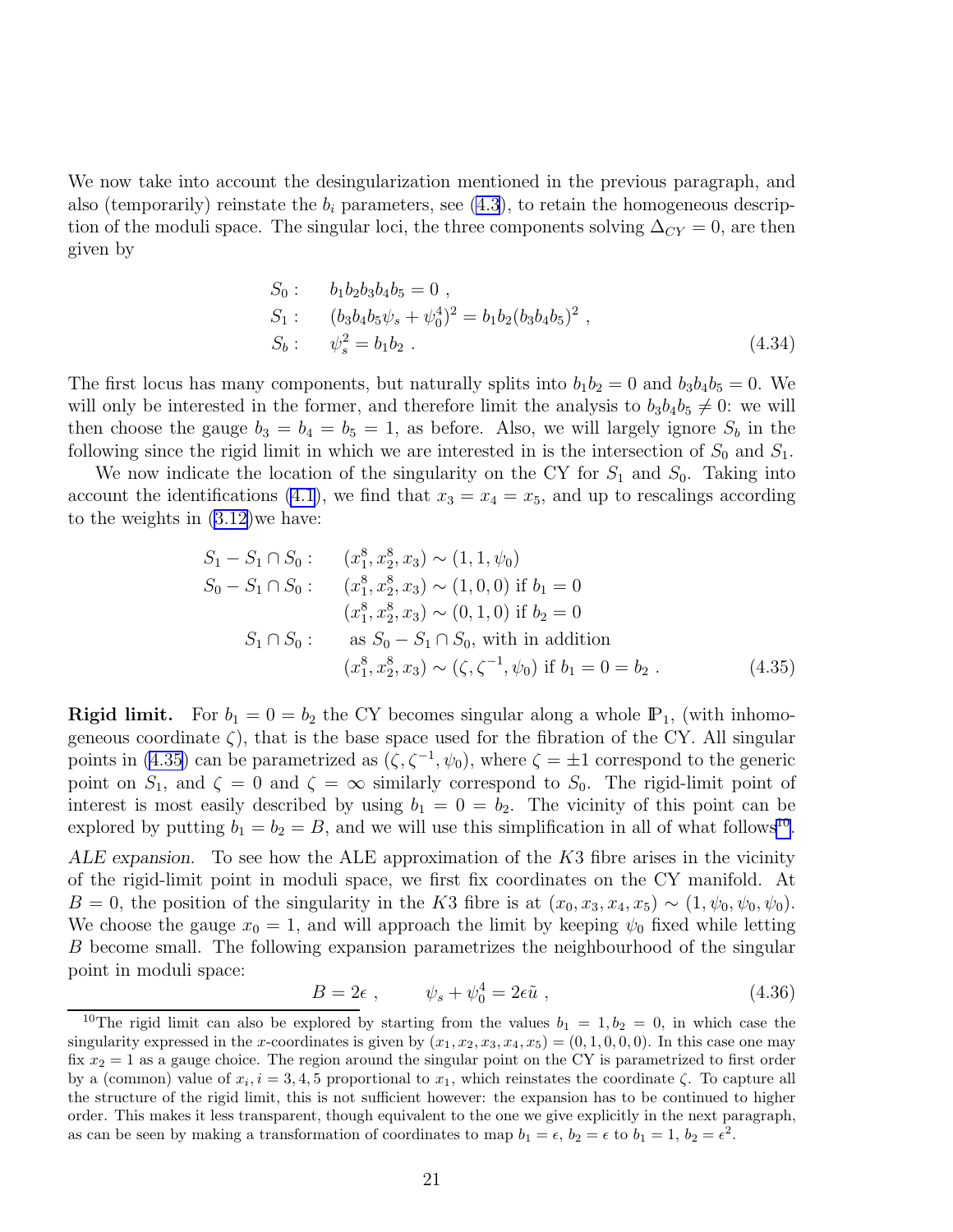We now take into account the desingularization mentioned in the previous paragraph, and also (temporarily) reinstate the $b_i$ parameters, see (4.3), to retain the homogeneous description of the moduli space. The singular loci, the three components solving $\Delta_{CY} = 0$, are then given by

$$
\begin{aligned}
S_0: &\quad b_1 b_2 b_3 b_4 b_5 = 0 \ , \\
S_1: &\quad (b_3 b_4 b_5 \psi_s + \psi_0^4)^2 = b_1 b_2 (b_3 b_4 b_5)^2 \ , \\
S_b: &\quad \psi_s^2 = b_1 b_2 \ .
\end{aligned}
\tag{4.34}
$$

The first locus has many components, but naturally splits into $b_1 b_2 = 0$ and $b_3 b_4 b_5 = 0$. We will only be interested in the former, and therefore limit the analysis to $b_3 b_4 b_5 \neq 0$: we will then choose the gauge $b_3 = b_4 = b_5 = 1$, as before. Also, we will largely ignore $S_b$ in the following since the rigid limit in which we are interested in is the intersection of $S_0$ and $S_1$.

We now indicate the location of the singularity on the CY for $S_1$ and $S_0$. Taking into account the identifications (4.1), we find that $x_3 = x_4 = x_5$, and up to rescalings according to the weights in (3.12)we have:

$$
\begin{aligned}
S_1 - S_1 \cap S_0: &\quad (x_1^8, x_2^8, x_3) \sim (1, 1, \psi_0) \\
S_0 - S_1 \cap S_0: &\quad (x_1^8, x_2^8, x_3) \sim (1, 0, 0) \text{ if } b_1 = 0 \\
&\quad (x_1^8, x_2^8, x_3) \sim (0, 1, 0) \text{ if } b_2 = 0 \\
S_1 \cap S_0: &\quad \text{as } S_0 - S_1 \cap S_0, \text{ with in addition} \\
&\quad (x_1^8, x_2^8, x_3) \sim (\zeta, \zeta^{-1}, \psi_0) \text{ if } b_1 = 0 = b_2 \ .
\end{aligned}
\tag{4.35}
$$

**Rigid limit.** For $b_1 = 0 = b_2$ the CY becomes singular along a whole $\mathbb{P}_1$, (with inhomogeneous coordinate $\zeta$), that is the base space used for the fibration of the CY. All singular points in (4.35) can be parametrized as $(\zeta, \zeta^{-1}, \psi_0)$, where $\zeta = \pm 1$ correspond to the generic point on $S_1$, and $\zeta = 0$ and $\zeta = \infty$ similarly correspond to $S_0$. The rigid-limit point of interest is most easily described by using $b_1 = 0 = b_2$. The vicinity of this point can be explored by putting $b_1 = b_2 = B$, and we will use this simplification in all of what follows[10].

*ALE expansion.* To see how the ALE approximation of the $K3$ fibre arises in the vicinity of the rigid-limit point in moduli space, we first fix coordinates on the CY manifold. At $B = 0$, the position of the singularity in the $K3$ fibre is at $(x_0, x_3, x_4, x_5) \sim (1, \psi_0, \psi_0, \psi_0)$. We choose the gauge $x_0 = 1$, and will approach the limit by keeping $\psi_0$ fixed while letting $B$ become small. The following expansion parametrizes the neighbourhood of the singular point in moduli space:

$$
B = 2\epsilon \ , \qquad \psi_s + \psi_0^4 = 2\epsilon \tilde{u} \ ,
\tag{4.36}
$$

[10] The rigid limit can also be explored by starting from the values $b_1 = 1, b_2 = 0$, in which case the singularity expressed in the $x$-coordinates is given by $(x_1, x_2, x_3, x_4, x_5) = (0, 1, 0, 0, 0)$. In this case one may fix $x_2 = 1$ as a gauge choice. The region around the singular point on the CY is parametrized to first order by a (common) value of $x_i, i = 3, 4, 5$ proportional to $x_1$, which reinstates the coordinate $\zeta$. To capture all the structure of the rigid limit, this is not sufficient however: the expansion has to be continued to higher order. This makes it less transparent, though equivalent to the one we give explicitly in the next paragraph, as can be seen by making a transformation of coordinates to map $b_1 = \epsilon$, $b_2 = \epsilon$ to $b_1 = 1$, $b_2 = \epsilon^2$.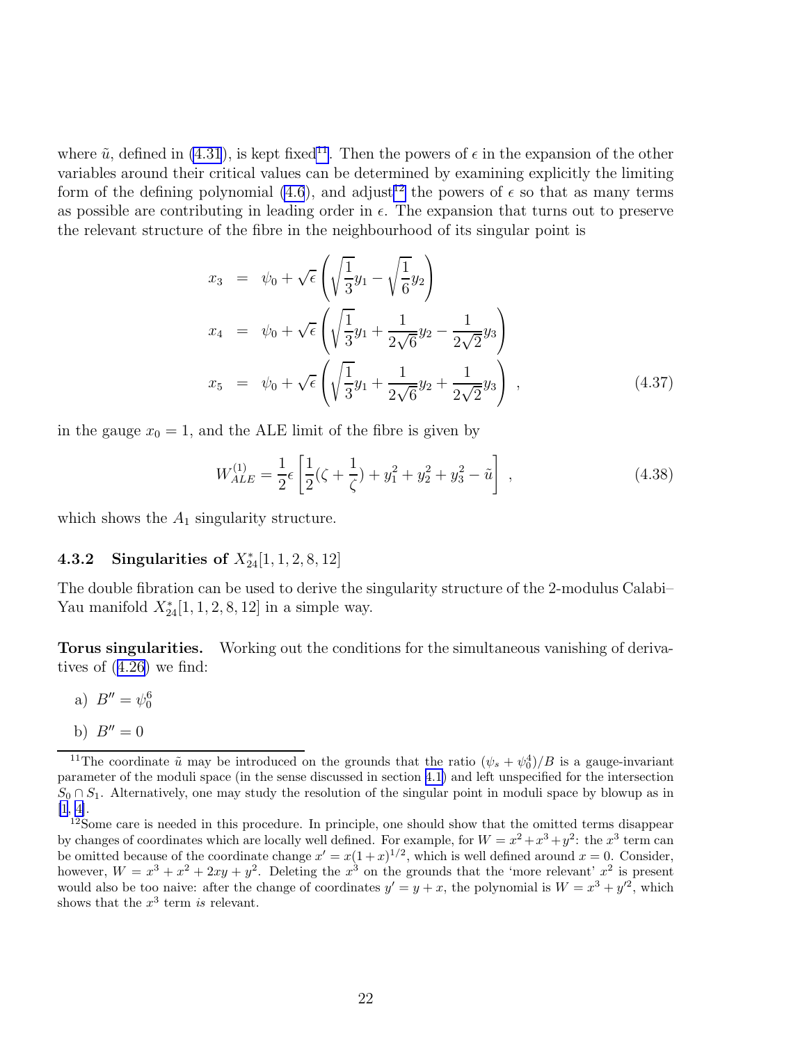where $\tilde{u}$, defined in (4.31), is kept fixed[11]. Then the powers of $\epsilon$ in the expansion of the other variables around their critical values can be determined by examining explicitly the limiting form of the defining polynomial (4.6), and adjust[12] the powers of $\epsilon$ so that as many terms as possible are contributing in leading order in $\epsilon$. The expansion that turns out to preserve the relevant structure of the fibre in the neighbourhood of its singular point is

$$
\begin{aligned}
x_3 &= \psi_0 + \sqrt{\epsilon}\left(\sqrt{\frac{1}{3}}y_1 - \sqrt{\frac{1}{6}}y_2\right) \\
x_4 &= \psi_0 + \sqrt{\epsilon}\left(\sqrt{\frac{1}{3}}y_1 + \frac{1}{2\sqrt{6}}y_2 - \frac{1}{2\sqrt{2}}y_3\right) \\
x_5 &= \psi_0 + \sqrt{\epsilon}\left(\sqrt{\frac{1}{3}}y_1 + \frac{1}{2\sqrt{6}}y_2 + \frac{1}{2\sqrt{2}}y_3\right) ,
\end{aligned}
\tag{4.37}
$$

in the gauge $x_0 = 1$, and the ALE limit of the fibre is given by

$$
W_{ALE}^{(1)} = \frac{1}{2}\epsilon\left[\frac{1}{2}(\zeta + \frac{1}{\zeta}) + y_1^2 + y_2^2 + y_3^2 - \tilde{u}\right] ,
\tag{4.38}
$$

which shows the $A_1$ singularity structure.

### 4.3.2 Singularities of $X_{24}^*[1,1,2,8,12]$

The double fibration can be used to derive the singularity structure of the 2-modulus Calabi–Yau manifold $X_{24}^*[1,1,2,8,12]$ in a simple way.

**Torus singularities.** Working out the conditions for the simultaneous vanishing of derivatives of (4.26) we find:

a) $B'' = \psi_0^6$

b) $B'' = 0$

---

[11] The coordinate $\tilde{u}$ may be introduced on the grounds that the ratio $(\psi_s + \psi_0^4)/B$ is a gauge-invariant parameter of the moduli space (in the sense discussed in section 4.1) and left unspecified for the intersection $S_0 \cap S_1$. Alternatively, one may study the resolution of the singular point in moduli space by blowup as in [1, 4].

[12] Some care is needed in this procedure. In principle, one should show that the omitted terms disappear by changes of coordinates which are locally well defined. For example, for $W = x^2 + x^3 + y^2$: the $x^3$ term can be omitted because of the coordinate change $x' = x(1+x)^{1/2}$, which is well defined around $x = 0$. Consider, however, $W = x^3 + x^2 + 2xy + y^2$. Deleting the $x^3$ on the grounds that the 'more relevant' $x^2$ is present would also be too naive: after the change of coordinates $y' = y + x$, the polynomial is $W = x^3 + y'^2$, which shows that the $x^3$ term *is* relevant.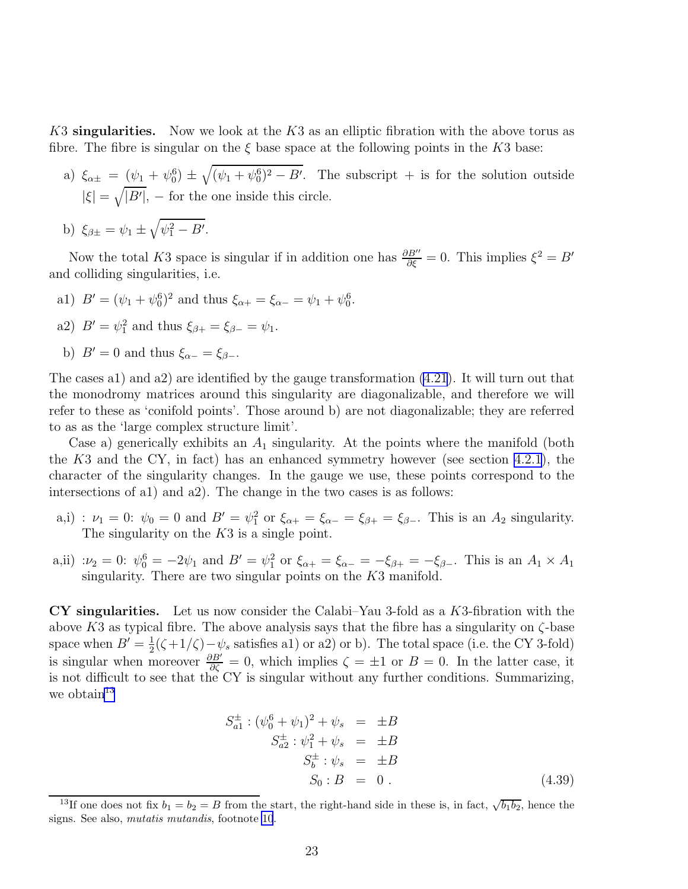**$K3$ singularities.** Now we look at the $K3$ as an elliptic fibration with the above torus as fibre. The fibre is singular on the $\xi$ base space at the following points in the $K3$ base:

a) $\xi_{\alpha\pm} = (\psi_1 + \psi_0^6) \pm \sqrt{(\psi_1 + \psi_0^6)^2 - B'}$. The subscript $+$ is for the solution outside $|\xi| = \sqrt{|B'|}$, $-$ for the one inside this circle.

b) $\xi_{\beta\pm} = \psi_1 \pm \sqrt{\psi_1^2 - B'}$.

Now the total $K3$ space is singular if in addition one has $\frac{\partial B''}{\partial \xi} = 0$. This implies $\xi^2 = B'$ and colliding singularities, i.e.

a1) $B' = (\psi_1 + \psi_0^6)^2$ and thus $\xi_{\alpha+} = \xi_{\alpha-} = \psi_1 + \psi_0^6$.

a2) $B' = \psi_1^2$ and thus $\xi_{\beta+} = \xi_{\beta-} = \psi_1$.

b) $B' = 0$ and thus $\xi_{\alpha-} = \xi_{\beta-}$.

The cases a1) and a2) are identified by the gauge transformation (4.21). It will turn out that the monodromy matrices around this singularity are diagonalizable, and therefore we will refer to these as 'conifold points'. Those around b) are not diagonalizable; they are referred to as as the 'large complex structure limit'.

Case a) generically exhibits an $A_1$ singularity. At the points where the manifold (both the $K3$ and the CY, in fact) has an enhanced symmetry however (see section 4.2.1), the character of the singularity changes. In the gauge we use, these points correspond to the intersections of a1) and a2). The change in the two cases is as follows:

a,i) : $\nu_1 = 0$: $\psi_0 = 0$ and $B' = \psi_1^2$ or $\xi_{\alpha+} = \xi_{\alpha-} = \xi_{\beta+} = \xi_{\beta-}$. This is an $A_2$ singularity. The singularity on the $K3$ is a single point.

a,ii) :$\nu_2 = 0$: $\psi_0^6 = -2\psi_1$ and $B' = \psi_1^2$ or $\xi_{\alpha+} = \xi_{\alpha-} = -\xi_{\beta+} = -\xi_{\beta-}$. This is an $A_1 \times A_1$ singularity. There are two singular points on the $K3$ manifold.

**CY singularities.** Let us now consider the Calabi–Yau 3-fold as a $K3$-fibration with the above $K3$ as typical fibre. The above analysis says that the fibre has a singularity on $\zeta$-base space when $B' = \frac{1}{2}(\zeta + 1/\zeta) - \psi_s$ satisfies a1) or a2) or b). The total space (i.e. the CY 3-fold) is singular when moreover $\frac{\partial B'}{\partial \zeta} = 0$, which implies $\zeta = \pm 1$ or $B = 0$. In the latter case, it is not difficult to see that the CY is singular without any further conditions. Summarizing, we obtain[13]

$$
\begin{aligned}
S_{a1}^{\pm} : (\psi_0^6 + \psi_1)^2 + \psi_s &= \pm B \\
S_{a2}^{\pm} : \psi_1^2 + \psi_s &= \pm B \\
S_b^{\pm} : \psi_s &= \pm B \\
S_0 : B &= 0 \,.
\end{aligned}
\tag{4.39}
$$

[13] If one does not fix $b_1 = b_2 = B$ from the start, the right-hand side in these is, in fact, $\sqrt{b_1 b_2}$, hence the signs. See also, *mutatis mutandis*, footnote 10.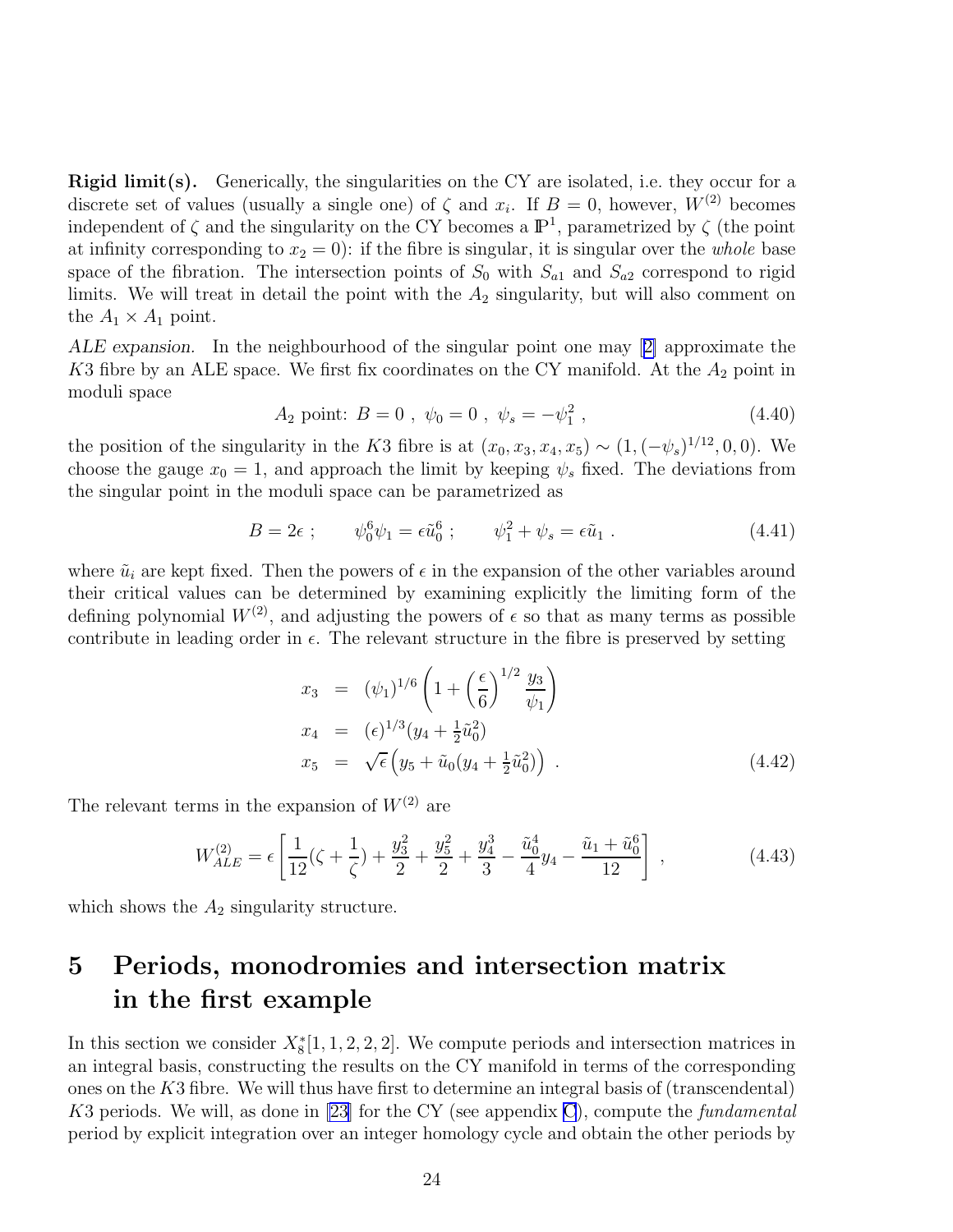**Rigid limit(s).** Generically, the singularities on the CY are isolated, i.e. they occur for a discrete set of values (usually a single one) of $\zeta$ and $x_i$. If $B = 0$, however, $W^{(2)}$ becomes independent of $\zeta$ and the singularity on the CY becomes a $\mathbb{P}^1$, parametrized by $\zeta$ (the point at infinity corresponding to $x_2 = 0$): if the fibre is singular, it is singular over the *whole* base space of the fibration. The intersection points of $S_0$ with $S_{a1}$ and $S_{a2}$ correspond to rigid limits. We will treat in detail the point with the $A_2$ singularity, but will also comment on the $A_1 \times A_1$ point.

*ALE expansion.* In the neighbourhood of the singular point one may [2] approximate the $K3$ fibre by an ALE space. We first fix coordinates on the CY manifold. At the $A_2$ point in moduli space

$$A_2 \text{ point: } B = 0 \ , \ \psi_0 = 0 \ , \ \psi_s = -\psi_1^2 \ , \tag{4.40}$$

the position of the singularity in the $K3$ fibre is at $(x_0, x_3, x_4, x_5) \sim (1, (-\psi_s)^{1/12}, 0, 0)$. We choose the gauge $x_0 = 1$, and approach the limit by keeping $\psi_s$ fixed. The deviations from the singular point in the moduli space can be parametrized as

$$B = 2\epsilon \ ; \qquad \psi_0^6 \psi_1 = \epsilon \tilde{u}_0^6 \ ; \qquad \psi_1^2 + \psi_s = \epsilon \tilde{u}_1 \ . \tag{4.41}$$

where $\tilde{u}_i$ are kept fixed. Then the powers of $\epsilon$ in the expansion of the other variables around their critical values can be determined by examining explicitly the limiting form of the defining polynomial $W^{(2)}$, and adjusting the powers of $\epsilon$ so that as many terms as possible contribute in leading order in $\epsilon$. The relevant structure in the fibre is preserved by setting

$$\begin{aligned}
x_3 &= (\psi_1)^{1/6} \left( 1 + \left( \frac{\epsilon}{6} \right)^{1/2} \frac{y_3}{\psi_1} \right) \\
x_4 &= (\epsilon)^{1/3} (y_4 + \tfrac{1}{2}\tilde{u}_0^2) \\
x_5 &= \sqrt{\epsilon} \left( y_5 + \tilde{u}_0 (y_4 + \tfrac{1}{2}\tilde{u}_0^2) \right) \ .
\end{aligned} \tag{4.42}$$

The relevant terms in the expansion of $W^{(2)}$ are

$$W^{(2)}_{ALE} = \epsilon \left[ \frac{1}{12}(\zeta + \frac{1}{\zeta}) + \frac{y_3^2}{2} + \frac{y_5^2}{2} + \frac{y_4^3}{3} - \frac{\tilde{u}_0^4}{4} y_4 - \frac{\tilde{u}_1 + \tilde{u}_0^6}{12} \right] \ , \tag{4.43}$$

which shows the $A_2$ singularity structure.

# 5 Periods, monodromies and intersection matrix in the first example

In this section we consider $X_8^*[1, 1, 2, 2, 2]$. We compute periods and intersection matrices in an integral basis, constructing the results on the CY manifold in terms of the corresponding ones on the $K3$ fibre. We will thus have first to determine an integral basis of (transcendental) $K3$ periods. We will, as done in [23] for the CY (see appendix C), compute the *fundamental* period by explicit integration over an integer homology cycle and obtain the other periods by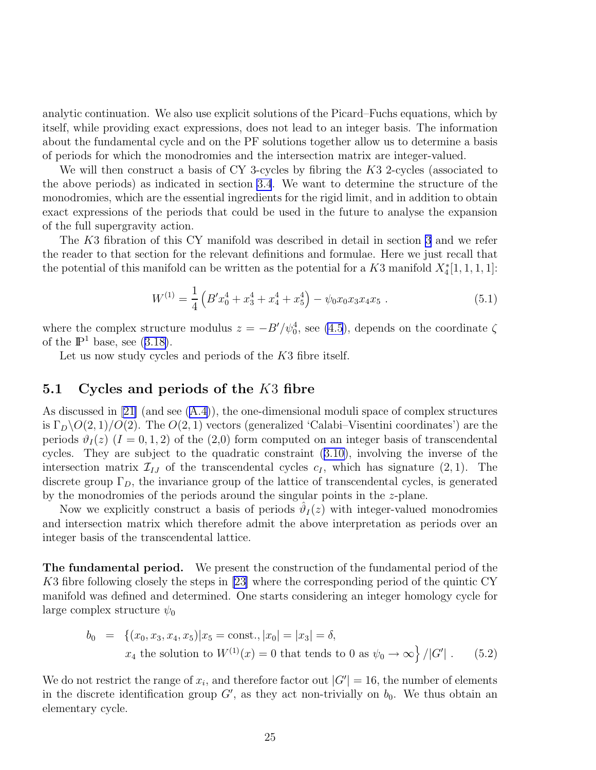analytic continuation. We also use explicit solutions of the Picard–Fuchs equations, which by itself, while providing exact expressions, does not lead to an integer basis. The information about the fundamental cycle and on the PF solutions together allow us to determine a basis of periods for which the monodromies and the intersection matrix are integer-valued.

We will then construct a basis of CY 3-cycles by fibring the $K3$ 2-cycles (associated to the above periods) as indicated in section 3.4. We want to determine the structure of the monodromies, which are the essential ingredients for the rigid limit, and in addition to obtain exact expressions of the periods that could be used in the future to analyse the expansion of the full supergravity action.

The $K3$ fibration of this CY manifold was described in detail in section 3 and we refer the reader to that section for the relevant definitions and formulae. Here we just recall that the potential of this manifold can be written as the potential for a $K3$ manifold $X_4^*[1,1,1,1]$:

$$W^{(1)} = \frac{1}{4}\left(B' x_0^4 + x_3^4 + x_4^4 + x_5^4\right) - \psi_0 x_0 x_3 x_4 x_5 \ . \tag{5.1}$$

where the complex structure modulus $z = -B'/\psi_0^4$, see (4.5), depends on the coordinate $\zeta$ of the $\mathbb{P}^1$ base, see (3.18).

Let us now study cycles and periods of the $K3$ fibre itself.

## 5.1 Cycles and periods of the $K3$ fibre

As discussed in [21] (and see (A.4)), the one-dimensional moduli space of complex structures is $\Gamma_D\backslash O(2,1)/O(2)$. The $O(2,1)$ vectors (generalized 'Calabi–Visentini coordinates') are the periods $\vartheta_I(z)$ $(I = 0,1,2)$ of the (2,0) form computed on an integer basis of transcendental cycles. They are subject to the quadratic constraint (3.10), involving the inverse of the intersection matrix $\mathcal{I}_{IJ}$ of the transcendental cycles $c_I$, which has signature $(2,1)$. The discrete group $\Gamma_D$, the invariance group of the lattice of transcendental cycles, is generated by the monodromies of the periods around the singular points in the $z$-plane.

Now we explicitly construct a basis of periods $\hat{\vartheta}_I(z)$ with integer-valued monodromies and intersection matrix which therefore admit the above interpretation as periods over an integer basis of the transcendental lattice.

**The fundamental period.** We present the construction of the fundamental period of the $K3$ fibre following closely the steps in [23] where the corresponding period of the quintic CY manifold was defined and determined. One starts considering an integer homology cycle for large complex structure $\psi_0$

$$\begin{aligned} b_0 \ &= \ \Big\{(x_0, x_3, x_4, x_5) | x_5 = \text{const.}, |x_0| = |x_3| = \delta, \\ &\qquad x_4 \text{ the solution to } W^{(1)}(x) = 0 \text{ that tends to 0 as } \psi_0 \to \infty \Big\} / |G'| \ . \end{aligned} \tag{5.2}$$

We do not restrict the range of $x_i$, and therefore factor out $|G'| = 16$, the number of elements in the discrete identification group $G'$, as they act non-trivially on $b_0$. We thus obtain an elementary cycle.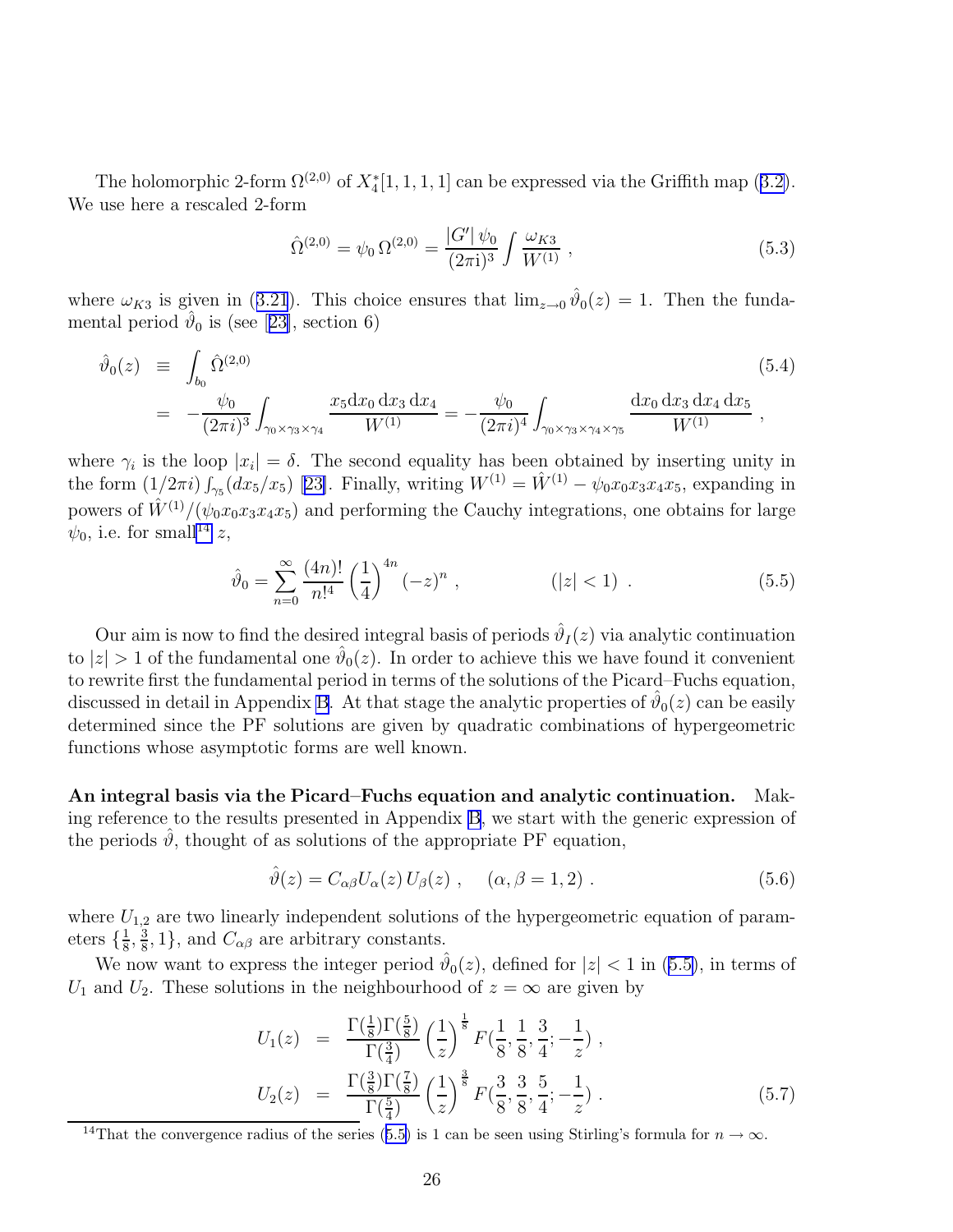The holomorphic 2-form $\Omega^{(2,0)}$ of $X_4^*[1,1,1,1]$ can be expressed via the Griffith map (3.2). We use here a rescaled 2-form

$$
\hat{\Omega}^{(2,0)} = \psi_0\, \Omega^{(2,0)} = \frac{|G'|\, \psi_0}{(2\pi \mathrm{i})^3} \int \frac{\omega_{K3}}{W^{(1)}} \;, \tag{5.3}
$$

where $\omega_{K3}$ is given in (3.21). This choice ensures that $\lim_{z\to 0} \hat{\vartheta}_0(z) = 1$. Then the fundamental period $\hat{\vartheta}_0$ is (see [23], section 6)

$$
\begin{aligned}
\hat{\vartheta}_0(z) \;&\equiv\; \int_{b_0} \hat{\Omega}^{(2,0)} \qquad\qquad (5.4)\\
&=\; -\frac{\psi_0}{(2\pi i)^3} \int_{\gamma_0\times\gamma_3\times\gamma_4} \frac{x_5 \mathrm{d}x_0\, \mathrm{d}x_3\, \mathrm{d}x_4}{W^{(1)}} = -\frac{\psi_0}{(2\pi i)^4} \int_{\gamma_0\times\gamma_3\times\gamma_4\times\gamma_5} \frac{\mathrm{d}x_0\, \mathrm{d}x_3\, \mathrm{d}x_4\, \mathrm{d}x_5}{W^{(1)}} \;,
\end{aligned}
$$

where $\gamma_i$ is the loop $|x_i| = \delta$. The second equality has been obtained by inserting unity in the form $(1/2\pi i)\int_{\gamma_5}(dx_5/x_5)$ [23]. Finally, writing $W^{(1)} = \hat{W}^{(1)} - \psi_0 x_0 x_3 x_4 x_5$, expanding in powers of $\hat{W}^{(1)}/(\psi_0 x_0 x_3 x_4 x_5)$ and performing the Cauchy integrations, one obtains for large $\psi_0$, i.e. for small[14] $z$,

$$
\hat{\vartheta}_0 = \sum_{n=0}^{\infty} \frac{(4n)!}{n!^4} \left(\frac{1}{4}\right)^{4n} (-z)^n \;, \qquad\qquad (|z|<1) \;. \tag{5.5}
$$

Our aim is now to find the desired integral basis of periods $\hat{\vartheta}_I(z)$ via analytic continuation to $|z|>1$ of the fundamental one $\hat{\vartheta}_0(z)$. In order to achieve this we have found it convenient to rewrite first the fundamental period in terms of the solutions of the Picard–Fuchs equation, discussed in detail in Appendix B. At that stage the analytic properties of $\hat{\vartheta}_0(z)$ can be easily determined since the PF solutions are given by quadratic combinations of hypergeometric functions whose asymptotic forms are well known.

**An integral basis via the Picard–Fuchs equation and analytic continuation.** Making reference to the results presented in Appendix B, we start with the generic expression of the periods $\hat{\vartheta}$, thought of as solutions of the appropriate PF equation,

$$
\hat{\vartheta}(z) = C_{\alpha\beta} U_\alpha(z)\, U_\beta(z) \;, \quad (\alpha,\beta = 1,2) \;. \tag{5.6}
$$

where $U_{1,2}$ are two linearly independent solutions of the hypergeometric equation of parameters $\{\frac{1}{8},\frac{3}{8},1\}$, and $C_{\alpha\beta}$ are arbitrary constants.

We now want to express the integer period $\hat{\vartheta}_0(z)$, defined for $|z|<1$ in (5.5), in terms of $U_1$ and $U_2$. These solutions in the neighbourhood of $z=\infty$ are given by

$$
\begin{aligned}
U_1(z) \;&=\; \frac{\Gamma(\frac{1}{8})\Gamma(\frac{5}{8})}{\Gamma(\frac{3}{4})} \left(\frac{1}{z}\right)^{\frac{1}{8}} F(\frac{1}{8},\frac{1}{8},\frac{3}{4};-\frac{1}{z}) \;,\\
U_2(z) \;&=\; \frac{\Gamma(\frac{3}{8})\Gamma(\frac{7}{8})}{\Gamma(\frac{5}{4})} \left(\frac{1}{z}\right)^{\frac{3}{8}} F(\frac{3}{8},\frac{3}{8},\frac{5}{4};-\frac{1}{z}) \;.
\end{aligned} \tag{5.7}
$$

[14] That the convergence radius of the series (5.5) is 1 can be seen using Stirling's formula for $n\to\infty$.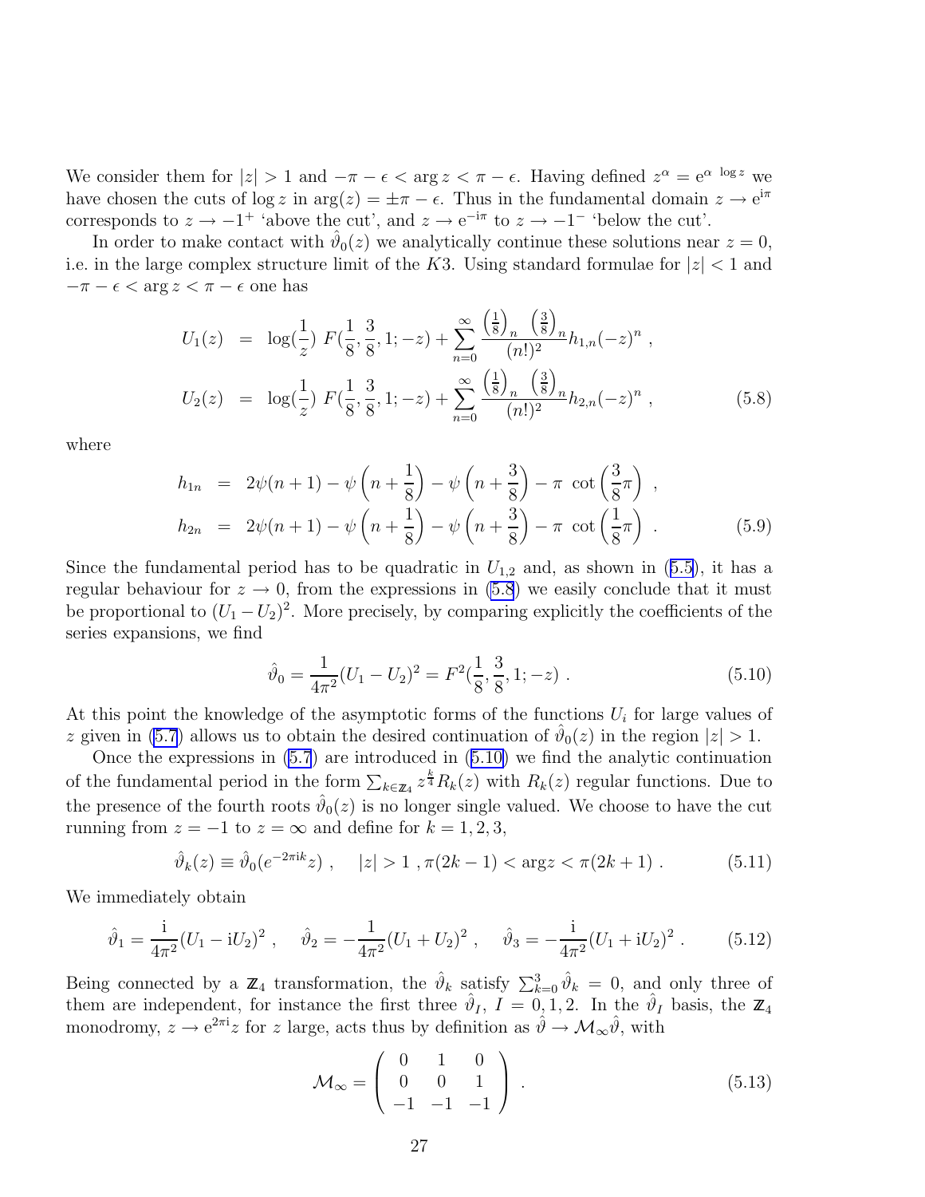We consider them for $|z| > 1$ and $-\pi - \epsilon < \arg z < \pi - \epsilon$. Having defined $z^\alpha = \mathrm{e}^{\alpha \ \log z}$ we have chosen the cuts of $\log z$ in $\arg(z) = \pm\pi - \epsilon$. Thus in the fundamental domain $z \to \mathrm{e}^{\mathrm{i}\pi}$ corresponds to $z \to -1^+$ 'above the cut', and $z \to \mathrm{e}^{-\mathrm{i}\pi}$ to $z \to -1^-$ 'below the cut'.

In order to make contact with $\hat{\vartheta}_0(z)$ we analytically continue these solutions near $z = 0$, i.e. in the large complex structure limit of the $K3$. Using standard formulae for $|z| < 1$ and $-\pi - \epsilon < \arg z < \pi - \epsilon$ one has

$$
\begin{aligned}
U_1(z) &= \log(\frac{1}{z}) \ F(\frac{1}{8}, \frac{3}{8}, 1; -z) + \sum_{n=0}^{\infty} \frac{\left(\frac{1}{8}\right)_n \ \left(\frac{3}{8}\right)_n}{(n!)^2} h_{1,n} (-z)^n \ , \\
U_2(z) &= \log(\frac{1}{z}) \ F(\frac{1}{8}, \frac{3}{8}, 1; -z) + \sum_{n=0}^{\infty} \frac{\left(\frac{1}{8}\right)_n \ \left(\frac{3}{8}\right)_n}{(n!)^2} h_{2,n} (-z)^n \ ,
\end{aligned} \tag{5.8}
$$

where

$$
\begin{aligned}
h_{1n} &= 2\psi(n+1) - \psi\left(n + \frac{1}{8}\right) - \psi\left(n + \frac{3}{8}\right) - \pi \ \cot\left(\frac{3}{8}\pi\right) \ , \\
h_{2n} &= 2\psi(n+1) - \psi\left(n + \frac{1}{8}\right) - \psi\left(n + \frac{3}{8}\right) - \pi \ \cot\left(\frac{1}{8}\pi\right) \ .
\end{aligned} \tag{5.9}
$$

Since the fundamental period has to be quadratic in $U_{1,2}$ and, as shown in (5.5), it has a regular behaviour for $z \to 0$, from the expressions in (5.8) we easily conclude that it must be proportional to $(U_1 - U_2)^2$. More precisely, by comparing explicitly the coefficients of the series expansions, we find

$$
\hat{\vartheta}_0 = \frac{1}{4\pi^2} (U_1 - U_2)^2 = F^2(\frac{1}{8}, \frac{3}{8}, 1; -z) \ . \tag{5.10}
$$

At this point the knowledge of the asymptotic forms of the functions $U_i$ for large values of $z$ given in (5.7) allows us to obtain the desired continuation of $\hat{\vartheta}_0(z)$ in the region $|z| > 1$.

Once the expressions in (5.7) are introduced in (5.10) we find the analytic continuation of the fundamental period in the form $\sum_{k \in \mathbb{Z}_4} z^{\frac{k}{4}} R_k(z)$ with $R_k(z)$ regular functions. Due to the presence of the fourth roots $\hat{\vartheta}_0(z)$ is no longer single valued. We choose to have the cut running from $z = -1$ to $z = \infty$ and define for $k = 1, 2, 3$,

$$
\hat{\vartheta}_k(z) \equiv \hat{\vartheta}_0(e^{-2\pi \mathrm{i} k} z) \ , \quad |z| > 1 \ , \pi(2k-1) < \arg z < \pi(2k+1) \ . \tag{5.11}
$$

We immediately obtain

$$
\hat{\vartheta}_1 = \frac{\mathrm{i}}{4\pi^2} (U_1 - \mathrm{i} U_2)^2 \ , \quad \hat{\vartheta}_2 = -\frac{1}{4\pi^2} (U_1 + U_2)^2 \ , \quad \hat{\vartheta}_3 = -\frac{\mathrm{i}}{4\pi^2} (U_1 + \mathrm{i} U_2)^2 \ . \tag{5.12}
$$

Being connected by a $\mathbb{Z}_4$ transformation, the $\hat{\vartheta}_k$ satisfy $\sum_{k=0}^{3} \hat{\vartheta}_k = 0$, and only three of them are independent, for instance the first three $\hat{\vartheta}_I$, $I = 0, 1, 2$. In the $\hat{\vartheta}_I$ basis, the $\mathbb{Z}_4$ monodromy, $z \to \mathrm{e}^{2\pi \mathrm{i}} z$ for $z$ large, acts thus by definition as $\hat{\vartheta} \to \mathcal{M}_\infty \hat{\vartheta}$, with

$$
\mathcal{M}_\infty = \begin{pmatrix} 0 & 1 & 0 \\ 0 & 0 & 1 \\ -1 & -1 & -1 \end{pmatrix} \ . \tag{5.13}
$$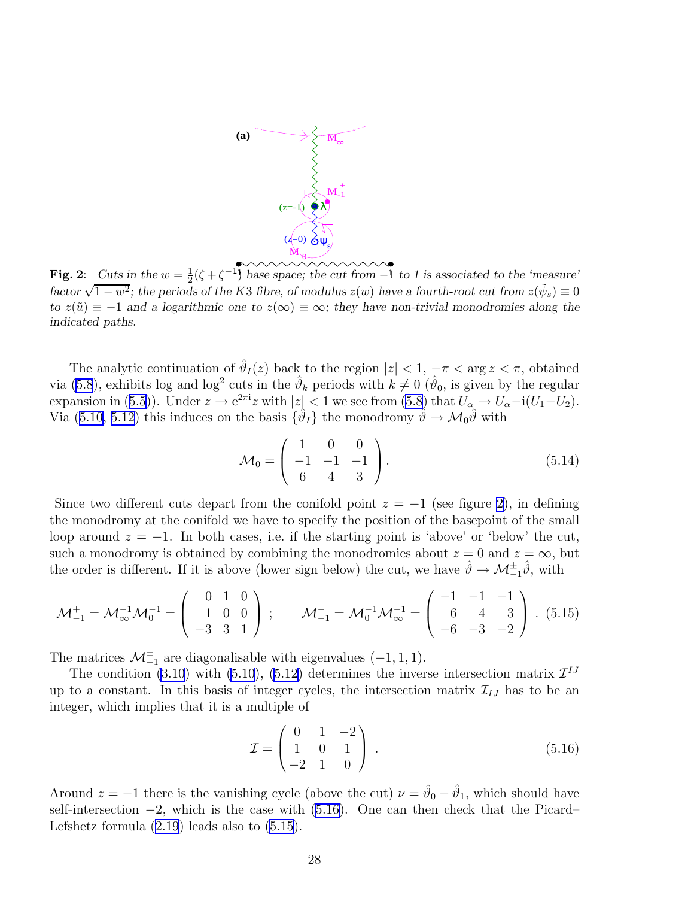**Fig. 2**: *Cuts in the $w = \frac{1}{2}(\zeta + \zeta^{-1})$ base space; the cut from $-1$ to 1 is associated to the 'measure' factor $\sqrt{1-w^2}$; the periods of the K3 fibre, of modulus $z(w)$ have a fourth-root cut from $z(\tilde{\psi}_s) \equiv 0$ to $z(\tilde{u}) \equiv -1$ and a logarithmic one to $z(\infty) \equiv \infty$; they have non-trivial monodromies along the indicated paths.*

The analytic continuation of $\hat{\vartheta}_I(z)$ back to the region $|z| < 1$, $-\pi < \arg z < \pi$, obtained via (5.8), exhibits log and $\log^2$ cuts in the $\hat{\vartheta}_k$ periods with $k \neq 0$ ($\hat{\vartheta}_0$, is given by the regular expansion in (5.5)). Under $z \to \mathrm{e}^{2\pi \mathrm{i}} z$ with $|z| < 1$ we see from (5.8) that $U_\alpha \to U_\alpha - \mathrm{i}(U_1 - U_2)$. Via (5.10, 5.12) this induces on the basis $\{\hat{\vartheta}_I\}$ the monodromy $\hat{\vartheta} \to \mathcal{M}_0 \hat{\vartheta}$ with

$$\mathcal{M}_0 = \begin{pmatrix} 1 & 0 & 0 \\ -1 & -1 & -1 \\ 6 & 4 & 3 \end{pmatrix} . \tag{5.14}$$

Since two different cuts depart from the conifold point $z = -1$ (see figure 2), in defining the monodromy at the conifold we have to specify the position of the basepoint of the small loop around $z = -1$. In both cases, i.e. if the starting point is 'above' or 'below' the cut, such a monodromy is obtained by combining the monodromies about $z = 0$ and $z = \infty$, but the order is different. If it is above (lower sign below) the cut, we have $\hat{\vartheta} \to \mathcal{M}^{\pm}_{-1} \hat{\vartheta}$, with

$$\mathcal{M}^{+}_{-1} = \mathcal{M}_\infty^{-1} \mathcal{M}_0^{-1} = \begin{pmatrix} 0 & 1 & 0 \\ 1 & 0 & 0 \\ -3 & 3 & 1 \end{pmatrix} ; \qquad \mathcal{M}^{-}_{-1} = \mathcal{M}_0^{-1} \mathcal{M}_\infty^{-1} = \begin{pmatrix} -1 & -1 & -1 \\ 6 & 4 & 3 \\ -6 & -3 & -2 \end{pmatrix} . \tag{5.15}$$

The matrices $\mathcal{M}^{\pm}_{-1}$ are diagonalisable with eigenvalues $(-1, 1, 1)$.

The condition (3.10) with (5.10), (5.12) determines the inverse intersection matrix $\mathcal{I}^{IJ}$ up to a constant. In this basis of integer cycles, the intersection matrix $\mathcal{I}_{IJ}$ has to be an integer, which implies that it is a multiple of

$$\mathcal{I} = \begin{pmatrix} 0 & 1 & -2 \\ 1 & 0 & 1 \\ -2 & 1 & 0 \end{pmatrix} . \tag{5.16}$$

Around $z = -1$ there is the vanishing cycle (above the cut) $\nu = \hat{\vartheta}_0 - \hat{\vartheta}_1$, which should have self-intersection $-2$, which is the case with (5.16). One can then check that the Picard–Lefshetz formula (2.19) leads also to (5.15).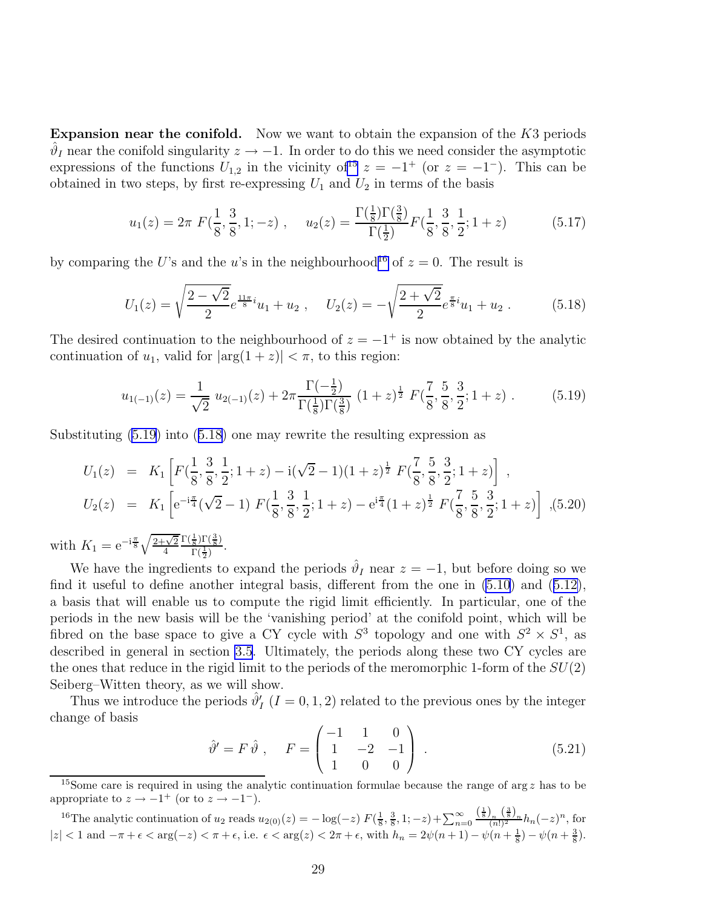**Expansion near the conifold.** Now we want to obtain the expansion of the $K3$ periods $\hat{\vartheta}_I$ near the conifold singularity $z \to -1$. In order to do this we need consider the asymptotic expressions of the functions $U_{1,2}$ in the vicinity of[15] $z = -1^+$ (or $z = -1^-$). This can be obtained in two steps, by first re-expressing $U_1$ and $U_2$ in terms of the basis

$$u_1(z) = 2\pi\ F(\frac{1}{8}, \frac{3}{8}, 1; -z)\ , \quad u_2(z) = \frac{\Gamma(\frac{1}{8})\Gamma(\frac{3}{8})}{\Gamma(\frac{1}{2})} F(\frac{1}{8}, \frac{3}{8}, \frac{1}{2}; 1+z) \tag{5.17}$$

by comparing the $U$'s and the $u$'s in the neighbourhood[16] of $z = 0$. The result is

$$U_1(z) = \sqrt{\frac{2-\sqrt{2}}{2}} e^{\frac{11\pi}{8}i} u_1 + u_2\ , \quad U_2(z) = -\sqrt{\frac{2+\sqrt{2}}{2}} e^{\frac{\pi}{8}i} u_1 + u_2\ . \tag{5.18}$$

The desired continuation to the neighbourhood of $z = -1^+$ is now obtained by the analytic continuation of $u_1$, valid for $|\arg(1+z)| < \pi$, to this region:

$$u_{1(-1)}(z) = \frac{1}{\sqrt{2}}\ u_{2(-1)}(z) + 2\pi \frac{\Gamma(-\frac{1}{2})}{\Gamma(\frac{1}{8})\Gamma(\frac{3}{8})}\ (1+z)^{\frac{1}{2}}\ F(\frac{7}{8}, \frac{5}{8}, \frac{3}{2}; 1+z)\ . \tag{5.19}$$

Substituting (5.19) into (5.18) one may rewrite the resulting expression as

$$\begin{aligned} U_1(z) &= K_1 \left[ F(\frac{1}{8}, \frac{3}{8}, \frac{1}{2}; 1+z) - \mathrm{i}(\sqrt{2}-1)(1+z)^{\frac{1}{2}}\ F(\frac{7}{8}, \frac{5}{8}, \frac{3}{2}; 1+z) \right]\ , \\ U_2(z) &= K_1 \left[ \mathrm{e}^{-\mathrm{i}\frac{\pi}{4}}(\sqrt{2}-1)\ F(\frac{1}{8}, \frac{3}{8}, \frac{1}{2}; 1+z) - \mathrm{e}^{\mathrm{i}\frac{\pi}{4}}(1+z)^{\frac{1}{2}}\ F(\frac{7}{8}, \frac{5}{8}, \frac{3}{2}; 1+z) \right]\ , \end{aligned} \tag{5.20}$$

with $K_1 = \mathrm{e}^{-\mathrm{i}\frac{\pi}{8}} \sqrt{\frac{2+\sqrt{2}}{4}} \frac{\Gamma(\frac{1}{8})\Gamma(\frac{3}{8})}{\Gamma(\frac{1}{2})}$.

We have the ingredients to expand the periods $\hat{\vartheta}_I$ near $z = -1$, but before doing so we find it useful to define another integral basis, different from the one in (5.10) and (5.12), a basis that will enable us to compute the rigid limit efficiently. In particular, one of the periods in the new basis will be the 'vanishing period' at the conifold point, which will be fibred on the base space to give a CY cycle with $S^3$ topology and one with $S^2 \times S^1$, as described in general in section 3.5. Ultimately, the periods along these two CY cycles are the ones that reduce in the rigid limit to the periods of the meromorphic 1-form of the $SU(2)$ Seiberg–Witten theory, as we will show.

Thus we introduce the periods $\hat{\vartheta}'_I$ $(I = 0, 1, 2)$ related to the previous ones by the integer change of basis

$$\hat{\vartheta}' = F\,\hat{\vartheta}\ , \quad F = \begin{pmatrix} -1 & 1 & 0 \\ 1 & -2 & -1 \\ 1 & 0 & 0 \end{pmatrix}\ . \tag{5.21}$$

---

[15] Some care is required in using the analytic continuation formulae because the range of $\arg z$ has to be appropriate to $z \to -1^+$ (or to $z \to -1^-$).

[16] The analytic continuation of $u_2$ reads $u_{2(0)}(z) = -\log(-z)\ F(\frac{1}{8}, \frac{3}{8}, 1; -z) + \sum_{n=0}^{\infty} \frac{(\frac{1}{8})_n\ (\frac{3}{8})_n}{(n!)^2} h_n (-z)^n$, for $|z| < 1$ and $-\pi + \epsilon < \arg(-z) < \pi + \epsilon$, i.e. $\epsilon < \arg(z) < 2\pi + \epsilon$, with $h_n = 2\psi(n+1) - \psi(n+\frac{1}{8}) - \psi(n+\frac{3}{8})$.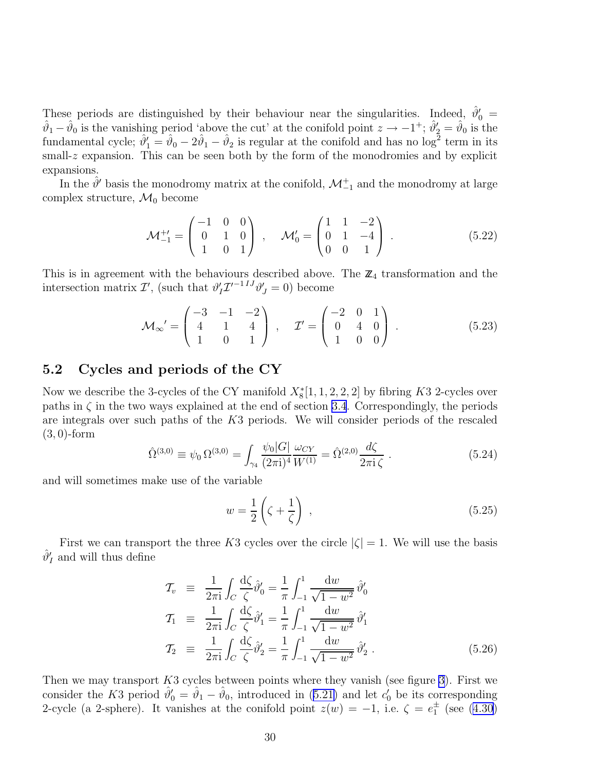These periods are distinguished by their behaviour near the singularities. Indeed, $\hat{\vartheta}'_0 = \hat{\vartheta}_1 - \hat{\vartheta}_0$ is the vanishing period 'above the cut' at the conifold point $z \to -1^+$; $\hat{\vartheta}'_2 = \hat{\vartheta}_0$ is the fundamental cycle; $\hat{\vartheta}'_1 = \hat{\vartheta}_0 - 2\hat{\vartheta}_1 - \hat{\vartheta}_2$ is regular at the conifold and has no $\log^2$ term in its small-$z$ expansion. This can be seen both by the form of the monodromies and by explicit expansions.

In the $\hat{\vartheta}'$ basis the monodromy matrix at the conifold, $\mathcal{M}^+_{-1}$ and the monodromy at large complex structure, $\mathcal{M}_0$ become

$$\mathcal{M}^{+\prime}_{-1} = \begin{pmatrix} -1 & 0 & 0 \\ 0 & 1 & 0 \\ 1 & 0 & 1 \end{pmatrix} \ , \quad \mathcal{M}'_0 = \begin{pmatrix} 1 & 1 & -2 \\ 0 & 1 & -4 \\ 0 & 0 & 1 \end{pmatrix} \ . \tag{5.22}$$

This is in agreement with the behaviours described above. The $\mathbb{Z}_4$ transformation and the intersection matrix $\mathcal{I}'$, (such that $\vartheta'_I \mathcal{I}'^{-1IJ} \vartheta'_J = 0$) become

$$\mathcal{M}_\infty{}' = \begin{pmatrix} -3 & -1 & -2 \\ 4 & 1 & 4 \\ 1 & 0 & 1 \end{pmatrix} \ , \quad \mathcal{I}' = \begin{pmatrix} -2 & 0 & 1 \\ 0 & 4 & 0 \\ 1 & 0 & 0 \end{pmatrix} \ . \tag{5.23}$$

## 5.2 Cycles and periods of the CY

Now we describe the 3-cycles of the CY manifold $X_8^*[1,1,2,2,2]$ by fibring $K3$ 2-cycles over paths in $\zeta$ in the two ways explained at the end of section 3.4. Correspondingly, the periods are integrals over such paths of the $K3$ periods. We will consider periods of the rescaled $(3,0)$-form

$$\hat{\Omega}^{(3,0)} \equiv \psi_0 \, \Omega^{(3,0)} = \int_{\gamma_4} \frac{\psi_0 |G|}{(2\pi \mathrm{i})^4} \frac{\omega_{CY}}{W^{(1)}} = \hat{\Omega}^{(2,0)} \frac{d\zeta}{2\pi \mathrm{i} \, \zeta} \ . \tag{5.24}$$

and will sometimes make use of the variable

$$w = \frac{1}{2}\left(\zeta + \frac{1}{\zeta}\right) \ , \tag{5.25}$$

First we can transport the three $K3$ cycles over the circle $|\zeta| = 1$. We will use the basis $\hat{\vartheta}'_I$ and will thus define

$$\begin{aligned}
\mathcal{T}_v &\equiv \frac{1}{2\pi \mathrm{i}} \int_C \frac{\mathrm{d}\zeta}{\zeta} \hat{\vartheta}'_0 = \frac{1}{\pi} \int_{-1}^{1} \frac{\mathrm{d}w}{\sqrt{1-w^2}} \, \hat{\vartheta}'_0 \\
\mathcal{T}_1 &\equiv \frac{1}{2\pi \mathrm{i}} \int_C \frac{\mathrm{d}\zeta}{\zeta} \hat{\vartheta}'_1 = \frac{1}{\pi} \int_{-1}^{1} \frac{\mathrm{d}w}{\sqrt{1-w^2}} \, \hat{\vartheta}'_1 \\
\mathcal{T}_2 &\equiv \frac{1}{2\pi \mathrm{i}} \int_C \frac{\mathrm{d}\zeta}{\zeta} \hat{\vartheta}'_2 = \frac{1}{\pi} \int_{-1}^{1} \frac{\mathrm{d}w}{\sqrt{1-w^2}} \, \hat{\vartheta}'_2 \ .
\end{aligned} \tag{5.26}$$

Then we may transport $K3$ cycles between points where they vanish (see figure 3). First we consider the $K3$ period $\hat{\vartheta}'_0 = \hat{\vartheta}_1 - \hat{\vartheta}_0$, introduced in (5.21) and let $c'_0$ be its corresponding 2-cycle (a 2-sphere). It vanishes at the conifold point $z(w) = -1$, i.e. $\zeta = e_1^\pm$ (see (4.30)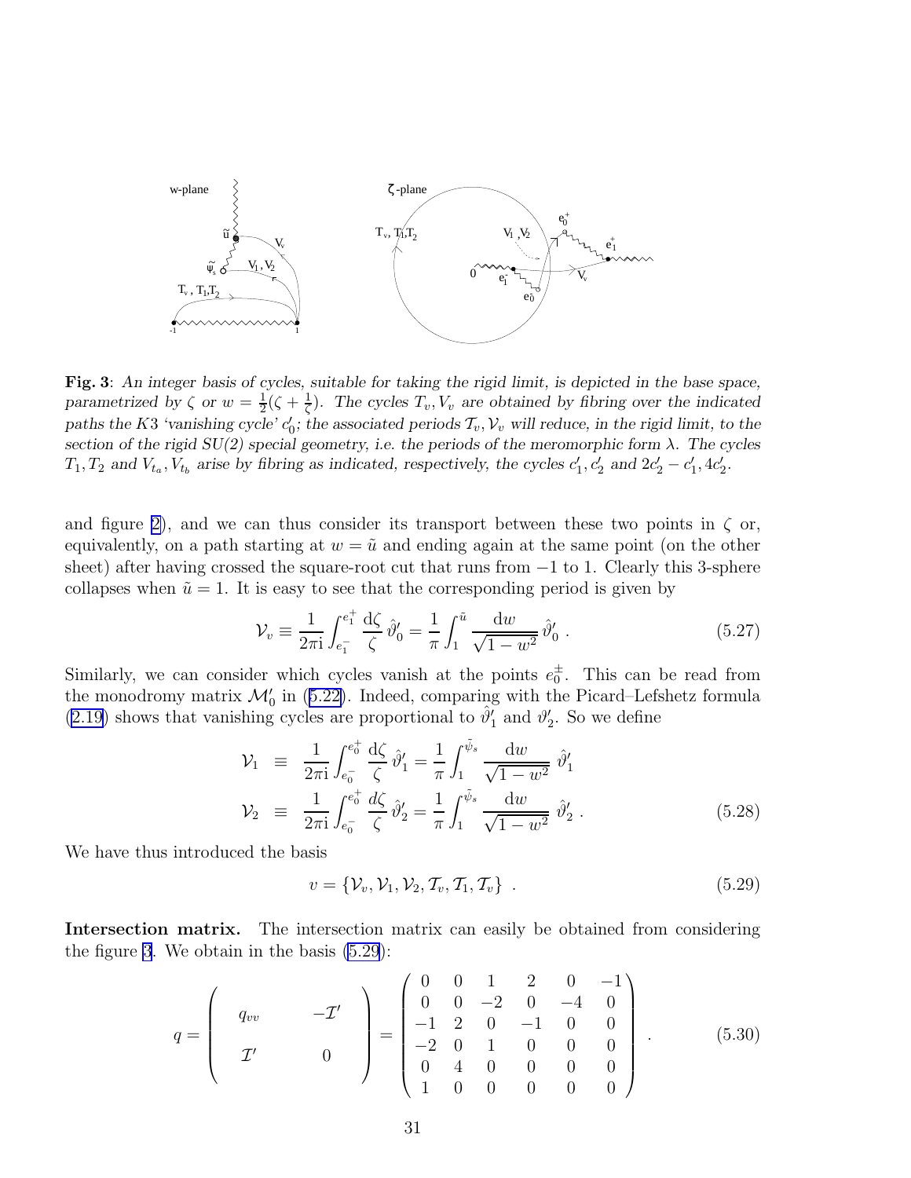**Fig. 3**: *An integer basis of cycles, suitable for taking the rigid limit, is depicted in the base space, parametrized by $\zeta$ or $w = \frac{1}{2}(\zeta + \frac{1}{\zeta})$. The cycles $T_v, V_v$ are obtained by fibring over the indicated paths the K3 'vanishing cycle' $c'_0$; the associated periods $\mathcal{T}_v, \mathcal{V}_v$ will reduce, in the rigid limit, to the section of the rigid SU(2) special geometry, i.e. the periods of the meromorphic form $\lambda$. The cycles $T_1, T_2$ and $V_{t_a}, V_{t_b}$ arise by fibring as indicated, respectively, the cycles $c'_1, c'_2$ and $2c'_2 - c'_1, 4c'_2$.*

and figure 2), and we can thus consider its transport between these two points in $\zeta$ or, equivalently, on a path starting at $w = \tilde{u}$ and ending again at the same point (on the other sheet) after having crossed the square-root cut that runs from $-1$ to 1. Clearly this 3-sphere collapses when $\tilde{u} = 1$. It is easy to see that the corresponding period is given by

$$\mathcal{V}_v \equiv \frac{1}{2\pi \mathrm{i}} \int_{e_1^-}^{e_1^+} \frac{\mathrm{d}\zeta}{\zeta}\, \hat{\vartheta}'_0 = \frac{1}{\pi} \int_1^{\tilde{u}} \frac{\mathrm{d}w}{\sqrt{1-w^2}}\, \hat{\vartheta}'_0 \ . \tag{5.27}$$

Similarly, we can consider which cycles vanish at the points $e_0^\pm$. This can be read from the monodromy matrix $\mathcal{M}'_0$ in (5.22). Indeed, comparing with the Picard–Lefshetz formula (2.19) shows that vanishing cycles are proportional to $\hat{\vartheta}'_1$ and $\vartheta'_2$. So we define

$$\begin{aligned}
\mathcal{V}_1 &\equiv \frac{1}{2\pi \mathrm{i}} \int_{e_0^-}^{e_0^+} \frac{\mathrm{d}\zeta}{\zeta}\, \hat{\vartheta}'_1 = \frac{1}{\pi} \int_1^{\tilde{\psi}_s} \frac{\mathrm{d}w}{\sqrt{1-w^2}}\ \hat{\vartheta}'_1 \\
\mathcal{V}_2 &\equiv \frac{1}{2\pi \mathrm{i}} \int_{e_0^-}^{e_0^+} \frac{d\zeta}{\zeta}\, \hat{\vartheta}'_2 = \frac{1}{\pi} \int_1^{\tilde{\psi}_s} \frac{\mathrm{d}w}{\sqrt{1-w^2}}\ \hat{\vartheta}'_2 \ .
\end{aligned} \tag{5.28}$$

We have thus introduced the basis

$$v = \{\mathcal{V}_v, \mathcal{V}_1, \mathcal{V}_2, \mathcal{T}_v, \mathcal{T}_1, \mathcal{T}_v\} \ . \tag{5.29}$$

**Intersection matrix.** The intersection matrix can easily be obtained from considering the figure 3. We obtain in the basis (5.29):

$$q = \begin{pmatrix} q_{vv} & -\mathcal{I}' \\ \mathcal{I}' & 0 \end{pmatrix} = \begin{pmatrix} 0 & 0 & 1 & 2 & 0 & -1 \\ 0 & 0 & -2 & 0 & -4 & 0 \\ -1 & 2 & 0 & -1 & 0 & 0 \\ -2 & 0 & 1 & 0 & 0 & 0 \\ 0 & 4 & 0 & 0 & 0 & 0 \\ 1 & 0 & 0 & 0 & 0 & 0 \end{pmatrix} \ . \tag{5.30}$$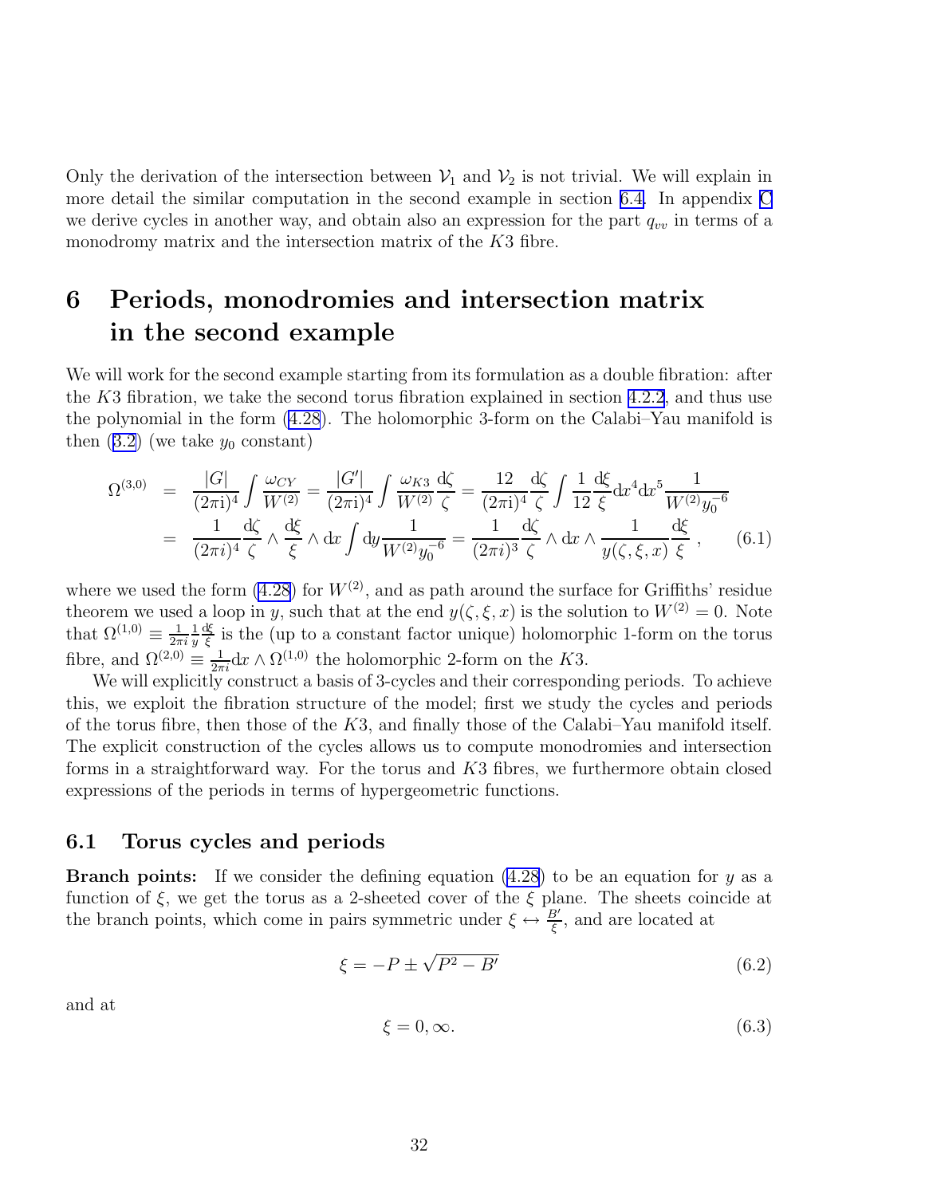Only the derivation of the intersection between $\mathcal{V}_1$ and $\mathcal{V}_2$ is not trivial. We will explain in more detail the similar computation in the second example in section 6.4. In appendix C we derive cycles in another way, and obtain also an expression for the part $q_{vv}$ in terms of a monodromy matrix and the intersection matrix of the $K3$ fibre.

# 6 Periods, monodromies and intersection matrix in the second example

We will work for the second example starting from its formulation as a double fibration: after the $K3$ fibration, we take the second torus fibration explained in section 4.2.2, and thus use the polynomial in the form (4.28). The holomorphic 3-form on the Calabi–Yau manifold is then (3.2) (we take $y_0$ constant)

$$
\begin{aligned}
\Omega^{(3,0)} &= \frac{|G|}{(2\pi \mathrm{i})^4}\int \frac{\omega_{CY}}{W^{(2)}} = \frac{|G'|}{(2\pi \mathrm{i})^4}\int \frac{\omega_{K3}}{W^{(2)}}\frac{\mathrm{d}\zeta}{\zeta} = \frac{12}{(2\pi \mathrm{i})^4}\frac{\mathrm{d}\zeta}{\zeta}\int \frac{1}{12}\frac{\mathrm{d}\xi}{\xi}\mathrm{d}x^4\mathrm{d}x^5\frac{1}{W^{(2)}y_0^{-6}} \\
&= \frac{1}{(2\pi i)^4}\frac{\mathrm{d}\zeta}{\zeta}\wedge\frac{\mathrm{d}\xi}{\xi}\wedge \mathrm{d}x\int \mathrm{d}y\frac{1}{W^{(2)}y_0^{-6}} = \frac{1}{(2\pi i)^3}\frac{\mathrm{d}\zeta}{\zeta}\wedge \mathrm{d}x\wedge\frac{1}{y(\zeta,\xi,x)}\frac{\mathrm{d}\xi}{\xi}\,, \qquad (6.1)
\end{aligned}
$$

where we used the form (4.28) for $W^{(2)}$, and as path around the surface for Griffiths' residue theorem we used a loop in $y$, such that at the end $y(\zeta,\xi,x)$ is the solution to $W^{(2)}=0$. Note that $\Omega^{(1,0)} \equiv \frac{1}{2\pi i}\frac{1}{y}\frac{\mathrm{d}\xi}{\xi}$ is the (up to a constant factor unique) holomorphic 1-form on the torus fibre, and $\Omega^{(2,0)} \equiv \frac{1}{2\pi i}\mathrm{d}x\wedge\Omega^{(1,0)}$ the holomorphic 2-form on the $K3$.

We will explicitly construct a basis of 3-cycles and their corresponding periods. To achieve this, we exploit the fibration structure of the model; first we study the cycles and periods of the torus fibre, then those of the $K3$, and finally those of the Calabi–Yau manifold itself. The explicit construction of the cycles allows us to compute monodromies and intersection forms in a straightforward way. For the torus and $K3$ fibres, we furthermore obtain closed expressions of the periods in terms of hypergeometric functions.

## 6.1 Torus cycles and periods

**Branch points:** If we consider the defining equation (4.28) to be an equation for $y$ as a function of $\xi$, we get the torus as a 2-sheeted cover of the $\xi$ plane. The sheets coincide at the branch points, which come in pairs symmetric under $\xi \leftrightarrow \frac{B'}{\xi}$, and are located at

$$\xi = -P \pm \sqrt{P^2 - B'} \qquad (6.2)$$

and at

$$\xi = 0, \infty. \qquad (6.3)$$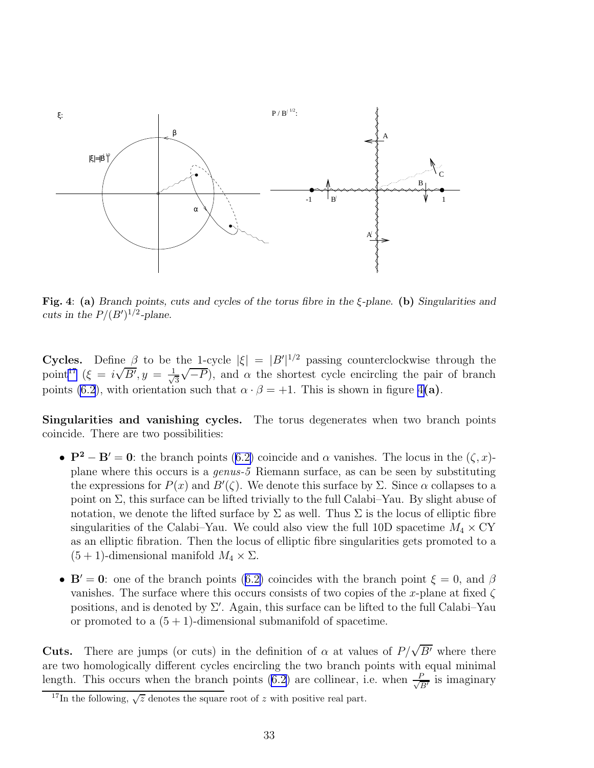**Fig. 4**: **(a)** *Branch points, cuts and cycles of the torus fibre in the $\xi$-plane.* **(b)** *Singularities and cuts in the $P/(B')^{1/2}$-plane.*

**Cycles.** Define $\beta$ to be the 1-cycle $|\xi| = |B'|^{1/2}$ passing counterclockwise through the point[17] ($\xi = i\sqrt{B'}, y = \frac{1}{\sqrt{3}}\sqrt{-P}$), and $\alpha$ the shortest cycle encircling the pair of branch points (6.2), with orientation such that $\alpha \cdot \beta = +1$. This is shown in figure 4**(a)**.

**Singularities and vanishing cycles.** The torus degenerates when two branch points coincide. There are two possibilities:

- $\mathbf{P^2 - B' = 0}$: the branch points (6.2) coincide and $\alpha$ vanishes. The locus in the $(\zeta, x)$-plane where this occurs is a *genus-5* Riemann surface, as can be seen by substituting the expressions for $P(x)$ and $B'(\zeta)$. We denote this surface by $\Sigma$. Since $\alpha$ collapses to a point on $\Sigma$, this surface can be lifted trivially to the full Calabi–Yau. By slight abuse of notation, we denote the lifted surface by $\Sigma$ as well. Thus $\Sigma$ is the locus of elliptic fibre singularities of the Calabi–Yau. We could also view the full 10D spacetime $M_4 \times \mathrm{CY}$ as an elliptic fibration. Then the locus of elliptic fibre singularities gets promoted to a $(5+1)$-dimensional manifold $M_4 \times \Sigma$.

- $\mathbf{B' = 0}$: one of the branch points (6.2) coincides with the branch point $\xi = 0$, and $\beta$ vanishes. The surface where this occurs consists of two copies of the $x$-plane at fixed $\zeta$ positions, and is denoted by $\Sigma'$. Again, this surface can be lifted to the full Calabi–Yau or promoted to a $(5+1)$-dimensional submanifold of spacetime.

**Cuts.** There are jumps (or cuts) in the definition of $\alpha$ at values of $P/\sqrt{B'}$ where there are two homologically different cycles encircling the two branch points with equal minimal length. This occurs when the branch points (6.2) are collinear, i.e. when $\frac{P}{\sqrt{B'}}$ is imaginary

[17] In the following, $\sqrt{z}$ denotes the square root of $z$ with positive real part.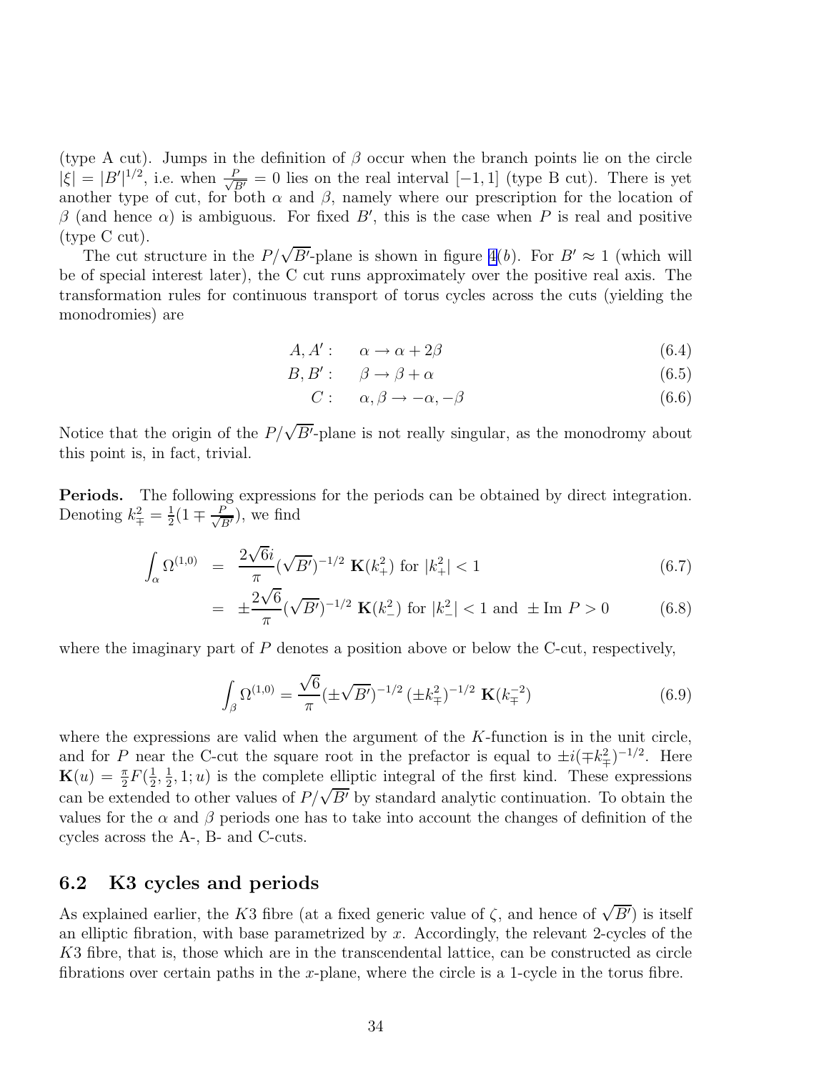(type A cut). Jumps in the definition of $\beta$ occur when the branch points lie on the circle $|\xi| = |B'|^{1/2}$, i.e. when $\frac{P}{\sqrt{B'}} = 0$ lies on the real interval $[-1, 1]$ (type B cut). There is yet another type of cut, for both $\alpha$ and $\beta$, namely where our prescription for the location of $\beta$ (and hence $\alpha$) is ambiguous. For fixed $B'$, this is the case when $P$ is real and positive (type C cut).

The cut structure in the $P/\sqrt{B'}$-plane is shown in figure 4(*b*). For $B' \approx 1$ (which will be of special interest later), the C cut runs approximately over the positive real axis. The transformation rules for continuous transport of torus cycles across the cuts (yielding the monodromies) are

$$A, A': \quad \alpha \to \alpha + 2\beta \tag{6.4}$$

$$B, B': \quad \beta \to \beta + \alpha \tag{6.5}$$

$$C: \quad \alpha, \beta \to -\alpha, -\beta \tag{6.6}$$

Notice that the origin of the $P/\sqrt{B'}$-plane is not really singular, as the monodromy about this point is, in fact, trivial.

**Periods.** The following expressions for the periods can be obtained by direct integration. Denoting $k_{\mp}^2 = \frac{1}{2}(1 \mp \frac{P}{\sqrt{B'}})$, we find

$$\int_\alpha \Omega^{(1,0)} = \frac{2\sqrt{6}i}{\pi}(\sqrt{B'})^{-1/2}\ \mathbf{K}(k_+^2) \text{ for } |k_+^2| < 1 \tag{6.7}$$

$$= \pm\frac{2\sqrt{6}}{\pi}(\sqrt{B'})^{-1/2}\ \mathbf{K}(k_-^2) \text{ for } |k_-^2| < 1 \text{ and } \pm \operatorname{Im} P > 0 \tag{6.8}$$

where the imaginary part of $P$ denotes a position above or below the C-cut, respectively,

$$\int_\beta \Omega^{(1,0)} = \frac{\sqrt{6}}{\pi}(\pm\sqrt{B'})^{-1/2}\,(\pm k_\mp^2)^{-1/2}\ \mathbf{K}(k_\mp^{-2}) \tag{6.9}$$

where the expressions are valid when the argument of the $K$-function is in the unit circle, and for $P$ near the C-cut the square root in the prefactor is equal to $\pm i(\mp k_\mp^2)^{-1/2}$. Here $\mathbf{K}(u) = \frac{\pi}{2}F(\frac{1}{2}, \frac{1}{2}, 1; u)$ is the complete elliptic integral of the first kind. These expressions can be extended to other values of $P/\sqrt{B'}$ by standard analytic continuation. To obtain the values for the $\alpha$ and $\beta$ periods one has to take into account the changes of definition of the cycles across the A-, B- and C-cuts.

## 6.2 K3 cycles and periods

As explained earlier, the $K3$ fibre (at a fixed generic value of $\zeta$, and hence of $\sqrt{B'}$) is itself an elliptic fibration, with base parametrized by $x$. Accordingly, the relevant 2-cycles of the $K3$ fibre, that is, those which are in the transcendental lattice, can be constructed as circle fibrations over certain paths in the $x$-plane, where the circle is a 1-cycle in the torus fibre.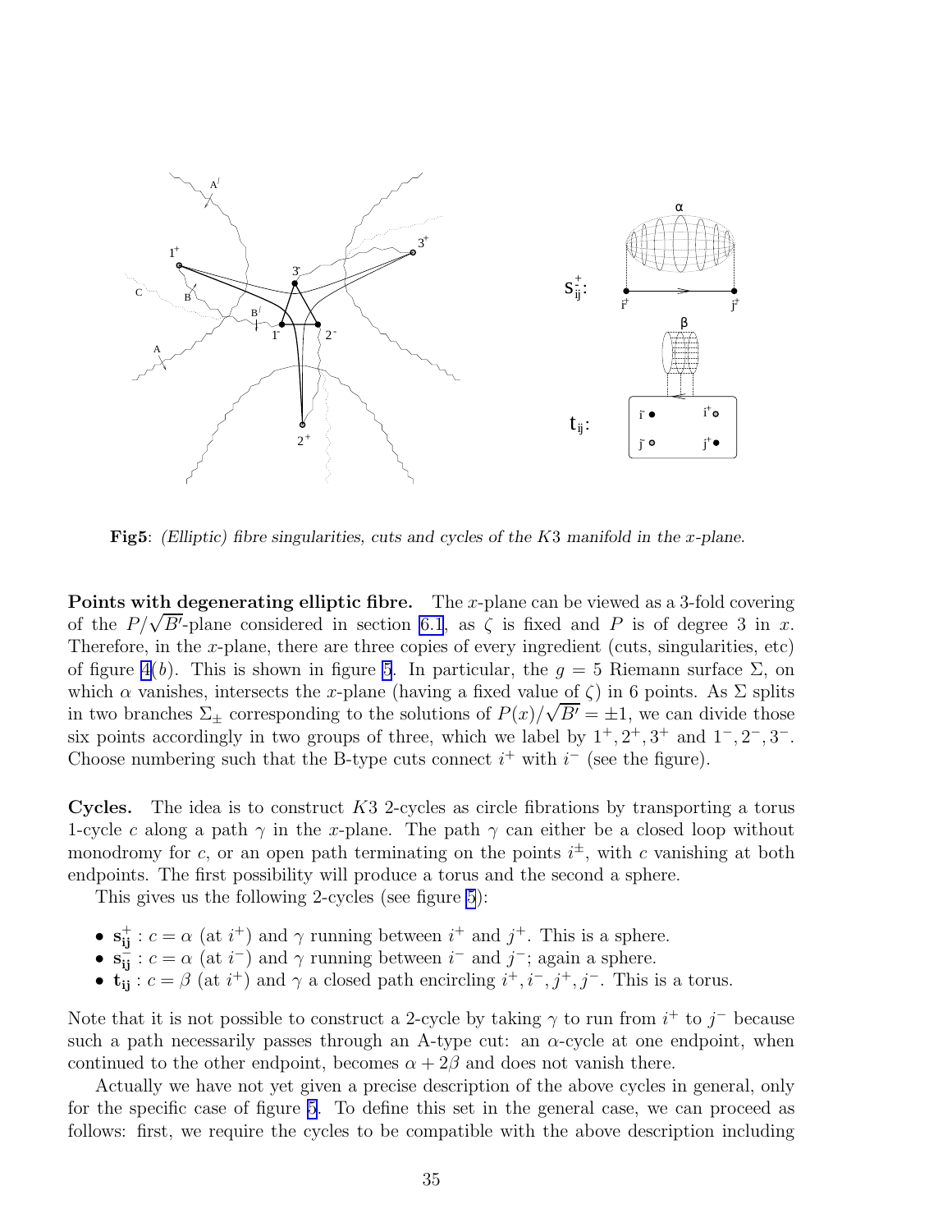**Fig5**: *(Elliptic) fibre singularities, cuts and cycles of the $K3$ manifold in the $x$-plane.*

**Points with degenerating elliptic fibre.** The $x$-plane can be viewed as a 3-fold covering of the $P/\sqrt{B'}$-plane considered in section 6.1, as $\zeta$ is fixed and $P$ is of degree 3 in $x$. Therefore, in the $x$-plane, there are three copies of every ingredient (cuts, singularities, etc) of figure 4($b$). This is shown in figure 5. In particular, the $g = 5$ Riemann surface $\Sigma$, on which $\alpha$ vanishes, intersects the $x$-plane (having a fixed value of $\zeta$) in 6 points. As $\Sigma$ splits in two branches $\Sigma_\pm$ corresponding to the solutions of $P(x)/\sqrt{B'} = \pm 1$, we can divide those six points accordingly in two groups of three, which we label by $1^+, 2^+, 3^+$ and $1^-, 2^-, 3^-$. Choose numbering such that the B-type cuts connect $i^+$ with $i^-$ (see the figure).

**Cycles.** The idea is to construct $K3$ 2-cycles as circle fibrations by transporting a torus 1-cycle $c$ along a path $\gamma$ in the $x$-plane. The path $\gamma$ can either be a closed loop without monodromy for $c$, or an open path terminating on the points $i^\pm$, with $c$ vanishing at both endpoints. The first possibility will produce a torus and the second a sphere.

This gives us the following 2-cycles (see figure 5):

- $\mathbf{s}^+_{\mathbf{ij}}$ : $c = \alpha$ (at $i^+$) and $\gamma$ running between $i^+$ and $j^+$. This is a sphere.
- $\mathbf{s}^-_{\mathbf{ij}}$ : $c = \alpha$ (at $i^-$) and $\gamma$ running between $i^-$ and $j^-$; again a sphere.
- $\mathbf{t}_{\mathbf{ij}}$ : $c = \beta$ (at $i^+$) and $\gamma$ a closed path encircling $i^+, i^-, j^+, j^-$. This is a torus.

Note that it is not possible to construct a 2-cycle by taking $\gamma$ to run from $i^+$ to $j^-$ because such a path necessarily passes through an A-type cut: an $\alpha$-cycle at one endpoint, when continued to the other endpoint, becomes $\alpha + 2\beta$ and does not vanish there.

Actually we have not yet given a precise description of the above cycles in general, only for the specific case of figure 5. To define this set in the general case, we can proceed as follows: first, we require the cycles to be compatible with the above description including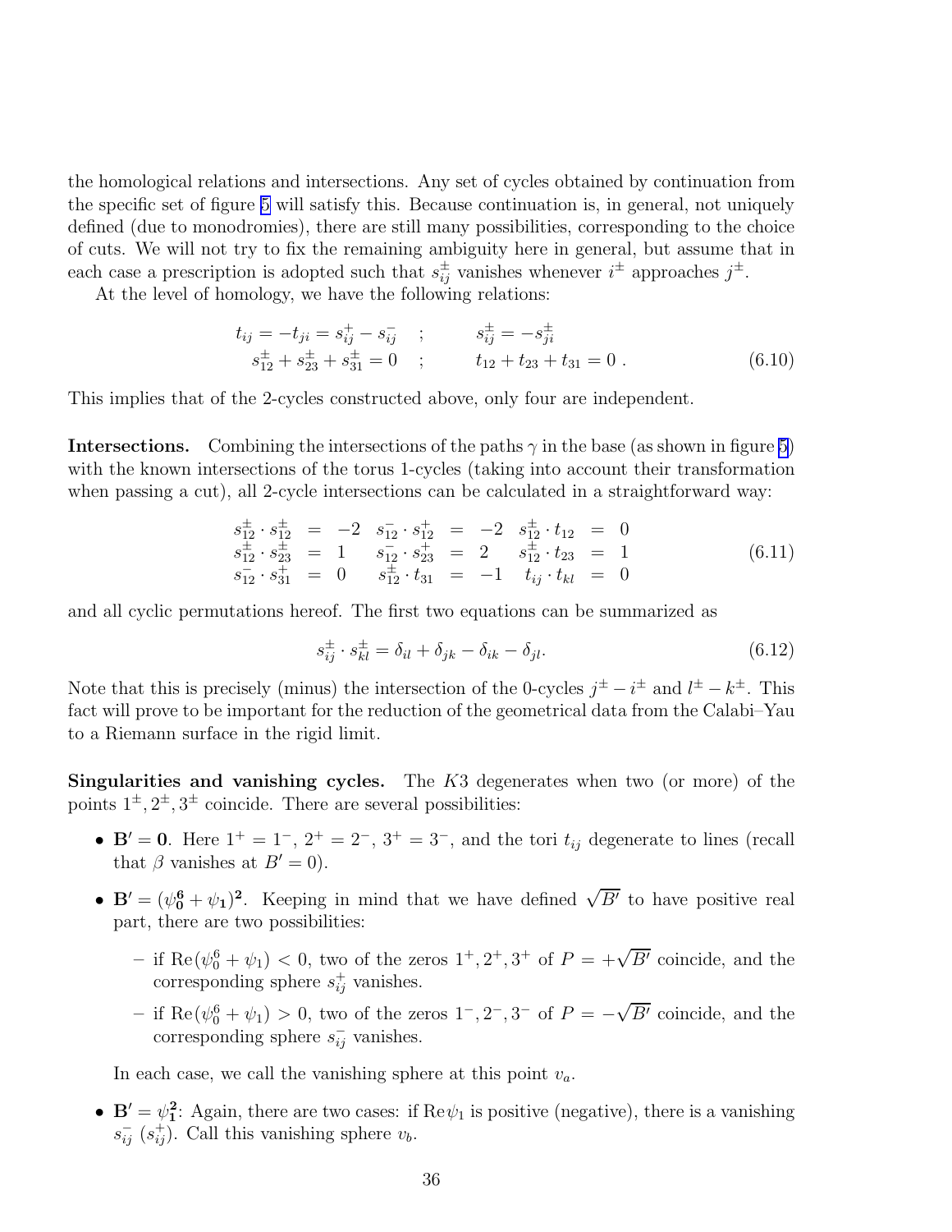the homological relations and intersections. Any set of cycles obtained by continuation from the specific set of figure 5 will satisfy this. Because continuation is, in general, not uniquely defined (due to monodromies), there are still many possibilities, corresponding to the choice of cuts. We will not try to fix the remaining ambiguity here in general, but assume that in each case a prescription is adopted such that $s_{ij}^{\pm}$ vanishes whenever $i^{\pm}$ approaches $j^{\pm}$.

At the level of homology, we have the following relations:

$$
\begin{aligned}
t_{ij} = -t_{ji} = s_{ij}^{+} - s_{ij}^{-} \quad &; \qquad s_{ij}^{\pm} = -s_{ji}^{\pm} \\
s_{12}^{\pm} + s_{23}^{\pm} + s_{31}^{\pm} = 0 \quad &; \qquad t_{12} + t_{23} + t_{31} = 0 \ .
\end{aligned}
\tag{6.10}
$$

This implies that of the 2-cycles constructed above, only four are independent.

**Intersections.** Combining the intersections of the paths $\gamma$ in the base (as shown in figure 5) with the known intersections of the torus 1-cycles (taking into account their transformation when passing a cut), all 2-cycle intersections can be calculated in a straightforward way:

$$
\begin{array}{rclrclrcl}
s_{12}^{\pm} \cdot s_{12}^{\pm} & = & -2 & s_{12}^{-} \cdot s_{12}^{+} & = & -2 & s_{12}^{\pm} \cdot t_{12} & = & 0 \\
s_{12}^{\pm} \cdot s_{23}^{\pm} & = & 1 & s_{12}^{-} \cdot s_{23}^{+} & = & 2 & s_{12}^{\pm} \cdot t_{23} & = & 1 \\
s_{12}^{-} \cdot s_{31}^{+} & = & 0 & s_{12}^{\pm} \cdot t_{31} & = & -1 & t_{ij} \cdot t_{kl} & = & 0
\end{array}
\tag{6.11}
$$

and all cyclic permutations hereof. The first two equations can be summarized as

$$
s_{ij}^{\pm} \cdot s_{kl}^{\pm} = \delta_{il} + \delta_{jk} - \delta_{ik} - \delta_{jl}. \tag{6.12}
$$

Note that this is precisely (minus) the intersection of the 0-cycles $j^{\pm} - i^{\pm}$ and $l^{\pm} - k^{\pm}$. This fact will prove to be important for the reduction of the geometrical data from the Calabi–Yau to a Riemann surface in the rigid limit.

**Singularities and vanishing cycles.** The $K3$ degenerates when two (or more) of the points $1^{\pm}, 2^{\pm}, 3^{\pm}$ coincide. There are several possibilities:

- $\mathbf{B'} = \mathbf{0}$. Here $1^{+} = 1^{-}$, $2^{+} = 2^{-}$, $3^{+} = 3^{-}$, and the tori $t_{ij}$ degenerate to lines (recall that $\beta$ vanishes at $B' = 0$).
- $\mathbf{B'} = (\boldsymbol{\psi}_{\mathbf{0}}^{\mathbf{6}} + \boldsymbol{\psi}_{\mathbf{1}})^{\mathbf{2}}$. Keeping in mind that we have defined $\sqrt{B'}$ to have positive real part, there are two possibilities:
  - if $\mathrm{Re}(\psi_0^6 + \psi_1) < 0$, two of the zeros $1^{+}, 2^{+}, 3^{+}$ of $P = +\sqrt{B'}$ coincide, and the corresponding sphere $s_{ij}^{+}$ vanishes.
  - if $\mathrm{Re}(\psi_0^6 + \psi_1) > 0$, two of the zeros $1^{-}, 2^{-}, 3^{-}$ of $P = -\sqrt{B'}$ coincide, and the corresponding sphere $s_{ij}^{-}$ vanishes.

  In each case, we call the vanishing sphere at this point $v_a$.
- $\mathbf{B'} = \boldsymbol{\psi}_{\mathbf{1}}^{\mathbf{2}}$: Again, there are two cases: if $\mathrm{Re}\psi_1$ is positive (negative), there is a vanishing $s_{ij}^{-}$ ($s_{ij}^{+}$). Call this vanishing sphere $v_b$.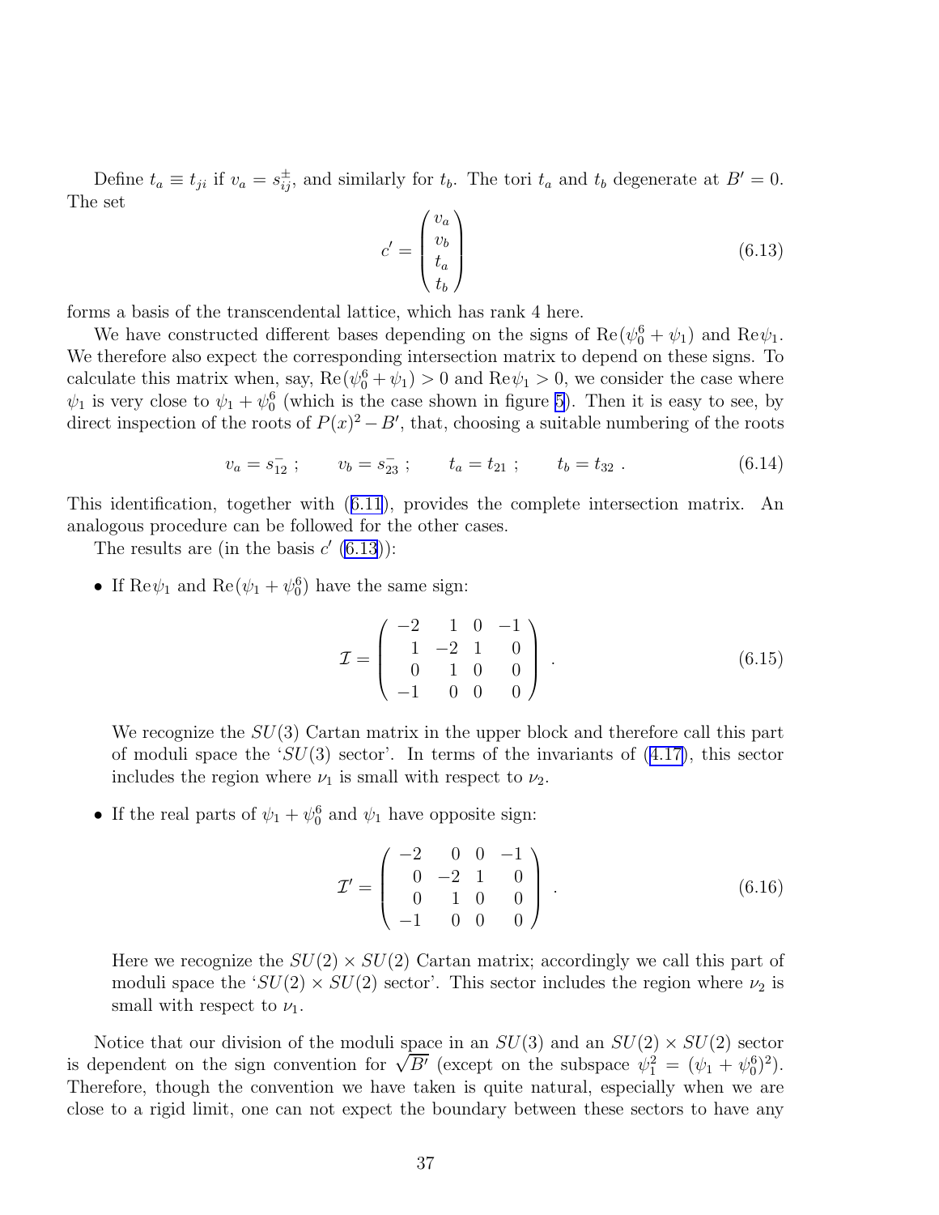Define $t_a \equiv t_{ji}$ if $v_a = s^{\pm}_{ij}$, and similarly for $t_b$. The tori $t_a$ and $t_b$ degenerate at $B' = 0$. The set

$$
c' = \begin{pmatrix} v_a \\ v_b \\ t_a \\ t_b \end{pmatrix} \tag{6.13}
$$

forms a basis of the transcendental lattice, which has rank 4 here.

We have constructed different bases depending on the signs of $\mathrm{Re}(\psi_0^6 + \psi_1)$ and $\mathrm{Re}\psi_1$. We therefore also expect the corresponding intersection matrix to depend on these signs. To calculate this matrix when, say, $\mathrm{Re}(\psi_0^6 + \psi_1) > 0$ and $\mathrm{Re}\psi_1 > 0$, we consider the case where $\psi_1$ is very close to $\psi_1 + \psi_0^6$ (which is the case shown in figure 5). Then it is easy to see, by direct inspection of the roots of $P(x)^2 - B'$, that, choosing a suitable numbering of the roots

$$
v_a = s^-_{12} \; ; \qquad v_b = s^-_{23} \; ; \qquad t_a = t_{21} \; ; \qquad t_b = t_{32} \; . \tag{6.14}
$$

This identification, together with (6.11), provides the complete intersection matrix. An analogous procedure can be followed for the other cases.

The results are (in the basis $c'$ (6.13)):

- If $\mathrm{Re}\psi_1$ and $\mathrm{Re}(\psi_1 + \psi_0^6)$ have the same sign:

$$
\mathcal{I} = \begin{pmatrix} -2 & 1 & 0 & -1 \\ 1 & -2 & 1 & 0 \\ 0 & 1 & 0 & 0 \\ -1 & 0 & 0 & 0 \end{pmatrix} \; . \tag{6.15}
$$

  We recognize the $SU(3)$ Cartan matrix in the upper block and therefore call this part of moduli space the '$SU(3)$ sector'. In terms of the invariants of (4.17), this sector includes the region where $\nu_1$ is small with respect to $\nu_2$.

- If the real parts of $\psi_1 + \psi_0^6$ and $\psi_1$ have opposite sign:

$$
\mathcal{I}' = \begin{pmatrix} -2 & 0 & 0 & -1 \\ 0 & -2 & 1 & 0 \\ 0 & 1 & 0 & 0 \\ -1 & 0 & 0 & 0 \end{pmatrix} \; . \tag{6.16}
$$

  Here we recognize the $SU(2) \times SU(2)$ Cartan matrix; accordingly we call this part of moduli space the '$SU(2) \times SU(2)$ sector'. This sector includes the region where $\nu_2$ is small with respect to $\nu_1$.

Notice that our division of the moduli space in an $SU(3)$ and an $SU(2) \times SU(2)$ sector is dependent on the sign convention for $\sqrt{B'}$ (except on the subspace $\psi_1^2 = (\psi_1 + \psi_0^6)^2$). Therefore, though the convention we have taken is quite natural, especially when we are close to a rigid limit, one can not expect the boundary between these sectors to have any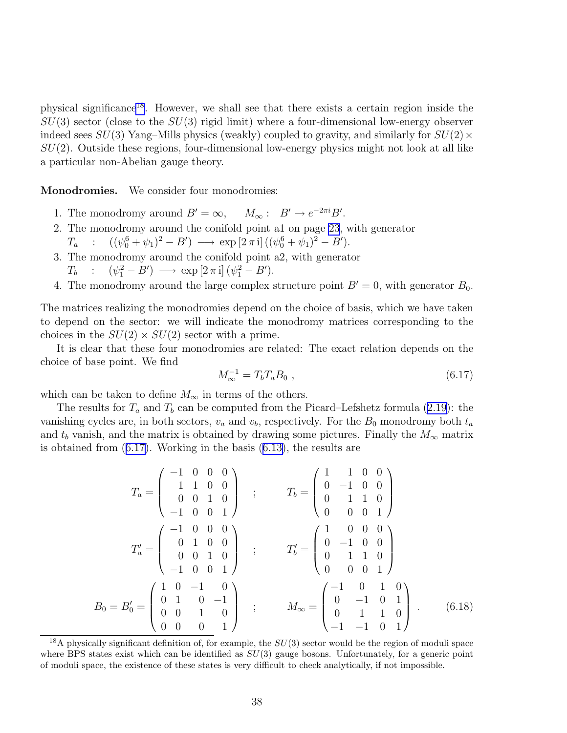physical significance[18]. However, we shall see that there exists a certain region inside the $SU(3)$ sector (close to the $SU(3)$ rigid limit) where a four-dimensional low-energy observer indeed sees $SU(3)$ Yang–Mills physics (weakly) coupled to gravity, and similarly for $SU(2)\times SU(2)$. Outside these regions, four-dimensional low-energy physics might not look at all like a particular non-Abelian gauge theory.

**Monodromies.** We consider four monodromies:

1. The monodromy around $B' = \infty$, $\quad M_\infty : \ B' \to e^{-2\pi i} B'$.
2. The monodromy around the conifold point a1 on page 23, with generator
   $T_a \quad : \quad ((\psi_0^6 + \psi_1)^2 - B') \longrightarrow \exp[2\pi\,\mathrm{i}]\,((\psi_0^6 + \psi_1)^2 - B')$.
3. The monodromy around the conifold point a2, with generator
   $T_b \quad : \quad (\psi_1^2 - B') \longrightarrow \exp[2\pi\,\mathrm{i}]\,(\psi_1^2 - B')$.
4. The monodromy around the large complex structure point $B' = 0$, with generator $B_0$.

The matrices realizing the monodromies depend on the choice of basis, which we have taken to depend on the sector: we will indicate the monodromy matrices corresponding to the choices in the $SU(2)\times SU(2)$ sector with a prime.

It is clear that these four monodromies are related: The exact relation depends on the choice of base point. We find

$$M_\infty^{-1} = T_b T_a B_0 \ , \tag{6.17}$$

which can be taken to define $M_\infty$ in terms of the others.

The results for $T_a$ and $T_b$ can be computed from the Picard–Lefshetz formula (2.19): the vanishing cycles are, in both sectors, $v_a$ and $v_b$, respectively. For the $B_0$ monodromy both $t_a$ and $t_b$ vanish, and the matrix is obtained by drawing some pictures. Finally the $M_\infty$ matrix is obtained from (6.17). Working in the basis (6.13), the results are

$$
\begin{aligned}
T_a &= \begin{pmatrix} -1 & 0 & 0 & 0 \\ 1 & 1 & 0 & 0 \\ 0 & 0 & 1 & 0 \\ -1 & 0 & 0 & 1 \end{pmatrix} \quad ; \qquad T_b = \begin{pmatrix} 1 & 1 & 0 & 0 \\ 0 & -1 & 0 & 0 \\ 0 & 1 & 1 & 0 \\ 0 & 0 & 0 & 1 \end{pmatrix} \\
T_a' &= \begin{pmatrix} -1 & 0 & 0 & 0 \\ 0 & 1 & 0 & 0 \\ 0 & 0 & 1 & 0 \\ -1 & 0 & 0 & 1 \end{pmatrix} \quad ; \qquad T_b' = \begin{pmatrix} 1 & 0 & 0 & 0 \\ 0 & -1 & 0 & 0 \\ 0 & 1 & 1 & 0 \\ 0 & 0 & 0 & 1 \end{pmatrix} \\
B_0 = B_0' &= \begin{pmatrix} 1 & 0 & -1 & 0 \\ 0 & 1 & 0 & -1 \\ 0 & 0 & 1 & 0 \\ 0 & 0 & 0 & 1 \end{pmatrix} \quad ; \qquad M_\infty = \begin{pmatrix} -1 & 0 & 1 & 0 \\ 0 & -1 & 0 & 1 \\ 0 & 1 & 1 & 0 \\ -1 & -1 & 0 & 1 \end{pmatrix} \ .
\end{aligned}
\tag{6.18}
$$

[18] A physically significant definition of, for example, the $SU(3)$ sector would be the region of moduli space where BPS states exist which can be identified as $SU(3)$ gauge bosons. Unfortunately, for a generic point of moduli space, the existence of these states is very difficult to check analytically, if not impossible.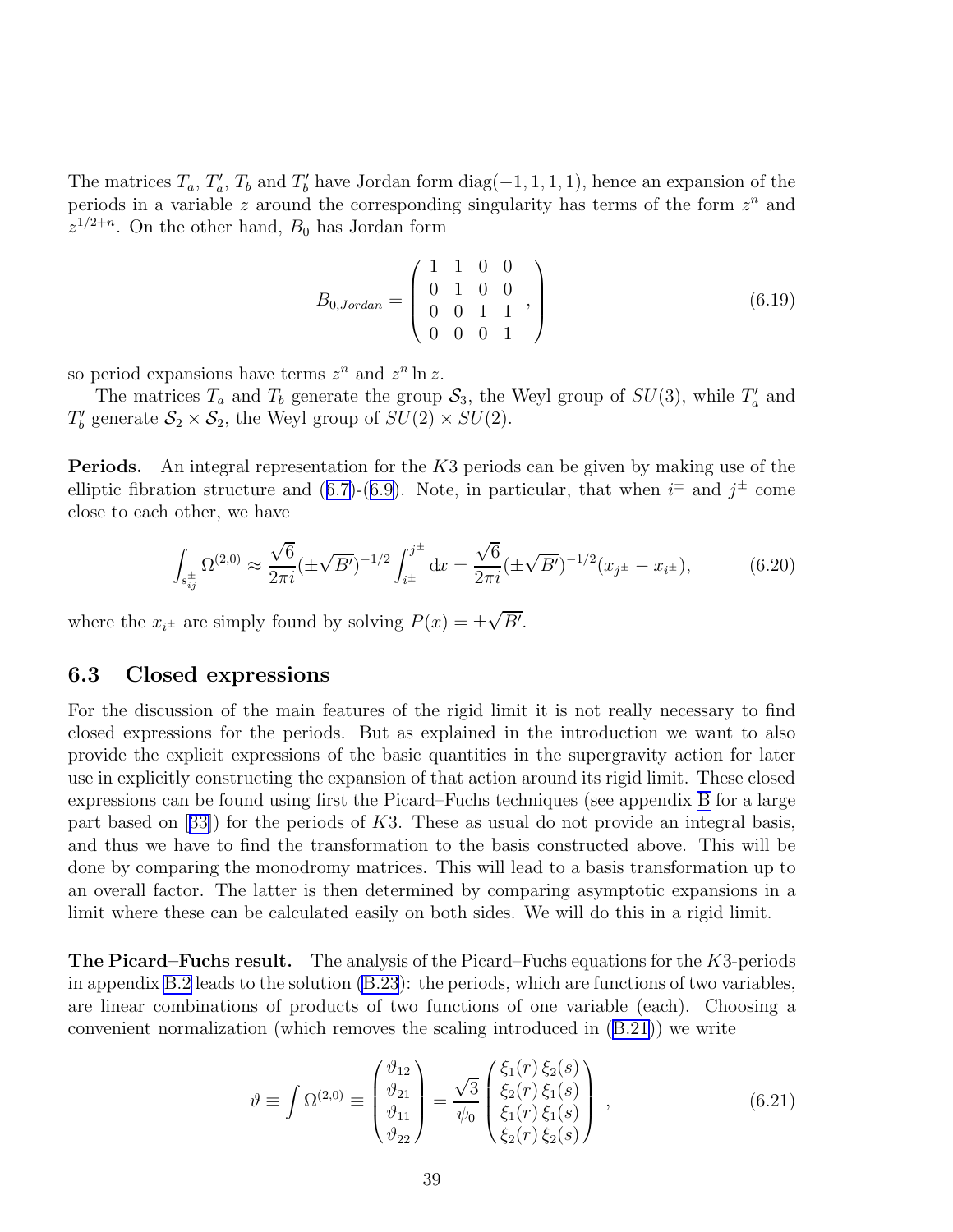The matrices $T_a$, $T'_a$, $T_b$ and $T'_b$ have Jordan form diag$(-1, 1, 1, 1)$, hence an expansion of the periods in a variable $z$ around the corresponding singularity has terms of the form $z^n$ and $z^{1/2+n}$. On the other hand, $B_0$ has Jordan form

$$B_{0,Jordan} = \begin{pmatrix} 1 & 1 & 0 & 0 \\ 0 & 1 & 0 & 0 \\ 0 & 0 & 1 & 1 \\ 0 & 0 & 0 & 1 \end{pmatrix}, \tag{6.19}$$

so period expansions have terms $z^n$ and $z^n \ln z$.

The matrices $T_a$ and $T_b$ generate the group $\mathcal{S}_3$, the Weyl group of $SU(3)$, while $T'_a$ and $T'_b$ generate $\mathcal{S}_2 \times \mathcal{S}_2$, the Weyl group of $SU(2) \times SU(2)$.

**Periods.** An integral representation for the $K3$ periods can be given by making use of the elliptic fibration structure and (6.7)-(6.9). Note, in particular, that when $i^\pm$ and $j^\pm$ come close to each other, we have

$$\int_{s^\pm_{ij}} \Omega^{(2,0)} \approx \frac{\sqrt{6}}{2\pi i} (\pm\sqrt{B'})^{-1/2} \int_{i^\pm}^{j^\pm} \mathrm{d}x = \frac{\sqrt{6}}{2\pi i} (\pm\sqrt{B'})^{-1/2} (x_{j^\pm} - x_{i^\pm}), \tag{6.20}$$

where the $x_{i^\pm}$ are simply found by solving $P(x) = \pm\sqrt{B'}$.

### 6.3 Closed expressions

For the discussion of the main features of the rigid limit it is not really necessary to find closed expressions for the periods. But as explained in the introduction we want to also provide the explicit expressions of the basic quantities in the supergravity action for later use in explicitly constructing the expansion of that action around its rigid limit. These closed expressions can be found using first the Picard–Fuchs techniques (see appendix B for a large part based on [33]) for the periods of $K3$. These as usual do not provide an integral basis, and thus we have to find the transformation to the basis constructed above. This will be done by comparing the monodromy matrices. This will lead to a basis transformation up to an overall factor. The latter is then determined by comparing asymptotic expansions in a limit where these can be calculated easily on both sides. We will do this in a rigid limit.

**The Picard–Fuchs result.** The analysis of the Picard–Fuchs equations for the $K3$-periods in appendix B.2 leads to the solution (B.23): the periods, which are functions of two variables, are linear combinations of products of two functions of one variable (each). Choosing a convenient normalization (which removes the scaling introduced in (B.21)) we write

$$\vartheta \equiv \int \Omega^{(2,0)} \equiv \begin{pmatrix} \vartheta_{12} \\ \vartheta_{21} \\ \vartheta_{11} \\ \vartheta_{22} \end{pmatrix} = \frac{\sqrt{3}}{\psi_0} \begin{pmatrix} \xi_1(r)\, \xi_2(s) \\ \xi_2(r)\, \xi_1(s) \\ \xi_1(r)\, \xi_1(s) \\ \xi_2(r)\, \xi_2(s) \end{pmatrix}, \tag{6.21}$$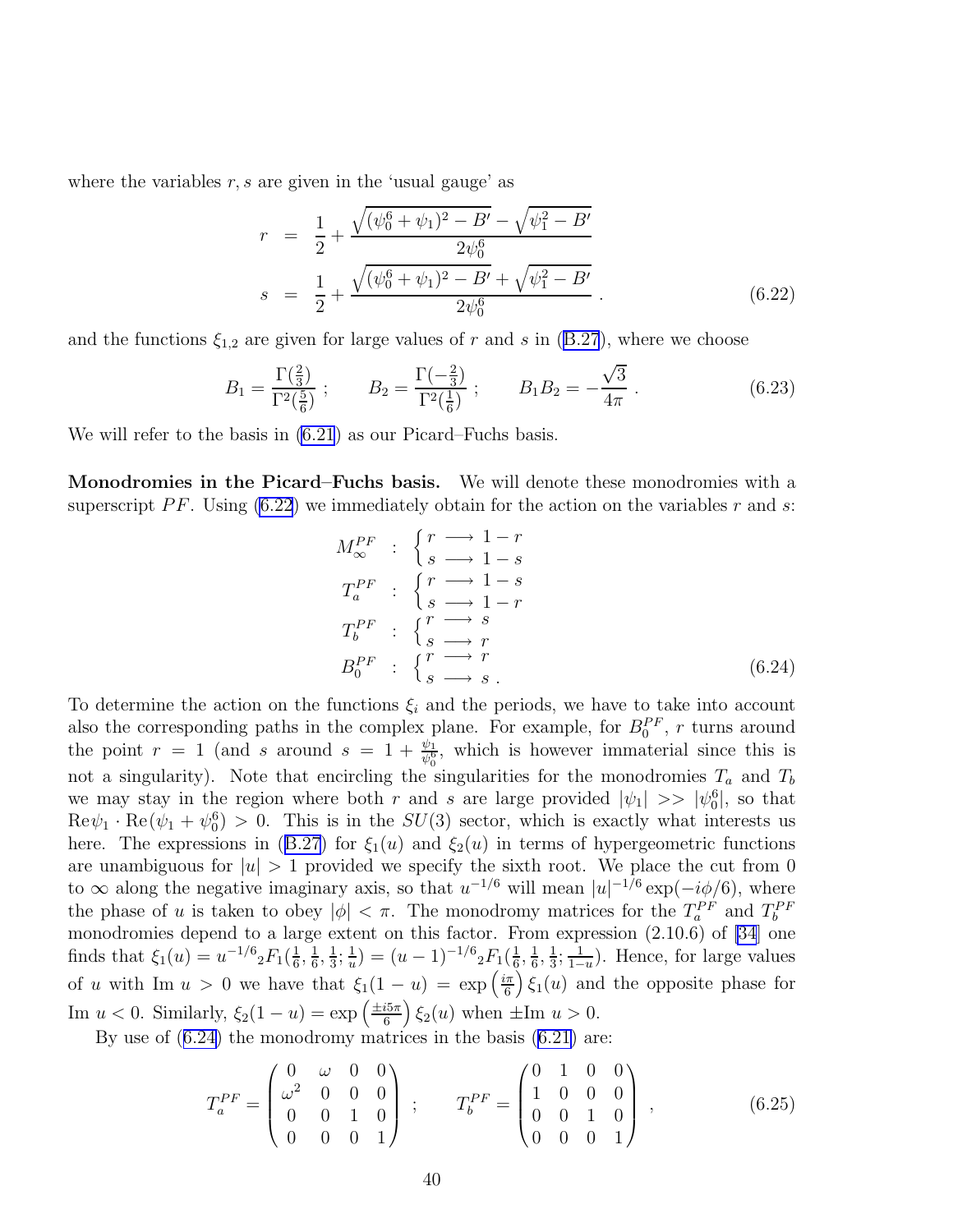where the variables $r, s$ are given in the 'usual gauge' as

$$
\begin{aligned}
r &= \frac{1}{2} + \frac{\sqrt{(\psi_0^6 + \psi_1)^2 - B'} - \sqrt{\psi_1^2 - B'}}{2\psi_0^6} \\
s &= \frac{1}{2} + \frac{\sqrt{(\psi_0^6 + \psi_1)^2 - B'} + \sqrt{\psi_1^2 - B'}}{2\psi_0^6} \, .
\end{aligned}
\tag{6.22}
$$

and the functions $\xi_{1,2}$ are given for large values of $r$ and $s$ in (B.27), where we choose

$$
B_1 = \frac{\Gamma(\frac{2}{3})}{\Gamma^2(\frac{5}{6})} \; ; \qquad B_2 = \frac{\Gamma(-\frac{2}{3})}{\Gamma^2(\frac{1}{6})} \; ; \qquad B_1 B_2 = -\frac{\sqrt{3}}{4\pi} \, .
\tag{6.23}
$$

We will refer to the basis in (6.21) as our Picard–Fuchs basis.

**Monodromies in the Picard–Fuchs basis.** We will denote these monodromies with a superscript $PF$. Using (6.22) we immediately obtain for the action on the variables $r$ and $s$:

$$
\begin{aligned}
M_\infty^{PF} &: \begin{cases} r \longrightarrow 1 - r \\ s \longrightarrow 1 - s \end{cases} \\
T_a^{PF} &: \begin{cases} r \longrightarrow 1 - s \\ s \longrightarrow 1 - r \end{cases} \\
T_b^{PF} &: \begin{cases} r \longrightarrow s \\ s \longrightarrow r \end{cases} \\
B_0^{PF} &: \begin{cases} r \longrightarrow r \\ s \longrightarrow s \, . \end{cases}
\end{aligned}
\tag{6.24}
$$

To determine the action on the functions $\xi_i$ and the periods, we have to take into account also the corresponding paths in the complex plane. For example, for $B_0^{PF}$, $r$ turns around the point $r = 1$ (and $s$ around $s = 1 + \frac{\psi_1}{\psi_0^6}$, which is however immaterial since this is not a singularity). Note that encircling the singularities for the monodromies $T_a$ and $T_b$ we may stay in the region where both $r$ and $s$ are large provided $|\psi_1| >> |\psi_0^6|$, so that $\mathrm{Re}\psi_1 \cdot \mathrm{Re}(\psi_1 + \psi_0^6) > 0$. This is in the $SU(3)$ sector, which is exactly what interests us here. The expressions in (B.27) for $\xi_1(u)$ and $\xi_2(u)$ in terms of hypergeometric functions are unambiguous for $|u| > 1$ provided we specify the sixth root. We place the cut from 0 to $\infty$ along the negative imaginary axis, so that $u^{-1/6}$ will mean $|u|^{-1/6} \exp(-i\phi/6)$, where the phase of $u$ is taken to obey $|\phi| < \pi$. The monodromy matrices for the $T_a^{PF}$ and $T_b^{PF}$ monodromies depend to a large extent on this factor. From expression (2.10.6) of [34] one finds that $\xi_1(u) = u^{-1/6} {}_2F_1(\frac{1}{6}, \frac{1}{6}, \frac{1}{3}; \frac{1}{u}) = (u-1)^{-1/6} {}_2F_1(\frac{1}{6}, \frac{1}{6}, \frac{1}{3}; \frac{1}{1-u})$. Hence, for large values of $u$ with $\mathrm{Im}\; u > 0$ we have that $\xi_1(1-u) = \exp\left(\frac{i\pi}{6}\right) \xi_1(u)$ and the opposite phase for $\mathrm{Im}\; u < 0$. Similarly, $\xi_2(1-u) = \exp\left(\frac{\pm i5\pi}{6}\right) \xi_2(u)$ when $\pm \mathrm{Im}\; u > 0$.

By use of (6.24) the monodromy matrices in the basis (6.21) are:

$$
T_a^{PF} = \begin{pmatrix} 0 & \omega & 0 & 0 \\ \omega^2 & 0 & 0 & 0 \\ 0 & 0 & 1 & 0 \\ 0 & 0 & 0 & 1 \end{pmatrix} \; ; \qquad T_b^{PF} = \begin{pmatrix} 0 & 1 & 0 & 0 \\ 1 & 0 & 0 & 0 \\ 0 & 0 & 1 & 0 \\ 0 & 0 & 0 & 1 \end{pmatrix} \; ,
\tag{6.25}
$$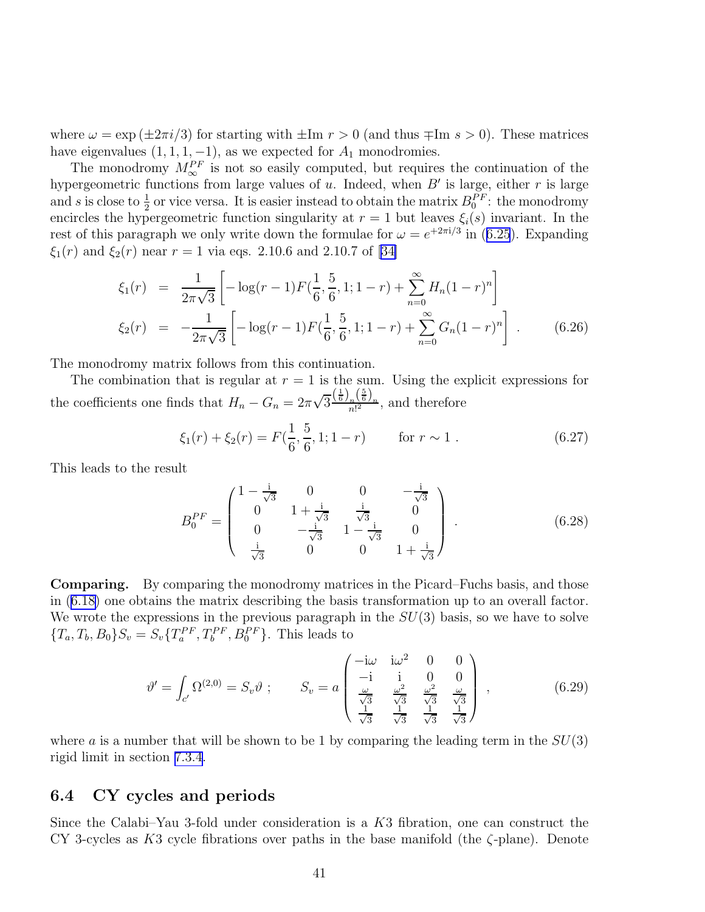where $\omega = \exp(\pm 2\pi i/3)$ for starting with $\pm\text{Im } r > 0$ (and thus $\mp\text{Im } s > 0$). These matrices have eigenvalues $(1, 1, 1, -1)$, as we expected for $A_1$ monodromies.

The monodromy $M_\infty^{PF}$ is not so easily computed, but requires the continuation of the hypergeometric functions from large values of $u$. Indeed, when $B'$ is large, either $r$ is large and $s$ is close to $\frac{1}{2}$ or vice versa. It is easier instead to obtain the matrix $B_0^{PF}$: the monodromy encircles the hypergeometric function singularity at $r = 1$ but leaves $\xi_i(s)$ invariant. In the rest of this paragraph we only write down the formulae for $\omega = e^{+2\pi i/3}$ in (6.25). Expanding $\xi_1(r)$ and $\xi_2(r)$ near $r = 1$ via eqs. 2.10.6 and 2.10.7 of [34]

$$
\begin{aligned}
\xi_1(r) &= \frac{1}{2\pi\sqrt{3}}\left[-\log(r-1)F(\frac{1}{6},\frac{5}{6},1;1-r) + \sum_{n=0}^{\infty} H_n (1-r)^n\right] \\
\xi_2(r) &= -\frac{1}{2\pi\sqrt{3}}\left[-\log(r-1)F(\frac{1}{6},\frac{5}{6},1;1-r) + \sum_{n=0}^{\infty} G_n (1-r)^n\right] .
\end{aligned}
\tag{6.26}
$$

The monodromy matrix follows from this continuation.

The combination that is regular at $r = 1$ is the sum. Using the explicit expressions for the coefficients one finds that $H_n - G_n = 2\pi\sqrt{3}\frac{(\frac{1}{6})_n(\frac{5}{6})_n}{n!^2}$, and therefore

$$
\xi_1(r) + \xi_2(r) = F(\frac{1}{6},\frac{5}{6},1;1-r) \qquad \text{for } r \sim 1 . \tag{6.27}
$$

This leads to the result

$$
B_0^{PF} = \begin{pmatrix} 1-\frac{i}{\sqrt{3}} & 0 & 0 & -\frac{i}{\sqrt{3}} \\ 0 & 1+\frac{i}{\sqrt{3}} & \frac{i}{\sqrt{3}} & 0 \\ 0 & -\frac{i}{\sqrt{3}} & 1-\frac{i}{\sqrt{3}} & 0 \\ \frac{i}{\sqrt{3}} & 0 & 0 & 1+\frac{i}{\sqrt{3}} \end{pmatrix} . \tag{6.28}
$$

**Comparing.** By comparing the monodromy matrices in the Picard–Fuchs basis, and those in (6.18) one obtains the matrix describing the basis transformation up to an overall factor. We wrote the expressions in the previous paragraph in the $SU(3)$ basis, so we have to solve $\{T_a, T_b, B_0\}S_v = S_v\{T_a^{PF}, T_b^{PF}, B_0^{PF}\}$. This leads to

$$
\vartheta' = \int_{c'} \Omega^{(2,0)} = S_v \vartheta \; ; \qquad S_v = a \begin{pmatrix} -i\omega & i\omega^2 & 0 & 0 \\ -i & i & 0 & 0 \\ \frac{\omega}{\sqrt{3}} & \frac{\omega^2}{\sqrt{3}} & \frac{\omega^2}{\sqrt{3}} & \frac{\omega}{\sqrt{3}} \\ \frac{1}{\sqrt{3}} & \frac{1}{\sqrt{3}} & \frac{1}{\sqrt{3}} & \frac{1}{\sqrt{3}} \end{pmatrix} , \tag{6.29}
$$

where $a$ is a number that will be shown to be 1 by comparing the leading term in the $SU(3)$ rigid limit in section 7.3.4.

## 6.4 CY cycles and periods

Since the Calabi–Yau 3-fold under consideration is a $K3$ fibration, one can construct the CY 3-cycles as $K3$ cycle fibrations over paths in the base manifold (the $\zeta$-plane). Denote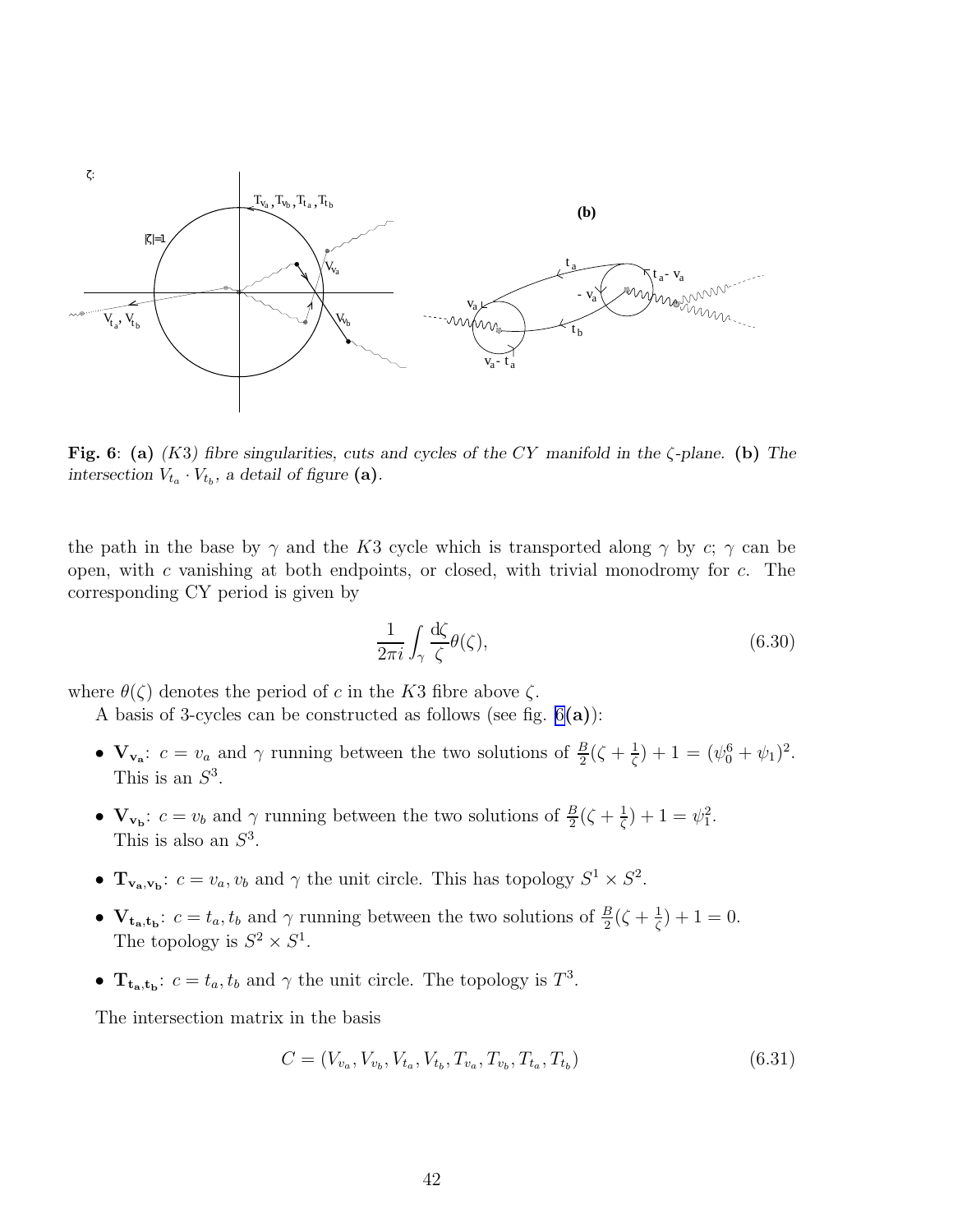**Fig. 6**: **(a)** *(K3) fibre singularities, cuts and cycles of the CY manifold in the $\zeta$-plane.* **(b)** *The intersection $V_{t_a} \cdot V_{t_b}$, a detail of figure* **(a)**.

the path in the base by $\gamma$ and the $K3$ cycle which is transported along $\gamma$ by $c$; $\gamma$ can be open, with $c$ vanishing at both endpoints, or closed, with trivial monodromy for $c$. The corresponding CY period is given by

$$\frac{1}{2\pi i}\int_{\gamma}\frac{\mathrm{d}\zeta}{\zeta}\theta(\zeta), \tag{6.30}$$

where $\theta(\zeta)$ denotes the period of $c$ in the $K3$ fibre above $\zeta$.

A basis of 3-cycles can be constructed as follows (see fig. 6**(a)**):

- $\mathbf{V_{v_a}}$: $c = v_a$ and $\gamma$ running between the two solutions of $\frac{B}{2}(\zeta + \frac{1}{\zeta}) + 1 = (\psi_0^6 + \psi_1)^2$. This is an $S^3$.
- $\mathbf{V_{v_b}}$: $c = v_b$ and $\gamma$ running between the two solutions of $\frac{B}{2}(\zeta + \frac{1}{\zeta}) + 1 = \psi_1^2$. This is also an $S^3$.
- $\mathbf{T_{v_a, v_b}}$: $c = v_a, v_b$ and $\gamma$ the unit circle. This has topology $S^1 \times S^2$.
- $\mathbf{V_{t_a, t_b}}$: $c = t_a, t_b$ and $\gamma$ running between the two solutions of $\frac{B}{2}(\zeta + \frac{1}{\zeta}) + 1 = 0$. The topology is $S^2 \times S^1$.
- $\mathbf{T_{t_a, t_b}}$: $c = t_a, t_b$ and $\gamma$ the unit circle. The topology is $T^3$.

The intersection matrix in the basis

$$C = (V_{v_a}, V_{v_b}, V_{t_a}, V_{t_b}, T_{v_a}, T_{v_b}, T_{t_a}, T_{t_b}) \tag{6.31}$$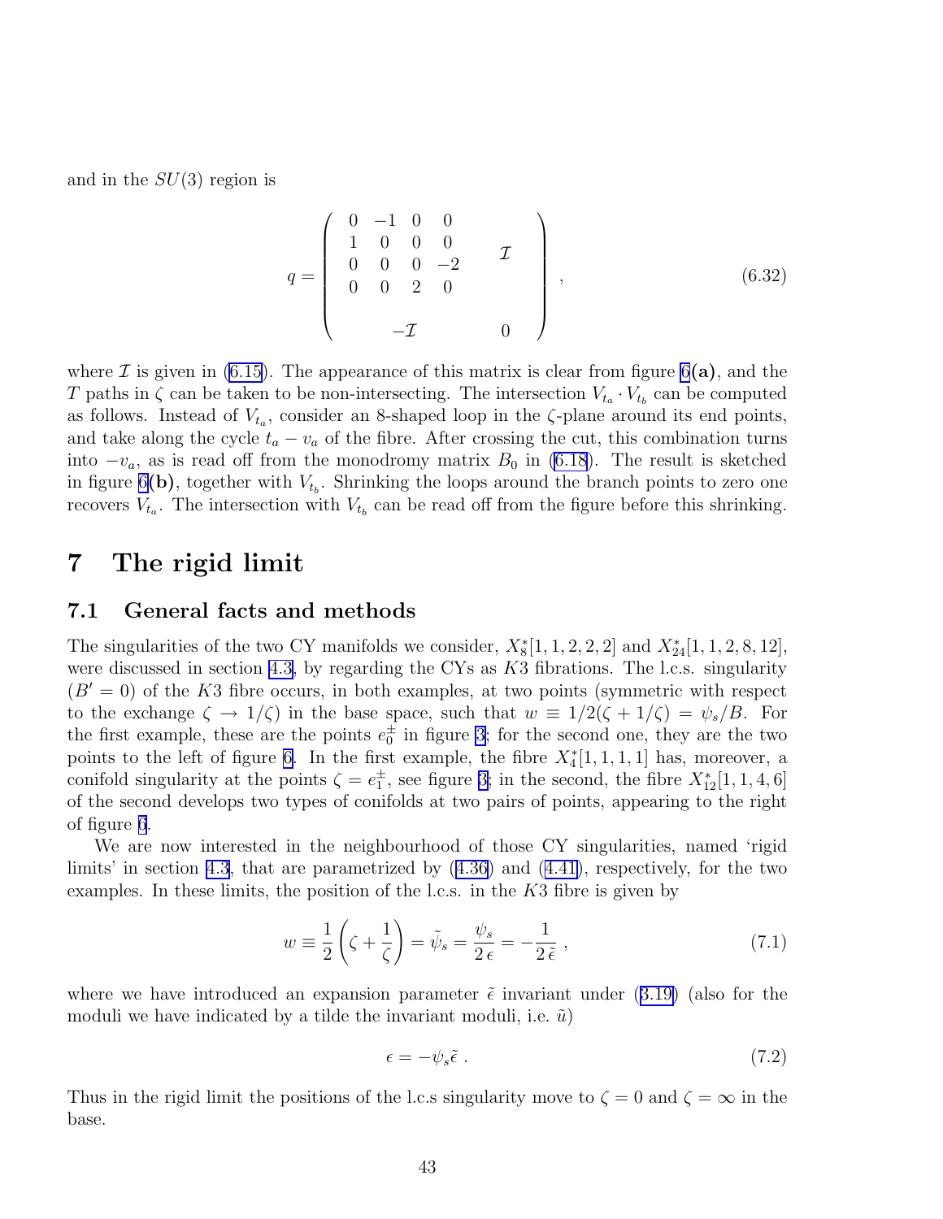and in the $SU(3)$ region is

$$q = \left( \begin{array}{cccccc} 0 & -1 & 0 & 0 & & \\ 1 & 0 & 0 & 0 & & \mathcal{I} \\ 0 & 0 & 0 & -2 & & \\ 0 & 0 & 2 & 0 & & \\ & & & & & \\ & & -\mathcal{I} & & & 0 \end{array} \right) , \tag{6.32}$$

where $\mathcal{I}$ is given in (6.15). The appearance of this matrix is clear from figure 6**(a)**, and the $T$ paths in $\zeta$ can be taken to be non-intersecting. The intersection $V_{t_a} \cdot V_{t_b}$ can be computed as follows. Instead of $V_{t_a}$, consider an 8-shaped loop in the $\zeta$-plane around its end points, and take along the cycle $t_a - v_a$ of the fibre. After crossing the cut, this combination turns into $-v_a$, as is read off from the monodromy matrix $B_0$ in (6.18). The result is sketched in figure 6**(b)**, together with $V_{t_b}$. Shrinking the loops around the branch points to zero one recovers $V_{t_a}$. The intersection with $V_{t_b}$ can be read off from the figure before this shrinking.

# 7 The rigid limit

## 7.1 General facts and methods

The singularities of the two CY manifolds we consider, $X_8^*[1,1,2,2,2]$ and $X_{24}^*[1,1,2,8,12]$, were discussed in section 4.3, by regarding the CYs as $K3$ fibrations. The l.c.s. singularity ($B' = 0$) of the $K3$ fibre occurs, in both examples, at two points (symmetric with respect to the exchange $\zeta \to 1/\zeta$) in the base space, such that $w \equiv 1/2(\zeta + 1/\zeta) = \psi_s/B$. For the first example, these are the points $e_0^\pm$ in figure 3; for the second one, they are the two points to the left of figure 6. In the first example, the fibre $X_4^*[1,1,1,1]$ has, moreover, a conifold singularity at the points $\zeta = e_1^\pm$, see figure 3; in the second, the fibre $X_{12}^*[1,1,4,6]$ of the second develops two types of conifolds at two pairs of points, appearing to the right of figure 6.

We are now interested in the neighbourhood of those CY singularities, named 'rigid limits' in section 4.3, that are parametrized by (4.36) and (4.41), respectively, for the two examples. In these limits, the position of the l.c.s. in the $K3$ fibre is given by

$$w \equiv \frac{1}{2}\left(\zeta + \frac{1}{\zeta}\right) = \tilde{\psi}_s = \frac{\psi_s}{2\,\epsilon} = -\frac{1}{2\,\tilde{\epsilon}}\ , \tag{7.1}$$

where we have introduced an expansion parameter $\tilde{\epsilon}$ invariant under (3.19) (also for the moduli we have indicated by a tilde the invariant moduli, i.e. $\tilde{u}$)

$$\epsilon = -\psi_s \tilde{\epsilon}\ . \tag{7.2}$$

Thus in the rigid limit the positions of the l.c.s singularity move to $\zeta = 0$ and $\zeta = \infty$ in the base.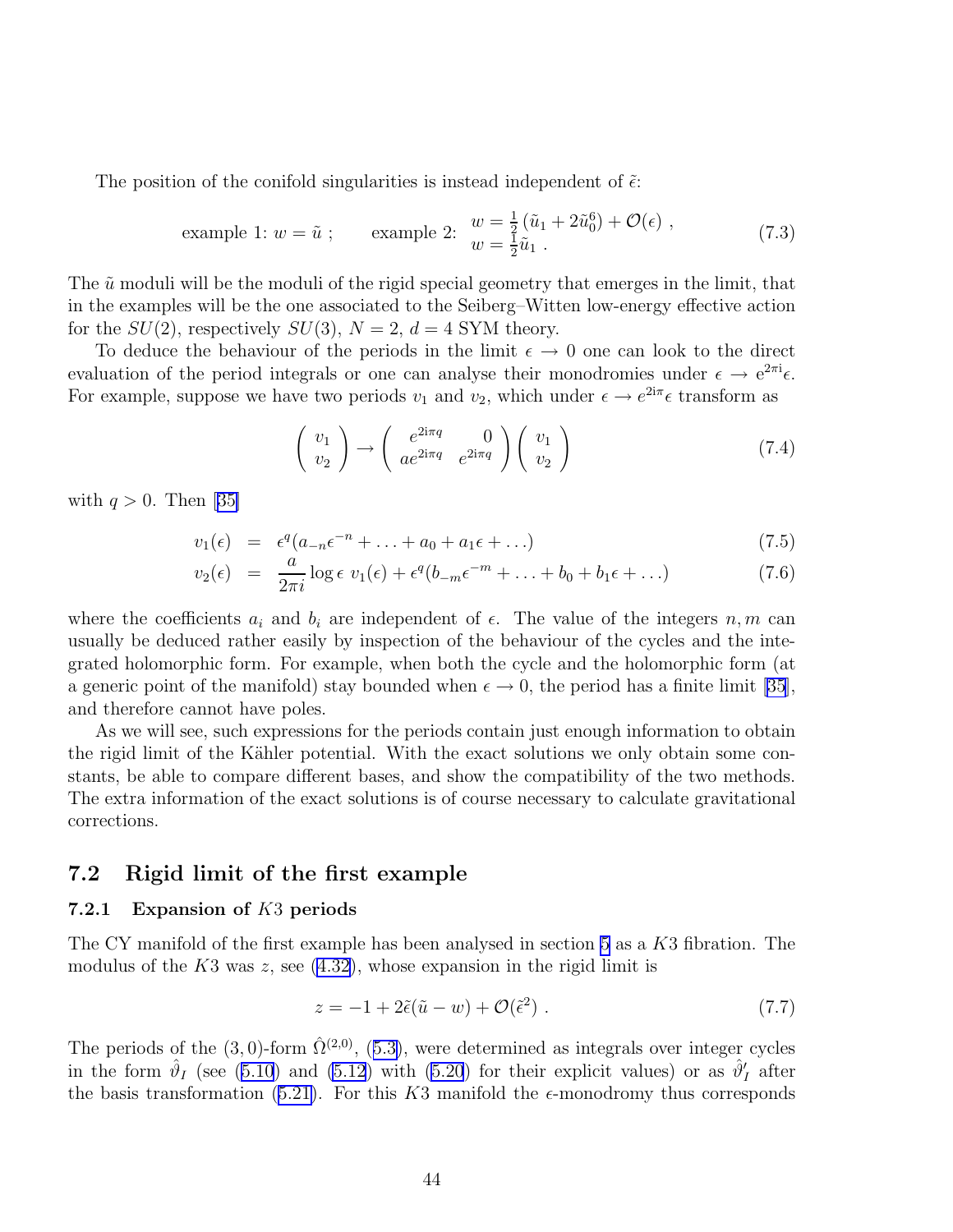The position of the conifold singularities is instead independent of $\tilde{\epsilon}$:

$$\text{example 1: } w = \tilde{u} \; ; \qquad \text{example 2: } \begin{array}{l} w = \frac{1}{2}\left(\tilde{u}_1 + 2\tilde{u}_0^6\right) + \mathcal{O}(\epsilon) \; , \\ w = \frac{1}{2}\tilde{u}_1 \; . \end{array} \tag{7.3}$$

The $\tilde{u}$ moduli will be the moduli of the rigid special geometry that emerges in the limit, that in the examples will be the one associated to the Seiberg–Witten low-energy effective action for the $SU(2)$, respectively $SU(3)$, $N = 2$, $d = 4$ SYM theory.

To deduce the behaviour of the periods in the limit $\epsilon \to 0$ one can look to the direct evaluation of the period integrals or one can analyse their monodromies under $\epsilon \to e^{2\pi i}\epsilon$. For example, suppose we have two periods $v_1$ and $v_2$, which under $\epsilon \to e^{2i\pi}\epsilon$ transform as

$$\begin{pmatrix} v_1 \\ v_2 \end{pmatrix} \to \begin{pmatrix} e^{2i\pi q} & 0 \\ a e^{2i\pi q} & e^{2i\pi q} \end{pmatrix} \begin{pmatrix} v_1 \\ v_2 \end{pmatrix} \tag{7.4}$$

with $q > 0$. Then [35]

$$v_1(\epsilon) = \epsilon^q (a_{-n}\epsilon^{-n} + \ldots + a_0 + a_1\epsilon + \ldots) \tag{7.5}$$

$$v_2(\epsilon) = \frac{a}{2\pi i} \log \epsilon \; v_1(\epsilon) + \epsilon^q (b_{-m}\epsilon^{-m} + \ldots + b_0 + b_1\epsilon + \ldots) \tag{7.6}$$

where the coefficients $a_i$ and $b_i$ are independent of $\epsilon$. The value of the integers $n, m$ can usually be deduced rather easily by inspection of the behaviour of the cycles and the integrated holomorphic form. For example, when both the cycle and the holomorphic form (at a generic point of the manifold) stay bounded when $\epsilon \to 0$, the period has a finite limit [35], and therefore cannot have poles.

As we will see, such expressions for the periods contain just enough information to obtain the rigid limit of the Kähler potential. With the exact solutions we only obtain some constants, be able to compare different bases, and show the compatibility of the two methods. The extra information of the exact solutions is of course necessary to calculate gravitational corrections.

## 7.2 Rigid limit of the first example

### 7.2.1 Expansion of $K3$ periods

The CY manifold of the first example has been analysed in section 5 as a $K3$ fibration. The modulus of the $K3$ was $z$, see (4.32), whose expansion in the rigid limit is

$$z = -1 + 2\tilde{\epsilon}(\tilde{u} - w) + \mathcal{O}(\tilde{\epsilon}^2) \; . \tag{7.7}$$

The periods of the $(3, 0)$-form $\hat{\Omega}^{(2,0)}$, (5.3), were determined as integrals over integer cycles in the form $\hat{\vartheta}_I$ (see (5.10) and (5.12) with (5.20) for their explicit values) or as $\hat{\vartheta}'_I$ after the basis transformation (5.21). For this $K3$ manifold the $\epsilon$-monodromy thus corresponds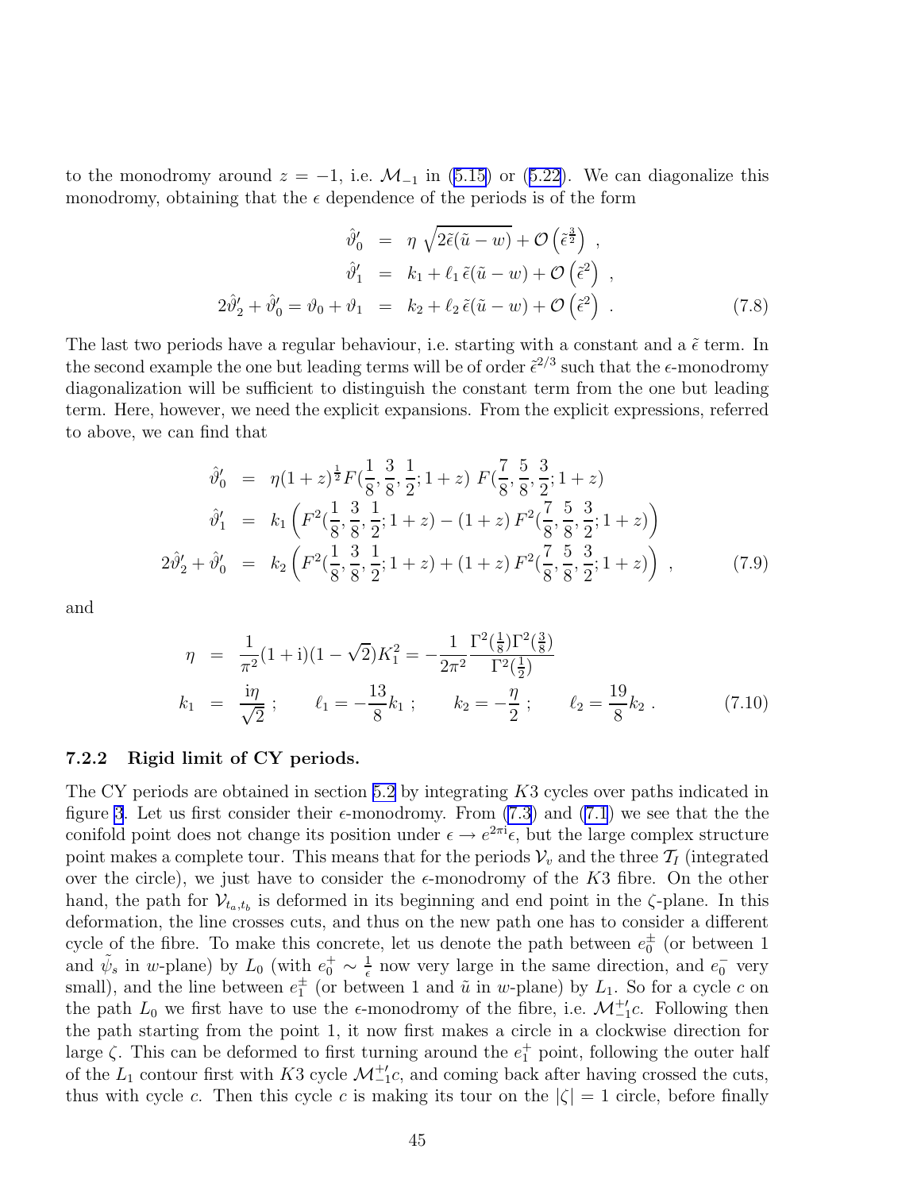to the monodromy around $z = -1$, i.e. $\mathcal{M}_{-1}$ in (5.15) or (5.22). We can diagonalize this monodromy, obtaining that the $\epsilon$ dependence of the periods is of the form

$$
\begin{aligned}
\hat{\vartheta}'_0 &= \eta \sqrt{2\tilde{\epsilon}(\tilde{u}-w)} + \mathcal{O}\left(\tilde{\epsilon}^{\frac{3}{2}}\right) , \\
\hat{\vartheta}'_1 &= k_1 + \ell_1\, \tilde{\epsilon}(\tilde{u}-w) + \mathcal{O}\left(\tilde{\epsilon}^{2}\right) , \\
2\hat{\vartheta}'_2 + \hat{\vartheta}'_0 = \vartheta_0 + \vartheta_1 &= k_2 + \ell_2\, \tilde{\epsilon}(\tilde{u}-w) + \mathcal{O}\left(\tilde{\epsilon}^{2}\right) .
\end{aligned} \tag{7.8}
$$

The last two periods have a regular behaviour, i.e. starting with a constant and a $\tilde{\epsilon}$ term. In the second example the one but leading terms will be of order $\tilde{\epsilon}^{2/3}$ such that the $\epsilon$-monodromy diagonalization will be sufficient to distinguish the constant term from the one but leading term. Here, however, we need the explicit expansions. From the explicit expressions, referred to above, we can find that

$$
\begin{aligned}
\hat{\vartheta}'_0 &= \eta(1+z)^{\frac{1}{2}} F(\tfrac{1}{8},\tfrac{3}{8},\tfrac{1}{2};1+z)\ F(\tfrac{7}{8},\tfrac{5}{8},\tfrac{3}{2};1+z) \\
\hat{\vartheta}'_1 &= k_1\left(F^2(\tfrac{1}{8},\tfrac{3}{8},\tfrac{1}{2};1+z) - (1+z)\, F^2(\tfrac{7}{8},\tfrac{5}{8},\tfrac{3}{2};1+z)\right) \\
2\hat{\vartheta}'_2 + \hat{\vartheta}'_0 &= k_2\left(F^2(\tfrac{1}{8},\tfrac{3}{8},\tfrac{1}{2};1+z) + (1+z)\, F^2(\tfrac{7}{8},\tfrac{5}{8},\tfrac{3}{2};1+z)\right) ,
\end{aligned} \tag{7.9}
$$

and

$$
\begin{aligned}
\eta &= \frac{1}{\pi^2}(1+\mathrm{i})(1-\sqrt{2})K_1^2 = -\frac{1}{2\pi^2}\frac{\Gamma^2(\frac{1}{8})\Gamma^2(\frac{3}{8})}{\Gamma^2(\frac{1}{2})} \\
k_1 &= \frac{\mathrm{i}\eta}{\sqrt{2}} ; \qquad \ell_1 = -\frac{13}{8}k_1 ; \qquad k_2 = -\frac{\eta}{2} ; \qquad \ell_2 = \frac{19}{8}k_2 .
\end{aligned} \tag{7.10}
$$

### 7.2.2 Rigid limit of CY periods.

The CY periods are obtained in section 5.2 by integrating $K3$ cycles over paths indicated in figure 3. Let us first consider their $\epsilon$-monodromy. From (7.3) and (7.1) we see that the the conifold point does not change its position under $\epsilon \to e^{2\pi \mathrm{i}}\epsilon$, but the large complex structure point makes a complete tour. This means that for the periods $\mathcal{V}_v$ and the three $\mathcal{T}_I$ (integrated over the circle), we just have to consider the $\epsilon$-monodromy of the $K3$ fibre. On the other hand, the path for $\mathcal{V}_{t_a,t_b}$ is deformed in its beginning and end point in the $\zeta$-plane. In this deformation, the line crosses cuts, and thus on the new path one has to consider a different cycle of the fibre. To make this concrete, let us denote the path between $e_0^\pm$ (or between 1 and $\tilde{\psi}_s$ in $w$-plane) by $L_0$ (with $e_0^+ \sim \frac{1}{\epsilon}$ now very large in the same direction, and $e_0^-$ very small), and the line between $e_1^\pm$ (or between 1 and $\tilde{u}$ in $w$-plane) by $L_1$. So for a cycle $c$ on the path $L_0$ we first have to use the $\epsilon$-monodromy of the fibre, i.e. $\mathcal{M}_{-1}^{+\prime}c$. Following then the path starting from the point 1, it now first makes a circle in a clockwise direction for large $\zeta$. This can be deformed to first turning around the $e_1^+$ point, following the outer half of the $L_1$ contour first with $K3$ cycle $\mathcal{M}_{-1}^{+\prime}c$, and coming back after having crossed the cuts, thus with cycle $c$. Then this cycle $c$ is making its tour on the $|\zeta| = 1$ circle, before finally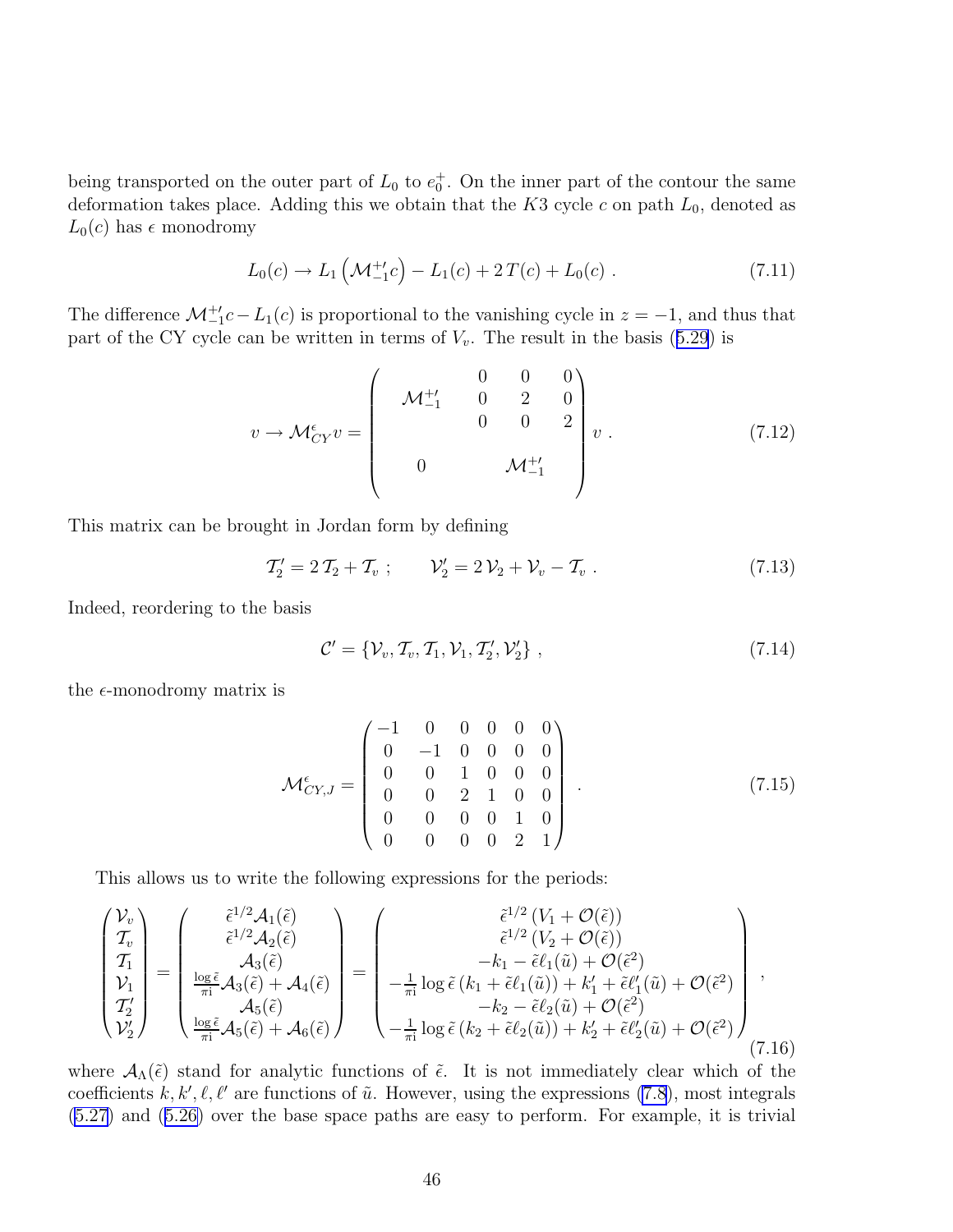being transported on the outer part of $L_0$ to $e_0^+$. On the inner part of the contour the same deformation takes place. Adding this we obtain that the $K3$ cycle $c$ on path $L_0$, denoted as $L_0(c)$ has $\epsilon$ monodromy

$$L_0(c) \to L_1\left(\mathcal{M}_{-1}^{+\prime} c\right) - L_1(c) + 2\,T(c) + L_0(c)\ . \tag{7.11}$$

The difference $\mathcal{M}_{-1}^{+\prime} c - L_1(c)$ is proportional to the vanishing cycle in $z = -1$, and thus that part of the CY cycle can be written in terms of $V_v$. The result in the basis (5.29) is

$$v \to \mathcal{M}_{CY}^{\epsilon} v = \begin{pmatrix} & & 0 & 0 & 0 \\ \mathcal{M}_{-1}^{+\prime} & & 0 & 2 & 0 \\ & & 0 & 0 & 2 \\ & & & & \\ 0 & & & \mathcal{M}_{-1}^{+\prime} & \\ & & & & \end{pmatrix} v\ . \tag{7.12}$$

This matrix can be brought in Jordan form by defining

$$\mathcal{T}_2' = 2\,\mathcal{T}_2 + \mathcal{T}_v\ ; \qquad \mathcal{V}_2' = 2\,\mathcal{V}_2 + \mathcal{V}_v - \mathcal{T}_v\ . \tag{7.13}$$

Indeed, reordering to the basis

$$\mathcal{C}' = \{\mathcal{V}_v, \mathcal{T}_v, \mathcal{T}_1, \mathcal{V}_1, \mathcal{T}_2', \mathcal{V}_2'\}\ , \tag{7.14}$$

the $\epsilon$-monodromy matrix is

$$\mathcal{M}_{CY,J}^{\epsilon} = \begin{pmatrix} -1 & 0 & 0 & 0 & 0 & 0 \\ 0 & -1 & 0 & 0 & 0 & 0 \\ 0 & 0 & 1 & 0 & 0 & 0 \\ 0 & 0 & 2 & 1 & 0 & 0 \\ 0 & 0 & 0 & 0 & 1 & 0 \\ 0 & 0 & 0 & 0 & 2 & 1 \end{pmatrix}\ . \tag{7.15}$$

This allows us to write the following expressions for the periods:

$$\begin{pmatrix} \mathcal{V}_v \\ \mathcal{T}_v \\ \mathcal{T}_1 \\ \mathcal{V}_1 \\ \mathcal{T}_2' \\ \mathcal{V}_2' \end{pmatrix} = \begin{pmatrix} \tilde{\epsilon}^{1/2}\mathcal{A}_1(\tilde{\epsilon}) \\ \tilde{\epsilon}^{1/2}\mathcal{A}_2(\tilde{\epsilon}) \\ \mathcal{A}_3(\tilde{\epsilon}) \\ \frac{\log\tilde{\epsilon}}{\pi \mathrm{i}}\mathcal{A}_3(\tilde{\epsilon}) + \mathcal{A}_4(\tilde{\epsilon}) \\ \mathcal{A}_5(\tilde{\epsilon}) \\ \frac{\log\tilde{\epsilon}}{\pi \mathrm{i}}\mathcal{A}_5(\tilde{\epsilon}) + \mathcal{A}_6(\tilde{\epsilon}) \end{pmatrix} = \begin{pmatrix} \tilde{\epsilon}^{1/2}\left(V_1 + \mathcal{O}(\tilde{\epsilon})\right) \\ \tilde{\epsilon}^{1/2}\left(V_2 + \mathcal{O}(\tilde{\epsilon})\right) \\ -k_1 - \tilde{\epsilon}\ell_1(\tilde{u}) + \mathcal{O}(\tilde{\epsilon}^2) \\ -\frac{1}{\pi \mathrm{i}}\log\tilde{\epsilon}\left(k_1 + \tilde{\epsilon}\ell_1(\tilde{u})\right) + k_1' + \tilde{\epsilon}\ell_1'(\tilde{u}) + \mathcal{O}(\tilde{\epsilon}^2) \\ -k_2 - \tilde{\epsilon}\ell_2(\tilde{u}) + \mathcal{O}(\tilde{\epsilon}^2) \\ -\frac{1}{\pi \mathrm{i}}\log\tilde{\epsilon}\left(k_2 + \tilde{\epsilon}\ell_2(\tilde{u})\right) + k_2' + \tilde{\epsilon}\ell_2'(\tilde{u}) + \mathcal{O}(\tilde{\epsilon}^2) \end{pmatrix}, \tag{7.16}$$

where $\mathcal{A}_\Lambda(\tilde{\epsilon})$ stand for analytic functions of $\tilde{\epsilon}$. It is not immediately clear which of the coefficients $k, k', \ell, \ell'$ are functions of $\tilde{u}$. However, using the expressions (7.8), most integrals (5.27) and (5.26) over the base space paths are easy to perform. For example, it is trivial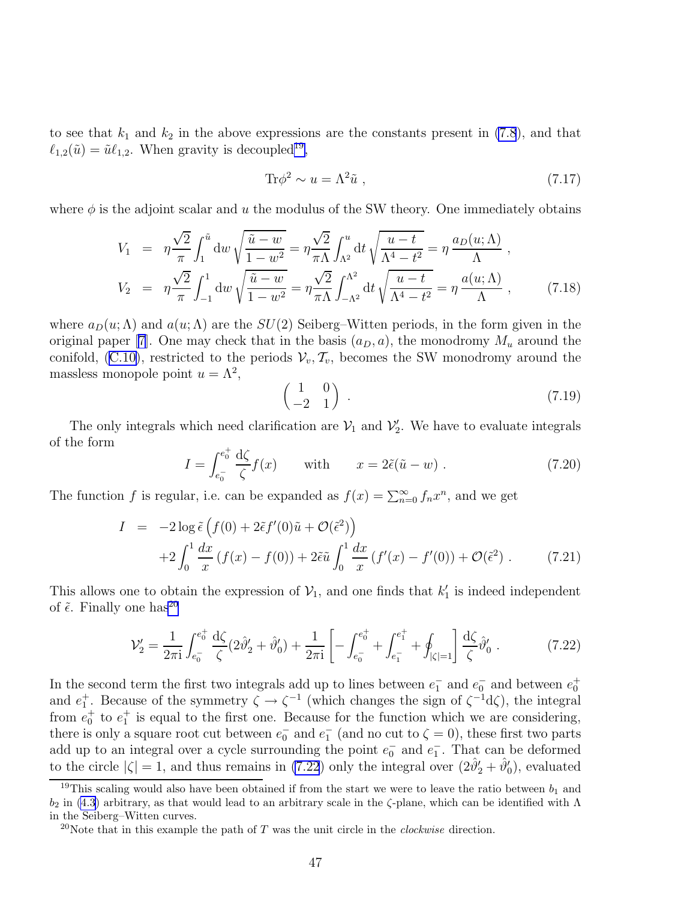to see that $k_1$ and $k_2$ in the above expressions are the constants present in (7.8), and that $\ell_{1,2}(\tilde{u}) = \tilde{u}\ell_{1,2}$. When gravity is decoupled[19],

$$\mathrm{Tr}\phi^2 \sim u = \Lambda^2 \tilde{u} \ , \tag{7.17}$$

where $\phi$ is the adjoint scalar and $u$ the modulus of the SW theory. One immediately obtains

$$\begin{aligned} V_1 &= \eta \frac{\sqrt{2}}{\pi} \int_1^{\tilde{u}} \mathrm{d}w \, \sqrt{\frac{\tilde{u}-w}{1-w^2}} = \eta \frac{\sqrt{2}}{\pi \Lambda} \int_{\Lambda^2}^{u} \mathrm{d}t \, \sqrt{\frac{u-t}{\Lambda^4 - t^2}} = \eta \, \frac{a_D(u;\Lambda)}{\Lambda} \ , \\ V_2 &= \eta \frac{\sqrt{2}}{\pi} \int_{-1}^{1} \mathrm{d}w \, \sqrt{\frac{\tilde{u}-w}{1-w^2}} = \eta \frac{\sqrt{2}}{\pi \Lambda} \int_{-\Lambda^2}^{\Lambda^2} \mathrm{d}t \, \sqrt{\frac{u-t}{\Lambda^4 - t^2}} = \eta \, \frac{a(u;\Lambda)}{\Lambda} \ , \end{aligned} \tag{7.18}$$

where $a_D(u;\Lambda)$ and $a(u;\Lambda)$ are the $SU(2)$ Seiberg–Witten periods, in the form given in the original paper [7]. One may check that in the basis $(a_D, a)$, the monodromy $M_u$ around the conifold, (C.10), restricted to the periods $\mathcal{V}_v, \mathcal{T}_v$, becomes the SW monodromy around the massless monopole point $u = \Lambda^2$,

$$\begin{pmatrix} 1 & 0 \\ -2 & 1 \end{pmatrix} \ . \tag{7.19}$$

The only integrals which need clarification are $\mathcal{V}_1$ and $\mathcal{V}_2'$. We have to evaluate integrals of the form

$$I = \int_{e_0^-}^{e_0^+} \frac{\mathrm{d}\zeta}{\zeta} f(x) \qquad \text{with} \qquad x = 2\tilde{\epsilon}(\tilde{u} - w) \ . \tag{7.20}$$

The function $f$ is regular, i.e. can be expanded as $f(x) = \sum_{n=0}^{\infty} f_n x^n$, and we get

$$\begin{aligned} I &= -2\log\tilde{\epsilon}\left(f(0) + 2\tilde{\epsilon} f'(0)\tilde{u} + \mathcal{O}(\tilde{\epsilon}^2)\right) \\ &\quad + 2\int_0^1 \frac{dx}{x}\left(f(x) - f(0)\right) + 2\tilde{\epsilon}\tilde{u}\int_0^1 \frac{dx}{x}\left(f'(x) - f'(0)\right) + \mathcal{O}(\tilde{\epsilon}^2) \ . \end{aligned} \tag{7.21}$$

This allows one to obtain the expression of $\mathcal{V}_1$, and one finds that $k_1'$ is indeed independent of $\tilde{\epsilon}$. Finally one has[20]

$$\mathcal{V}_2' = \frac{1}{2\pi \mathrm{i}} \int_{e_0^-}^{e_0^+} \frac{\mathrm{d}\zeta}{\zeta} (2\hat{\vartheta}_2' + \hat{\vartheta}_0') + \frac{1}{2\pi \mathrm{i}} \left[ -\int_{e_0^-}^{e_0^+} + \int_{e_1^-}^{e_1^+} + \oint_{|\zeta|=1} \right] \frac{\mathrm{d}\zeta}{\zeta} \hat{\vartheta}_0' \ . \tag{7.22}$$

In the second term the first two integrals add up to lines between $e_1^-$ and $e_0^-$ and between $e_0^+$ and $e_1^+$. Because of the symmetry $\zeta \to \zeta^{-1}$ (which changes the sign of $\zeta^{-1}\mathrm{d}\zeta$), the integral from $e_0^+$ to $e_1^+$ is equal to the first one. Because for the function which we are considering, there is only a square root cut between $e_0^-$ and $e_1^-$ (and no cut to $\zeta = 0$), these first two parts add up to an integral over a cycle surrounding the point $e_0^-$ and $e_1^-$. That can be deformed to the circle $|\zeta| = 1$, and thus remains in (7.22) only the integral over $(2\hat{\vartheta}_2' + \hat{\vartheta}_0')$, evaluated

[19] This scaling would also have been obtained if from the start we were to leave the ratio between $b_1$ and $b_2$ in (4.3) arbitrary, as that would lead to an arbitrary scale in the $\zeta$-plane, which can be identified with $\Lambda$ in the Seiberg–Witten curves.

[20] Note that in this example the path of $T$ was the unit circle in the *clockwise* direction.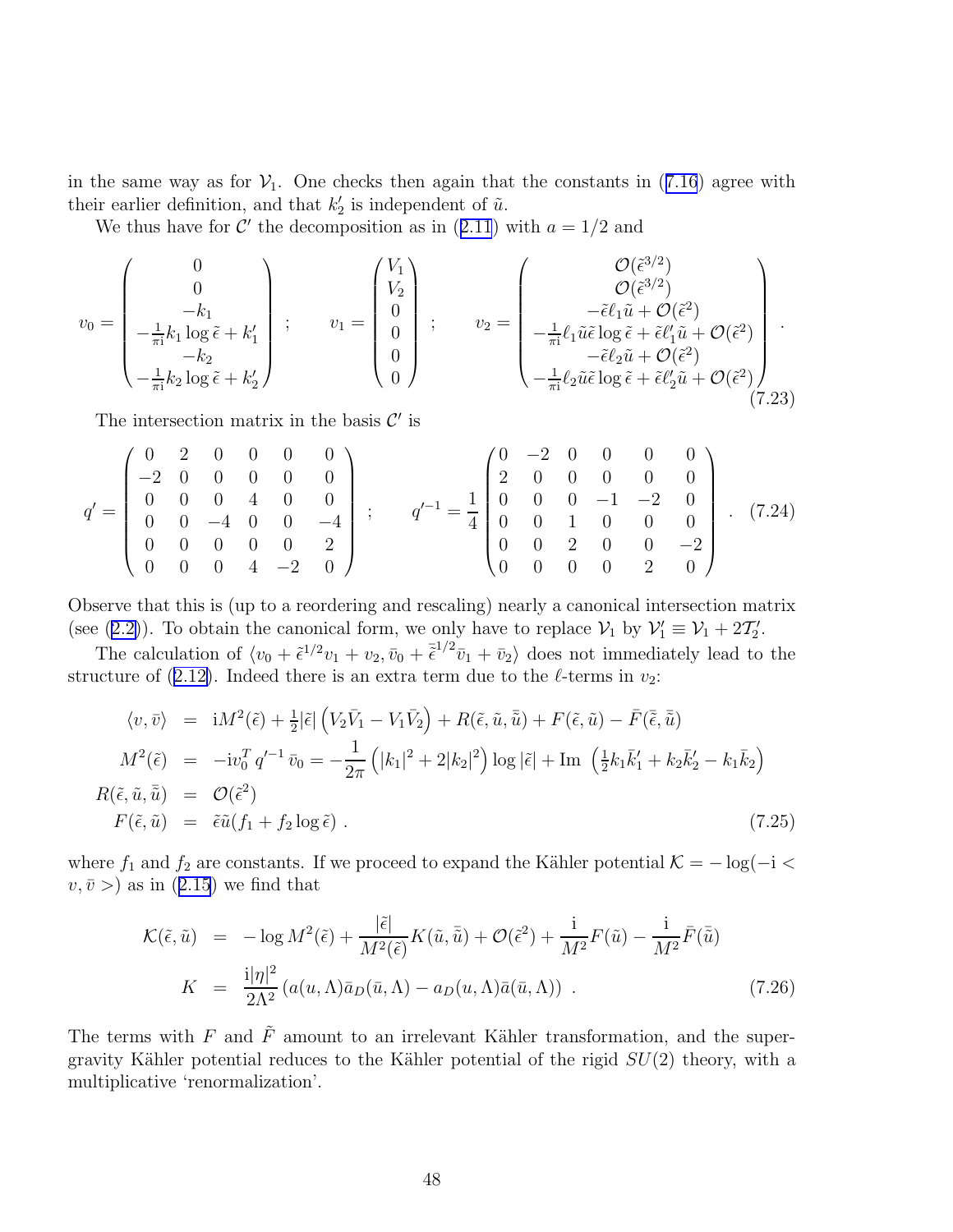in the same way as for $\mathcal{V}_1$. One checks then again that the constants in (7.16) agree with their earlier definition, and that $k_2'$ is independent of $\tilde{u}$.

We thus have for $\mathcal{C}'$ the decomposition as in (2.11) with $a = 1/2$ and

$$
v_0 = \begin{pmatrix} 0 \\ 0 \\ -k_1 \\ -\frac{1}{\pi \mathrm{i}} k_1 \log \tilde{\epsilon} + k_1' \\ -k_2 \\ -\frac{1}{\pi \mathrm{i}} k_2 \log \tilde{\epsilon} + k_2' \end{pmatrix} \; ; \qquad v_1 = \begin{pmatrix} V_1 \\ V_2 \\ 0 \\ 0 \\ 0 \\ 0 \end{pmatrix} \; ; \qquad v_2 = \begin{pmatrix} \mathcal{O}(\tilde{\epsilon}^{3/2}) \\ \mathcal{O}(\tilde{\epsilon}^{3/2}) \\ -\tilde{\epsilon}\ell_1 \tilde{u} + \mathcal{O}(\tilde{\epsilon}^2) \\ -\frac{1}{\pi \mathrm{i}} \ell_1 \tilde{u} \tilde{\epsilon} \log \tilde{\epsilon} + \tilde{\epsilon}\ell_1' \tilde{u} + \mathcal{O}(\tilde{\epsilon}^2) \\ -\tilde{\epsilon}\ell_2 \tilde{u} + \mathcal{O}(\tilde{\epsilon}^2) \\ -\frac{1}{\pi \mathrm{i}} \ell_2 \tilde{u} \tilde{\epsilon} \log \tilde{\epsilon} + \tilde{\epsilon}\ell_2' \tilde{u} + \mathcal{O}(\tilde{\epsilon}^2) \end{pmatrix} . \tag{7.23}
$$

The intersection matrix in the basis $\mathcal{C}'$ is

$$
q' = \begin{pmatrix} 0 & 2 & 0 & 0 & 0 & 0 \\ -2 & 0 & 0 & 0 & 0 & 0 \\ 0 & 0 & 0 & 4 & 0 & 0 \\ 0 & 0 & -4 & 0 & 0 & -4 \\ 0 & 0 & 0 & 0 & 0 & 2 \\ 0 & 0 & 0 & 4 & -2 & 0 \end{pmatrix} \; ; \qquad q'^{-1} = \frac{1}{4} \begin{pmatrix} 0 & -2 & 0 & 0 & 0 & 0 \\ 2 & 0 & 0 & 0 & 0 & 0 \\ 0 & 0 & 0 & -1 & -2 & 0 \\ 0 & 0 & 1 & 0 & 0 & 0 \\ 0 & 0 & 2 & 0 & 0 & -2 \\ 0 & 0 & 0 & 0 & 2 & 0 \end{pmatrix} . \tag{7.24}
$$

Observe that this is (up to a reordering and rescaling) nearly a canonical intersection matrix (see (2.2)). To obtain the canonical form, we only have to replace $\mathcal{V}_1$ by $\mathcal{V}_1' \equiv \mathcal{V}_1 + 2\mathcal{T}_2'$.

The calculation of $\langle v_0 + \tilde{\epsilon}^{1/2} v_1 + v_2, \bar{v}_0 + \bar{\tilde{\epsilon}}^{1/2} \bar{v}_1 + \bar{v}_2 \rangle$ does not immediately lead to the structure of (2.12). Indeed there is an extra term due to the $\ell$-terms in $v_2$:

$$
\begin{aligned}
\langle v, \bar{v} \rangle &= \mathrm{i} M^2(\tilde{\epsilon}) + \tfrac{1}{2} |\tilde{\epsilon}| \left( V_2 \bar{V}_1 - V_1 \bar{V}_2 \right) + R(\tilde{\epsilon}, \tilde{u}, \bar{\tilde{u}}) + F(\tilde{\epsilon}, \tilde{u}) - \bar{F}(\bar{\tilde{\epsilon}}, \bar{\tilde{u}}) \\
M^2(\tilde{\epsilon}) &= -\mathrm{i} v_0^T q'^{-1} \bar{v}_0 = -\frac{1}{2\pi} \left( |k_1|^2 + 2|k_2|^2 \right) \log |\tilde{\epsilon}| + \mathrm{Im} \, \left( \tfrac{1}{2} k_1 \bar{k}_1' + k_2 \bar{k}_2' - k_1 \bar{k}_2 \right) \\
R(\tilde{\epsilon}, \tilde{u}, \bar{\tilde{u}}) &= \mathcal{O}(\tilde{\epsilon}^2) \\
F(\tilde{\epsilon}, \tilde{u}) &= \tilde{\epsilon} \tilde{u} (f_1 + f_2 \log \tilde{\epsilon}) \; .
\end{aligned} \tag{7.25}
$$

where $f_1$ and $f_2$ are constants. If we proceed to expand the Kähler potential $\mathcal{K} = -\log(-\mathrm{i} < v, \bar{v} >)$ as in (2.15) we find that

$$
\begin{aligned}
\mathcal{K}(\tilde{\epsilon}, \tilde{u}) &= -\log M^2(\tilde{\epsilon}) + \frac{|\tilde{\epsilon}|}{M^2(\tilde{\epsilon})} K(\tilde{u}, \bar{\tilde{u}}) + \mathcal{O}(\tilde{\epsilon}^2) + \frac{\mathrm{i}}{M^2} F(\tilde{u}) - \frac{\mathrm{i}}{M^2} \bar{F}(\bar{\tilde{u}}) \\
K &= \frac{\mathrm{i} |\eta|^2}{2\Lambda^2} \left( a(u, \Lambda) \bar{a}_D(\bar{u}, \Lambda) - a_D(u, \Lambda) \bar{a}(\bar{u}, \Lambda) \right) \; .
\end{aligned} \tag{7.26}
$$

The terms with $F$ and $\tilde{F}$ amount to an irrelevant Kähler transformation, and the supergravity Kähler potential reduces to the Kähler potential of the rigid $SU(2)$ theory, with a multiplicative 'renormalization'.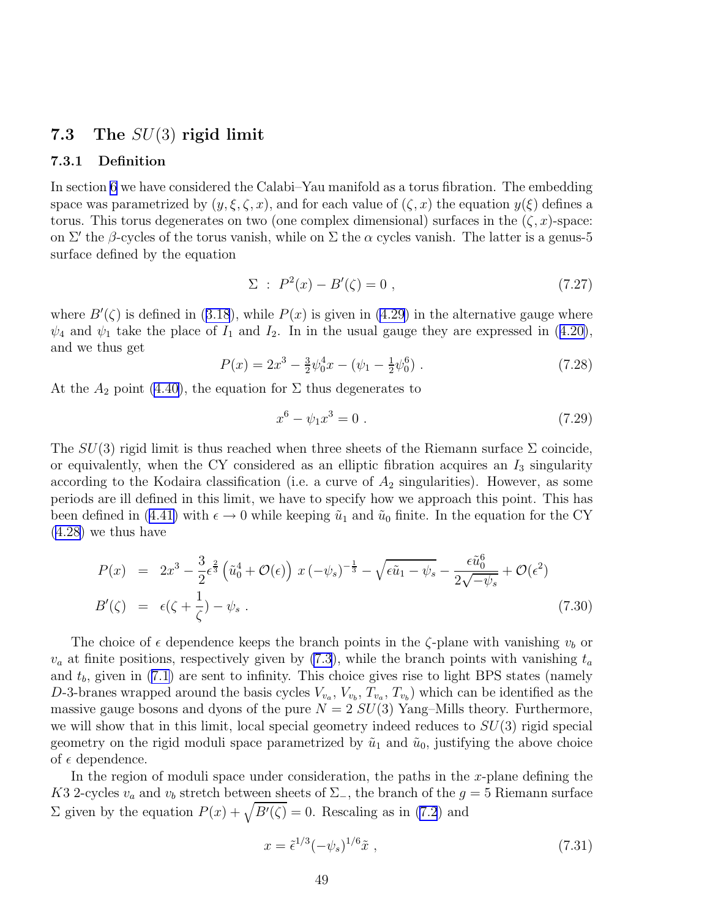### 7.3 The $SU(3)$ rigid limit

#### 7.3.1 Definition

In section 6 we have considered the Calabi–Yau manifold as a torus fibration. The embedding space was parametrized by $(y, \xi, \zeta, x)$, and for each value of $(\zeta, x)$ the equation $y(\xi)$ defines a torus. This torus degenerates on two (one complex dimensional) surfaces in the $(\zeta, x)$-space: on $\Sigma'$ the $\beta$-cycles of the torus vanish, while on $\Sigma$ the $\alpha$ cycles vanish. The latter is a genus-5 surface defined by the equation

$$\Sigma \ : \ P^2(x) - B'(\zeta) = 0 \ , \tag{7.27}$$

where $B'(\zeta)$ is defined in (3.18), while $P(x)$ is given in (4.29) in the alternative gauge where $\psi_4$ and $\psi_1$ take the place of $I_1$ and $I_2$. In in the usual gauge they are expressed in (4.20), and we thus get

$$P(x) = 2x^3 - \tfrac{3}{2}\psi_0^4 x - (\psi_1 - \tfrac{1}{2}\psi_0^6) \ . \tag{7.28}$$

At the $A_2$ point (4.40), the equation for $\Sigma$ thus degenerates to

$$x^6 - \psi_1 x^3 = 0 \ . \tag{7.29}$$

The $SU(3)$ rigid limit is thus reached when three sheets of the Riemann surface $\Sigma$ coincide, or equivalently, when the CY considered as an elliptic fibration acquires an $I_3$ singularity according to the Kodaira classification (i.e. a curve of $A_2$ singularities). However, as some periods are ill defined in this limit, we have to specify how we approach this point. This has been defined in (4.41) with $\epsilon \to 0$ while keeping $\tilde{u}_1$ and $\tilde{u}_0$ finite. In the equation for the CY (4.28) we thus have

$$\begin{aligned}
P(x) &= 2x^3 - \frac{3}{2}\epsilon^{\frac{2}{3}}\left(\tilde{u}_0^4 + \mathcal{O}(\epsilon)\right) x \,(-\psi_s)^{-\frac{1}{3}} - \sqrt{\epsilon\tilde{u}_1 - \psi_s} - \frac{\epsilon\tilde{u}_0^6}{2\sqrt{-\psi_s}} + \mathcal{O}(\epsilon^2) \\
B'(\zeta) &= \epsilon(\zeta + \frac{1}{\zeta}) - \psi_s \ .
\end{aligned} \tag{7.30}$$

The choice of $\epsilon$ dependence keeps the branch points in the $\zeta$-plane with vanishing $v_b$ or $v_a$ at finite positions, respectively given by (7.3), while the branch points with vanishing $t_a$ and $t_b$, given in (7.1) are sent to infinity. This choice gives rise to light BPS states (namely $D$-3-branes wrapped around the basis cycles $V_{v_a}$, $V_{v_b}$, $T_{v_a}$, $T_{v_b}$) which can be identified as the massive gauge bosons and dyons of the pure $N = 2$ $SU(3)$ Yang–Mills theory. Furthermore, we will show that in this limit, local special geometry indeed reduces to $SU(3)$ rigid special geometry on the rigid moduli space parametrized by $\tilde{u}_1$ and $\tilde{u}_0$, justifying the above choice of $\epsilon$ dependence.

In the region of moduli space under consideration, the paths in the $x$-plane defining the $K3$ 2-cycles $v_a$ and $v_b$ stretch between sheets of $\Sigma_-$, the branch of the $g = 5$ Riemann surface $\Sigma$ given by the equation $P(x) + \sqrt{B'(\zeta)} = 0$. Rescaling as in (7.2) and

$$x = \tilde{\epsilon}^{1/3}(-\psi_s)^{1/6}\tilde{x} \ , \tag{7.31}$$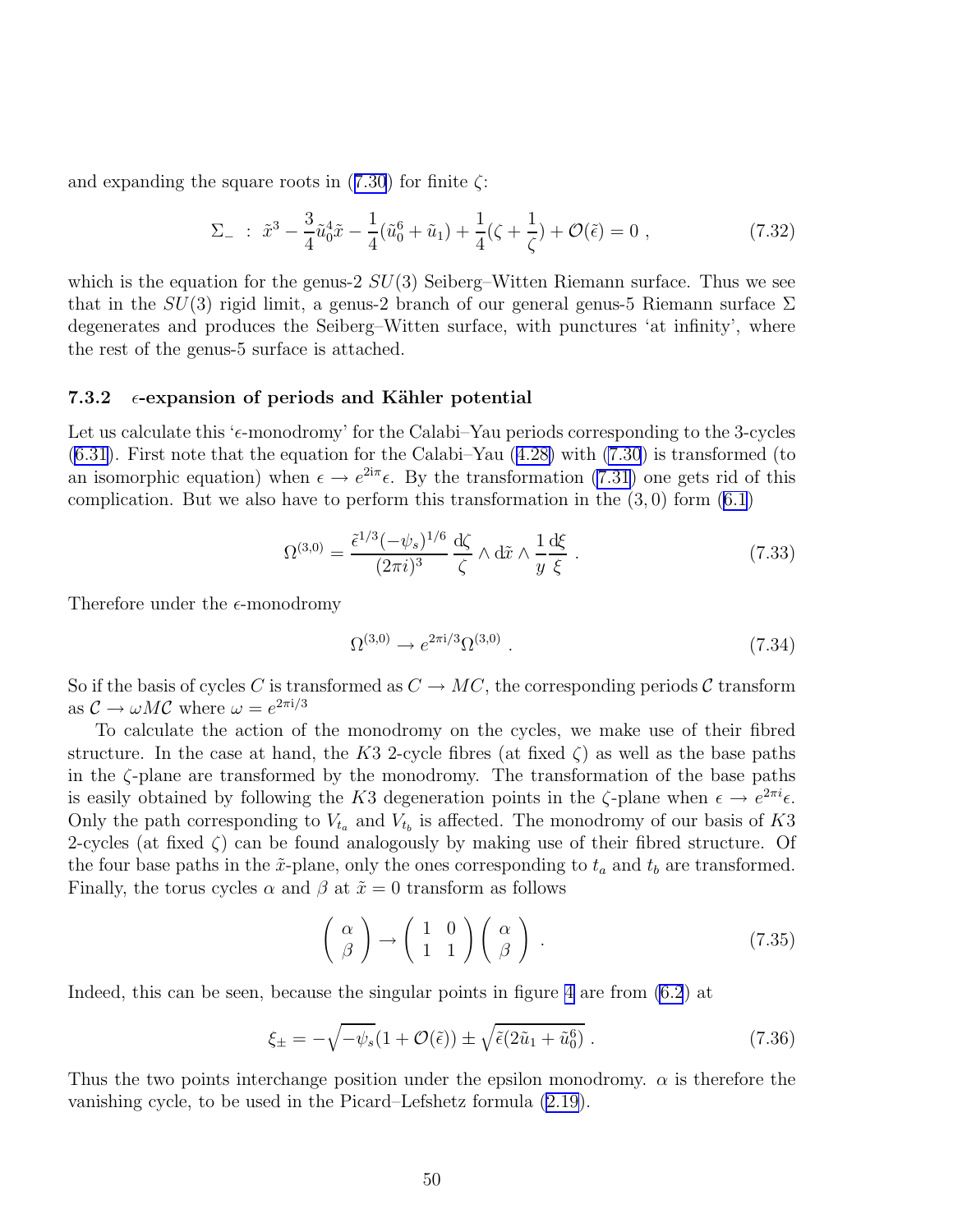and expanding the square roots in (7.30) for finite $\zeta$:

$$\Sigma_- \ : \ \tilde{x}^3 - \frac{3}{4}\tilde{u}_0^4\tilde{x} - \frac{1}{4}(\tilde{u}_0^6 + \tilde{u}_1) + \frac{1}{4}(\zeta + \frac{1}{\zeta}) + \mathcal{O}(\tilde{\epsilon}) = 0 \ , \tag{7.32}$$

which is the equation for the genus-2 $SU(3)$ Seiberg–Witten Riemann surface. Thus we see that in the $SU(3)$ rigid limit, a genus-2 branch of our general genus-5 Riemann surface $\Sigma$ degenerates and produces the Seiberg–Witten surface, with punctures 'at infinity', where the rest of the genus-5 surface is attached.

#### 7.3.2 $\epsilon$-expansion of periods and Kähler potential

Let us calculate this '$\epsilon$-monodromy' for the Calabi–Yau periods corresponding to the 3-cycles (6.31). First note that the equation for the Calabi–Yau (4.28) with (7.30) is transformed (to an isomorphic equation) when $\epsilon \to e^{2i\pi}\epsilon$. By the transformation (7.31) one gets rid of this complication. But we also have to perform this transformation in the $(3,0)$ form (6.1)

$$\Omega^{(3,0)} = \frac{\tilde{\epsilon}^{1/3}(-\psi_s)^{1/6}}{(2\pi i)^3}\,\frac{\mathrm{d}\zeta}{\zeta} \wedge \mathrm{d}\tilde{x} \wedge \frac{1}{y}\frac{\mathrm{d}\xi}{\xi} \ . \tag{7.33}$$

Therefore under the $\epsilon$-monodromy

$$\Omega^{(3,0)} \to e^{2\pi \mathrm{i}/3}\Omega^{(3,0)} \ . \tag{7.34}$$

So if the basis of cycles $C$ is transformed as $C \to MC$, the corresponding periods $\mathcal{C}$ transform as $\mathcal{C} \to \omega M \mathcal{C}$ where $\omega = e^{2\pi \mathrm{i}/3}$

To calculate the action of the monodromy on the cycles, we make use of their fibred structure. In the case at hand, the $K3$ 2-cycle fibres (at fixed $\zeta$) as well as the base paths in the $\zeta$-plane are transformed by the monodromy. The transformation of the base paths is easily obtained by following the $K3$ degeneration points in the $\zeta$-plane when $\epsilon \to e^{2\pi i}\epsilon$. Only the path corresponding to $V_{t_a}$ and $V_{t_b}$ is affected. The monodromy of our basis of $K3$ 2-cycles (at fixed $\zeta$) can be found analogously by making use of their fibred structure. Of the four base paths in the $\tilde{x}$-plane, only the ones corresponding to $t_a$ and $t_b$ are transformed. Finally, the torus cycles $\alpha$ and $\beta$ at $\tilde{x} = 0$ transform as follows

$$\begin{pmatrix} \alpha \\ \beta \end{pmatrix} \to \begin{pmatrix} 1 & 0 \\ 1 & 1 \end{pmatrix} \begin{pmatrix} \alpha \\ \beta \end{pmatrix} \ . \tag{7.35}$$

Indeed, this can be seen, because the singular points in figure 4 are from (6.2) at

$$\xi_\pm = -\sqrt{-\psi_s}(1 + \mathcal{O}(\tilde{\epsilon})) \pm \sqrt{\tilde{\epsilon}(2\tilde{u}_1 + \tilde{u}_0^6)} \ . \tag{7.36}$$

Thus the two points interchange position under the epsilon monodromy. $\alpha$ is therefore the vanishing cycle, to be used in the Picard–Lefshetz formula (2.19).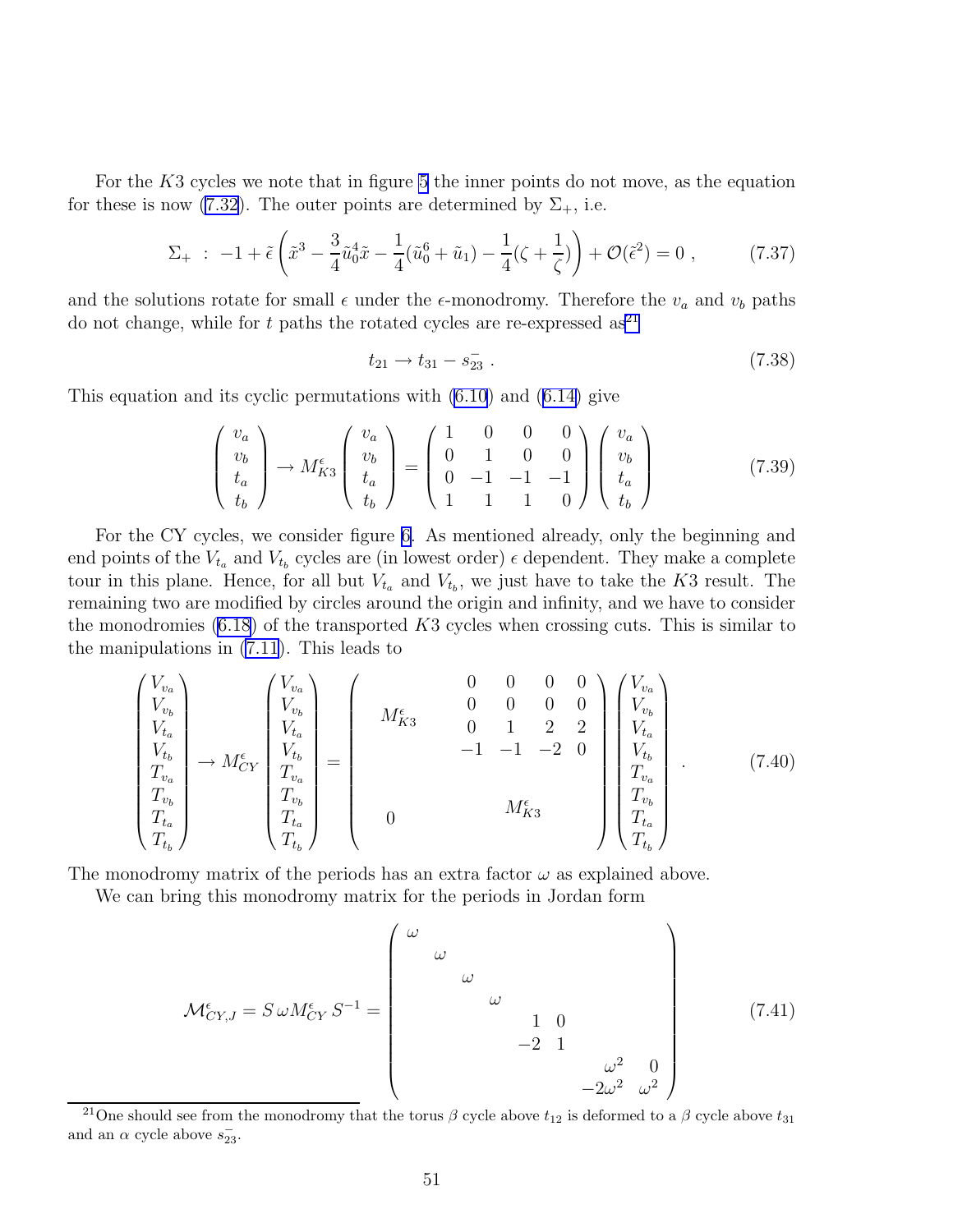For the $K3$ cycles we note that in figure 5 the inner points do not move, as the equation for these is now (7.32). The outer points are determined by $\Sigma_+$, i.e.

$$\Sigma_+ \; : \; -1 + \tilde{\epsilon} \left( \tilde{x}^3 - \frac{3}{4}\tilde{u}_0^4 \tilde{x} - \frac{1}{4}(\tilde{u}_0^6 + \tilde{u}_1) - \frac{1}{4}(\zeta + \frac{1}{\zeta}) \right) + \mathcal{O}(\tilde{\epsilon}^2) = 0 \; , \tag{7.37}$$

and the solutions rotate for small $\epsilon$ under the $\epsilon$-monodromy. Therefore the $v_a$ and $v_b$ paths do not change, while for $t$ paths the rotated cycles are re-expressed as[21]

$$t_{21} \rightarrow t_{31} - s_{23}^{-} \; . \tag{7.38}$$

This equation and its cyclic permutations with (6.10) and (6.14) give

$$\begin{pmatrix} v_a \\ v_b \\ t_a \\ t_b \end{pmatrix} \rightarrow M_{K3}^{\epsilon} \begin{pmatrix} v_a \\ v_b \\ t_a \\ t_b \end{pmatrix} = \begin{pmatrix} 1 & 0 & 0 & 0 \\ 0 & 1 & 0 & 0 \\ 0 & -1 & -1 & -1 \\ 1 & 1 & 1 & 0 \end{pmatrix} \begin{pmatrix} v_a \\ v_b \\ t_a \\ t_b \end{pmatrix} \tag{7.39}$$

For the CY cycles, we consider figure 6. As mentioned already, only the beginning and end points of the $V_{t_a}$ and $V_{t_b}$ cycles are (in lowest order) $\epsilon$ dependent. They make a complete tour in this plane. Hence, for all but $V_{t_a}$ and $V_{t_b}$, we just have to take the $K3$ result. The remaining two are modified by circles around the origin and infinity, and we have to consider the monodromies (6.18) of the transported $K3$ cycles when crossing cuts. This is similar to the manipulations in (7.11). This leads to

$$\begin{pmatrix} V_{v_a} \\ V_{v_b} \\ V_{t_a} \\ V_{t_b} \\ T_{v_a} \\ T_{v_b} \\ T_{t_a} \\ T_{t_b} \end{pmatrix} \rightarrow M_{CY}^{\epsilon} \begin{pmatrix} V_{v_a} \\ V_{v_b} \\ V_{t_a} \\ V_{t_b} \\ T_{v_a} \\ T_{v_b} \\ T_{t_a} \\ T_{t_b} \end{pmatrix} = \left( \begin{array}{c|cccc} & 0 & 0 & 0 & 0 \\ M_{K3}^{\epsilon} & 0 & 0 & 0 & 0 \\ & 0 & 1 & 2 & 2 \\ & -1 & -1 & -2 & 0 \\ & & & & \\ 0 & & M_{K3}^{\epsilon} & & \\ & & & & \end{array} \right) \begin{pmatrix} V_{v_a} \\ V_{v_b} \\ V_{t_a} \\ V_{t_b} \\ T_{v_a} \\ T_{v_b} \\ T_{t_a} \\ T_{t_b} \end{pmatrix} . \tag{7.40}$$

The monodromy matrix of the periods has an extra factor $\omega$ as explained above.

We can bring this monodromy matrix for the periods in Jordan form

$$\mathcal{M}_{CY,J}^{\epsilon} = S\,\omega M_{CY}^{\epsilon}\, S^{-1} = \begin{pmatrix} \omega & & & & & & & \\ & \omega & & & & & & \\ & & \omega & & & & & \\ & & & \omega & & & & \\ & & & & 1 & 0 & & \\ & & & & -2 & 1 & & \\ & & & & & & \omega^2 & 0 \\ & & & & & & -2\omega^2 & \omega^2 \end{pmatrix} \tag{7.41}$$

[21] One should see from the monodromy that the torus $\beta$ cycle above $t_{12}$ is deformed to a $\beta$ cycle above $t_{31}$ and an $\alpha$ cycle above $s_{23}^{-}$.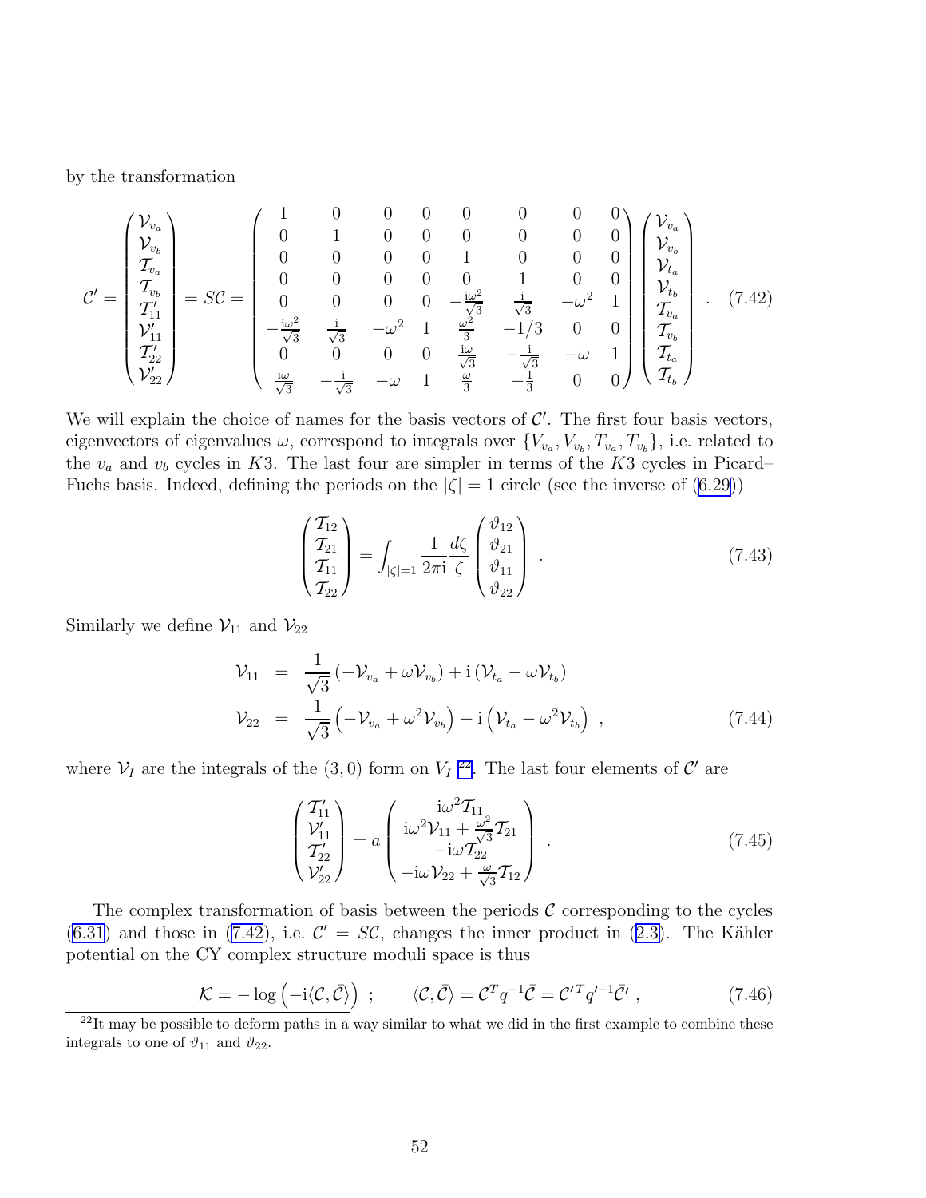by the transformation

$$
\mathcal{C}' = \begin{pmatrix} \mathcal{V}_{v_a} \\ \mathcal{V}_{v_b} \\ \mathcal{T}_{v_a} \\ \mathcal{T}_{v_b} \\ \mathcal{T}'_{11} \\ \mathcal{V}'_{11} \\ \mathcal{T}'_{22} \\ \mathcal{V}'_{22} \end{pmatrix} = S\mathcal{C} = \begin{pmatrix} 1 & 0 & 0 & 0 & 0 & 0 & 0 & 0 \\ 0 & 1 & 0 & 0 & 0 & 0 & 0 & 0 \\ 0 & 0 & 0 & 0 & 1 & 0 & 0 & 0 \\ 0 & 0 & 0 & 0 & 0 & 1 & 0 & 0 \\ 0 & 0 & 0 & 0 & -\frac{\mathrm{i}\omega^2}{\sqrt{3}} & \frac{\mathrm{i}}{\sqrt{3}} & -\omega^2 & 1 \\ -\frac{\mathrm{i}\omega^2}{\sqrt{3}} & \frac{\mathrm{i}}{\sqrt{3}} & -\omega^2 & 1 & \frac{\omega^2}{3} & -1/3 & 0 & 0 \\ 0 & 0 & 0 & 0 & \frac{\mathrm{i}\omega}{\sqrt{3}} & -\frac{\mathrm{i}}{\sqrt{3}} & -\omega & 1 \\ \frac{\mathrm{i}\omega}{\sqrt{3}} & -\frac{\mathrm{i}}{\sqrt{3}} & -\omega & 1 & \frac{\omega}{3} & -\frac{1}{3} & 0 & 0 \end{pmatrix} \begin{pmatrix} \mathcal{V}_{v_a} \\ \mathcal{V}_{v_b} \\ \mathcal{V}_{t_a} \\ \mathcal{V}_{t_b} \\ \mathcal{T}_{v_a} \\ \mathcal{T}_{v_b} \\ \mathcal{T}_{t_a} \\ \mathcal{T}_{t_b} \end{pmatrix} . \quad (7.42)
$$

We will explain the choice of names for the basis vectors of $\mathcal{C}'$. The first four basis vectors, eigenvectors of eigenvalues $\omega$, correspond to integrals over $\{V_{v_a}, V_{v_b}, T_{v_a}, T_{v_b}\}$, i.e. related to the $v_a$ and $v_b$ cycles in $K3$. The last four are simpler in terms of the $K3$ cycles in Picard–Fuchs basis. Indeed, defining the periods on the $|\zeta| = 1$ circle (see the inverse of (6.29))

$$
\begin{pmatrix} \mathcal{T}_{12} \\ \mathcal{T}_{21} \\ \mathcal{T}_{11} \\ \mathcal{T}_{22} \end{pmatrix} = \int_{|\zeta|=1} \frac{1}{2\pi\mathrm{i}} \frac{d\zeta}{\zeta} \begin{pmatrix} \vartheta_{12} \\ \vartheta_{21} \\ \vartheta_{11} \\ \vartheta_{22} \end{pmatrix} . \quad (7.43)
$$

Similarly we define $\mathcal{V}_{11}$ and $\mathcal{V}_{22}$

$$
\begin{aligned}
\mathcal{V}_{11} &= \frac{1}{\sqrt{3}} \left( -\mathcal{V}_{v_a} + \omega \mathcal{V}_{v_b} \right) + \mathrm{i} \left( \mathcal{V}_{t_a} - \omega \mathcal{V}_{t_b} \right) \\
\mathcal{V}_{22} &= \frac{1}{\sqrt{3}} \left( -\mathcal{V}_{v_a} + \omega^2 \mathcal{V}_{v_b} \right) - \mathrm{i} \left( \mathcal{V}_{t_a} - \omega^2 \mathcal{V}_{t_b} \right) ,
\end{aligned} \quad (7.44)
$$

where $\mathcal{V}_I$ are the integrals of the $(3,0)$ form on $V_I$ [22]. The last four elements of $\mathcal{C}'$ are

$$
\begin{pmatrix} \mathcal{T}'_{11} \\ \mathcal{V}'_{11} \\ \mathcal{T}'_{22} \\ \mathcal{V}'_{22} \end{pmatrix} = a \begin{pmatrix} \mathrm{i}\omega^2 \mathcal{T}_{11} \\ \mathrm{i}\omega^2 \mathcal{V}_{11} + \frac{\omega^2}{\sqrt{3}} \mathcal{T}_{21} \\ -\mathrm{i}\omega \mathcal{T}_{22} \\ -\mathrm{i}\omega \mathcal{V}_{22} + \frac{\omega}{\sqrt{3}} \mathcal{T}_{12} \end{pmatrix} . \quad (7.45)
$$

The complex transformation of basis between the periods $\mathcal{C}$ corresponding to the cycles (6.31) and those in (7.42), i.e. $\mathcal{C}' = S\mathcal{C}$, changes the inner product in (2.3). The Kähler potential on the CY complex structure moduli space is thus

$$
\mathcal{K} = -\log\left( -\mathrm{i}\langle \mathcal{C}, \bar{\mathcal{C}} \rangle \right) \ ; \qquad \langle \mathcal{C}, \bar{\mathcal{C}} \rangle = \mathcal{C}^T q^{-1} \bar{\mathcal{C}} = \mathcal{C}'^T q'^{-1} \bar{\mathcal{C}}' , \quad (7.46)
$$

[22] It may be possible to deform paths in a way similar to what we did in the first example to combine these integrals to one of $\vartheta_{11}$ and $\vartheta_{22}$.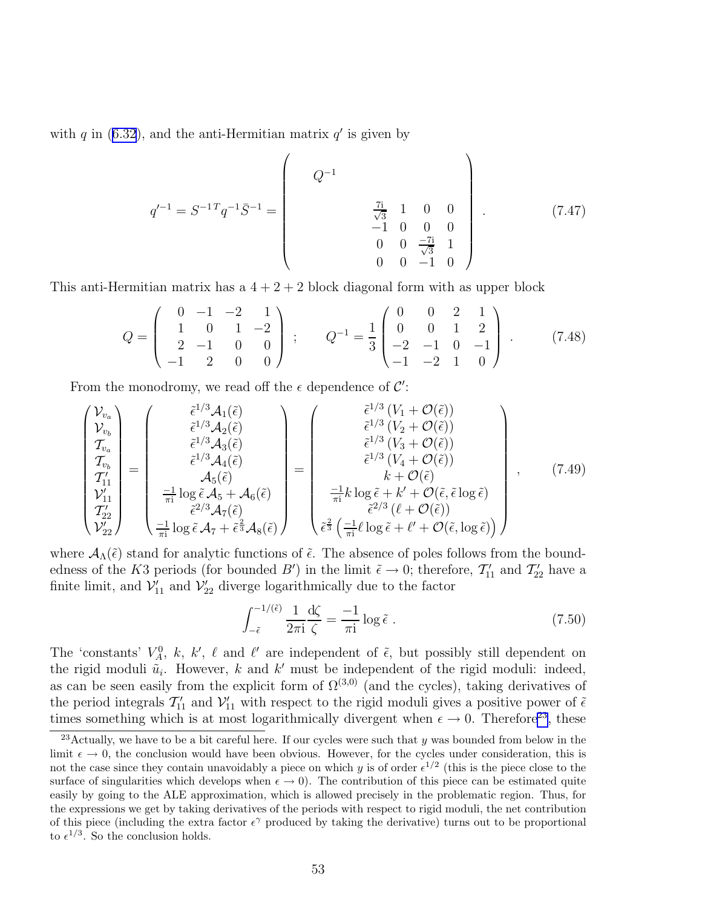with $q$ in (6.32), and the anti-Hermitian matrix $q'$ is given by

$$
q'^{-1} = S^{-1\,T} q^{-1} \bar{S}^{-1} = \begin{pmatrix} Q^{-1} & & & & \\ & \frac{7\mathrm{i}}{\sqrt{3}} & 1 & 0 & 0 \\ & -1 & 0 & 0 & 0 \\ & 0 & 0 & \frac{-7\mathrm{i}}{\sqrt{3}} & 1 \\ & 0 & 0 & -1 & 0 \end{pmatrix} . \tag{7.47}
$$

This anti-Hermitian matrix has a $4+2+2$ block diagonal form with as upper block

$$
Q = \begin{pmatrix} 0 & -1 & -2 & 1 \\ 1 & 0 & 1 & -2 \\ 2 & -1 & 0 & 0 \\ -1 & 2 & 0 & 0 \end{pmatrix} \; ; \qquad Q^{-1} = \frac{1}{3} \begin{pmatrix} 0 & 0 & 2 & 1 \\ 0 & 0 & 1 & 2 \\ -2 & -1 & 0 & -1 \\ -1 & -2 & 1 & 0 \end{pmatrix} . \tag{7.48}
$$

From the monodromy, we read off the $\epsilon$ dependence of $\mathcal{C}'$:

$$
\begin{pmatrix} \mathcal{V}_{v_a} \\ \mathcal{V}_{v_b} \\ \mathcal{T}_{v_a} \\ \mathcal{T}_{v_b} \\ \mathcal{T}'_{11} \\ \mathcal{V}'_{11} \\ \mathcal{T}'_{22} \\ \mathcal{V}'_{22} \end{pmatrix} = \begin{pmatrix} \tilde{\epsilon}^{1/3} \mathcal{A}_1(\tilde{\epsilon}) \\ \tilde{\epsilon}^{1/3} \mathcal{A}_2(\tilde{\epsilon}) \\ \tilde{\epsilon}^{1/3} \mathcal{A}_3(\tilde{\epsilon}) \\ \tilde{\epsilon}^{1/3} \mathcal{A}_4(\tilde{\epsilon}) \\ \mathcal{A}_5(\tilde{\epsilon}) \\ \frac{-1}{\pi \mathrm{i}} \log \tilde{\epsilon}\, \mathcal{A}_5 + \mathcal{A}_6(\tilde{\epsilon}) \\ \tilde{\epsilon}^{2/3} \mathcal{A}_7(\tilde{\epsilon}) \\ \frac{-1}{\pi \mathrm{i}} \log \tilde{\epsilon}\, \mathcal{A}_7 + \tilde{\epsilon}^{\frac{2}{3}} \mathcal{A}_8(\tilde{\epsilon}) \end{pmatrix} = \begin{pmatrix} \tilde{\epsilon}^{1/3} \left( V_1 + \mathcal{O}(\tilde{\epsilon}) \right) \\ \tilde{\epsilon}^{1/3} \left( V_2 + \mathcal{O}(\tilde{\epsilon}) \right) \\ \tilde{\epsilon}^{1/3} \left( V_3 + \mathcal{O}(\tilde{\epsilon}) \right) \\ \tilde{\epsilon}^{1/3} \left( V_4 + \mathcal{O}(\tilde{\epsilon}) \right) \\ k + \mathcal{O}(\tilde{\epsilon}) \\ \frac{-1}{\pi \mathrm{i}} k \log \tilde{\epsilon} + k' + \mathcal{O}(\tilde{\epsilon}, \tilde{\epsilon} \log \tilde{\epsilon}) \\ \tilde{\epsilon}^{2/3} \left( \ell + \mathcal{O}(\tilde{\epsilon}) \right) \\ \tilde{\epsilon}^{\frac{2}{3}} \left( \frac{-1}{\pi \mathrm{i}} \ell \log \tilde{\epsilon} + \ell' + \mathcal{O}(\tilde{\epsilon}, \log \tilde{\epsilon}) \right) \end{pmatrix} , \tag{7.49}
$$

where $\mathcal{A}_\Lambda(\tilde{\epsilon})$ stand for analytic functions of $\tilde{\epsilon}$. The absence of poles follows from the boundedness of the $K3$ periods (for bounded $B'$) in the limit $\tilde{\epsilon} \to 0$; therefore, $\mathcal{T}'_{11}$ and $\mathcal{T}'_{22}$ have a finite limit, and $\mathcal{V}'_{11}$ and $\mathcal{V}'_{22}$ diverge logarithmically due to the factor

$$
\int_{-\tilde{\epsilon}}^{-1/(\tilde{\epsilon})} \frac{1}{2\pi \mathrm{i}} \frac{\mathrm{d}\zeta}{\zeta} = \frac{-1}{\pi \mathrm{i}} \log \tilde{\epsilon} \, . \tag{7.50}
$$

The 'constants' $V_A^0$, $k$, $k'$, $\ell$ and $\ell'$ are independent of $\tilde{\epsilon}$, but possibly still dependent on the rigid moduli $\tilde{u}_i$. However, $k$ and $k'$ must be independent of the rigid moduli: indeed, as can be seen easily from the explicit form of $\Omega^{(3,0)}$ (and the cycles), taking derivatives of the period integrals $\mathcal{T}'_{11}$ and $\mathcal{V}'_{11}$ with respect to the rigid moduli gives a positive power of $\tilde{\epsilon}$ times something which is at most logarithmically divergent when $\epsilon \to 0$. Therefore[23], these

[23] Actually, we have to be a bit careful here. If our cycles were such that $y$ was bounded from below in the limit $\epsilon \to 0$, the conclusion would have been obvious. However, for the cycles under consideration, this is not the case since they contain unavoidably a piece on which $y$ is of order $\epsilon^{1/2}$ (this is the piece close to the surface of singularities which develops when $\epsilon \to 0$). The contribution of this piece can be estimated quite easily by going to the ALE approximation, which is allowed precisely in the problematic region. Thus, for the expressions we get by taking derivatives of the periods with respect to rigid moduli, the net contribution of this piece (including the extra factor $\epsilon^\gamma$ produced by taking the derivative) turns out to be proportional to $\epsilon^{1/3}$. So the conclusion holds.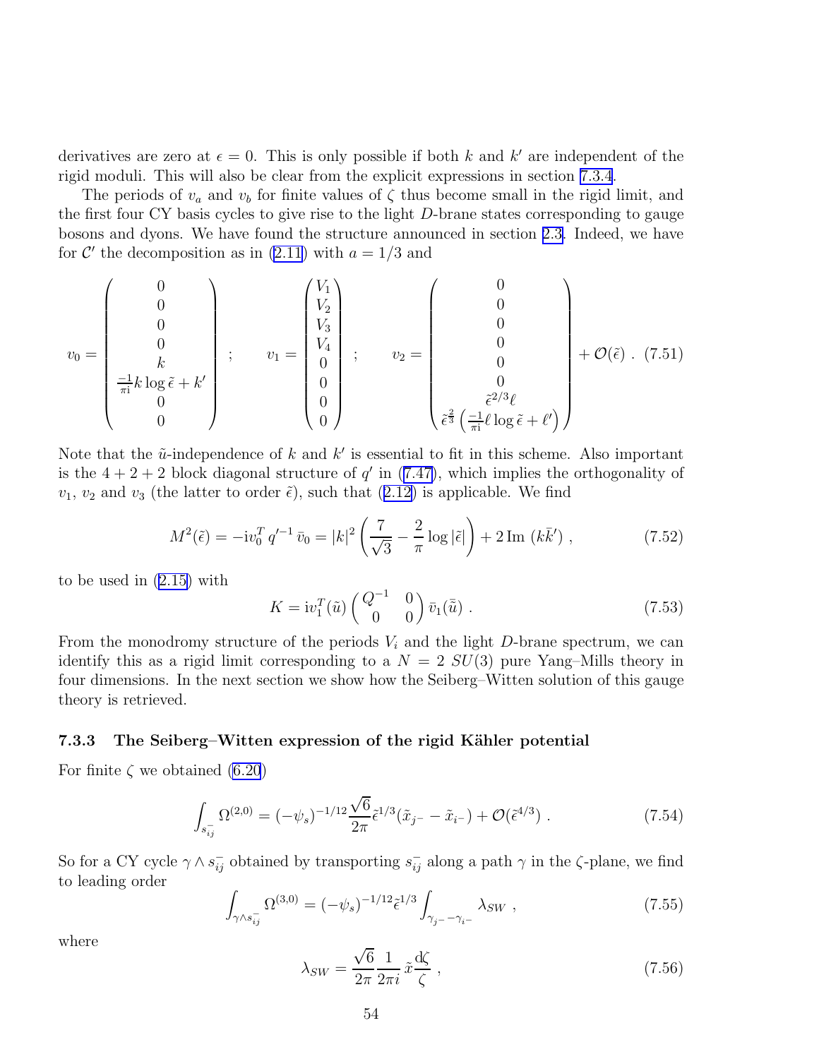derivatives are zero at $\epsilon = 0$. This is only possible if both $k$ and $k'$ are independent of the rigid moduli. This will also be clear from the explicit expressions in section 7.3.4.

The periods of $v_a$ and $v_b$ for finite values of $\zeta$ thus become small in the rigid limit, and the first four CY basis cycles to give rise to the light $D$-brane states corresponding to gauge bosons and dyons. We have found the structure announced in section 2.3. Indeed, we have for $\mathcal{C}'$ the decomposition as in (2.11) with $a = 1/3$ and

$$v_0 = \begin{pmatrix} 0 \\ 0 \\ 0 \\ 0 \\ k \\ \frac{-1}{\pi \mathrm{i}} k \log \tilde{\epsilon} + k' \\ 0 \\ 0 \end{pmatrix} ; \qquad v_1 = \begin{pmatrix} V_1 \\ V_2 \\ V_3 \\ V_4 \\ 0 \\ 0 \\ 0 \\ 0 \end{pmatrix} ; \qquad v_2 = \begin{pmatrix} 0 \\ 0 \\ 0 \\ 0 \\ 0 \\ 0 \\ \tilde{\epsilon}^{2/3} \ell \\ \tilde{\epsilon}^{\frac{2}{3}} \left( \frac{-1}{\pi \mathrm{i}} \ell \log \tilde{\epsilon} + \ell' \right) \end{pmatrix} + \mathcal{O}(\tilde{\epsilon}) \; . \quad (7.51)$$

Note that the $\tilde{u}$-independence of $k$ and $k'$ is essential to fit in this scheme. Also important is the $4 + 2 + 2$ block diagonal structure of $q'$ in (7.47), which implies the orthogonality of $v_1$, $v_2$ and $v_3$ (the latter to order $\tilde{\epsilon}$), such that (2.12) is applicable. We find

$$M^2(\tilde{\epsilon}) = -\mathrm{i} v_0^T \, q'^{-1} \, \bar{v}_0 = |k|^2 \left( \frac{7}{\sqrt{3}} - \frac{2}{\pi} \log |\tilde{\epsilon}| \right) + 2 \, \mathrm{Im} \, (k \bar{k}') \; , \quad (7.52)$$

to be used in (2.15) with

$$K = \mathrm{i} v_1^T(\tilde{u}) \begin{pmatrix} Q^{-1} & 0 \\ 0 & 0 \end{pmatrix} \bar{v}_1(\bar{\tilde{u}}) \; . \quad (7.53)$$

From the monodromy structure of the periods $V_i$ and the light $D$-brane spectrum, we can identify this as a rigid limit corresponding to a $N = 2$ $SU(3)$ pure Yang–Mills theory in four dimensions. In the next section we show how the Seiberg–Witten solution of this gauge theory is retrieved.

### 7.3.3 The Seiberg–Witten expression of the rigid Kähler potential

For finite $\zeta$ we obtained (6.20)

$$\int_{s_{ij}^-} \Omega^{(2,0)} = (-\psi_s)^{-1/12} \frac{\sqrt{6}}{2\pi} \tilde{\epsilon}^{1/3} (\tilde{x}_{j^-} - \tilde{x}_{i^-}) + \mathcal{O}(\tilde{\epsilon}^{4/3}) \; . \quad (7.54)$$

So for a CY cycle $\gamma \wedge s_{ij}^-$ obtained by transporting $s_{ij}^-$ along a path $\gamma$ in the $\zeta$-plane, we find to leading order

$$\int_{\gamma \wedge s_{ij}^-} \Omega^{(3,0)} = (-\psi_s)^{-1/12} \tilde{\epsilon}^{1/3} \int_{\gamma_{j^-} - \gamma_{i^-}} \lambda_{SW} \; , \quad (7.55)$$

where

$$\lambda_{SW} = \frac{\sqrt{6}}{2\pi} \frac{1}{2\pi i} \, \tilde{x} \frac{\mathrm{d}\zeta}{\zeta} \; , \quad (7.56)$$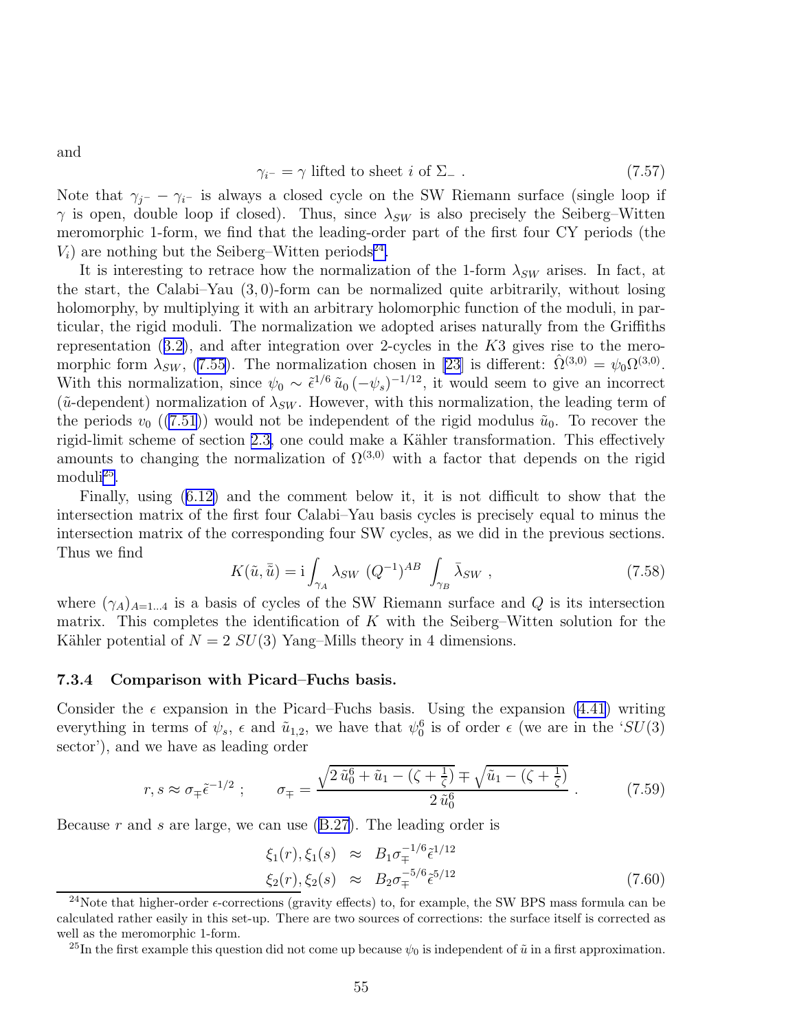and

$$\gamma_{i^-} = \gamma \text{ lifted to sheet } i \text{ of } \Sigma_- \ . \tag{7.57}$$

Note that $\gamma_{j^-} - \gamma_{i^-}$ is always a closed cycle on the SW Riemann surface (single loop if $\gamma$ is open, double loop if closed). Thus, since $\lambda_{SW}$ is also precisely the Seiberg–Witten meromorphic 1-form, we find that the leading-order part of the first four CY periods (the $V_i$) are nothing but the Seiberg–Witten periods[24].

It is interesting to retrace how the normalization of the 1-form $\lambda_{SW}$ arises. In fact, at the start, the Calabi–Yau $(3,0)$-form can be normalized quite arbitrarily, without losing holomorphy, by multiplying it with an arbitrary holomorphic function of the moduli, in particular, the rigid moduli. The normalization we adopted arises naturally from the Griffiths representation (3.2), and after integration over 2-cycles in the $K3$ gives rise to the meromorphic form $\lambda_{SW}$, (7.55). The normalization chosen in [23] is different: $\hat{\Omega}^{(3,0)} = \psi_0 \Omega^{(3,0)}$. With this normalization, since $\psi_0 \sim \tilde{\epsilon}^{1/6}\, \tilde{u}_0\, (-\psi_s)^{-1/12}$, it would seem to give an incorrect ($\tilde{u}$-dependent) normalization of $\lambda_{SW}$. However, with this normalization, the leading term of the periods $v_0$ ((7.51)) would not be independent of the rigid modulus $\tilde{u}_0$. To recover the rigid-limit scheme of section 2.3, one could make a Kähler transformation. This effectively amounts to changing the normalization of $\Omega^{(3,0)}$ with a factor that depends on the rigid moduli[25].

Finally, using (6.12) and the comment below it, it is not difficult to show that the intersection matrix of the first four Calabi–Yau basis cycles is precisely equal to minus the intersection matrix of the corresponding four SW cycles, as we did in the previous sections. Thus we find

$$K(\tilde{u}, \bar{\tilde{u}}) = \mathrm{i} \int_{\gamma_A} \lambda_{SW}\ (Q^{-1})^{AB} \int_{\gamma_B} \bar{\lambda}_{SW} \ , \tag{7.58}$$

where $(\gamma_A)_{A=1\ldots 4}$ is a basis of cycles of the SW Riemann surface and $Q$ is its intersection matrix. This completes the identification of $K$ with the Seiberg–Witten solution for the Kähler potential of $N=2$ $SU(3)$ Yang–Mills theory in 4 dimensions.

#### 7.3.4 Comparison with Picard–Fuchs basis.

Consider the $\epsilon$ expansion in the Picard–Fuchs basis. Using the expansion (4.41) writing everything in terms of $\psi_s$, $\epsilon$ and $\tilde{u}_{1,2}$, we have that $\psi_0^6$ is of order $\epsilon$ (we are in the '$SU(3)$ sector'), and we have as leading order

$$r, s \approx \sigma_{\mp} \tilde{\epsilon}^{-1/2} \ ; \qquad \sigma_{\mp} = \frac{\sqrt{2\,\tilde{u}_0^6 + \tilde{u}_1 - (\zeta + \frac{1}{\zeta})} \mp \sqrt{\tilde{u}_1 - (\zeta + \frac{1}{\zeta})}}{2\,\tilde{u}_0^6} \ . \tag{7.59}$$

Because $r$ and $s$ are large, we can use (B.27). The leading order is

$$\begin{aligned} \xi_1(r), \xi_1(s) &\approx B_1 \sigma_{\mp}^{-1/6} \tilde{\epsilon}^{1/12} \\ \xi_2(r), \xi_2(s) &\approx B_2 \sigma_{\mp}^{-5/6} \tilde{\epsilon}^{5/12} \end{aligned} \tag{7.60}$$

[24] Note that higher-order $\epsilon$-corrections (gravity effects) to, for example, the SW BPS mass formula can be calculated rather easily in this set-up. There are two sources of corrections: the surface itself is corrected as well as the meromorphic 1-form.

[25] In the first example this question did not come up because $\psi_0$ is independent of $\tilde{u}$ in a first approximation.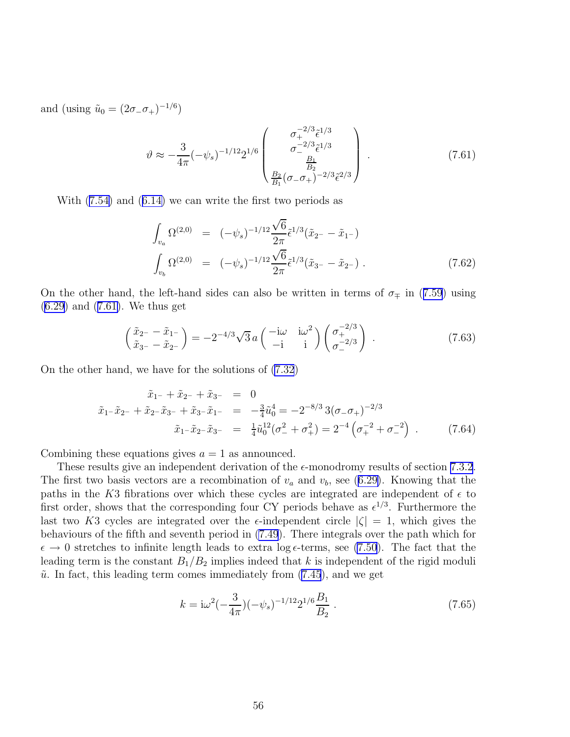and (using $\tilde{u}_0 = (2\sigma_-\sigma_+)^{-1/6}$)

$$\vartheta \approx -\frac{3}{4\pi}(-\psi_s)^{-1/12}2^{1/6}\begin{pmatrix} \sigma_+^{-2/3}\tilde{\epsilon}^{1/3} \\ \sigma_-^{-2/3}\tilde{\epsilon}^{1/3} \\ \frac{B_1}{B_2} \\ \frac{B_2}{B_1}(\sigma_-\sigma_+)^{-2/3}\tilde{\epsilon}^{2/3} \end{pmatrix} . \tag{7.61}$$

With (7.54) and (6.14) we can write the first two periods as

$$\begin{aligned} \int_{v_a}\Omega^{(2,0)} &= (-\psi_s)^{-1/12}\frac{\sqrt{6}}{2\pi}\tilde{\epsilon}^{1/3}(\tilde{x}_{2^-} - \tilde{x}_{1^-}) \\ \int_{v_b}\Omega^{(2,0)} &= (-\psi_s)^{-1/12}\frac{\sqrt{6}}{2\pi}\tilde{\epsilon}^{1/3}(\tilde{x}_{3^-} - \tilde{x}_{2^-}) . \end{aligned} \tag{7.62}$$

On the other hand, the left-hand sides can also be written in terms of $\sigma_\mp$ in (7.59) using (6.29) and (7.61). We thus get

$$\begin{pmatrix} \tilde{x}_{2^-} - \tilde{x}_{1^-} \\ \tilde{x}_{3^-} - \tilde{x}_{2^-} \end{pmatrix} = -2^{-4/3}\sqrt{3}\, a \begin{pmatrix} -\mathrm{i}\omega & \mathrm{i}\omega^2 \\ -\mathrm{i} & \mathrm{i} \end{pmatrix}\begin{pmatrix} \sigma_+^{-2/3} \\ \sigma_-^{-2/3} \end{pmatrix} . \tag{7.63}$$

On the other hand, we have for the solutions of (7.32)

$$\begin{aligned} \tilde{x}_{1^-} + \tilde{x}_{2^-} + \tilde{x}_{3^-} &= 0 \\ \tilde{x}_{1^-}\tilde{x}_{2^-} + \tilde{x}_{2^-}\tilde{x}_{3^-} + \tilde{x}_{3^-}\tilde{x}_{1^-} &= -\tfrac{3}{4}\tilde{u}_0^4 = -2^{-8/3}\,3(\sigma_-\sigma_+)^{-2/3} \\ \tilde{x}_{1^-}\tilde{x}_{2^-}\tilde{x}_{3^-} &= \tfrac{1}{4}\tilde{u}_0^{12}(\sigma_-^2 + \sigma_+^2) = 2^{-4}\left(\sigma_+^{-2} + \sigma_-^{-2}\right) . \end{aligned} \tag{7.64}$$

Combining these equations gives $a = 1$ as announced.

These results give an independent derivation of the $\epsilon$-monodromy results of section 7.3.2. The first two basis vectors are a recombination of $v_a$ and $v_b$, see (6.29). Knowing that the paths in the $K3$ fibrations over which these cycles are integrated are independent of $\epsilon$ to first order, shows that the corresponding four CY periods behave as $\epsilon^{1/3}$. Furthermore the last two $K3$ cycles are integrated over the $\epsilon$-independent circle $|\zeta| = 1$, which gives the behaviours of the fifth and seventh period in (7.49). There integrals over the path which for $\epsilon \to 0$ stretches to infinite length leads to extra $\log\epsilon$-terms, see (7.50). The fact that the leading term is the constant $B_1/B_2$ implies indeed that $k$ is independent of the rigid moduli $\tilde{u}$. In fact, this leading term comes immediately from (7.45), and we get

$$k = \mathrm{i}\omega^2(-\frac{3}{4\pi})(-\psi_s)^{-1/12}2^{1/6}\frac{B_1}{B_2} . \tag{7.65}$$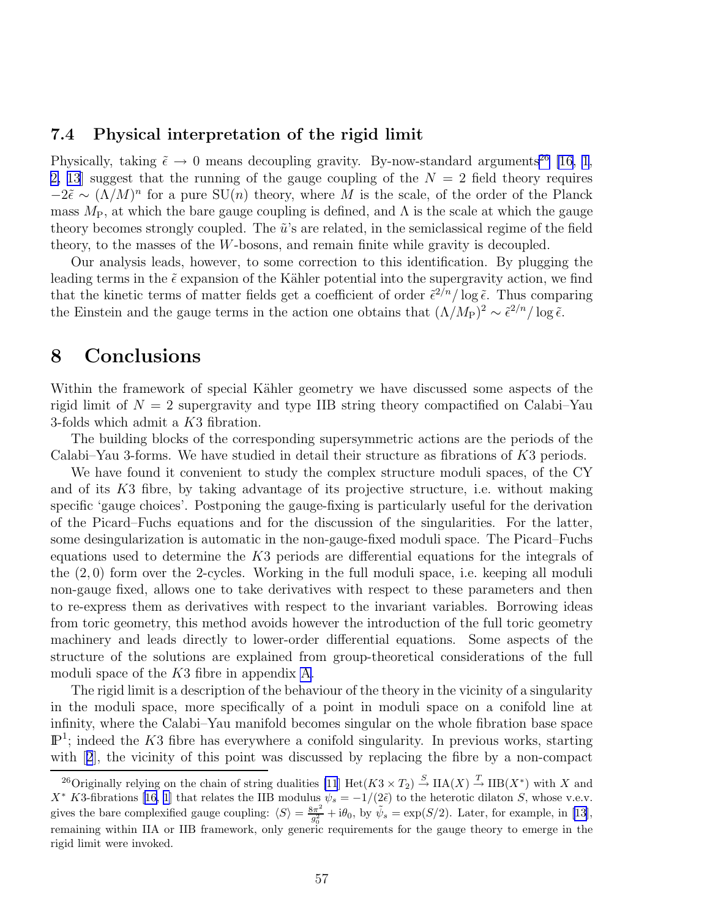### 7.4 Physical interpretation of the rigid limit

Physically, taking $\tilde{\epsilon} \to 0$ means decoupling gravity. By-now-standard arguments[26] [16, 1, 2, 13] suggest that the running of the gauge coupling of the $N = 2$ field theory requires $-2\tilde{\epsilon} \sim (\Lambda/M)^n$ for a pure SU($n$) theory, where $M$ is the scale, of the order of the Planck mass $M_{\mathrm{P}}$, at which the bare gauge coupling is defined, and $\Lambda$ is the scale at which the gauge theory becomes strongly coupled. The $\tilde{u}$'s are related, in the semiclassical regime of the field theory, to the masses of the $W$-bosons, and remain finite while gravity is decoupled.

Our analysis leads, however, to some correction to this identification. By plugging the leading terms in the $\tilde{\epsilon}$ expansion of the Kähler potential into the supergravity action, we find that the kinetic terms of matter fields get a coefficient of order $\tilde{\epsilon}^{2/n}/\log\tilde{\epsilon}$. Thus comparing the Einstein and the gauge terms in the action one obtains that $(\Lambda/M_{\mathrm{P}})^2 \sim \tilde{\epsilon}^{2/n}/\log\tilde{\epsilon}$.

## 8 Conclusions

Within the framework of special Kähler geometry we have discussed some aspects of the rigid limit of $N = 2$ supergravity and type IIB string theory compactified on Calabi–Yau 3-folds which admit a $K3$ fibration.

The building blocks of the corresponding supersymmetric actions are the periods of the Calabi–Yau 3-forms. We have studied in detail their structure as fibrations of $K3$ periods.

We have found it convenient to study the complex structure moduli spaces, of the CY and of its $K3$ fibre, by taking advantage of its projective structure, i.e. without making specific 'gauge choices'. Postponing the gauge-fixing is particularly useful for the derivation of the Picard–Fuchs equations and for the discussion of the singularities. For the latter, some desingularization is automatic in the non-gauge-fixed moduli space. The Picard–Fuchs equations used to determine the $K3$ periods are differential equations for the integrals of the $(2, 0)$ form over the 2-cycles. Working in the full moduli space, i.e. keeping all moduli non-gauge fixed, allows one to take derivatives with respect to these parameters and then to re-express them as derivatives with respect to the invariant variables. Borrowing ideas from toric geometry, this method avoids however the introduction of the full toric geometry machinery and leads directly to lower-order differential equations. Some aspects of the structure of the solutions are explained from group-theoretical considerations of the full moduli space of the $K3$ fibre in appendix A.

The rigid limit is a description of the behaviour of the theory in the vicinity of a singularity in the moduli space, more specifically of a point in moduli space on a conifold line at infinity, where the Calabi–Yau manifold becomes singular on the whole fibration base space $\mathbb{P}^1$; indeed the $K3$ fibre has everywhere a conifold singularity. In previous works, starting with [2], the vicinity of this point was discussed by replacing the fibre by a non-compact

[26] Originally relying on the chain of string dualities [11] Het$(K3 \times T_2) \xrightarrow{S}$ IIA$(X) \xrightarrow{T}$ IIB$(X^*)$ with $X$ and $X^*$ $K3$-fibrations [16, 1] that relates the IIB modulus $\psi_s = -1/(2\tilde{\epsilon})$ to the heterotic dilaton $S$, whose v.e.v. gives the bare complexified gauge coupling: $\langle S \rangle = \frac{8\pi^2}{g_0^2} + \mathrm{i}\theta_0$, by $\tilde{\psi}_s = \exp(S/2)$. Later, for example, in [13], remaining within IIA or IIB framework, only generic requirements for the gauge theory to emerge in the rigid limit were invoked.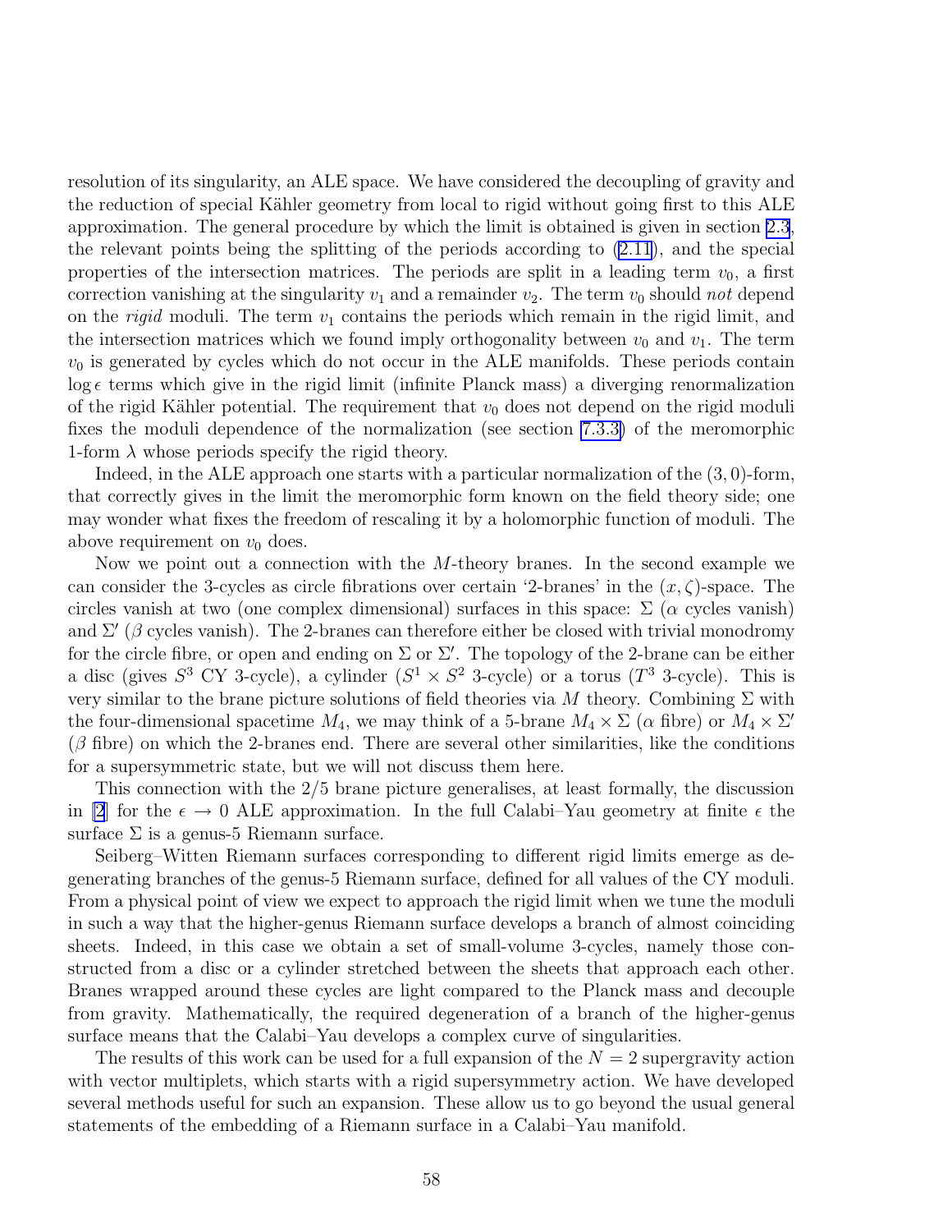resolution of its singularity, an ALE space. We have considered the decoupling of gravity and the reduction of special Kähler geometry from local to rigid without going first to this ALE approximation. The general procedure by which the limit is obtained is given in section 2.3, the relevant points being the splitting of the periods according to (2.11), and the special properties of the intersection matrices. The periods are split in a leading term $v_0$, a first correction vanishing at the singularity $v_1$ and a remainder $v_2$. The term $v_0$ should *not* depend on the *rigid* moduli. The term $v_1$ contains the periods which remain in the rigid limit, and the intersection matrices which we found imply orthogonality between $v_0$ and $v_1$. The term $v_0$ is generated by cycles which do not occur in the ALE manifolds. These periods contain $\log \epsilon$ terms which give in the rigid limit (infinite Planck mass) a diverging renormalization of the rigid Kähler potential. The requirement that $v_0$ does not depend on the rigid moduli fixes the moduli dependence of the normalization (see section 7.3.3) of the meromorphic 1-form $\lambda$ whose periods specify the rigid theory.

Indeed, in the ALE approach one starts with a particular normalization of the $(3,0)$-form, that correctly gives in the limit the meromorphic form known on the field theory side; one may wonder what fixes the freedom of rescaling it by a holomorphic function of moduli. The above requirement on $v_0$ does.

Now we point out a connection with the $M$-theory branes. In the second example we can consider the 3-cycles as circle fibrations over certain '2-branes' in the $(x, \zeta)$-space. The circles vanish at two (one complex dimensional) surfaces in this space: $\Sigma$ ($\alpha$ cycles vanish) and $\Sigma'$ ($\beta$ cycles vanish). The 2-branes can therefore either be closed with trivial monodromy for the circle fibre, or open and ending on $\Sigma$ or $\Sigma'$. The topology of the 2-brane can be either a disc (gives $S^3$ CY 3-cycle), a cylinder ($S^1 \times S^2$ 3-cycle) or a torus ($T^3$ 3-cycle). This is very similar to the brane picture solutions of field theories via $M$ theory. Combining $\Sigma$ with the four-dimensional spacetime $M_4$, we may think of a 5-brane $M_4 \times \Sigma$ ($\alpha$ fibre) or $M_4 \times \Sigma'$ ($\beta$ fibre) on which the 2-branes end. There are several other similarities, like the conditions for a supersymmetric state, but we will not discuss them here.

This connection with the 2/5 brane picture generalises, at least formally, the discussion in [2] for the $\epsilon \to 0$ ALE approximation. In the full Calabi–Yau geometry at finite $\epsilon$ the surface $\Sigma$ is a genus-5 Riemann surface.

Seiberg–Witten Riemann surfaces corresponding to different rigid limits emerge as degenerating branches of the genus-5 Riemann surface, defined for all values of the CY moduli. From a physical point of view we expect to approach the rigid limit when we tune the moduli in such a way that the higher-genus Riemann surface develops a branch of almost coinciding sheets. Indeed, in this case we obtain a set of small-volume 3-cycles, namely those constructed from a disc or a cylinder stretched between the sheets that approach each other. Branes wrapped around these cycles are light compared to the Planck mass and decouple from gravity. Mathematically, the required degeneration of a branch of the higher-genus surface means that the Calabi–Yau develops a complex curve of singularities.

The results of this work can be used for a full expansion of the $N = 2$ supergravity action with vector multiplets, which starts with a rigid supersymmetry action. We have developed several methods useful for such an expansion. These allow us to go beyond the usual general statements of the embedding of a Riemann surface in a Calabi–Yau manifold.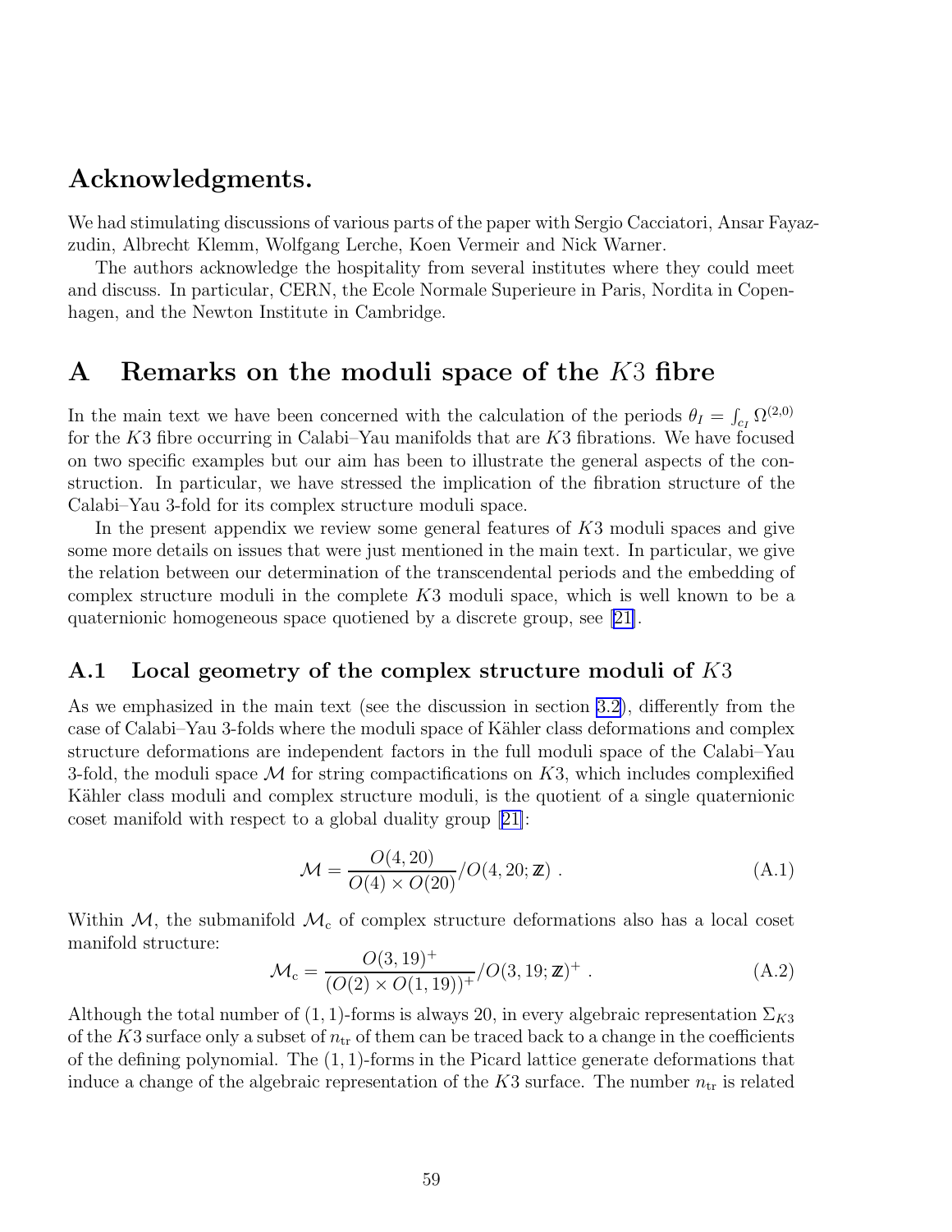## Acknowledgments.

We had stimulating discussions of various parts of the paper with Sergio Cacciatori, Ansar Fayazzudin, Albrecht Klemm, Wolfgang Lerche, Koen Vermeir and Nick Warner.

The authors acknowledge the hospitality from several institutes where they could meet and discuss. In particular, CERN, the Ecole Normale Superieure in Paris, Nordita in Copenhagen, and the Newton Institute in Cambridge.

# A Remarks on the moduli space of the $K3$ fibre

In the main text we have been concerned with the calculation of the periods $\theta_I = \int_{c_I} \Omega^{(2,0)}$ for the $K3$ fibre occurring in Calabi–Yau manifolds that are $K3$ fibrations. We have focused on two specific examples but our aim has been to illustrate the general aspects of the construction. In particular, we have stressed the implication of the fibration structure of the Calabi–Yau 3-fold for its complex structure moduli space.

In the present appendix we review some general features of $K3$ moduli spaces and give some more details on issues that were just mentioned in the main text. In particular, we give the relation between our determination of the transcendental periods and the embedding of complex structure moduli in the complete $K3$ moduli space, which is well known to be a quaternionic homogeneous space quotiened by a discrete group, see [21].

## A.1 Local geometry of the complex structure moduli of $K3$

As we emphasized in the main text (see the discussion in section 3.2), differently from the case of Calabi–Yau 3-folds where the moduli space of Kähler class deformations and complex structure deformations are independent factors in the full moduli space of the Calabi–Yau 3-fold, the moduli space $\mathcal{M}$ for string compactifications on $K3$, which includes complexified Kähler class moduli and complex structure moduli, is the quotient of a single quaternionic coset manifold with respect to a global duality group [21]:

$$\mathcal{M} = \frac{O(4,20)}{O(4)\times O(20)}/O(4,20;\mathbb{Z}) \ . \tag{A.1}$$

Within $\mathcal{M}$, the submanifold $\mathcal{M}_{\rm c}$ of complex structure deformations also has a local coset manifold structure:

$$\mathcal{M}_{\rm c} = \frac{O(3,19)^+}{(O(2)\times O(1,19))^+}/O(3,19;\mathbb{Z})^+ \ . \tag{A.2}$$

Although the total number of $(1,1)$-forms is always 20, in every algebraic representation $\Sigma_{K3}$ of the $K3$ surface only a subset of $n_{\rm tr}$ of them can be traced back to a change in the coefficients of the defining polynomial. The $(1,1)$-forms in the Picard lattice generate deformations that induce a change of the algebraic representation of the $K3$ surface. The number $n_{\rm tr}$ is related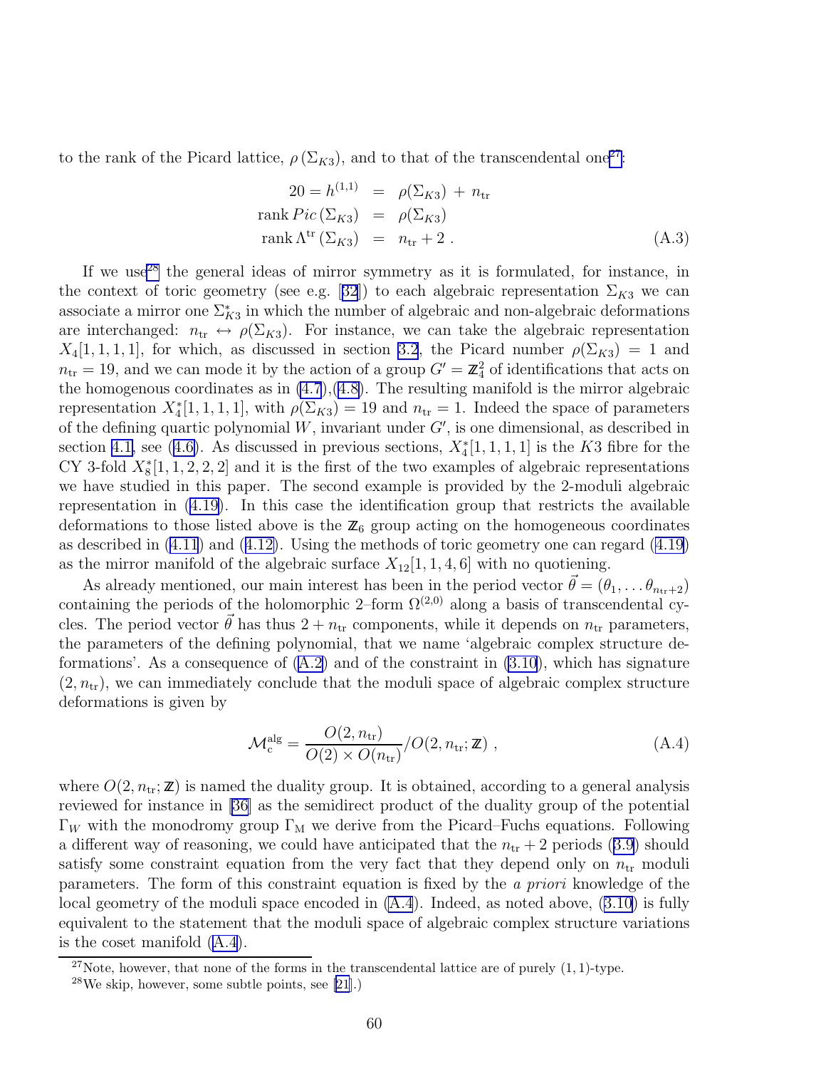to the rank of the Picard lattice, $\rho(\Sigma_{K3})$, and to that of the transcendental one[27]:

$$
\begin{aligned}
20 = h^{(1,1)} &= \rho(\Sigma_{K3}) + n_{\rm tr} \\
\operatorname{rank} Pic(\Sigma_{K3}) &= \rho(\Sigma_{K3}) \\
\operatorname{rank} \Lambda^{\rm tr}(\Sigma_{K3}) &= n_{\rm tr} + 2 \; .
\end{aligned}
\tag{A.3}
$$

If we use[28] the general ideas of mirror symmetry as it is formulated, for instance, in the context of toric geometry (see e.g. [32]) to each algebraic representation $\Sigma_{K3}$ we can associate a mirror one $\Sigma^*_{K3}$ in which the number of algebraic and non-algebraic deformations are interchanged: $n_{\rm tr} \leftrightarrow \rho(\Sigma_{K3})$. For instance, we can take the algebraic representation $X_4[1,1,1,1]$, for which, as discussed in section 3.2, the Picard number $\rho(\Sigma_{K3}) = 1$ and $n_{\rm tr} = 19$, and we can mode it by the action of a group $G' = \mathbb{Z}_4^2$ of identifications that acts on the homogenous coordinates as in (4.7),(4.8). The resulting manifold is the mirror algebraic representation $X^*_4[1,1,1,1]$, with $\rho(\Sigma_{K3}) = 19$ and $n_{\rm tr} = 1$. Indeed the space of parameters of the defining quartic polynomial $W$, invariant under $G'$, is one dimensional, as described in section 4.1, see (4.6). As discussed in previous sections, $X^*_4[1,1,1,1]$ is the $K3$ fibre for the CY 3-fold $X^*_8[1,1,2,2,2]$ and it is the first of the two examples of algebraic representations we have studied in this paper. The second example is provided by the 2-moduli algebraic representation in (4.19). In this case the identification group that restricts the available deformations to those listed above is the $\mathbb{Z}_6$ group acting on the homogeneous coordinates as described in (4.11) and (4.12). Using the methods of toric geometry one can regard (4.19) as the mirror manifold of the algebraic surface $X_{12}[1,1,4,6]$ with no quotiening.

As already mentioned, our main interest has been in the period vector $\vec{\theta} = (\theta_1, \ldots \theta_{n_{\rm tr}+2})$ containing the periods of the holomorphic 2–form $\Omega^{(2,0)}$ along a basis of transcendental cycles. The period vector $\vec{\theta}$ has thus $2 + n_{\rm tr}$ components, while it depends on $n_{\rm tr}$ parameters, the parameters of the defining polynomial, that we name 'algebraic complex structure deformations'. As a consequence of (A.2) and of the constraint in (3.10), which has signature $(2, n_{\rm tr})$, we can immediately conclude that the moduli space of algebraic complex structure deformations is given by

$$
\mathcal{M}^{\rm alg}_{\rm c} = \frac{O(2, n_{\rm tr})}{O(2) \times O(n_{\rm tr})} / O(2, n_{\rm tr}; \mathbb{Z}) \; , \tag{A.4}
$$

where $O(2, n_{\rm tr}; \mathbb{Z})$ is named the duality group. It is obtained, according to a general analysis reviewed for instance in [36] as the semidirect product of the duality group of the potential $\Gamma_W$ with the monodromy group $\Gamma_{\rm M}$ we derive from the Picard–Fuchs equations. Following a different way of reasoning, we could have anticipated that the $n_{\rm tr} + 2$ periods (3.9) should satisfy some constraint equation from the very fact that they depend only on $n_{\rm tr}$ moduli parameters. The form of this constraint equation is fixed by the *a priori* knowledge of the local geometry of the moduli space encoded in (A.4). Indeed, as noted above, (3.10) is fully equivalent to the statement that the moduli space of algebraic complex structure variations is the coset manifold (A.4).

[27] Note, however, that none of the forms in the transcendental lattice are of purely $(1,1)$-type.

[28] We skip, however, some subtle points, see [21].)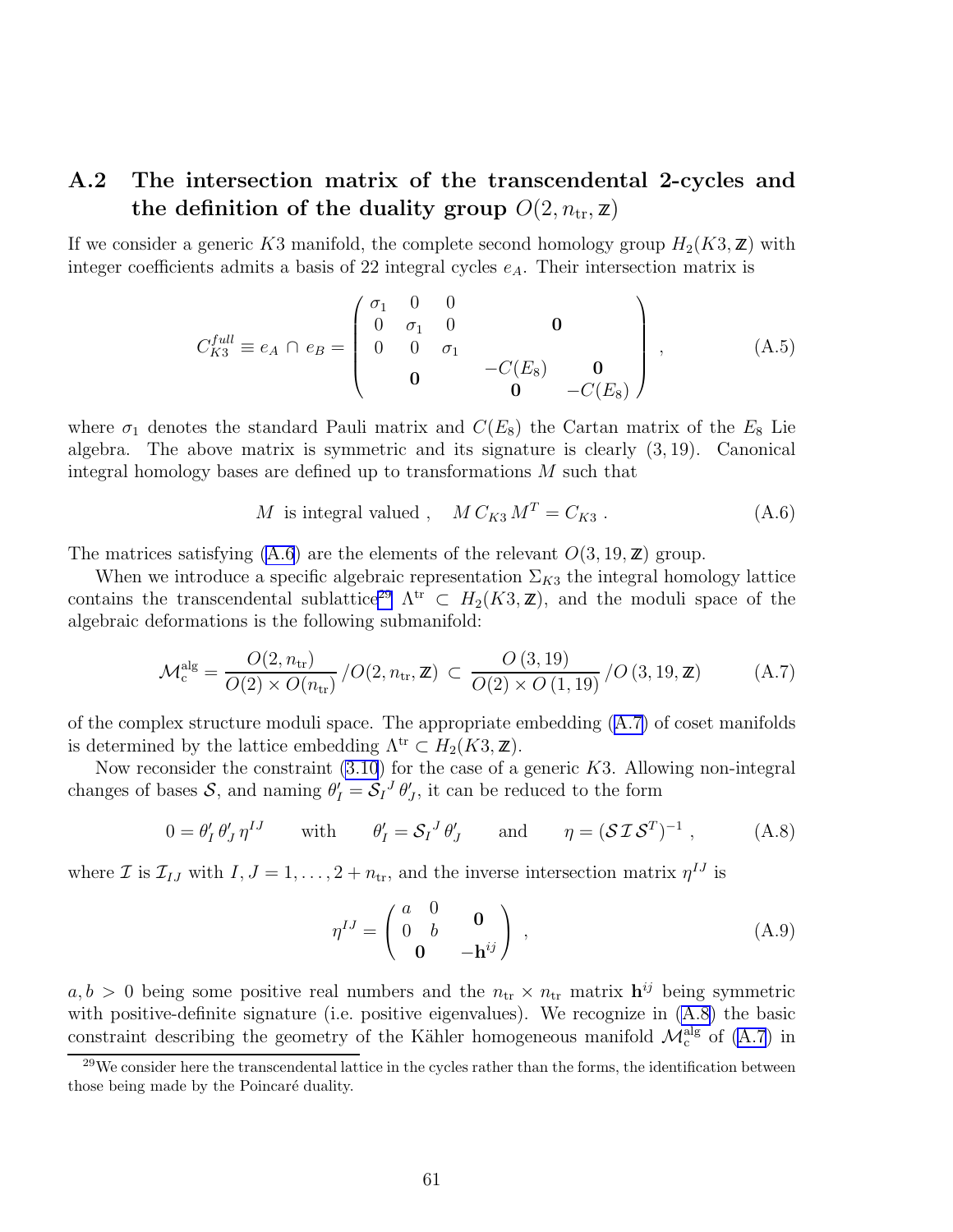## A.2 The intersection matrix of the transcendental 2-cycles and the definition of the duality group $O(2, n_{\rm tr}, \mathbb{Z})$

If we consider a generic $K3$ manifold, the complete second homology group $H_2(K3, \mathbb{Z})$ with integer coefficients admits a basis of 22 integral cycles $e_A$. Their intersection matrix is

$$
C_{K3}^{full} \equiv e_A \cap e_B = \begin{pmatrix} \sigma_1 & 0 & 0 & & \\ 0 & \sigma_1 & 0 & & \mathbf{0} \\ 0 & 0 & \sigma_1 & & \\ & & & -C(E_8) & \mathbf{0} \\ & \mathbf{0} & & \mathbf{0} & -C(E_8) \end{pmatrix} , \tag{A.5}
$$

where $\sigma_1$ denotes the standard Pauli matrix and $C(E_8)$ the Cartan matrix of the $E_8$ Lie algebra. The above matrix is symmetric and its signature is clearly $(3, 19)$. Canonical integral homology bases are defined up to transformations $M$ such that

$$
M \text{ is integral valued} , \quad M\, C_{K3}\, M^T = C_{K3} \,. \tag{A.6}
$$

The matrices satisfying (A.6) are the elements of the relevant $O(3, 19, \mathbb{Z})$ group.

When we introduce a specific algebraic representation $\Sigma_{K3}$ the integral homology lattice contains the transcendental sublattice[29] $\Lambda^{\rm tr} \subset H_2(K3, \mathbb{Z})$, and the moduli space of the algebraic deformations is the following submanifold:

$$
\mathcal{M}_{\rm c}^{\rm alg} = \frac{O(2, n_{\rm tr})}{O(2) \times O(n_{\rm tr})} \,/ O(2, n_{\rm tr}, \mathbb{Z}) \subset \frac{O\,(3, 19)}{O(2) \times O\,(1, 19)} \,/ O\,(3, 19, \mathbb{Z}) \tag{A.7}
$$

of the complex structure moduli space. The appropriate embedding (A.7) of coset manifolds is determined by the lattice embedding $\Lambda^{\rm tr} \subset H_2(K3, \mathbb{Z})$.

Now reconsider the constraint (3.10) for the case of a generic $K3$. Allowing non-integral changes of bases $\mathcal{S}$, and naming $\theta'_I = \mathcal{S}_I{}^J\, \theta'_J$, it can be reduced to the form

$$
0 = \theta'_I\, \theta'_J\, \eta^{IJ} \qquad \text{with} \qquad \theta'_I = \mathcal{S}_I{}^J\, \theta'_J \qquad \text{and} \qquad \eta = (\mathcal{S}\, \mathcal{I}\, \mathcal{S}^T)^{-1} \,, \tag{A.8}
$$

where $\mathcal{I}$ is $\mathcal{I}_{IJ}$ with $I, J = 1, \ldots, 2 + n_{\rm tr}$, and the inverse intersection matrix $\eta^{IJ}$ is

$$
\eta^{IJ} = \begin{pmatrix} a & 0 & \mathbf{0} \\ 0 & b & \\ & \mathbf{0} & -\mathbf{h}^{ij} \end{pmatrix} , \tag{A.9}
$$

$a, b > 0$ being some positive real numbers and the $n_{\rm tr} \times n_{\rm tr}$ matrix $\mathbf{h}^{ij}$ being symmetric with positive-definite signature (i.e. positive eigenvalues). We recognize in (A.8) the basic constraint describing the geometry of the Kähler homogeneous manifold $\mathcal{M}_{\rm c}^{\rm alg}$ of (A.7) in

[29] We consider here the transcendental lattice in the cycles rather than the forms, the identification between those being made by the Poincaré duality.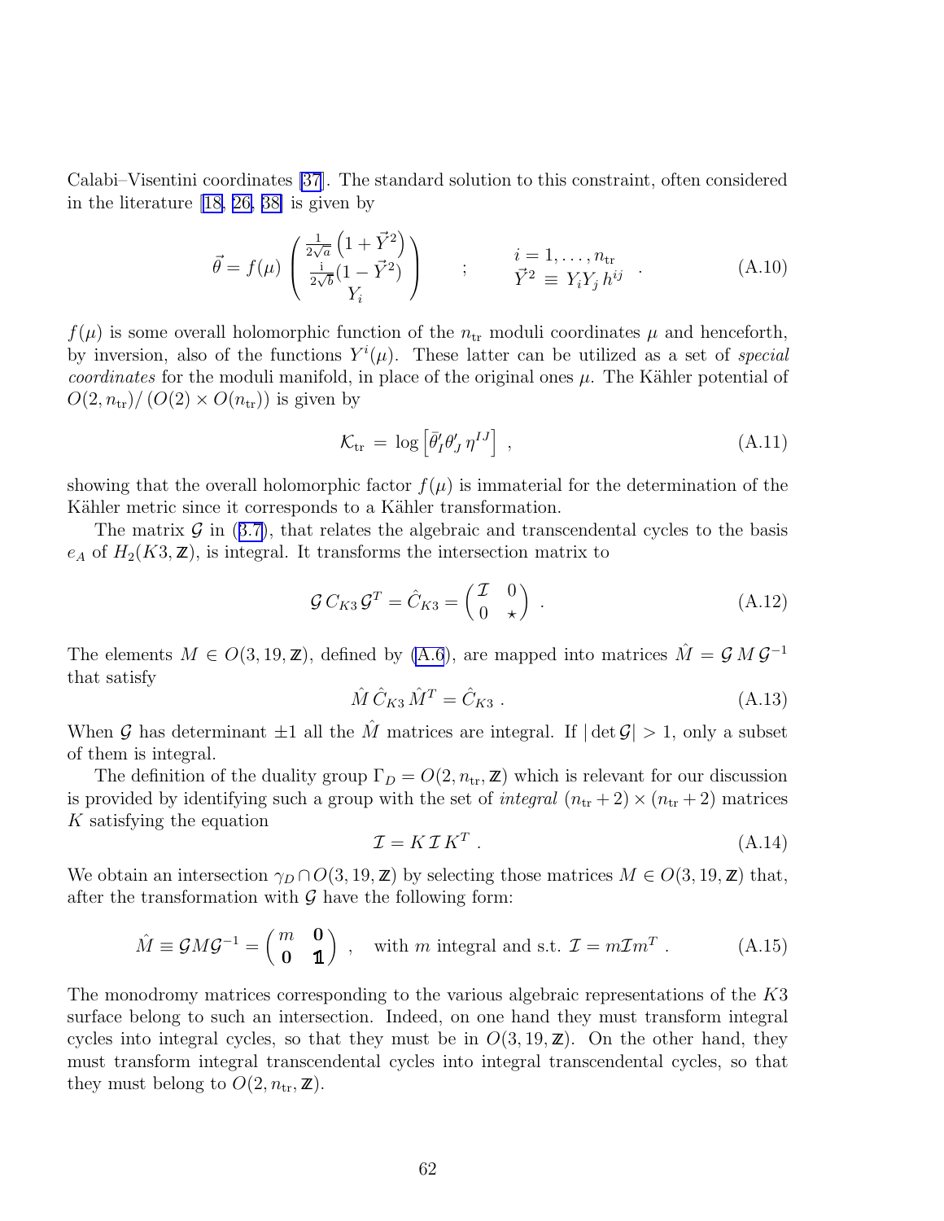Calabi–Visentini coordinates [37]. The standard solution to this constraint, often considered in the literature [18, 26, 38] is given by

$$\vec{\theta} = f(\mu) \begin{pmatrix} \frac{1}{2\sqrt{a}} \left(1 + \vec{Y}^2\right) \\ \frac{\mathrm{i}}{2\sqrt{b}} (1 - \vec{Y}^2) \\ Y_i \end{pmatrix} \qquad ; \qquad \begin{array}{c} i = 1, \ldots, n_{\rm tr} \\ \vec{Y}^2 \equiv Y_i Y_j \, h^{ij} \end{array} \quad . \tag{A.10}$$

$f(\mu)$ is some overall holomorphic function of the $n_{\rm tr}$ moduli coordinates $\mu$ and henceforth, by inversion, also of the functions $Y^i(\mu)$. These latter can be utilized as a set of *special coordinates* for the moduli manifold, in place of the original ones $\mu$. The Kähler potential of $O(2, n_{\rm tr})/\left(O(2) \times O(n_{\rm tr})\right)$ is given by

$$\mathcal{K}_{\rm tr} = \log \left[ \bar{\theta}^\prime_I \theta^\prime_J \, \eta^{IJ} \right] \ , \tag{A.11}$$

showing that the overall holomorphic factor $f(\mu)$ is immaterial for the determination of the Kähler metric since it corresponds to a Kähler transformation.

The matrix $\mathcal{G}$ in (3.7), that relates the algebraic and transcendental cycles to the basis $e_A$ of $H_2(K3, \mathbb{Z})$, is integral. It transforms the intersection matrix to

$$\mathcal{G} \, C_{K3} \, \mathcal{G}^T = \hat{C}_{K3} = \begin{pmatrix} \mathcal{I} & 0 \\ 0 & \star \end{pmatrix} \ . \tag{A.12}$$

The elements $M \in O(3, 19, \mathbb{Z})$, defined by (A.6), are mapped into matrices $\hat{M} = \mathcal{G} \, M \, \mathcal{G}^{-1}$ that satisfy

$$\hat{M} \, \hat{C}_{K3} \, \hat{M}^T = \hat{C}_{K3} \ . \tag{A.13}$$

When $\mathcal{G}$ has determinant $\pm 1$ all the $\hat{M}$ matrices are integral. If $|\det \mathcal{G}| > 1$, only a subset of them is integral.

The definition of the duality group $\Gamma_D = O(2, n_{\rm tr}, \mathbb{Z})$ which is relevant for our discussion is provided by identifying such a group with the set of *integral* $(n_{\rm tr} + 2) \times (n_{\rm tr} + 2)$ matrices $K$ satisfying the equation

$$\mathcal{I} = K \, \mathcal{I} \, K^T \ . \tag{A.14}$$

We obtain an intersection $\gamma_D \cap O(3, 19, \mathbb{Z})$ by selecting those matrices $M \in O(3, 19, \mathbb{Z})$ that, after the transformation with $\mathcal{G}$ have the following form:

$$\hat{M} \equiv \mathcal{G} M \mathcal{G}^{-1} = \begin{pmatrix} m & \mathbf{0} \\ \mathbf{0} & \mathbb{1} \end{pmatrix} \ , \quad \text{with } m \text{ integral and s.t. } \mathcal{I} = m \mathcal{I} m^T \ . \tag{A.15}$$

The monodromy matrices corresponding to the various algebraic representations of the $K3$ surface belong to such an intersection. Indeed, on one hand they must transform integral cycles into integral cycles, so that they must be in $O(3, 19, \mathbb{Z})$. On the other hand, they must transform integral transcendental cycles into integral transcendental cycles, so that they must belong to $O(2, n_{\rm tr}, \mathbb{Z})$.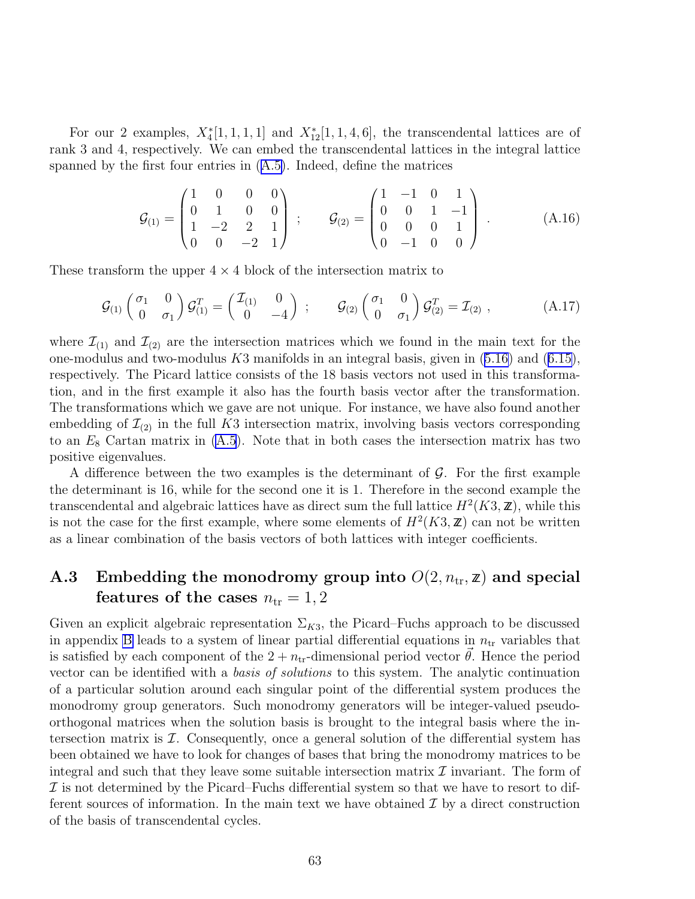For our 2 examples, $X_4^*[1,1,1,1]$ and $X_{12}^*[1,1,4,6]$, the transcendental lattices are of rank 3 and 4, respectively. We can embed the transcendental lattices in the integral lattice spanned by the first four entries in (A.5). Indeed, define the matrices

$$\mathcal{G}_{(1)} = \begin{pmatrix} 1 & 0 & 0 & 0 \\ 0 & 1 & 0 & 0 \\ 1 & -2 & 2 & 1 \\ 0 & 0 & -2 & 1 \end{pmatrix} \quad ; \qquad \mathcal{G}_{(2)} = \begin{pmatrix} 1 & -1 & 0 & 1 \\ 0 & 0 & 1 & -1 \\ 0 & 0 & 0 & 1 \\ 0 & -1 & 0 & 0 \end{pmatrix} \quad . \tag{A.16}$$

These transform the upper $4 \times 4$ block of the intersection matrix to

$$\mathcal{G}_{(1)} \begin{pmatrix} \sigma_1 & 0 \\ 0 & \sigma_1 \end{pmatrix} \mathcal{G}_{(1)}^T = \begin{pmatrix} \mathcal{I}_{(1)} & 0 \\ 0 & -4 \end{pmatrix} \quad ; \qquad \mathcal{G}_{(2)} \begin{pmatrix} \sigma_1 & 0 \\ 0 & \sigma_1 \end{pmatrix} \mathcal{G}_{(2)}^T = \mathcal{I}_{(2)} \ , \tag{A.17}$$

where $\mathcal{I}_{(1)}$ and $\mathcal{I}_{(2)}$ are the intersection matrices which we found in the main text for the one-modulus and two-modulus $K3$ manifolds in an integral basis, given in (5.16) and (6.15), respectively. The Picard lattice consists of the 18 basis vectors not used in this transformation, and in the first example it also has the fourth basis vector after the transformation. The transformations which we gave are not unique. For instance, we have also found another embedding of $\mathcal{I}_{(2)}$ in the full $K3$ intersection matrix, involving basis vectors corresponding to an $E_8$ Cartan matrix in (A.5). Note that in both cases the intersection matrix has two positive eigenvalues.

A difference between the two examples is the determinant of $\mathcal{G}$. For the first example the determinant is 16, while for the second one it is 1. Therefore in the second example the transcendental and algebraic lattices have as direct sum the full lattice $H^2(K3, \mathbb{Z})$, while this is not the case for the first example, where some elements of $H^2(K3, \mathbb{Z})$ can not be written as a linear combination of the basis vectors of both lattices with integer coefficients.

## A.3 Embedding the monodromy group into $O(2, n_{\rm tr}, \mathbb{Z})$ and special features of the cases $n_{\rm tr} = 1, 2$

Given an explicit algebraic representation $\Sigma_{K3}$, the Picard–Fuchs approach to be discussed in appendix B leads to a system of linear partial differential equations in $n_{\rm tr}$ variables that is satisfied by each component of the $2 + n_{\rm tr}$-dimensional period vector $\vec{\theta}$. Hence the period vector can be identified with a *basis of solutions* to this system. The analytic continuation of a particular solution around each singular point of the differential system produces the monodromy group generators. Such monodromy generators will be integer-valued pseudo-orthogonal matrices when the solution basis is brought to the integral basis where the intersection matrix is $\mathcal{I}$. Consequently, once a general solution of the differential system has been obtained we have to look for changes of bases that bring the monodromy matrices to be integral and such that they leave some suitable intersection matrix $\mathcal{I}$ invariant. The form of $\mathcal{I}$ is not determined by the Picard–Fuchs differential system so that we have to resort to different sources of information. In the main text we have obtained $\mathcal{I}$ by a direct construction of the basis of transcendental cycles.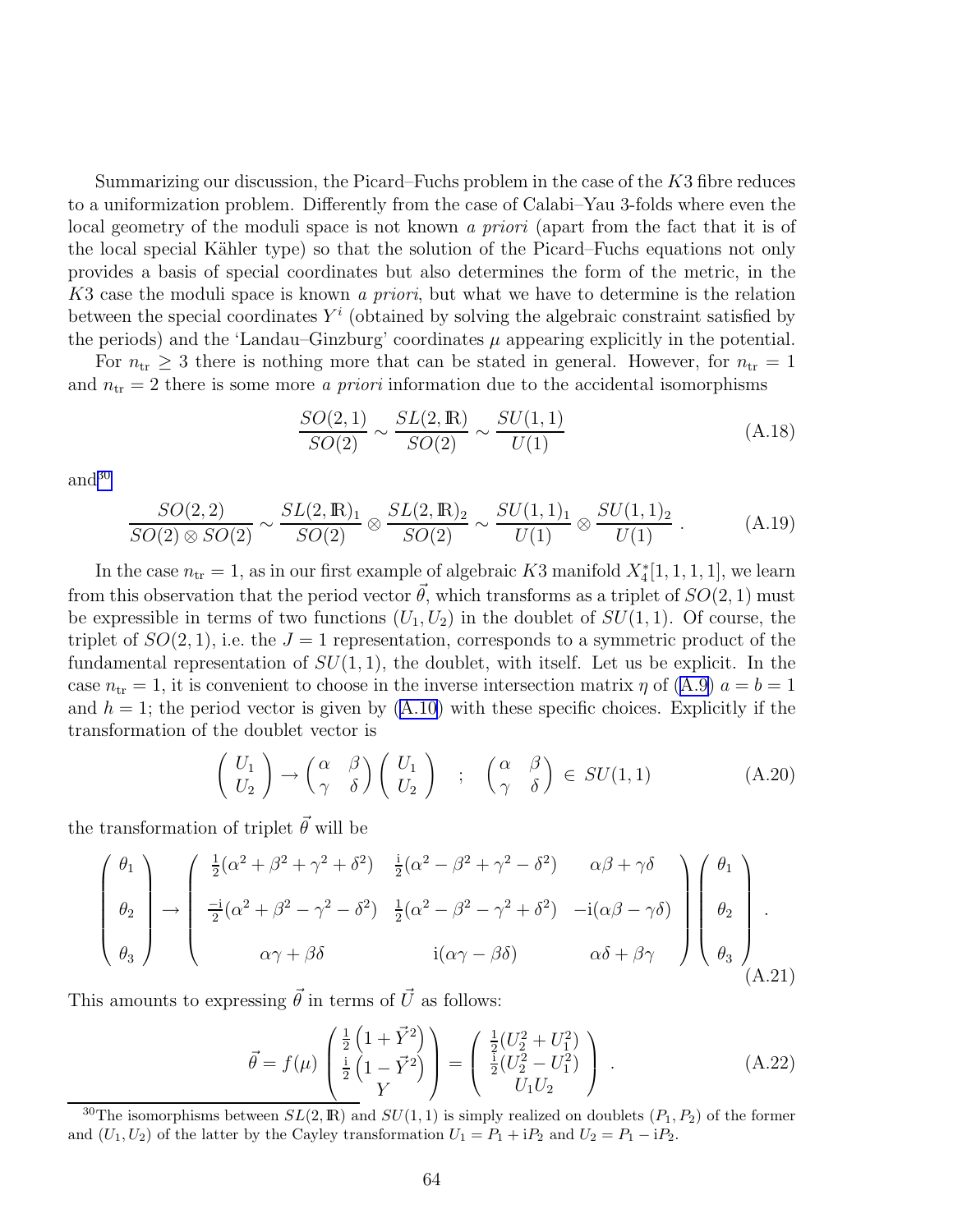Summarizing our discussion, the Picard–Fuchs problem in the case of the $K3$ fibre reduces to a uniformization problem. Differently from the case of Calabi–Yau 3-folds where even the local geometry of the moduli space is not known *a priori* (apart from the fact that it is of the local special Kähler type) so that the solution of the Picard–Fuchs equations not only provides a basis of special coordinates but also determines the form of the metric, in the $K3$ case the moduli space is known *a priori*, but what we have to determine is the relation between the special coordinates $Y^i$ (obtained by solving the algebraic constraint satisfied by the periods) and the 'Landau–Ginzburg' coordinates $\mu$ appearing explicitly in the potential.

For $n_{\rm tr} \geq 3$ there is nothing more that can be stated in general. However, for $n_{\rm tr} = 1$ and $n_{\rm tr} = 2$ there is some more *a priori* information due to the accidental isomorphisms

$$\frac{SO(2,1)}{SO(2)} \sim \frac{SL(2,\mathbb{R})}{SO(2)} \sim \frac{SU(1,1)}{U(1)} \tag{A.18}$$

and[30]

$$\frac{SO(2,2)}{SO(2)\otimes SO(2)} \sim \frac{SL(2,\mathbb{R})_1}{SO(2)} \otimes \frac{SL(2,\mathbb{R})_2}{SO(2)} \sim \frac{SU(1,1)_1}{U(1)} \otimes \frac{SU(1,1)_2}{U(1)} \,. \tag{A.19}$$

In the case $n_{\rm tr} = 1$, as in our first example of algebraic $K3$ manifold $X_4^*[1,1,1,1]$, we learn from this observation that the period vector $\vec{\theta}$, which transforms as a triplet of $SO(2,1)$ must be expressible in terms of two functions $(U_1, U_2)$ in the doublet of $SU(1,1)$. Of course, the triplet of $SO(2,1)$, i.e. the $J = 1$ representation, corresponds to a symmetric product of the fundamental representation of $SU(1,1)$, the doublet, with itself. Let us be explicit. In the case $n_{\rm tr} = 1$, it is convenient to choose in the inverse intersection matrix $\eta$ of (A.9) $a = b = 1$ and $h = 1$; the period vector is given by (A.10) with these specific choices. Explicitly if the transformation of the doublet vector is

$$\begin{pmatrix} U_1 \\ U_2 \end{pmatrix} \to \begin{pmatrix} \alpha & \beta \\ \gamma & \delta \end{pmatrix} \begin{pmatrix} U_1 \\ U_2 \end{pmatrix} \quad ; \quad \begin{pmatrix} \alpha & \beta \\ \gamma & \delta \end{pmatrix} \in SU(1,1) \tag{A.20}$$

the transformation of triplet $\vec{\theta}$ will be

$$\begin{pmatrix} \theta_1 \\ \theta_2 \\ \theta_3 \end{pmatrix} \to \begin{pmatrix} \frac{1}{2}(\alpha^2+\beta^2+\gamma^2+\delta^2) & \frac{\mathrm{i}}{2}(\alpha^2-\beta^2+\gamma^2-\delta^2) & \alpha\beta+\gamma\delta \\ \frac{-\mathrm{i}}{2}(\alpha^2+\beta^2-\gamma^2-\delta^2) & \frac{1}{2}(\alpha^2-\beta^2-\gamma^2+\delta^2) & -\mathrm{i}(\alpha\beta-\gamma\delta) \\ \alpha\gamma+\beta\delta & \mathrm{i}(\alpha\gamma-\beta\delta) & \alpha\delta+\beta\gamma \end{pmatrix} \begin{pmatrix} \theta_1 \\ \theta_2 \\ \theta_3 \end{pmatrix} . \tag{A.21}$$

This amounts to expressing $\vec{\theta}$ in terms of $\vec{U}$ as follows:

$$\vec{\theta} = f(\mu) \begin{pmatrix} \frac{1}{2}\left(1+\vec{Y}^2\right) \\ \frac{\mathrm{i}}{2}\left(1-\vec{Y}^2\right) \\ Y \end{pmatrix} = \begin{pmatrix} \frac{1}{2}(U_2^2+U_1^2) \\ \frac{\mathrm{i}}{2}(U_2^2-U_1^2) \\ U_1 U_2 \end{pmatrix} \,. \tag{A.22}$$

---

[30] The isomorphisms between $SL(2,\mathbb{R})$ and $SU(1,1)$ is simply realized on doublets $(P_1, P_2)$ of the former and $(U_1, U_2)$ of the latter by the Cayley transformation $U_1 = P_1 + \mathrm{i}P_2$ and $U_2 = P_1 - \mathrm{i}P_2$.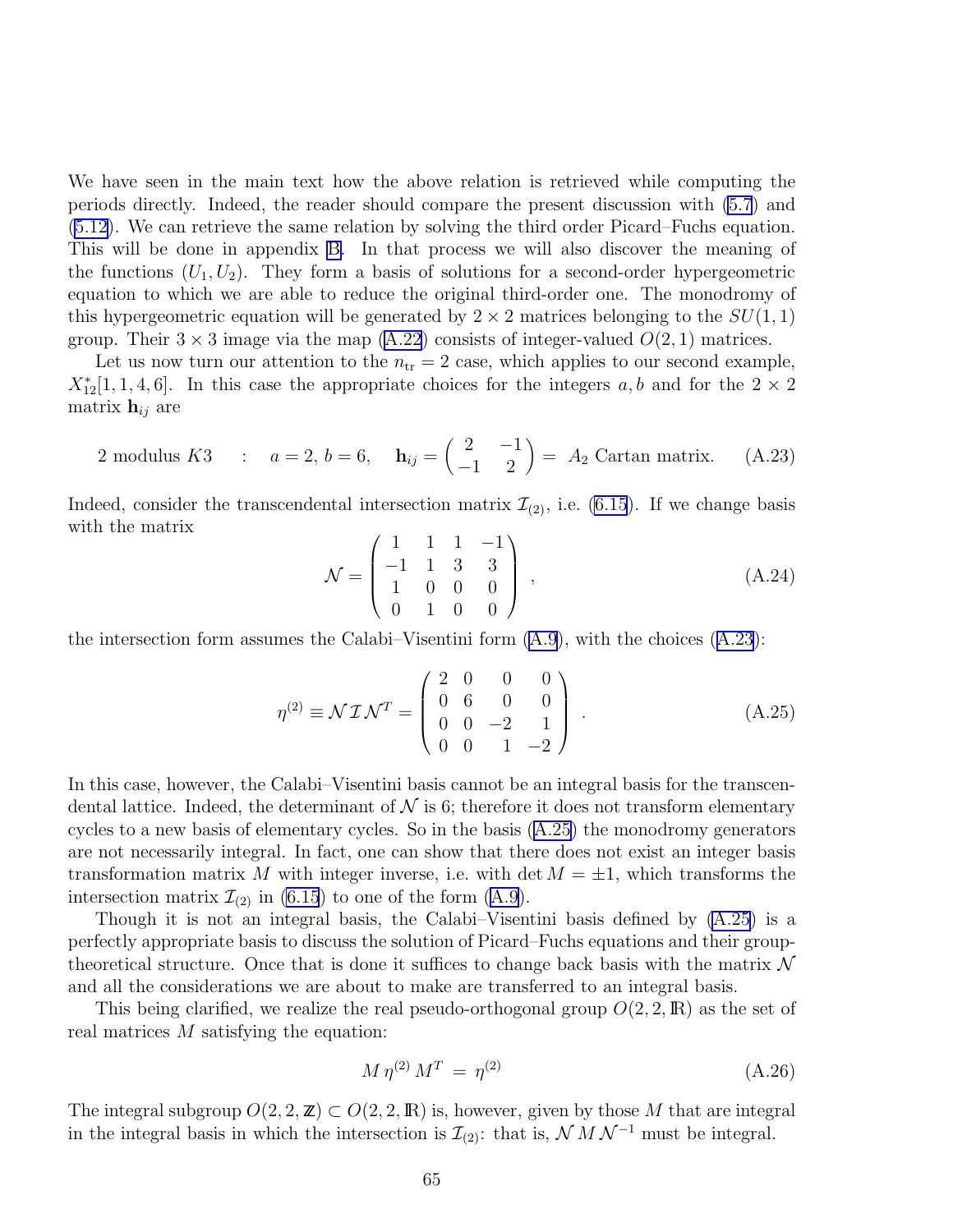We have seen in the main text how the above relation is retrieved while computing the periods directly. Indeed, the reader should compare the present discussion with (5.7) and (5.12). We can retrieve the same relation by solving the third order Picard–Fuchs equation. This will be done in appendix B. In that process we will also discover the meaning of the functions $(U_1, U_2)$. They form a basis of solutions for a second-order hypergeometric equation to which we are able to reduce the original third-order one. The monodromy of this hypergeometric equation will be generated by $2 \times 2$ matrices belonging to the $SU(1,1)$ group. Their $3 \times 3$ image via the map (A.22) consists of integer-valued $O(2,1)$ matrices.

Let us now turn our attention to the $n_{\rm tr} = 2$ case, which applies to our second example, $X^*_{12}[1,1,4,6]$. In this case the appropriate choices for the integers $a, b$ and for the $2 \times 2$ matrix $\mathbf{h}_{ij}$ are

$$
2 \text{ modulus } K3 \quad : \quad a = 2,\, b = 6, \quad \mathbf{h}_{ij} = \begin{pmatrix} 2 & -1 \\ -1 & 2 \end{pmatrix} = \; A_2 \text{ Cartan matrix.} \tag{A.23}
$$

Indeed, consider the transcendental intersection matrix $\mathcal{I}_{(2)}$, i.e. (6.15). If we change basis with the matrix

$$
\mathcal{N} = \begin{pmatrix} 1 & 1 & 1 & -1 \\ -1 & 1 & 3 & 3 \\ 1 & 0 & 0 & 0 \\ 0 & 1 & 0 & 0 \end{pmatrix} \,, \tag{A.24}
$$

the intersection form assumes the Calabi–Visentini form (A.9), with the choices (A.23):

$$
\eta^{(2)} \equiv \mathcal{N}\,\mathcal{I}\,\mathcal{N}^T = \begin{pmatrix} 2 & 0 & 0 & 0 \\ 0 & 6 & 0 & 0 \\ 0 & 0 & -2 & 1 \\ 0 & 0 & 1 & -2 \end{pmatrix} \,. \tag{A.25}
$$

In this case, however, the Calabi–Visentini basis cannot be an integral basis for the transcendental lattice. Indeed, the determinant of $\mathcal{N}$ is 6; therefore it does not transform elementary cycles to a new basis of elementary cycles. So in the basis (A.25) the monodromy generators are not necessarily integral. In fact, one can show that there does not exist an integer basis transformation matrix $M$ with integer inverse, i.e. with $\det M = \pm 1$, which transforms the intersection matrix $\mathcal{I}_{(2)}$ in (6.15) to one of the form (A.9).

Though it is not an integral basis, the Calabi–Visentini basis defined by (A.25) is a perfectly appropriate basis to discuss the solution of Picard–Fuchs equations and their group-theoretical structure. Once that is done it suffices to change back basis with the matrix $\mathcal{N}$ and all the considerations we are about to make are transferred to an integral basis.

This being clarified, we realize the real pseudo-orthogonal group $O(2,2,\mathbb{R})$ as the set of real matrices $M$ satisfying the equation:

$$
M\,\eta^{(2)}\,M^T \;=\; \eta^{(2)} \tag{A.26}
$$

The integral subgroup $O(2,2,\mathbb{Z}) \subset O(2,2,\mathbb{R})$ is, however, given by those $M$ that are integral in the integral basis in which the intersection is $\mathcal{I}_{(2)}$: that is, $\mathcal{N}\,M\,\mathcal{N}^{-1}$ must be integral.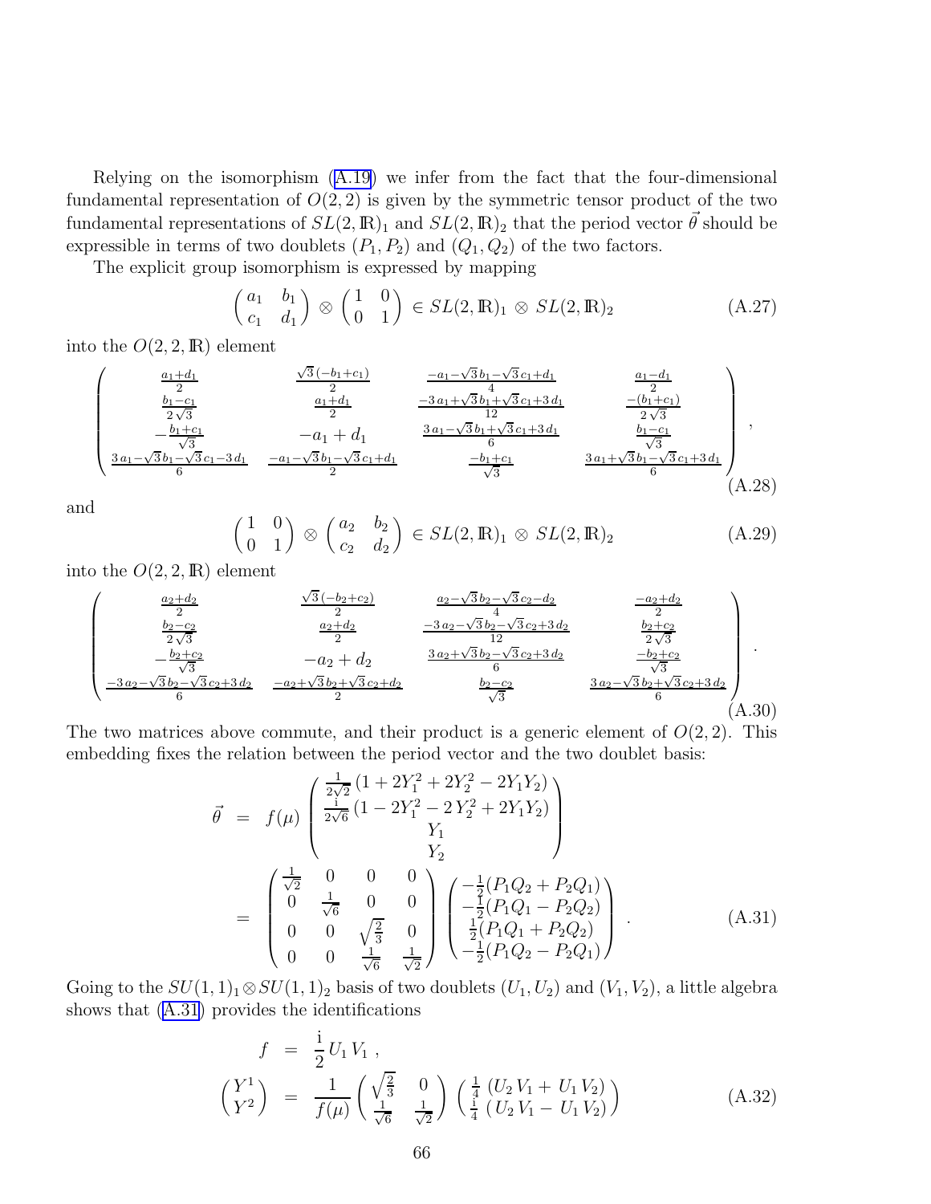Relying on the isomorphism (A.19) we infer from the fact that the four-dimensional fundamental representation of $O(2,2)$ is given by the symmetric tensor product of the two fundamental representations of $SL(2,\mathbb{R})_1$ and $SL(2,\mathbb{R})_2$ that the period vector $\vec{\theta}$ should be expressible in terms of two doublets $(P_1, P_2)$ and $(Q_1, Q_2)$ of the two factors.

The explicit group isomorphism is expressed by mapping

$$\begin{pmatrix} a_1 & b_1 \\ c_1 & d_1 \end{pmatrix} \otimes \begin{pmatrix} 1 & 0 \\ 0 & 1 \end{pmatrix} \in SL(2,\mathbb{R})_1 \otimes SL(2,\mathbb{R})_2 \tag{A.27}$$

into the $O(2,2,\mathbb{R})$ element

$$\begin{pmatrix} \frac{a_1+d_1}{2} & \frac{\sqrt{3}\,(-b_1+c_1)}{2} & \frac{-a_1-\sqrt{3}\,b_1-\sqrt{3}\,c_1+d_1}{4} & \frac{a_1-d_1}{2} \\ \frac{b_1-c_1}{2\sqrt{3}} & \frac{a_1+d_1}{2} & \frac{-3\,a_1+\sqrt{3}\,b_1+\sqrt{3}\,c_1+3\,d_1}{12} & \frac{-(b_1+c_1)}{2\sqrt{3}} \\ -\frac{b_1+c_1}{\sqrt{3}} & -a_1+d_1 & \frac{3\,a_1-\sqrt{3}\,b_1+\sqrt{3}\,c_1+3\,d_1}{6} & \frac{b_1-c_1}{\sqrt{3}} \\ \frac{3\,a_1-\sqrt{3}\,b_1-\sqrt{3}\,c_1-3\,d_1}{6} & \frac{-a_1-\sqrt{3}\,b_1-\sqrt{3}\,c_1+d_1}{2} & \frac{-b_1+c_1}{\sqrt{3}} & \frac{3\,a_1+\sqrt{3}\,b_1-\sqrt{3}\,c_1+3\,d_1}{6} \end{pmatrix}, \tag{A.28}$$

and

$$\begin{pmatrix} 1 & 0 \\ 0 & 1 \end{pmatrix} \otimes \begin{pmatrix} a_2 & b_2 \\ c_2 & d_2 \end{pmatrix} \in SL(2,\mathbb{R})_1 \otimes SL(2,\mathbb{R})_2 \tag{A.29}$$

into the $O(2,2,\mathbb{R})$ element

$$\begin{pmatrix} \frac{a_2+d_2}{2} & \frac{\sqrt{3}\,(-b_2+c_2)}{2} & \frac{a_2-\sqrt{3}\,b_2-\sqrt{3}\,c_2-d_2}{4} & \frac{-a_2+d_2}{2} \\ \frac{b_2-c_2}{2\sqrt{3}} & \frac{a_2+d_2}{2} & \frac{-3\,a_2-\sqrt{3}\,b_2-\sqrt{3}\,c_2+3\,d_2}{12} & \frac{b_2+c_2}{2\sqrt{3}} \\ -\frac{b_2+c_2}{\sqrt{3}} & -a_2+d_2 & \frac{3\,a_2+\sqrt{3}\,b_2-\sqrt{3}\,c_2+3\,d_2}{6} & \frac{-b_2+c_2}{\sqrt{3}} \\ \frac{-3\,a_2-\sqrt{3}\,b_2-\sqrt{3}\,c_2+3\,d_2}{6} & \frac{-a_2+\sqrt{3}\,b_2+\sqrt{3}\,c_2+d_2}{2} & \frac{b_2-c_2}{\sqrt{3}} & \frac{3\,a_2-\sqrt{3}\,b_2+\sqrt{3}\,c_2+3\,d_2}{6} \end{pmatrix}. \tag{A.30}$$

The two matrices above commute, and their product is a generic element of $O(2,2)$. This embedding fixes the relation between the period vector and the two doublet basis:

$$\begin{aligned} \vec{\theta} &= f(\mu) \begin{pmatrix} \frac{1}{2\sqrt{2}}\,(1+2Y_1^2+2Y_2^2-2Y_1Y_2) \\ \frac{\mathrm{i}}{2\sqrt{6}}\,(1-2Y_1^2-2\,Y_2^2+2Y_1Y_2) \\ Y_1 \\ Y_2 \end{pmatrix} \\ &= \begin{pmatrix} \frac{1}{\sqrt{2}} & 0 & 0 & 0 \\ 0 & \frac{1}{\sqrt{6}} & 0 & 0 \\ 0 & 0 & \sqrt{\frac{2}{3}} & 0 \\ 0 & 0 & \frac{1}{\sqrt{6}} & \frac{1}{\sqrt{2}} \end{pmatrix} \begin{pmatrix} -\frac{1}{2}(P_1Q_2+P_2Q_1) \\ -\frac{1}{2}(P_1Q_1-P_2Q_2) \\ \frac{1}{2}(P_1Q_1+P_2Q_2) \\ -\frac{1}{2}(P_1Q_2-P_2Q_1) \end{pmatrix}. \end{aligned} \tag{A.31}$$

Going to the $SU(1,1)_1 \otimes SU(1,1)_2$ basis of two doublets $(U_1, U_2)$ and $(V_1, V_2)$, a little algebra shows that (A.31) provides the identifications

$$\begin{aligned} f &= \frac{\mathrm{i}}{2}\,U_1\,V_1\,, \\ \begin{pmatrix} Y^1 \\ Y^2 \end{pmatrix} &= \frac{1}{f(\mu)} \begin{pmatrix} \sqrt{\frac{2}{3}} & 0 \\ \frac{1}{\sqrt{6}} & \frac{1}{\sqrt{2}} \end{pmatrix} \begin{pmatrix} \frac{1}{4}\,(U_2\,V_1+U_1\,V_2) \\ \frac{\mathrm{i}}{4}\,(U_2\,V_1-U_1\,V_2) \end{pmatrix} \end{aligned} \tag{A.32}$$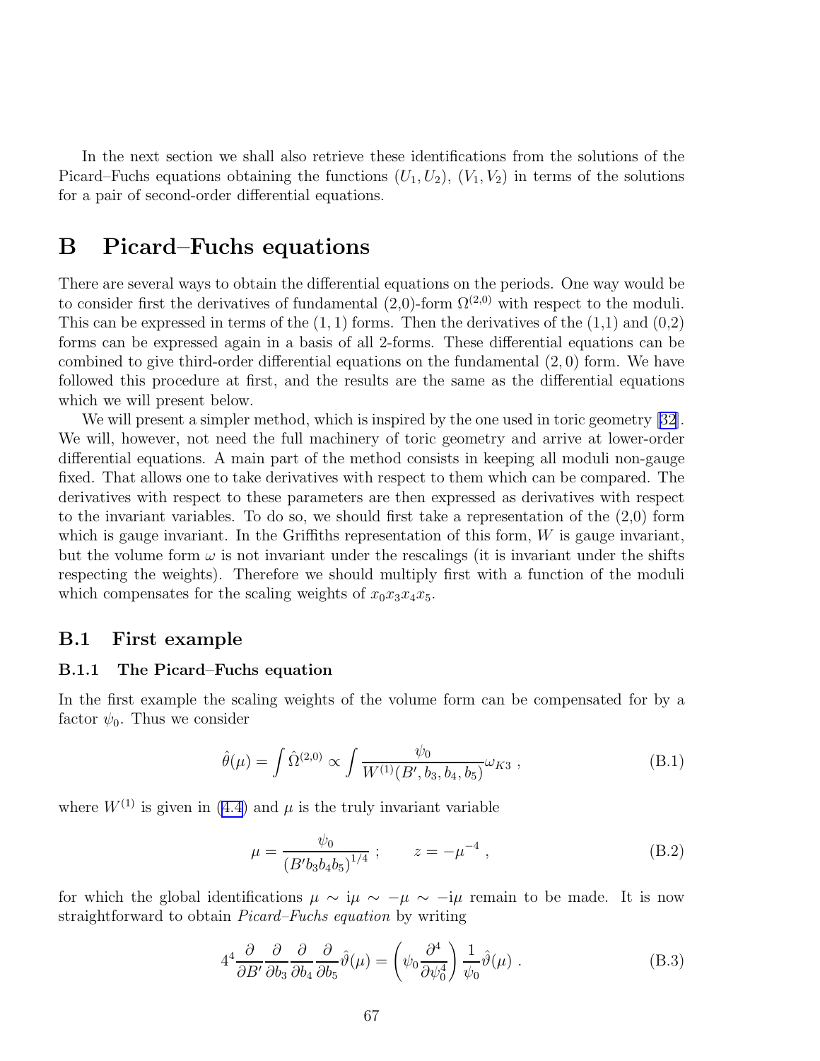In the next section we shall also retrieve these identifications from the solutions of the Picard–Fuchs equations obtaining the functions $(U_1, U_2)$, $(V_1, V_2)$ in terms of the solutions for a pair of second-order differential equations.

# B Picard–Fuchs equations

There are several ways to obtain the differential equations on the periods. One way would be to consider first the derivatives of fundamental (2,0)-form $\Omega^{(2,0)}$ with respect to the moduli. This can be expressed in terms of the $(1,1)$ forms. Then the derivatives of the (1,1) and (0,2) forms can be expressed again in a basis of all 2-forms. These differential equations can be combined to give third-order differential equations on the fundamental $(2,0)$ form. We have followed this procedure at first, and the results are the same as the differential equations which we will present below.

We will present a simpler method, which is inspired by the one used in toric geometry [32]. We will, however, not need the full machinery of toric geometry and arrive at lower-order differential equations. A main part of the method consists in keeping all moduli non-gauge fixed. That allows one to take derivatives with respect to them which can be compared. The derivatives with respect to these parameters are then expressed as derivatives with respect to the invariant variables. To do so, we should first take a representation of the (2,0) form which is gauge invariant. In the Griffiths representation of this form, $W$ is gauge invariant, but the volume form $\omega$ is not invariant under the rescalings (it is invariant under the shifts respecting the weights). Therefore we should multiply first with a function of the moduli which compensates for the scaling weights of $x_0 x_3 x_4 x_5$.

## B.1 First example

### B.1.1 The Picard–Fuchs equation

In the first example the scaling weights of the volume form can be compensated for by a factor $\psi_0$. Thus we consider

$$\hat{\theta}(\mu) = \int \hat{\Omega}^{(2,0)} \propto \int \frac{\psi_0}{W^{(1)}(B', b_3, b_4, b_5)} \omega_{K3} \ , \tag{B.1}$$

where $W^{(1)}$ is given in (4.4) and $\mu$ is the truly invariant variable

$$\mu = \frac{\psi_0}{\left(B' b_3 b_4 b_5\right)^{1/4}} \ ; \qquad z = -\mu^{-4} \ , \tag{B.2}$$

for which the global identifications $\mu \sim \mathrm{i}\mu \sim -\mu \sim -\mathrm{i}\mu$ remain to be made. It is now straightforward to obtain *Picard–Fuchs equation* by writing

$$4^4 \frac{\partial}{\partial B'} \frac{\partial}{\partial b_3} \frac{\partial}{\partial b_4} \frac{\partial}{\partial b_5} \hat{\vartheta}(\mu) = \left(\psi_0 \frac{\partial^4}{\partial \psi_0^4}\right) \frac{1}{\psi_0} \hat{\vartheta}(\mu) \ . \tag{B.3}$$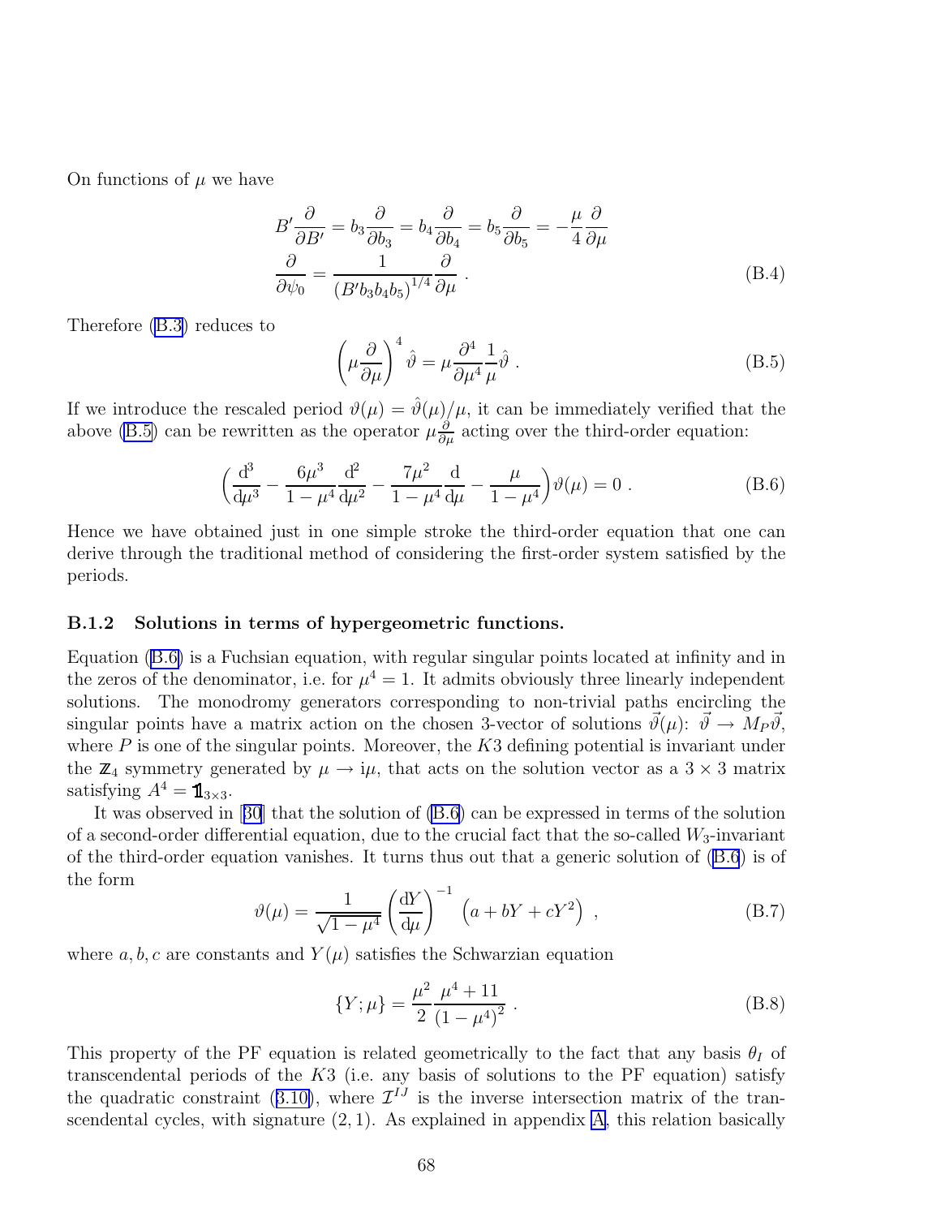On functions of $\mu$ we have

$$
\begin{aligned}
B' \frac{\partial}{\partial B'} &= b_3 \frac{\partial}{\partial b_3} = b_4 \frac{\partial}{\partial b_4} = b_5 \frac{\partial}{\partial b_5} = -\frac{\mu}{4} \frac{\partial}{\partial \mu} \\
\frac{\partial}{\partial \psi_0} &= \frac{1}{(B' b_3 b_4 b_5)^{1/4}} \frac{\partial}{\partial \mu} \ .
\end{aligned} \tag{B.4}
$$

Therefore (B.3) reduces to

$$
\left( \mu \frac{\partial}{\partial \mu} \right)^4 \hat{\vartheta} = \mu \frac{\partial^4}{\partial \mu^4} \frac{1}{\mu} \hat{\vartheta} \ . \tag{B.5}
$$

If we introduce the rescaled period $\vartheta(\mu) = \hat{\vartheta}(\mu)/\mu$, it can be immediately verified that the above (B.5) can be rewritten as the operator $\mu \frac{\partial}{\partial \mu}$ acting over the third-order equation:

$$
\left( \frac{\mathrm{d}^3}{\mathrm{d}\mu^3} - \frac{6\mu^3}{1-\mu^4} \frac{\mathrm{d}^2}{\mathrm{d}\mu^2} - \frac{7\mu^2}{1-\mu^4} \frac{\mathrm{d}}{\mathrm{d}\mu} - \frac{\mu}{1-\mu^4} \right) \vartheta(\mu) = 0 \ . \tag{B.6}
$$

Hence we have obtained just in one simple stroke the third-order equation that one can derive through the traditional method of considering the first-order system satisfied by the periods.

### B.1.2 Solutions in terms of hypergeometric functions.

Equation (B.6) is a Fuchsian equation, with regular singular points located at infinity and in the zeros of the denominator, i.e. for $\mu^4 = 1$. It admits obviously three linearly independent solutions. The monodromy generators corresponding to non-trivial paths encircling the singular points have a matrix action on the chosen 3-vector of solutions $\vec{\vartheta}(\mu)$: $\vec{\vartheta} \to M_P \vec{\vartheta}$, where $P$ is one of the singular points. Moreover, the $K3$ defining potential is invariant under the $\mathbb{Z}_4$ symmetry generated by $\mu \to \mathrm{i}\mu$, that acts on the solution vector as a $3 \times 3$ matrix satisfying $A^4 = \mathbb{1}_{3\times 3}$.

It was observed in [30] that the solution of (B.6) can be expressed in terms of the solution of a second-order differential equation, due to the crucial fact that the so-called $W_3$-invariant of the third-order equation vanishes. It turns thus out that a generic solution of (B.6) is of the form

$$
\vartheta(\mu) = \frac{1}{\sqrt{1-\mu^4}} \left( \frac{\mathrm{d}Y}{\mathrm{d}\mu} \right)^{-1} \left( a + bY + cY^2 \right) \ , \tag{B.7}
$$

where $a, b, c$ are constants and $Y(\mu)$ satisfies the Schwarzian equation

$$
\{Y; \mu\} = \frac{\mu^2}{2} \frac{\mu^4 + 11}{(1-\mu^4)^2} \ . \tag{B.8}
$$

This property of the PF equation is related geometrically to the fact that any basis $\theta_I$ of transcendental periods of the $K3$ (i.e. any basis of solutions to the PF equation) satisfy the quadratic constraint (B.10), where $\mathcal{I}^{IJ}$ is the inverse intersection matrix of the transcendental cycles, with signature $(2,1)$. As explained in appendix A, this relation basically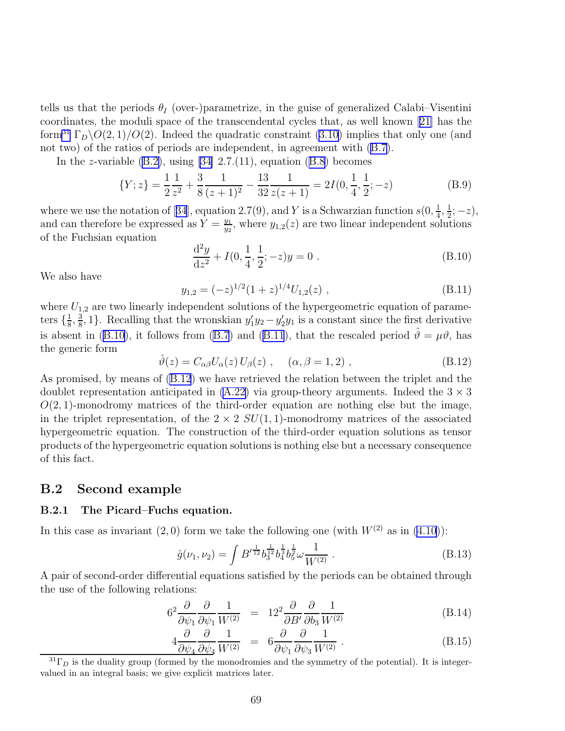tells us that the periods $\theta_I$ (over-)parametrize, in the guise of generalized Calabi–Visentini coordinates, the moduli space of the transcendental cycles that, as well known [21] has the form[31] $\Gamma_D \backslash O(2,1)/O(2)$. Indeed the quadratic constraint (B.10) implies that only one (and not two) of the ratios of periods are independent, in agreement with (B.7).

In the $z$-variable (B.2), using [34] 2.7.(11), equation (B.8) becomes

$$\{Y; z\} = \frac{1}{2}\frac{1}{z^2} + \frac{3}{8}\frac{1}{(z+1)^2} - \frac{13}{32}\frac{1}{z(z+1)} = 2I(0, \frac{1}{4}, \frac{1}{2}; -z) \tag{B.9}$$

where we use the notation of [34], equation 2.7(9), and $Y$ is a Schwarzian function $s(0, \frac{1}{4}, \frac{1}{2}; -z)$, and can therefore be expressed as $Y = \frac{y_1}{y_2}$, where $y_{1,2}(z)$ are two linear independent solutions of the Fuchsian equation

$$\frac{\mathrm{d}^2 y}{\mathrm{d}z^2} + I(0, \frac{1}{4}, \frac{1}{2}; -z) y = 0 \ . \tag{B.10}$$

We also have

$$y_{1,2} = (-z)^{1/2}(1+z)^{1/4} U_{1,2}(z) \ , \tag{B.11}$$

where $U_{1,2}$ are two linearly independent solutions of the hypergeometric equation of parameters $\{\frac{1}{8}, \frac{3}{8}, 1\}$. Recalling that the wronskian $y_1' y_2 - y_2' y_1$ is a constant since the first derivative is absent in (B.10), it follows from (B.7) and (B.11), that the rescaled period $\hat{\vartheta} = \mu\vartheta$, has the generic form

$$\hat{\vartheta}(z) = C_{\alpha\beta} U_\alpha(z)\, U_\beta(z) \ , \quad (\alpha, \beta = 1, 2) \ , \tag{B.12}$$

As promised, by means of (B.12) we have retrieved the relation between the triplet and the doublet representation anticipated in (A.22) via group-theory arguments. Indeed the $3 \times 3$ $O(2,1)$-monodromy matrices of the third-order equation are nothing else but the image, in the triplet representation, of the $2 \times 2$ $SU(1,1)$-monodromy matrices of the associated hypergeometric equation. The construction of the third-order equation solutions as tensor products of the hypergeometric equation solutions is nothing else but a necessary consequence of this fact.

## B.2 Second example

### B.2.1 The Picard–Fuchs equation.

In this case as invariant $(2,0)$ form we take the following one (with $W^{(2)}$ as in (4.10)):

$$\hat{g}(\nu_1, \nu_2) = \int B'^{\frac{1}{12}} b_3^{\frac{1}{12}} b_4^{\frac{1}{3}} b_5^{\frac{1}{2}} \omega \frac{1}{W^{(2)}} \ . \tag{B.13}$$

A pair of second-order differential equations satisfied by the periods can be obtained through the use of the following relations:

$$6^2 \frac{\partial}{\partial \psi_1}\frac{\partial}{\partial \psi_1}\frac{1}{W^{(2)}} \ = \ 12^2 \frac{\partial}{\partial B'}\frac{\partial}{\partial b_3}\frac{1}{W^{(2)}} \tag{B.14}$$

$$4 \frac{\partial}{\partial \psi_4}\frac{\partial}{\partial \psi_4}\frac{1}{W^{(2)}} \ = \ 6 \frac{\partial}{\partial \psi_1}\frac{\partial}{\partial \psi_3}\frac{1}{W^{(2)}} \ . \tag{B.15}$$

[31] $\Gamma_D$ is the duality group (formed by the monodromies and the symmetry of the potential). It is integer-valued in an integral basis; we give explicit matrices later.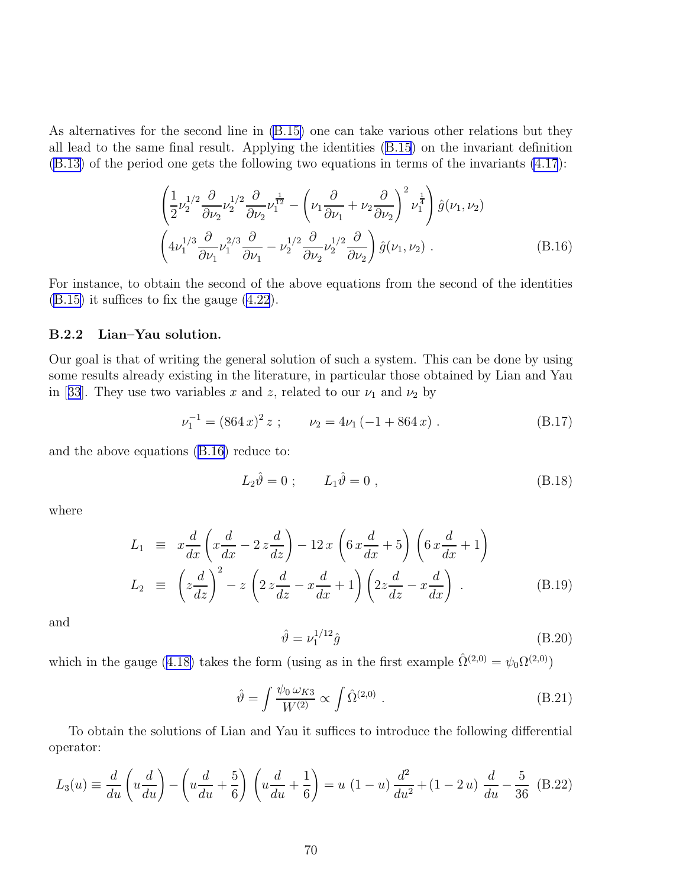As alternatives for the second line in (B.15) one can take various other relations but they all lead to the same final result. Applying the identities (B.15) on the invariant definition (B.13) of the period one gets the following two equations in terms of the invariants (4.17):

$$\left(\frac{1}{2}\nu_2^{1/2}\frac{\partial}{\partial\nu_2}\nu_2^{1/2}\frac{\partial}{\partial\nu_2}\nu_1^{\frac{1}{12}} - \left(\nu_1\frac{\partial}{\partial\nu_1}+\nu_2\frac{\partial}{\partial\nu_2}\right)^2\nu_1^{\frac{1}{4}}\right)\hat{g}(\nu_1,\nu_2)$$
$$\left(4\nu_1^{1/3}\frac{\partial}{\partial\nu_1}\nu_1^{2/3}\frac{\partial}{\partial\nu_1} - \nu_2^{1/2}\frac{\partial}{\partial\nu_2}\nu_2^{1/2}\frac{\partial}{\partial\nu_2}\right)\hat{g}(\nu_1,\nu_2)\ . \tag{B.16}$$

For instance, to obtain the second of the above equations from the second of the identities (B.15) it suffices to fix the gauge (4.22).

### B.2.2 Lian–Yau solution.

Our goal is that of writing the general solution of such a system. This can be done by using some results already existing in the literature, in particular those obtained by Lian and Yau in [33]. They use two variables $x$ and $z$, related to our $\nu_1$ and $\nu_2$ by

$$\nu_1^{-1} = (864\,x)^2\,z\ ; \qquad \nu_2 = 4\nu_1\,(-1+864\,x)\ . \tag{B.17}$$

and the above equations (B.16) reduce to:

$$L_2\hat{\vartheta} = 0\ ; \qquad L_1\hat{\vartheta} = 0\ , \tag{B.18}$$

where

$$\begin{aligned} L_1 &\equiv x\frac{d}{dx}\left(x\frac{d}{dx} - 2\,z\frac{d}{dz}\right) - 12\,x\left(6\,x\frac{d}{dx}+5\right)\left(6\,x\frac{d}{dx}+1\right) \\ L_2 &\equiv \left(z\frac{d}{dz}\right)^2 - z\left(2\,z\frac{d}{dz} - x\frac{d}{dx}+1\right)\left(2z\frac{d}{dz} - x\frac{d}{dx}\right)\ . \end{aligned} \tag{B.19}$$

and

$$\hat{\vartheta} = \nu_1^{1/12}\hat{g} \tag{B.20}$$

which in the gauge (4.18) takes the form (using as in the first example $\hat{\Omega}^{(2,0)} = \psi_0\Omega^{(2,0)}$)

$$\hat{\vartheta} = \int \frac{\psi_0\,\omega_{K3}}{W^{(2)}} \propto \int \hat{\Omega}^{(2,0)}\ . \tag{B.21}$$

To obtain the solutions of Lian and Yau it suffices to introduce the following differential operator:

$$L_3(u) \equiv \frac{d}{du}\left(u\frac{d}{du}\right) - \left(u\frac{d}{du}+\frac{5}{6}\right)\left(u\frac{d}{du}+\frac{1}{6}\right) = u\,(1-u)\,\frac{d^2}{du^2} + (1-2\,u)\,\frac{d}{du} - \frac{5}{36} \tag{B.22}$$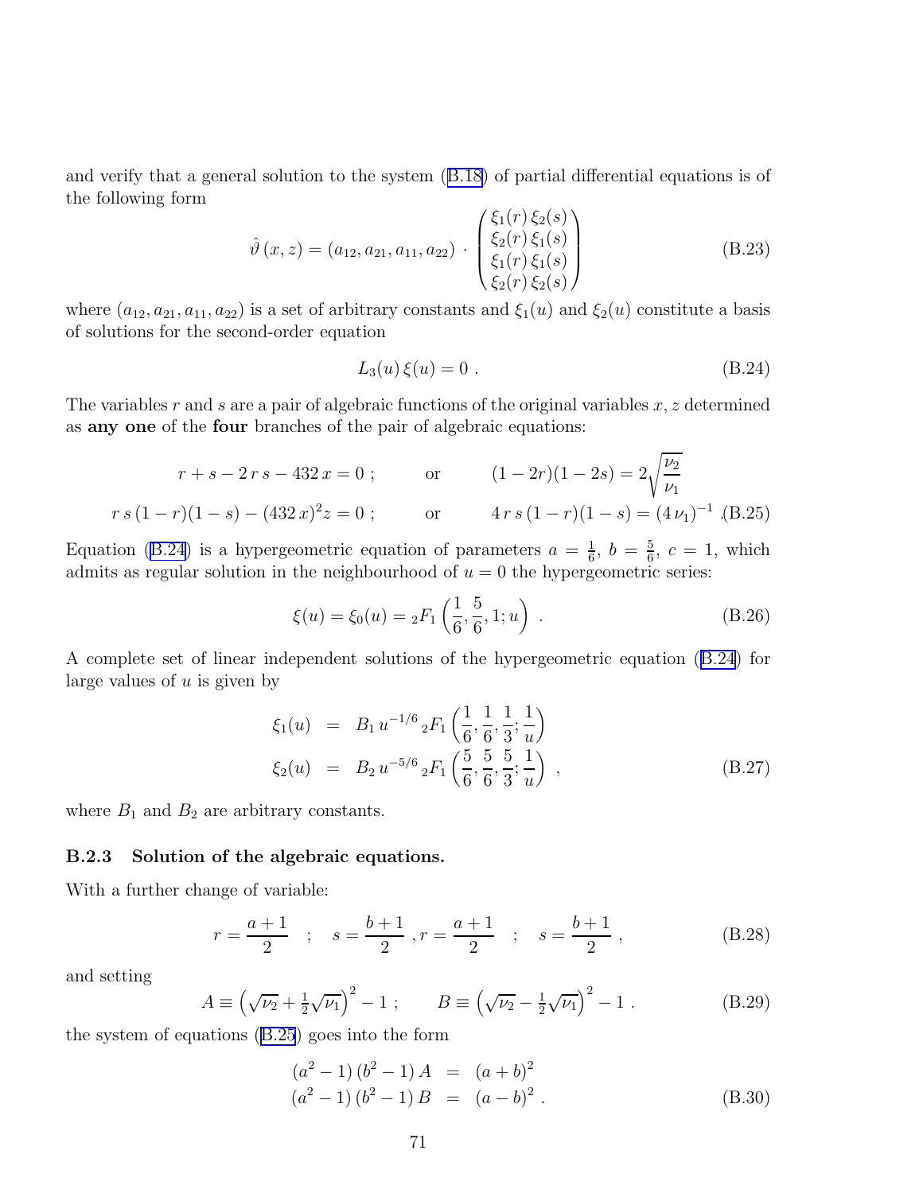and verify that a general solution to the system (B.18) of partial differential equations is of the following form

$$\hat{\vartheta}(x,z) = (a_{12}, a_{21}, a_{11}, a_{22}) \cdot \begin{pmatrix} \xi_1(r)\,\xi_2(s) \\ \xi_2(r)\,\xi_1(s) \\ \xi_1(r)\,\xi_1(s) \\ \xi_2(r)\,\xi_2(s) \end{pmatrix} \tag{B.23}$$

where $(a_{12}, a_{21}, a_{11}, a_{22})$ is a set of arbitrary constants and $\xi_1(u)$ and $\xi_2(u)$ constitute a basis of solutions for the second-order equation

$$L_3(u)\,\xi(u) = 0 \ . \tag{B.24}$$

The variables $r$ and $s$ are a pair of algebraic functions of the original variables $x, z$ determined as **any one** of the **four** branches of the pair of algebraic equations:

$$\begin{aligned} r + s - 2\,r\,s - 432\,x = 0 \ ; \qquad & \text{or} \qquad (1-2r)(1-2s) = 2\sqrt{\frac{\nu_2}{\nu_1}} \\ r\,s\,(1-r)(1-s) - (432\,x)^2 z = 0 \ ; \qquad & \text{or} \qquad 4\,r\,s\,(1-r)(1-s) = (4\,\nu_1)^{-1} \ . \end{aligned} \tag{B.25}$$

Equation (B.24) is a hypergeometric equation of parameters $a = \frac{1}{6}$, $b = \frac{5}{6}$, $c = 1$, which admits as regular solution in the neighbourhood of $u = 0$ the hypergeometric series:

$$\xi(u) = \xi_0(u) = {}_2F_1\left(\frac{1}{6}, \frac{5}{6}, 1; u\right) \ . \tag{B.26}$$

A complete set of linear independent solutions of the hypergeometric equation (B.24) for large values of $u$ is given by

$$\begin{aligned} \xi_1(u) &= B_1\, u^{-1/6}\, {}_2F_1\left(\frac{1}{6}, \frac{1}{6}, \frac{1}{3}; \frac{1}{u}\right) \\ \xi_2(u) &= B_2\, u^{-5/6}\, {}_2F_1\left(\frac{5}{6}, \frac{5}{6}, \frac{5}{3}; \frac{1}{u}\right) \ , \end{aligned} \tag{B.27}$$

where $B_1$ and $B_2$ are arbitrary constants.

### B.2.3 Solution of the algebraic equations.

With a further change of variable:

$$r = \frac{a+1}{2} \quad ; \quad s = \frac{b+1}{2} \ , r = \frac{a+1}{2} \quad ; \quad s = \frac{b+1}{2} \ , \tag{B.28}$$

and setting

$$A \equiv \left(\sqrt{\nu_2} + \tfrac{1}{2}\sqrt{\nu_1}\right)^2 - 1 \ ; \qquad B \equiv \left(\sqrt{\nu_2} - \tfrac{1}{2}\sqrt{\nu_1}\right)^2 - 1 \ . \tag{B.29}$$

the system of equations (B.25) goes into the form

$$\begin{aligned} (a^2-1)\,(b^2-1)\,A &= (a+b)^2 \\ (a^2-1)\,(b^2-1)\,B &= (a-b)^2 \ . \end{aligned} \tag{B.30}$$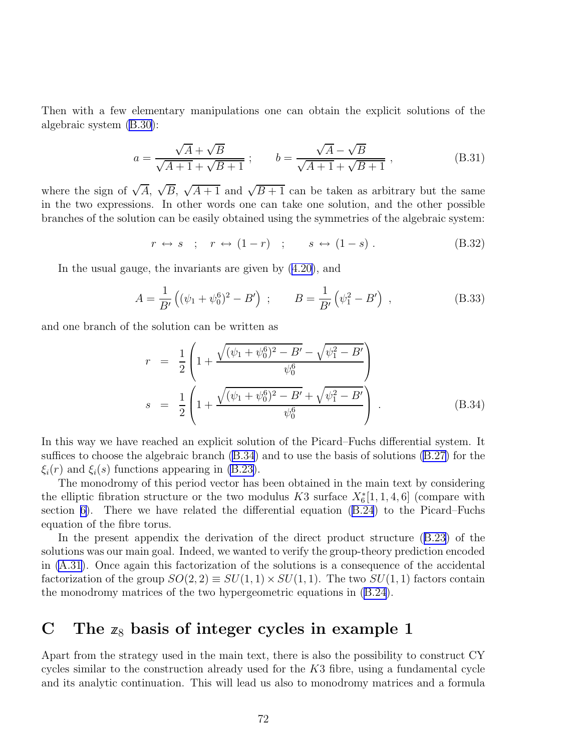Then with a few elementary manipulations one can obtain the explicit solutions of the algebraic system (B.30):

$$a = \frac{\sqrt{A} + \sqrt{B}}{\sqrt{A+1} + \sqrt{B+1}} \; ; \qquad b = \frac{\sqrt{A} - \sqrt{B}}{\sqrt{A+1} + \sqrt{B+1}} \; , \tag{B.31}$$

where the sign of $\sqrt{A}$, $\sqrt{B}$, $\sqrt{A+1}$ and $\sqrt{B+1}$ can be taken as arbitrary but the same in the two expressions. In other words one can take one solution, and the other possible branches of the solution can be easily obtained using the symmetries of the algebraic system:

$$r \leftrightarrow s \quad ; \quad r \leftrightarrow (1-r) \quad ; \qquad s \leftrightarrow (1-s) \; . \tag{B.32}$$

In the usual gauge, the invariants are given by (4.20), and

$$A = \frac{1}{B'} \left( (\psi_1 + \psi_0^6)^2 - B' \right) \; ; \qquad B = \frac{1}{B'} \left( \psi_1^2 - B' \right) \; , \tag{B.33}$$

and one branch of the solution can be written as

$$\begin{aligned} r &= \frac{1}{2} \left( 1 + \frac{\sqrt{(\psi_1 + \psi_0^6)^2 - B'} - \sqrt{\psi_1^2 - B'}}{\psi_0^6} \right) \\ s &= \frac{1}{2} \left( 1 + \frac{\sqrt{(\psi_1 + \psi_0^6)^2 - B'} + \sqrt{\psi_1^2 - B'}}{\psi_0^6} \right) \; . \end{aligned} \tag{B.34}$$

In this way we have reached an explicit solution of the Picard–Fuchs differential system. It suffices to choose the algebraic branch (B.34) and to use the basis of solutions (B.27) for the $\xi_i(r)$ and $\xi_i(s)$ functions appearing in (B.23).

The monodromy of this period vector has been obtained in the main text by considering the elliptic fibration structure or the two modulus $K3$ surface $X_6^*[1,1,4,6]$ (compare with section 6). There we have related the differential equation (B.24) to the Picard–Fuchs equation of the fibre torus.

In the present appendix the derivation of the direct product structure (B.23) of the solutions was our main goal. Indeed, we wanted to verify the group-theory prediction encoded in (A.31). Once again this factorization of the solutions is a consequence of the accidental factorization of the group $SO(2,2) \equiv SU(1,1) \times SU(1,1)$. The two $SU(1,1)$ factors contain the monodromy matrices of the two hypergeometric equations in (B.24).

# C The $\mathbb{Z}_8$ basis of integer cycles in example 1

Apart from the strategy used in the main text, there is also the possibility to construct CY cycles similar to the construction already used for the $K3$ fibre, using a fundamental cycle and its analytic continuation. This will lead us also to monodromy matrices and a formula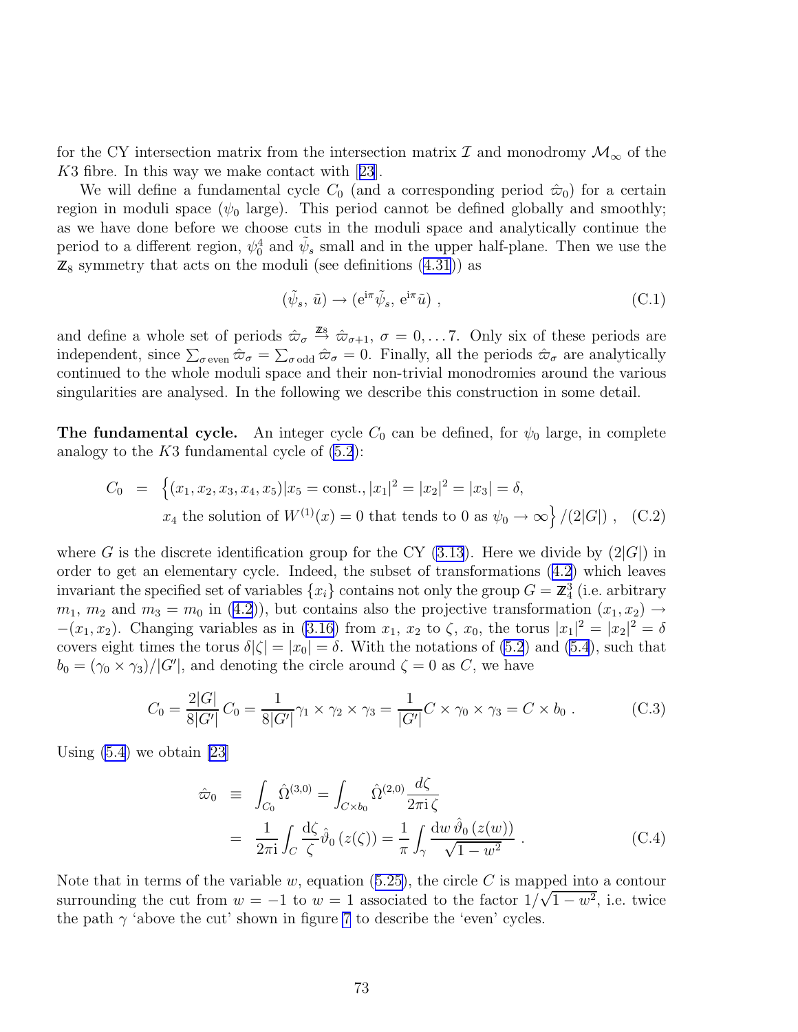for the CY intersection matrix from the intersection matrix $\mathcal{I}$ and monodromy $\mathcal{M}_\infty$ of the $K3$ fibre. In this way we make contact with [23].

We will define a fundamental cycle $C_0$ (and a corresponding period $\hat{\varpi}_0$) for a certain region in moduli space ($\psi_0$ large). This period cannot be defined globally and smoothly; as we have done before we choose cuts in the moduli space and analytically continue the period to a different region, $\psi_0^4$ and $\tilde{\psi}_s$ small and in the upper half-plane. Then we use the $\mathbb{Z}_8$ symmetry that acts on the moduli (see definitions (4.31)) as

$$(\tilde{\psi}_s,\, \tilde{u}) \to (\mathrm{e}^{\mathrm{i}\pi}\tilde{\psi}_s,\, \mathrm{e}^{\mathrm{i}\pi}\tilde{u}) \ , \tag{C.1}$$

and define a whole set of periods $\hat{\varpi}_\sigma \overset{\mathbb{Z}_8}{\to} \hat{\varpi}_{\sigma+1}$, $\sigma = 0, \ldots 7$. Only six of these periods are independent, since $\sum_{\sigma\,\text{even}} \hat{\varpi}_\sigma = \sum_{\sigma\,\text{odd}} \hat{\varpi}_\sigma = 0$. Finally, all the periods $\hat{\varpi}_\sigma$ are analytically continued to the whole moduli space and their non-trivial monodromies around the various singularities are analysed. In the following we describe this construction in some detail.

**The fundamental cycle.** An integer cycle $C_0$ can be defined, for $\psi_0$ large, in complete analogy to the $K3$ fundamental cycle of (5.2):

$$\begin{aligned} C_0 \;\; = \;\; & \Big\{(x_1, x_2, x_3, x_4, x_5) | x_5 = \text{const.}, |x_1|^2 = |x_2|^2 = |x_3| = \delta, \\ & x_4 \text{ the solution of } W^{(1)}(x) = 0 \text{ that tends to 0 as } \psi_0 \to \infty \Big\} / (2|G|) \ , \end{aligned} \tag{C.2}$$

where $G$ is the discrete identification group for the CY (3.13). Here we divide by $(2|G|)$ in order to get an elementary cycle. Indeed, the subset of transformations (4.2) which leaves invariant the specified set of variables $\{x_i\}$ contains not only the group $G = \mathbb{Z}_4^3$ (i.e. arbitrary $m_1$, $m_2$ and $m_3 = m_0$ in (4.2)), but contains also the projective transformation $(x_1, x_2) \to -(x_1, x_2)$. Changing variables as in (3.16) from $x_1$, $x_2$ to $\zeta$, $x_0$, the torus $|x_1|^2 = |x_2|^2 = \delta$ covers eight times the torus $\delta|\zeta| = |x_0| = \delta$. With the notations of (5.2) and (5.4), such that $b_0 = (\gamma_0 \times \gamma_3)/|G'|$, and denoting the circle around $\zeta = 0$ as $C$, we have

$$C_0 = \frac{2|G|}{8|G'|}\, C_0 = \frac{1}{8|G'|} \gamma_1 \times \gamma_2 \times \gamma_3 = \frac{1}{|G'|} C \times \gamma_0 \times \gamma_3 = C \times b_0 \ . \tag{C.3}$$

Using (5.4) we obtain [23]

$$\begin{aligned} \hat{\varpi}_0 \;\; & \equiv \;\; \int_{C_0} \hat{\Omega}^{(3,0)} = \int_{C \times b_0} \hat{\Omega}^{(2,0)} \frac{d\zeta}{2\pi\mathrm{i}\,\zeta} \\ & = \;\; \frac{1}{2\pi\mathrm{i}} \int_C \frac{\mathrm{d}\zeta}{\zeta} \hat{\vartheta}_0\left(z(\zeta)\right) = \frac{1}{\pi} \int_\gamma \frac{\mathrm{d}w\, \hat{\vartheta}_0\left(z(w)\right)}{\sqrt{1 - w^2}} \ . \end{aligned} \tag{C.4}$$

Note that in terms of the variable $w$, equation (5.25), the circle $C$ is mapped into a contour surrounding the cut from $w = -1$ to $w = 1$ associated to the factor $1/\sqrt{1 - w^2}$, i.e. twice the path $\gamma$ 'above the cut' shown in figure 7 to describe the 'even' cycles.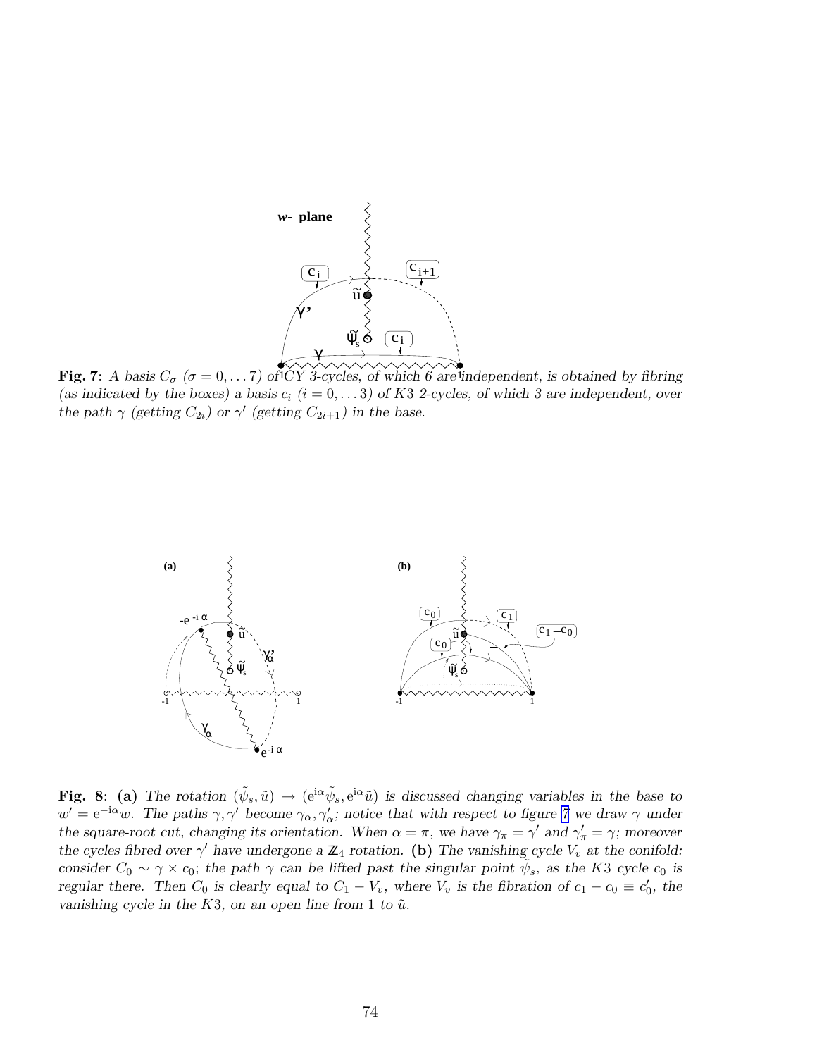**Fig. 7**: *A basis $C_\sigma$ ($\sigma = 0, \ldots 7$) of CY 3-cycles, of which 6 are independent, is obtained by fibring (as indicated by the boxes) a basis $c_i$ ($i = 0, \ldots 3$) of K3 2-cycles, of which 3 are independent, over the path $\gamma$ (getting $C_{2i}$) or $\gamma'$ (getting $C_{2i+1}$) in the base.*

**Fig. 8**: **(a)** *The rotation $(\tilde{\psi}_s, \tilde{u}) \to (\mathrm{e}^{\mathrm{i}\alpha}\tilde{\psi}_s, \mathrm{e}^{\mathrm{i}\alpha}\tilde{u})$ is discussed changing variables in the base to $w' = \mathrm{e}^{-\mathrm{i}\alpha} w$. The paths $\gamma, \gamma'$ become $\gamma_\alpha, \gamma'_\alpha$; notice that with respect to figure 7 we draw $\gamma$ under the square-root cut, changing its orientation. When $\alpha = \pi$, we have $\gamma_\pi = \gamma'$ and $\gamma'_\pi = \gamma$; moreover the cycles fibred over $\gamma'$ have undergone a $\mathbb{Z}_4$ rotation.* **(b)** *The vanishing cycle $V_v$ at the conifold: consider $C_0 \sim \gamma \times c_0$; the path $\gamma$ can be lifted past the singular point $\tilde{\psi}_s$, as the K3 cycle $c_0$ is regular there. Then $C_0$ is clearly equal to $C_1 - V_v$, where $V_v$ is the fibration of $c_1 - c_0 \equiv c'_0$, the vanishing cycle in the K3, on an open line from 1 to $\tilde{u}$.*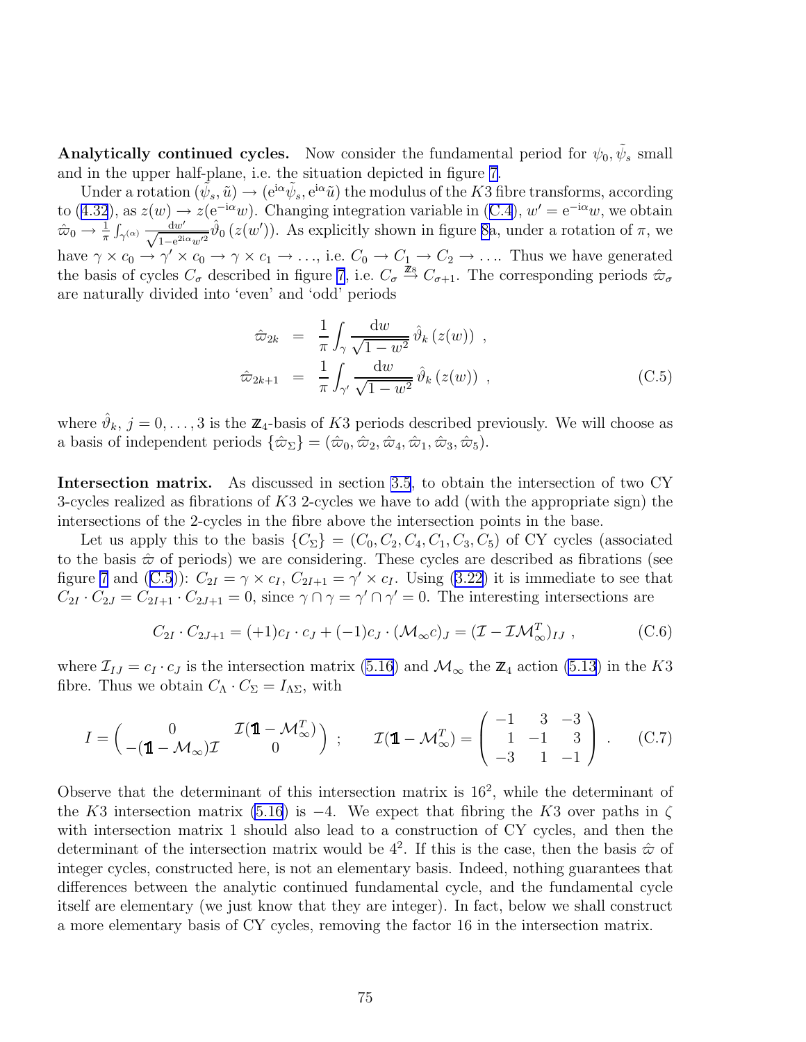**Analytically continued cycles.** Now consider the fundamental period for $\psi_0, \tilde{\psi}_s$ small and in the upper half-plane, i.e. the situation depicted in figure 7.

Under a rotation $(\tilde{\psi}_s, \tilde{u}) \to (\mathrm{e}^{\mathrm{i}\alpha}\tilde{\psi}_s, \mathrm{e}^{\mathrm{i}\alpha}\tilde{u})$ the modulus of the $K3$ fibre transforms, according to (4.32), as $z(w) \to z(\mathrm{e}^{-\mathrm{i}\alpha}w)$. Changing integration variable in (C.4), $w' = \mathrm{e}^{-\mathrm{i}\alpha}w$, we obtain $\hat{\varpi}_0 \to \frac{1}{\pi}\int_{\gamma^{(\alpha)}} \frac{\mathrm{d}w'}{\sqrt{1-\mathrm{e}^{2\mathrm{i}\alpha}w'^2}}\hat{\vartheta}_0\left(z(w')\right)$. As explicitly shown in figure 8a, under a rotation of $\pi$, we have $\gamma \times c_0 \to \gamma' \times c_0 \to \gamma \times c_1 \to \ldots$, i.e. $C_0 \to C_1 \to C_2 \to \ldots$. Thus we have generated the basis of cycles $C_\sigma$ described in figure 7, i.e. $C_\sigma \overset{\mathbb{Z}_8}{\to} C_{\sigma+1}$. The corresponding periods $\hat{\varpi}_\sigma$ are naturally divided into 'even' and 'odd' periods

$$
\begin{aligned}
\hat{\varpi}_{2k} &= \frac{1}{\pi}\int_\gamma \frac{\mathrm{d}w}{\sqrt{1-w^2}}\,\hat{\vartheta}_k\left(z(w)\right) \ , \\
\hat{\varpi}_{2k+1} &= \frac{1}{\pi}\int_{\gamma'} \frac{\mathrm{d}w}{\sqrt{1-w^2}}\,\hat{\vartheta}_k\left(z(w)\right) \ ,
\end{aligned} \tag{C.5}
$$

where $\hat{\vartheta}_k$, $j = 0,\ldots,3$ is the $\mathbb{Z}_4$-basis of $K3$ periods described previously. We will choose as a basis of independent periods $\{\hat{\varpi}_\Sigma\} = (\hat{\varpi}_0, \hat{\varpi}_2, \hat{\varpi}_4, \hat{\varpi}_1, \hat{\varpi}_3, \hat{\varpi}_5)$.

**Intersection matrix.** As discussed in section 3.5, to obtain the intersection of two CY 3-cycles realized as fibrations of $K3$ 2-cycles we have to add (with the appropriate sign) the intersections of the 2-cycles in the fibre above the intersection points in the base.

Let us apply this to the basis $\{C_\Sigma\} = (C_0, C_2, C_4, C_1, C_3, C_5)$ of CY cycles (associated to the basis $\hat{\varpi}$ of periods) we are considering. These cycles are described as fibrations (see figure 7 and (C.5)): $C_{2I} = \gamma \times c_I$, $C_{2I+1} = \gamma' \times c_I$. Using (3.22) it is immediate to see that $C_{2I}\cdot C_{2J} = C_{2I+1}\cdot C_{2J+1} = 0$, since $\gamma \cap \gamma = \gamma' \cap \gamma' = 0$. The interesting intersections are

$$
C_{2I}\cdot C_{2J+1} = (+1)c_I\cdot c_J + (-1)c_J\cdot(\mathcal{M}_\infty c)_J = (\mathcal{I} - \mathcal{I}\mathcal{M}_\infty^T)_{IJ} \ , \tag{C.6}
$$

where $\mathcal{I}_{IJ} = c_I\cdot c_J$ is the intersection matrix (5.16) and $\mathcal{M}_\infty$ the $\mathbb{Z}_4$ action (5.13) in the $K3$ fibre. Thus we obtain $C_\Lambda \cdot C_\Sigma = I_{\Lambda\Sigma}$, with

$$
I = \begin{pmatrix} 0 & \mathcal{I}(\mathbb{1}-\mathcal{M}_\infty^T) \\ -(\mathbb{1}-\mathcal{M}_\infty)\mathcal{I} & 0 \end{pmatrix} \ ; \qquad \mathcal{I}(\mathbb{1}-\mathcal{M}_\infty^T) = \begin{pmatrix} -1 & 3 & -3 \\ 1 & -1 & 3 \\ -3 & 1 & -1 \end{pmatrix} \ . \tag{C.7}
$$

Observe that the determinant of this intersection matrix is $16^2$, while the determinant of the $K3$ intersection matrix (5.16) is $-4$. We expect that fibring the $K3$ over paths in $\zeta$ with intersection matrix 1 should also lead to a construction of CY cycles, and then the determinant of the intersection matrix would be $4^2$. If this is the case, then the basis $\hat{\varpi}$ of integer cycles, constructed here, is not an elementary basis. Indeed, nothing guarantees that differences between the analytic continued fundamental cycle, and the fundamental cycle itself are elementary (we just know that they are integer). In fact, below we shall construct a more elementary basis of CY cycles, removing the factor 16 in the intersection matrix.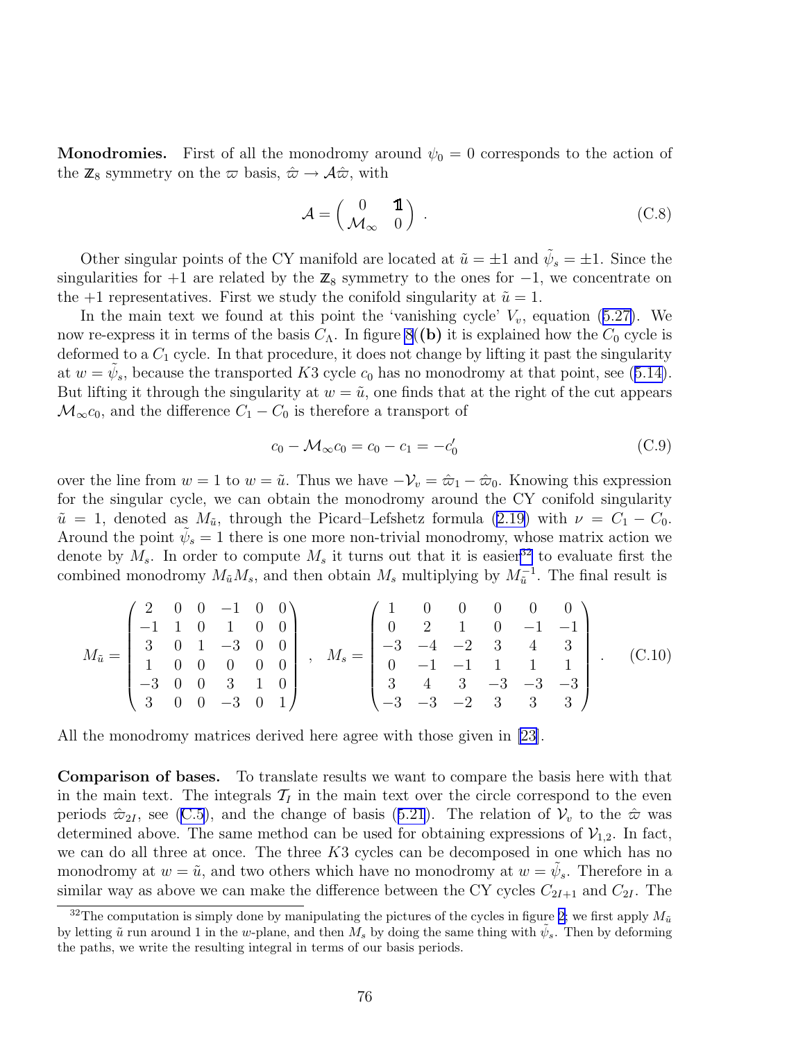**Monodromies.** First of all the monodromy around $\psi_0 = 0$ corresponds to the action of the $\mathbb{Z}_8$ symmetry on the $\varpi$ basis, $\hat{\varpi} \to \mathcal{A}\hat{\varpi}$, with

$$\mathcal{A} = \begin{pmatrix} 0 & \mathbb{1} \\ \mathcal{M}_\infty & 0 \end{pmatrix} . \tag{C.8}$$

Other singular points of the CY manifold are located at $\tilde{u} = \pm 1$ and $\tilde{\psi}_s = \pm 1$. Since the singularities for $+1$ are related by the $\mathbb{Z}_8$ symmetry to the ones for $-1$, we concentrate on the $+1$ representatives. First we study the conifold singularity at $\tilde{u} = 1$.

In the main text we found at this point the 'vanishing cycle' $V_v$, equation (5.27). We now re-express it in terms of the basis $C_\Lambda$. In figure 8(**(b)** it is explained how the $C_0$ cycle is deformed to a $C_1$ cycle. In that procedure, it does not change by lifting it past the singularity at $w = \tilde{\psi}_s$, because the transported $K3$ cycle $c_0$ has no monodromy at that point, see (5.14). But lifting it through the singularity at $w = \tilde{u}$, one finds that at the right of the cut appears $\mathcal{M}_\infty c_0$, and the difference $C_1 - C_0$ is therefore a transport of

$$c_0 - \mathcal{M}_\infty c_0 = c_0 - c_1 = -c_0' \tag{C.9}$$

over the line from $w = 1$ to $w = \tilde{u}$. Thus we have $-\mathcal{V}_v = \hat{\varpi}_1 - \hat{\varpi}_0$. Knowing this expression for the singular cycle, we can obtain the monodromy around the CY conifold singularity $\tilde{u} = 1$, denoted as $M_{\tilde{u}}$, through the Picard–Lefshetz formula (2.19) with $\nu = C_1 - C_0$. Around the point $\tilde{\psi}_s = 1$ there is one more non-trivial monodromy, whose matrix action we denote by $M_s$. In order to compute $M_s$ it turns out that it is easier[32] to evaluate first the combined monodromy $M_{\tilde{u}} M_s$, and then obtain $M_s$ multiplying by $M_{\tilde{u}}^{-1}$. The final result is

$$M_{\tilde{u}} = \begin{pmatrix} 2 & 0 & 0 & -1 & 0 & 0 \\ -1 & 1 & 0 & 1 & 0 & 0 \\ 3 & 0 & 1 & -3 & 0 & 0 \\ 1 & 0 & 0 & 0 & 0 & 0 \\ -3 & 0 & 0 & 3 & 1 & 0 \\ 3 & 0 & 0 & -3 & 0 & 1 \end{pmatrix} , \quad M_s = \begin{pmatrix} 1 & 0 & 0 & 0 & 0 & 0 \\ 0 & 2 & 1 & 0 & -1 & -1 \\ -3 & -4 & -2 & 3 & 4 & 3 \\ 0 & -1 & -1 & 1 & 1 & 1 \\ 3 & 4 & 3 & -3 & -3 & -3 \\ -3 & -3 & -2 & 3 & 3 & 3 \end{pmatrix} . \tag{C.10}$$

All the monodromy matrices derived here agree with those given in [23].

**Comparison of bases.** To translate results we want to compare the basis here with that in the main text. The integrals $\mathcal{T}_I$ in the main text over the circle correspond to the even periods $\hat{\varpi}_{2I}$, see (C.5), and the change of basis (5.21). The relation of $\mathcal{V}_v$ to the $\hat{\varpi}$ was determined above. The same method can be used for obtaining expressions of $\mathcal{V}_{1,2}$. In fact, we can do all three at once. The three $K3$ cycles can be decomposed in one which has no monodromy at $w = \tilde{u}$, and two others which have no monodromy at $w = \tilde{\psi}_s$. Therefore in a similar way as above we can make the difference between the CY cycles $C_{2I+1}$ and $C_{2I}$. The

[32] The computation is simply done by manipulating the pictures of the cycles in figure 2; we first apply $M_{\tilde{u}}$ by letting $\tilde{u}$ run around 1 in the $w$-plane, and then $M_s$ by doing the same thing with $\tilde{\psi}_s$. Then by deforming the paths, we write the resulting integral in terms of our basis periods.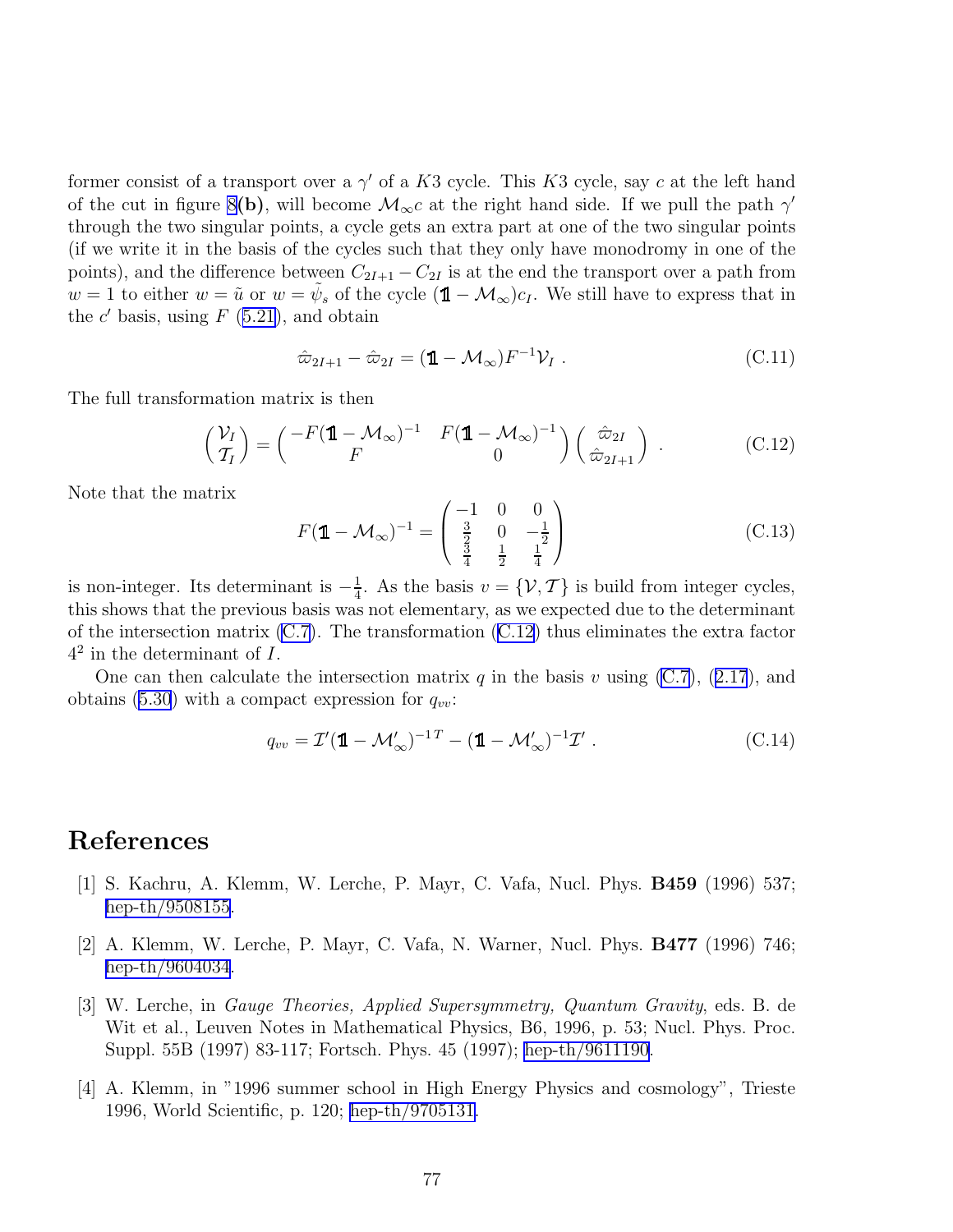former consist of a transport over a $\gamma'$ of a $K3$ cycle. This $K3$ cycle, say $c$ at the left hand of the cut in figure 8**(b)**, will become $\mathcal{M}_\infty c$ at the right hand side. If we pull the path $\gamma'$ through the two singular points, a cycle gets an extra part at one of the two singular points (if we write it in the basis of the cycles such that they only have monodromy in one of the points), and the difference between $C_{2I+1} - C_{2I}$ is at the end the transport over a path from $w = 1$ to either $w = \tilde{u}$ or $w = \tilde{\psi}_s$ of the cycle $(\mathbb{1} - \mathcal{M}_\infty)c_I$. We still have to express that in the $c'$ basis, using $F$ (5.21), and obtain

$$\hat{\varpi}_{2I+1} - \hat{\varpi}_{2I} = (\mathbb{1} - \mathcal{M}_\infty)F^{-1}\mathcal{V}_I \ . \tag{C.11}$$

The full transformation matrix is then

$$\begin{pmatrix} \mathcal{V}_I \\ \mathcal{T}_I \end{pmatrix} = \begin{pmatrix} -F(\mathbb{1} - \mathcal{M}_\infty)^{-1} & F(\mathbb{1} - \mathcal{M}_\infty)^{-1} \\ F & 0 \end{pmatrix} \begin{pmatrix} \hat{\varpi}_{2I} \\ \hat{\varpi}_{2I+1} \end{pmatrix} \ . \tag{C.12}$$

Note that the matrix

$$F(\mathbb{1} - \mathcal{M}_\infty)^{-1} = \begin{pmatrix} -1 & 0 & 0 \\ \frac{3}{2} & 0 & -\frac{1}{2} \\ \frac{3}{4} & \frac{1}{2} & \frac{1}{4} \end{pmatrix} \tag{C.13}$$

is non-integer. Its determinant is $-\frac{1}{4}$. As the basis $v = \{\mathcal{V}, \mathcal{T}\}$ is build from integer cycles, this shows that the previous basis was not elementary, as we expected due to the determinant of the intersection matrix (C.7). The transformation (C.12) thus eliminates the extra factor $4^2$ in the determinant of $I$.

One can then calculate the intersection matrix $q$ in the basis $v$ using (C.7), (2.17), and obtains (5.30) with a compact expression for $q_{vv}$:

$$q_{vv} = \mathcal{I}'(\mathbb{1} - \mathcal{M}'_\infty)^{-1\,T} - (\mathbb{1} - \mathcal{M}'_\infty)^{-1}\mathcal{I}' \ . \tag{C.14}$$

# References

[1] S. Kachru, A. Klemm, W. Lerche, P. Mayr, C. Vafa, Nucl. Phys. **B459** (1996) 537; hep-th/9508155.

[2] A. Klemm, W. Lerche, P. Mayr, C. Vafa, N. Warner, Nucl. Phys. **B477** (1996) 746; hep-th/9604034.

[3] W. Lerche, in *Gauge Theories, Applied Supersymmetry, Quantum Gravity*, eds. B. de Wit et al., Leuven Notes in Mathematical Physics, B6, 1996, p. 53; Nucl. Phys. Proc. Suppl. 55B (1997) 83-117; Fortsch. Phys. 45 (1997); hep-th/9611190.

[4] A. Klemm, in "1996 summer school in High Energy Physics and cosmology", Trieste 1996, World Scientific, p. 120; hep-th/9705131.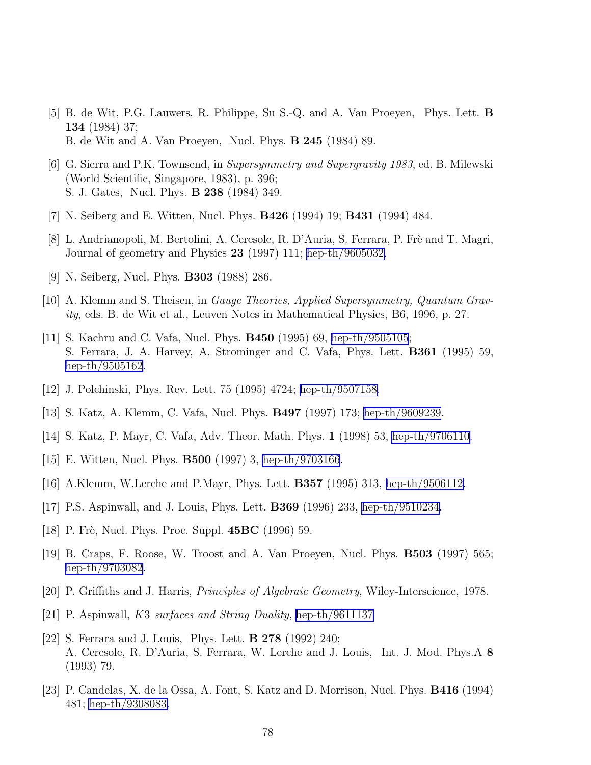[5] B. de Wit, P.G. Lauwers, R. Philippe, Su S.-Q. and A. Van Proeyen, Phys. Lett. **B 134** (1984) 37;
B. de Wit and A. Van Proeyen, Nucl. Phys. **B 245** (1984) 89.

[6] G. Sierra and P.K. Townsend, in *Supersymmetry and Supergravity 1983*, ed. B. Milewski (World Scientific, Singapore, 1983), p. 396;
S. J. Gates, Nucl. Phys. **B 238** (1984) 349.

[7] N. Seiberg and E. Witten, Nucl. Phys. **B426** (1994) 19; **B431** (1994) 484.

[8] L. Andrianopoli, M. Bertolini, A. Ceresole, R. D'Auria, S. Ferrara, P. Frè and T. Magri, Journal of geometry and Physics **23** (1997) 111; hep-th/9605032.

[9] N. Seiberg, Nucl. Phys. **B303** (1988) 286.

[10] A. Klemm and S. Theisen, in *Gauge Theories, Applied Supersymmetry, Quantum Gravity*, eds. B. de Wit et al., Leuven Notes in Mathematical Physics, B6, 1996, p. 27.

[11] S. Kachru and C. Vafa, Nucl. Phys. **B450** (1995) 69, hep-th/9505105;
S. Ferrara, J. A. Harvey, A. Strominger and C. Vafa, Phys. Lett. **B361** (1995) 59, hep-th/9505162.

[12] J. Polchinski, Phys. Rev. Lett. 75 (1995) 4724; hep-th/9507158.

[13] S. Katz, A. Klemm, C. Vafa, Nucl. Phys. **B497** (1997) 173; hep-th/9609239.

[14] S. Katz, P. Mayr, C. Vafa, Adv. Theor. Math. Phys. **1** (1998) 53, hep-th/9706110.

[15] E. Witten, Nucl. Phys. **B500** (1997) 3, hep-th/9703166.

[16] A.Klemm, W.Lerche and P.Mayr, Phys. Lett. **B357** (1995) 313, hep-th/9506112.

[17] P.S. Aspinwall, and J. Louis, Phys. Lett. **B369** (1996) 233, hep-th/9510234.

[18] P. Frè, Nucl. Phys. Proc. Suppl. **45BC** (1996) 59.

[19] B. Craps, F. Roose, W. Troost and A. Van Proeyen, Nucl. Phys. **B503** (1997) 565; hep-th/9703082.

[20] P. Griffiths and J. Harris, *Principles of Algebraic Geometry*, Wiley-Interscience, 1978.

[21] P. Aspinwall, *K3 surfaces and String Duality*, hep-th/9611137

[22] S. Ferrara and J. Louis, Phys. Lett. **B 278** (1992) 240;
A. Ceresole, R. D'Auria, S. Ferrara, W. Lerche and J. Louis, Int. J. Mod. Phys.A **8** (1993) 79.

[23] P. Candelas, X. de la Ossa, A. Font, S. Katz and D. Morrison, Nucl. Phys. **B416** (1994) 481; hep-th/9308083.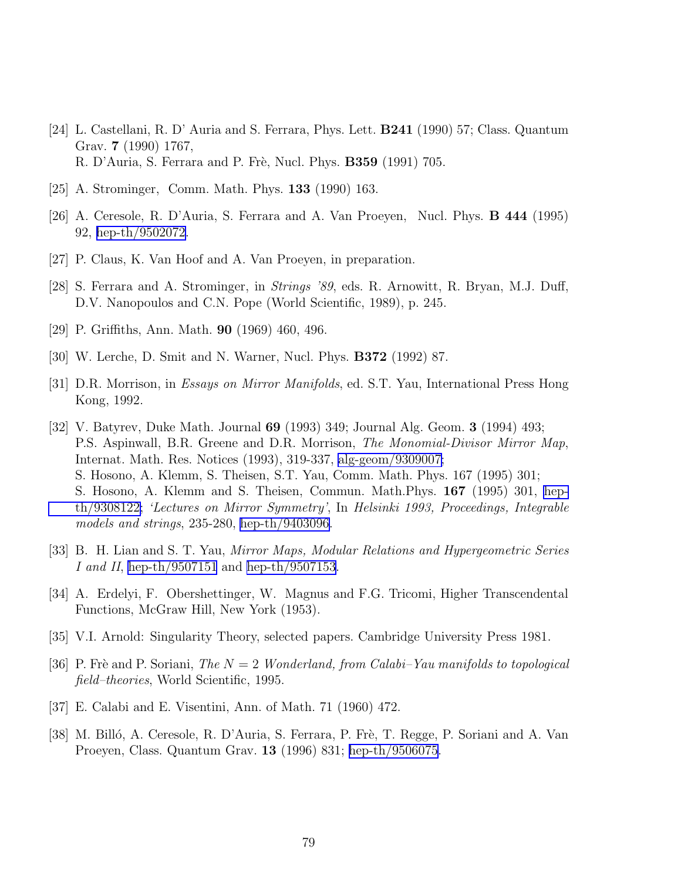[24] L. Castellani, R. D' Auria and S. Ferrara, Phys. Lett. **B241** (1990) 57; Class. Quantum Grav. **7** (1990) 1767,
R. D'Auria, S. Ferrara and P. Frè, Nucl. Phys. **B359** (1991) 705.

[25] A. Strominger, Comm. Math. Phys. **133** (1990) 163.

[26] A. Ceresole, R. D'Auria, S. Ferrara and A. Van Proeyen, Nucl. Phys. **B 444** (1995) 92, hep-th/9502072.

[27] P. Claus, K. Van Hoof and A. Van Proeyen, in preparation.

[28] S. Ferrara and A. Strominger, in *Strings '89*, eds. R. Arnowitt, R. Bryan, M.J. Duff, D.V. Nanopoulos and C.N. Pope (World Scientific, 1989), p. 245.

[29] P. Griffiths, Ann. Math. **90** (1969) 460, 496.

[30] W. Lerche, D. Smit and N. Warner, Nucl. Phys. **B372** (1992) 87.

[31] D.R. Morrison, in *Essays on Mirror Manifolds*, ed. S.T. Yau, International Press Hong Kong, 1992.

[32] V. Batyrev, Duke Math. Journal **69** (1993) 349; Journal Alg. Geom. **3** (1994) 493;
P.S. Aspinwall, B.R. Greene and D.R. Morrison, *The Monomial-Divisor Mirror Map*, Internat. Math. Res. Notices (1993), 319-337, alg-geom/9309007;
S. Hosono, A. Klemm, S. Theisen, S.T. Yau, Comm. Math. Phys. 167 (1995) 301;
S. Hosono, A. Klemm and S. Theisen, Commun. Math.Phys. **167** (1995) 301, hep-th/9308122; *'Lectures on Mirror Symmetry'*, In *Helsinki 1993, Proceedings, Integrable models and strings*, 235-280, hep-th/9403096.

[33] B. H. Lian and S. T. Yau, *Mirror Maps, Modular Relations and Hypergeometric Series I and II*, hep-th/9507151 and hep-th/9507153.

[34] A. Erdelyi, F. Obershettinger, W. Magnus and F.G. Tricomi, Higher Transcendental Functions, McGraw Hill, New York (1953).

[35] V.I. Arnold: Singularity Theory, selected papers. Cambridge University Press 1981.

[36] P. Frè and P. Soriani, *The $N = 2$ Wonderland, from Calabi–Yau manifolds to topological field–theories*, World Scientific, 1995.

[37] E. Calabi and E. Visentini, Ann. of Math. 71 (1960) 472.

[38] M. Billó, A. Ceresole, R. D'Auria, S. Ferrara, P. Frè, T. Regge, P. Soriani and A. Van Proeyen, Class. Quantum Grav. **13** (1996) 831; hep-th/9506075.